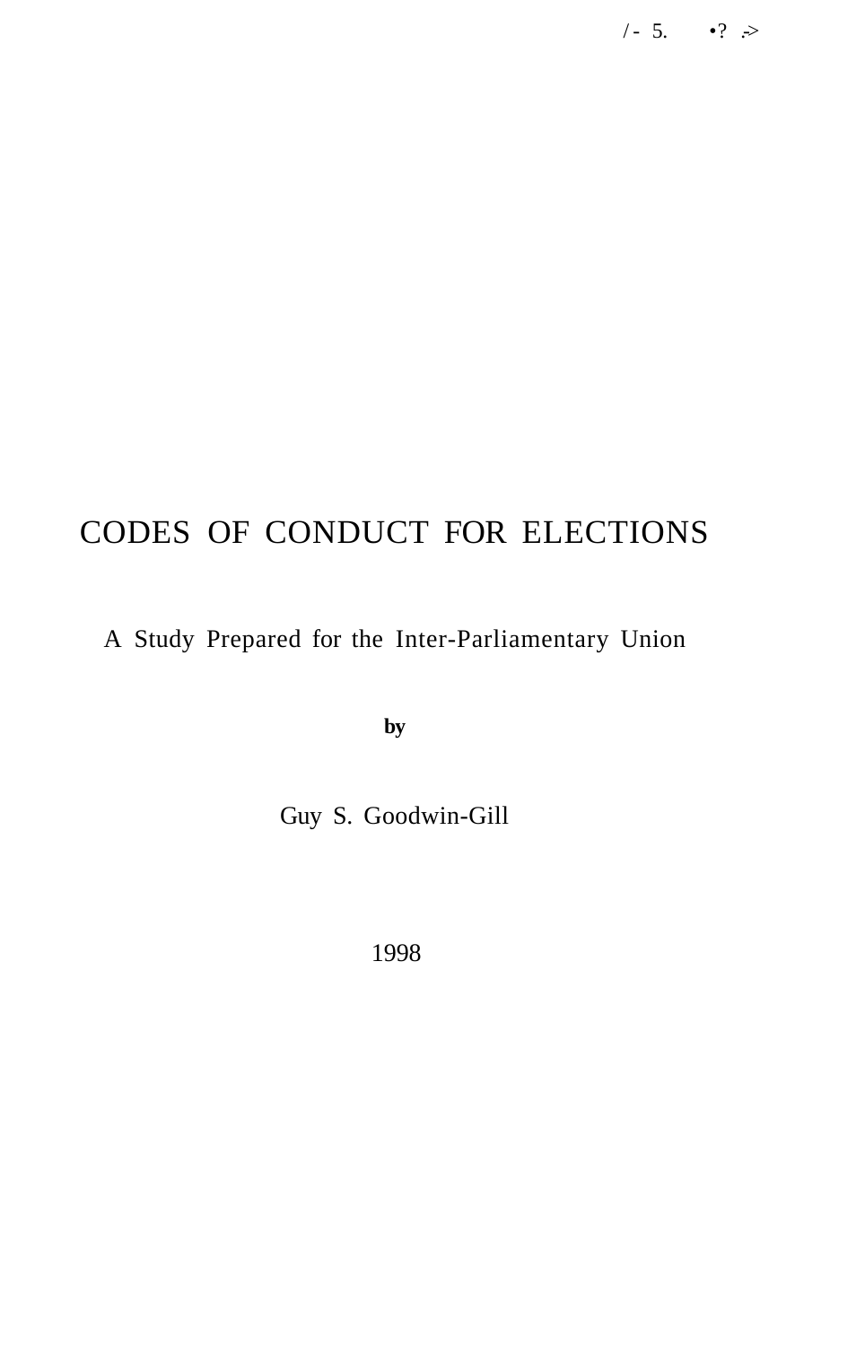/- 5. •? .>

# CODES OF CONDUCT FOR ELECTIONS

A Study Prepared for the Inter-Parliamentary Union

**by**

Guy S. Goodwin-Gill

1998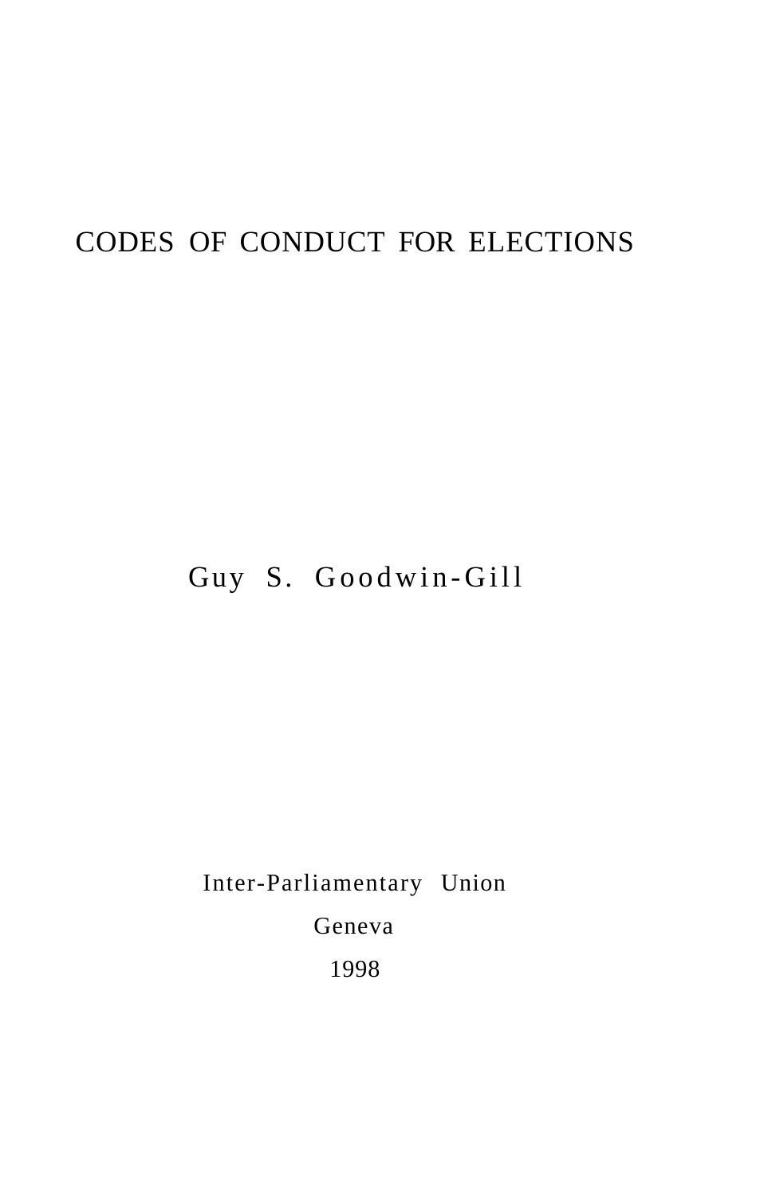# CODES OF CONDUCT FOR ELECTIONS

Guy S. Goodwin-Gill

Inter-Parliamentary Union

Geneva

1998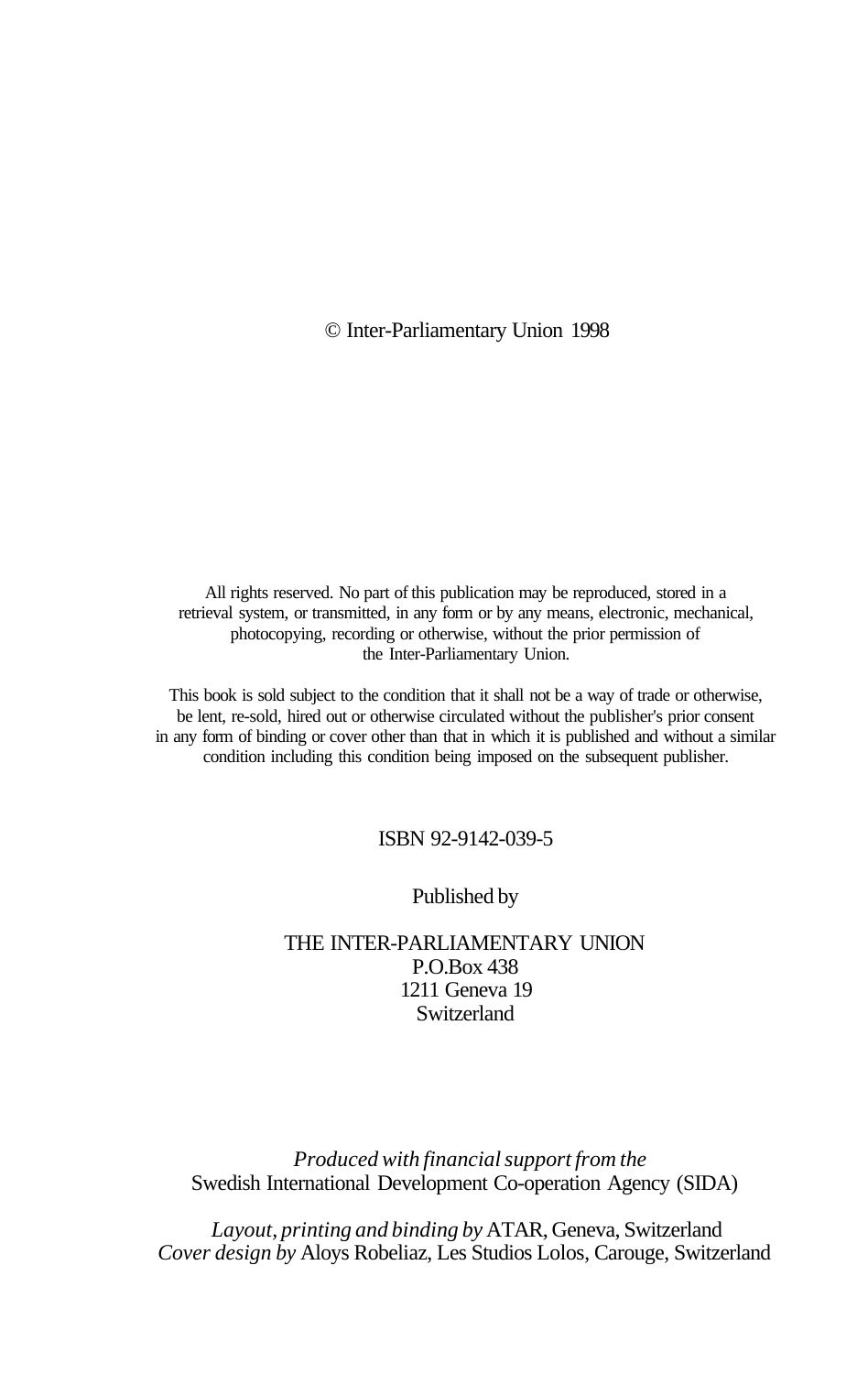© Inter-Parliamentary Union 1998

All rights reserved. No part of this publication may be reproduced, stored in a retrieval system, or transmitted, in any form or by any means, electronic, mechanical, photocopying, recording or otherwise, without the prior permission of the Inter-Parliamentary Union.

This book is sold subject to the condition that it shall not be a way of trade or otherwise, be lent, re-sold, hired out or otherwise circulated without the publisher's prior consent in any form of binding or cover other than that in which it is published and without a similar condition including this condition being imposed on the subsequent publisher.

ISBN 92-9142-039-5

Published by

THE INTER-PARLIAMENTARY UNION
P.O.Box 438
1211 Geneva 19
Switzerland

*Produced with financial support from the*
Swedish International Development Co-operation Agency (SIDA)

*Layout, printing and binding by* ATAR, Geneva, Switzerland
*Cover design by* Aloys Robeliaz, Les Studios Lolos, Carouge, Switzerland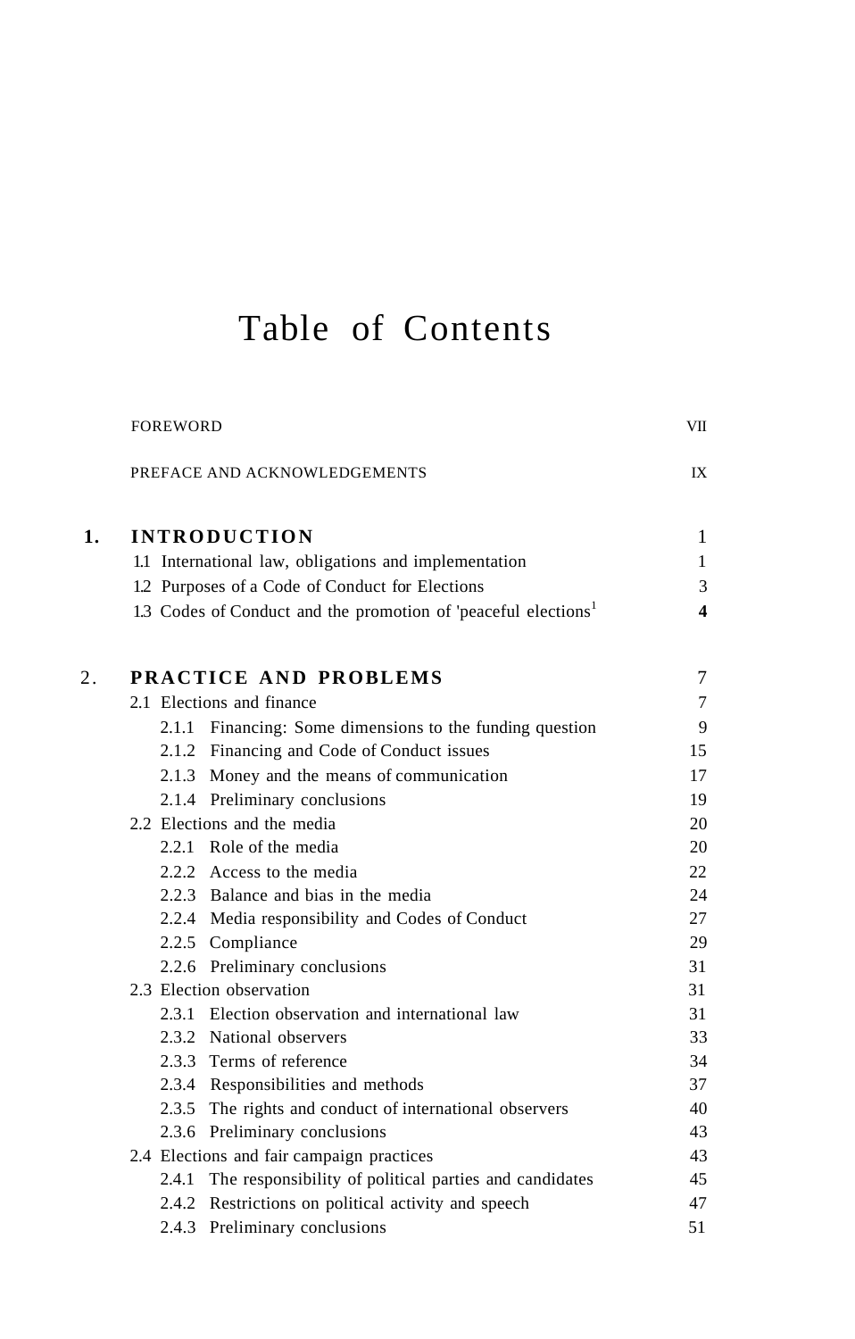# Table of Contents

| | | |
|---|---|---|
| | FOREWORD | VII |
| | PREFACE AND ACKNOWLEDGEMENTS | IX |
| **1.** | **INTRODUCTION** | 1 |
| | 1.1 International law, obligations and implementation | 1 |
| | 1.2 Purposes of a Code of Conduct for Elections | 3 |
| | 1.3 Codes of Conduct and the promotion of 'peaceful elections'[1] | **4** |
| **2.** | **PRACTICE AND PROBLEMS** | 7 |
| | 2.1 Elections and finance | 7 |
| | 2.1.1 Financing: Some dimensions to the funding question | 9 |
| | 2.1.2 Financing and Code of Conduct issues | 15 |
| | 2.1.3 Money and the means of communication | 17 |
| | 2.1.4 Preliminary conclusions | 19 |
| | 2.2 Elections and the media | 20 |
| | 2.2.1 Role of the media | 20 |
| | 2.2.2 Access to the media | 22 |
| | 2.2.3 Balance and bias in the media | 24 |
| | 2.2.4 Media responsibility and Codes of Conduct | 27 |
| | 2.2.5 Compliance | 29 |
| | 2.2.6 Preliminary conclusions | 31 |
| | 2.3 Election observation | 31 |
| | 2.3.1 Election observation and international law | 31 |
| | 2.3.2 National observers | 33 |
| | 2.3.3 Terms of reference | 34 |
| | 2.3.4 Responsibilities and methods | 37 |
| | 2.3.5 The rights and conduct of international observers | 40 |
| | 2.3.6 Preliminary conclusions | 43 |
| | 2.4 Elections and fair campaign practices | 43 |
| | 2.4.1 The responsibility of political parties and candidates | 45 |
| | 2.4.2 Restrictions on political activity and speech | 47 |
| | 2.4.3 Preliminary conclusions | 51 |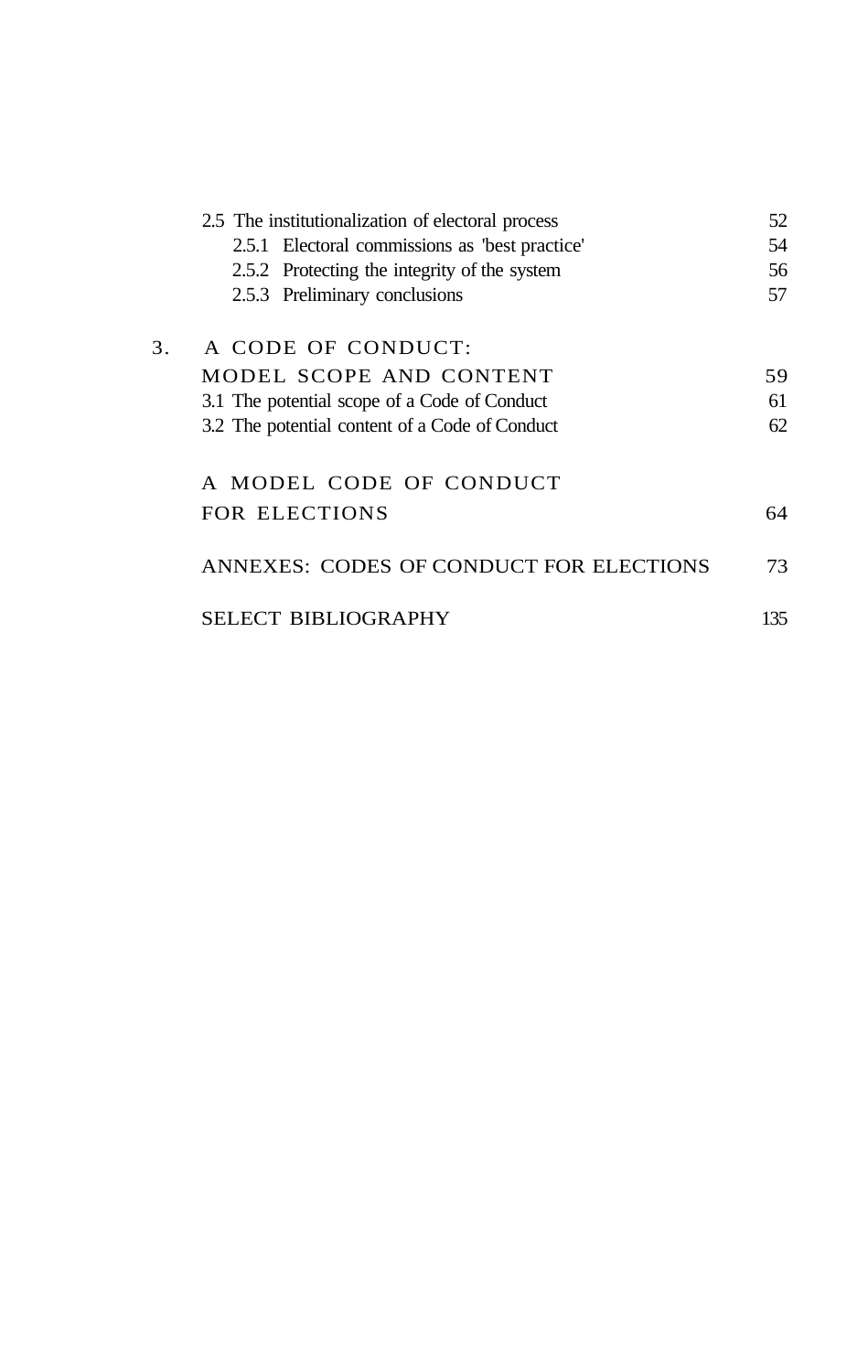2.5 The institutionalization of electoral process 52

- 2.5.1 Electoral commissions as 'best practice' 54
- 2.5.2 Protecting the integrity of the system 56
- 2.5.3 Preliminary conclusions 57

3. A CODE OF CONDUCT: MODEL SCOPE AND CONTENT 59

3.1 The potential scope of a Code of Conduct 61

3.2 The potential content of a Code of Conduct 62

A MODEL CODE OF CONDUCT FOR ELECTIONS 64

ANNEXES: CODES OF CONDUCT FOR ELECTIONS 73

SELECT BIBLIOGRAPHY 135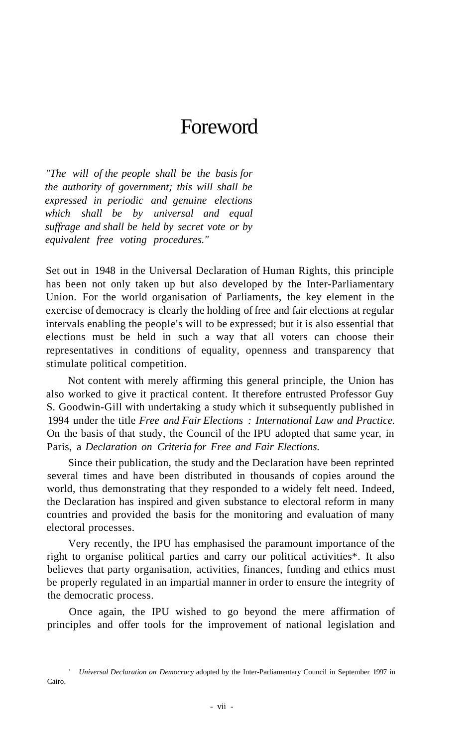# Foreword

*"The will of the people shall be the basis for the authority of government; this will shall be expressed in periodic and genuine elections which shall be by universal and equal suffrage and shall be held by secret vote or by equivalent free voting procedures."*

Set out in 1948 in the Universal Declaration of Human Rights, this principle has been not only taken up but also developed by the Inter-Parliamentary Union. For the world organisation of Parliaments, the key element in the exercise of democracy is clearly the holding of free and fair elections at regular intervals enabling the people's will to be expressed; but it is also essential that elections must be held in such a way that all voters can choose their representatives in conditions of equality, openness and transparency that stimulate political competition.

Not content with merely affirming this general principle, the Union has also worked to give it practical content. It therefore entrusted Professor Guy S. Goodwin-Gill with undertaking a study which it subsequently published in 1994 under the title *Free and Fair Elections : International Law and Practice.* On the basis of that study, the Council of the IPU adopted that same year, in Paris, a *Declaration on Criteria for Free and Fair Elections.*

Since their publication, the study and the Declaration have been reprinted several times and have been distributed in thousands of copies around the world, thus demonstrating that they responded to a widely felt need. Indeed, the Declaration has inspired and given substance to electoral reform in many countries and provided the basis for the monitoring and evaluation of many electoral processes.

Very recently, the IPU has emphasised the paramount importance of the right to organise political parties and carry our political activities*. It also believes that party organisation, activities, finances, funding and ethics must be properly regulated in an impartial manner in order to ensure the integrity of the democratic process.

Once again, the IPU wished to go beyond the mere affirmation of principles and offer tools for the improvement of national legislation and

* *Universal Declaration on Democracy* adopted by the Inter-Parliamentary Council in September 1997 in Cairo.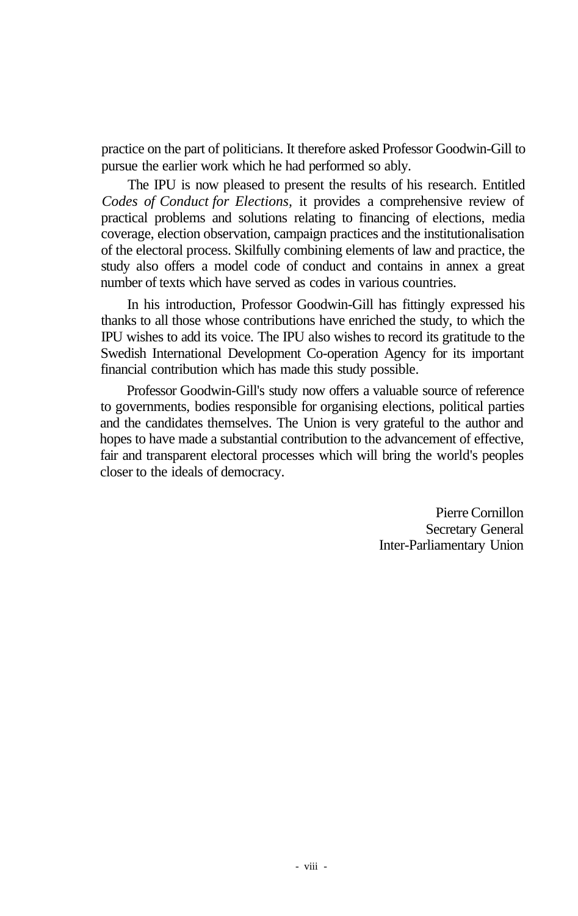practice on the part of politicians. It therefore asked Professor Goodwin-Gill to pursue the earlier work which he had performed so ably.

The IPU is now pleased to present the results of his research. Entitled *Codes of Conduct for Elections*, it provides a comprehensive review of practical problems and solutions relating to financing of elections, media coverage, election observation, campaign practices and the institutionalisation of the electoral process. Skilfully combining elements of law and practice, the study also offers a model code of conduct and contains in annex a great number of texts which have served as codes in various countries.

In his introduction, Professor Goodwin-Gill has fittingly expressed his thanks to all those whose contributions have enriched the study, to which the IPU wishes to add its voice. The IPU also wishes to record its gratitude to the Swedish International Development Co-operation Agency for its important financial contribution which has made this study possible.

Professor Goodwin-Gill's study now offers a valuable source of reference to governments, bodies responsible for organising elections, political parties and the candidates themselves. The Union is very grateful to the author and hopes to have made a substantial contribution to the advancement of effective, fair and transparent electoral processes which will bring the world's peoples closer to the ideals of democracy.

Pierre Cornillon
Secretary General
Inter-Parliamentary Union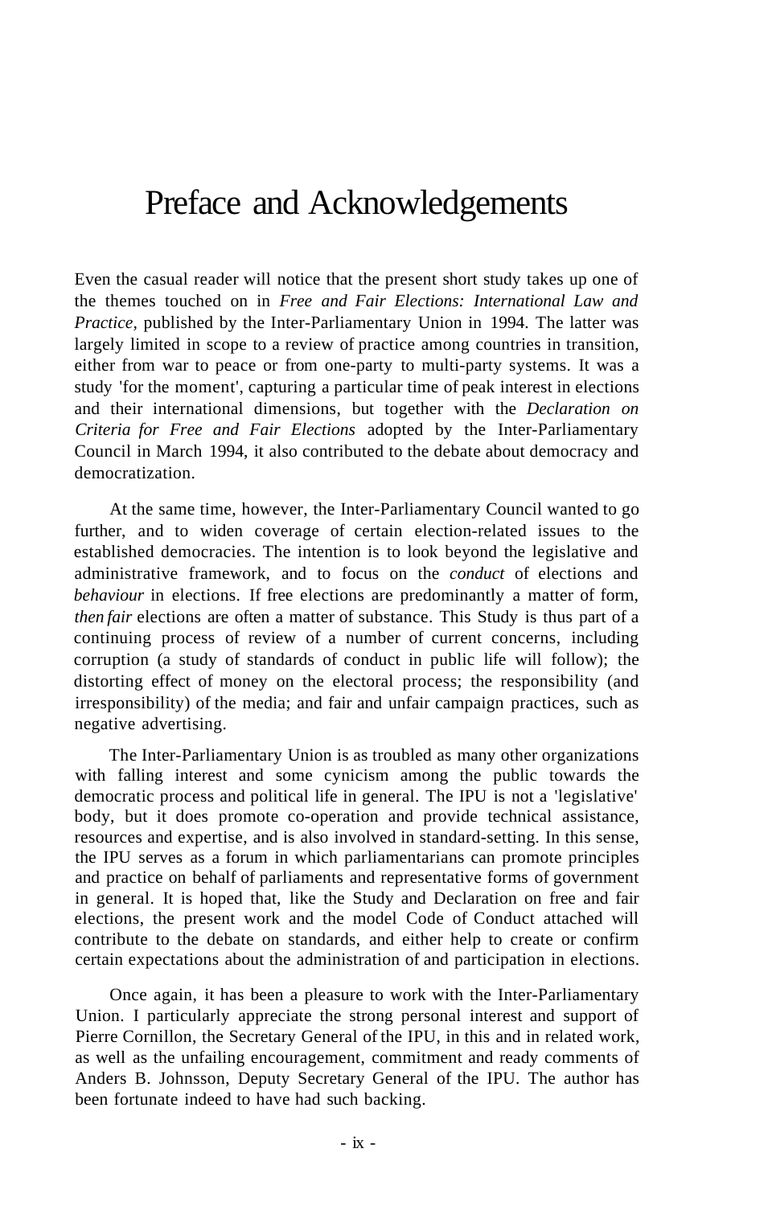# Preface and Acknowledgements

Even the casual reader will notice that the present short study takes up one of the themes touched on in *Free and Fair Elections: International Law and Practice*, published by the Inter-Parliamentary Union in 1994. The latter was largely limited in scope to a review of practice among countries in transition, either from war to peace or from one-party to multi-party systems. It was a study 'for the moment', capturing a particular time of peak interest in elections and their international dimensions, but together with the *Declaration on Criteria for Free and Fair Elections* adopted by the Inter-Parliamentary Council in March 1994, it also contributed to the debate about democracy and democratization.

At the same time, however, the Inter-Parliamentary Council wanted to go further, and to widen coverage of certain election-related issues to the established democracies. The intention is to look beyond the legislative and administrative framework, and to focus on the *conduct* of elections and *behaviour* in elections. If free elections are predominantly a matter of form, *then fair* elections are often a matter of substance. This Study is thus part of a continuing process of review of a number of current concerns, including corruption (a study of standards of conduct in public life will follow); the distorting effect of money on the electoral process; the responsibility (and irresponsibility) of the media; and fair and unfair campaign practices, such as negative advertising.

The Inter-Parliamentary Union is as troubled as many other organizations with falling interest and some cynicism among the public towards the democratic process and political life in general. The IPU is not a 'legislative' body, but it does promote co-operation and provide technical assistance, resources and expertise, and is also involved in standard-setting. In this sense, the IPU serves as a forum in which parliamentarians can promote principles and practice on behalf of parliaments and representative forms of government in general. It is hoped that, like the Study and Declaration on free and fair elections, the present work and the model Code of Conduct attached will contribute to the debate on standards, and either help to create or confirm certain expectations about the administration of and participation in elections.

Once again, it has been a pleasure to work with the Inter-Parliamentary Union. I particularly appreciate the strong personal interest and support of Pierre Cornillon, the Secretary General of the IPU, in this and in related work, as well as the unfailing encouragement, commitment and ready comments of Anders B. Johnsson, Deputy Secretary General of the IPU. The author has been fortunate indeed to have had such backing.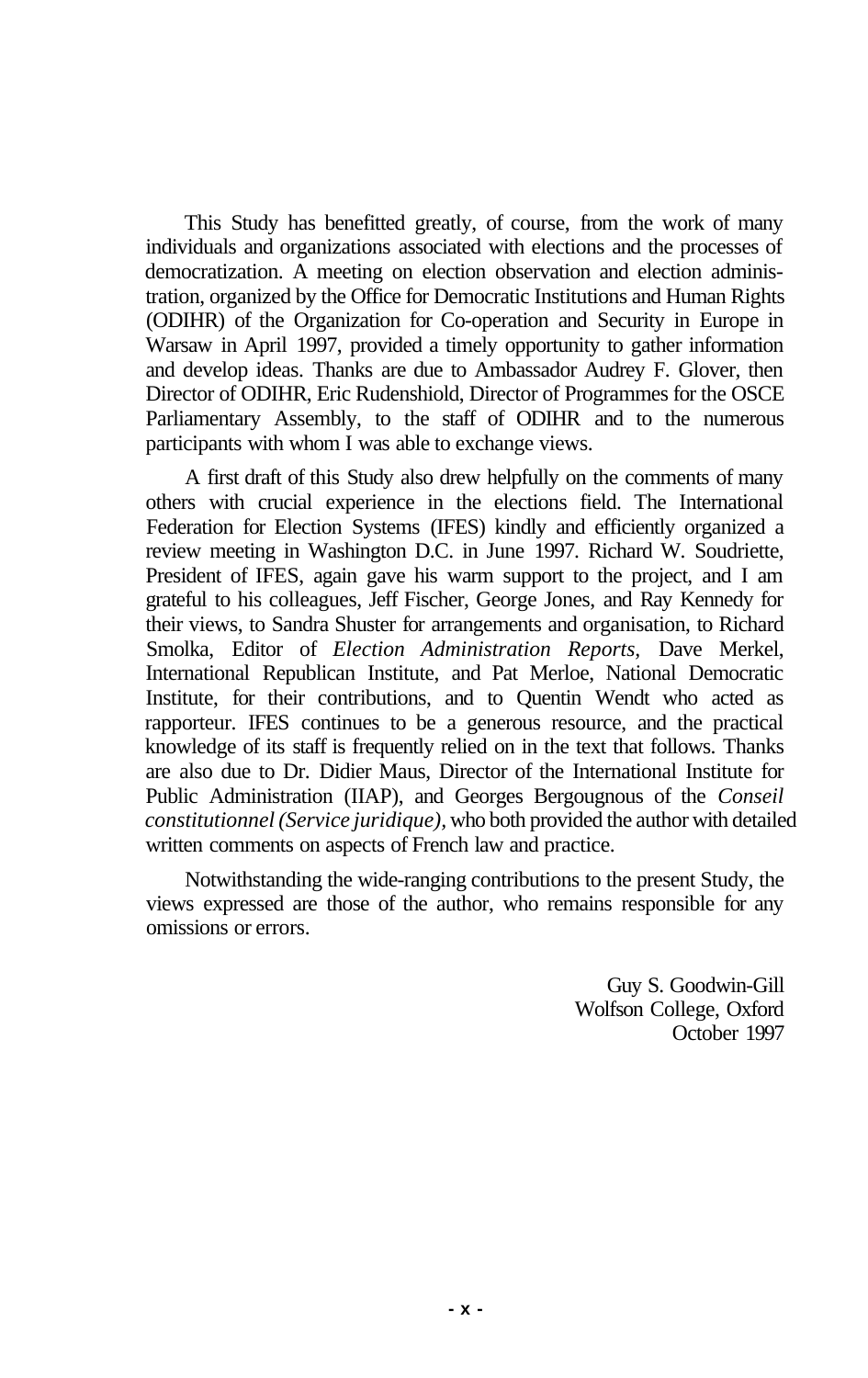This Study has benefitted greatly, of course, from the work of many individuals and organizations associated with elections and the processes of democratization. A meeting on election observation and election administration, organized by the Office for Democratic Institutions and Human Rights (ODIHR) of the Organization for Co-operation and Security in Europe in Warsaw in April 1997, provided a timely opportunity to gather information and develop ideas. Thanks are due to Ambassador Audrey F. Glover, then Director of ODIHR, Eric Rudenshiold, Director of Programmes for the OSCE Parliamentary Assembly, to the staff of ODIHR and to the numerous participants with whom I was able to exchange views.

A first draft of this Study also drew helpfully on the comments of many others with crucial experience in the elections field. The International Federation for Election Systems (IFES) kindly and efficiently organized a review meeting in Washington D.C. in June 1997. Richard W. Soudriette, President of IFES, again gave his warm support to the project, and I am grateful to his colleagues, Jeff Fischer, George Jones, and Ray Kennedy for their views, to Sandra Shuster for arrangements and organisation, to Richard Smolka, Editor of *Election Administration Reports*, Dave Merkel, International Republican Institute, and Pat Merloe, National Democratic Institute, for their contributions, and to Quentin Wendt who acted as rapporteur. IFES continues to be a generous resource, and the practical knowledge of its staff is frequently relied on in the text that follows. Thanks are also due to Dr. Didier Maus, Director of the International Institute for Public Administration (IIAP), and Georges Bergougnous of the *Conseil constitutionnel (Service juridique)*, who both provided the author with detailed written comments on aspects of French law and practice.

Notwithstanding the wide-ranging contributions to the present Study, the views expressed are those of the author, who remains responsible for any omissions or errors.

Guy S. Goodwin-Gill
Wolfson College, Oxford
October 1997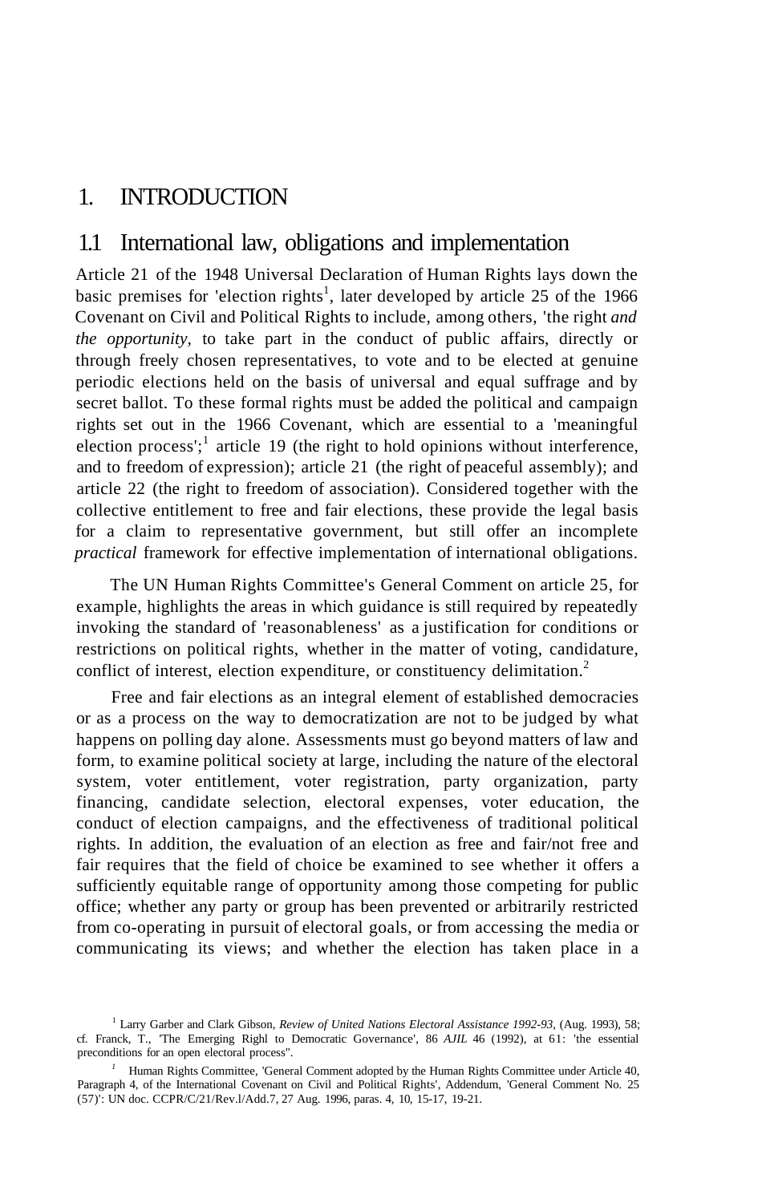# 1. INTRODUCTION

## 1.1 International law, obligations and implementation

Article 21 of the 1948 Universal Declaration of Human Rights lays down the basic premises for 'election rights[1], later developed by article 25 of the 1966 Covenant on Civil and Political Rights to include, among others, 'the right *and the opportunity,* to take part in the conduct of public affairs, directly or through freely chosen representatives, to vote and to be elected at genuine periodic elections held on the basis of universal and equal suffrage and by secret ballot. To these formal rights must be added the political and campaign rights set out in the 1966 Covenant, which are essential to a 'meaningful election process';[1] article 19 (the right to hold opinions without interference, and to freedom of expression); article 21 (the right of peaceful assembly); and article 22 (the right to freedom of association). Considered together with the collective entitlement to free and fair elections, these provide the legal basis for a claim to representative government, but still offer an incomplete *practical* framework for effective implementation of international obligations.

The UN Human Rights Committee's General Comment on article 25, for example, highlights the areas in which guidance is still required by repeatedly invoking the standard of 'reasonableness' as a justification for conditions or restrictions on political rights, whether in the matter of voting, candidature, conflict of interest, election expenditure, or constituency delimitation.[2]

Free and fair elections as an integral element of established democracies or as a process on the way to democratization are not to be judged by what happens on polling day alone. Assessments must go beyond matters of law and form, to examine political society at large, including the nature of the electoral system, voter entitlement, voter registration, party organization, party financing, candidate selection, electoral expenses, voter education, the conduct of election campaigns, and the effectiveness of traditional political rights. In addition, the evaluation of an election as free and fair/not free and fair requires that the field of choice be examined to see whether it offers a sufficiently equitable range of opportunity among those competing for public office; whether any party or group has been prevented or arbitrarily restricted from co-operating in pursuit of electoral goals, or from accessing the media or communicating its views; and whether the election has taken place in a

---

[1] Larry Garber and Clark Gibson, *Review of United Nations Electoral Assistance 1992-93,* (Aug. 1993), 58; cf. Franck, T., 'The Emerging Righl to Democratic Governance', 86 *AJIL* 46 (1992), at 61: 'the essential preconditions for an open electoral process".

[1] Human Rights Committee, 'General Comment adopted by the Human Rights Committee under Article 40, Paragraph 4, of the International Covenant on Civil and Political Rights', Addendum, 'General Comment No. 25 (57)': UN doc. CCPR/C/21/Rev.l/Add.7, 27 Aug. 1996, paras. 4, 10, 15-17, 19-21.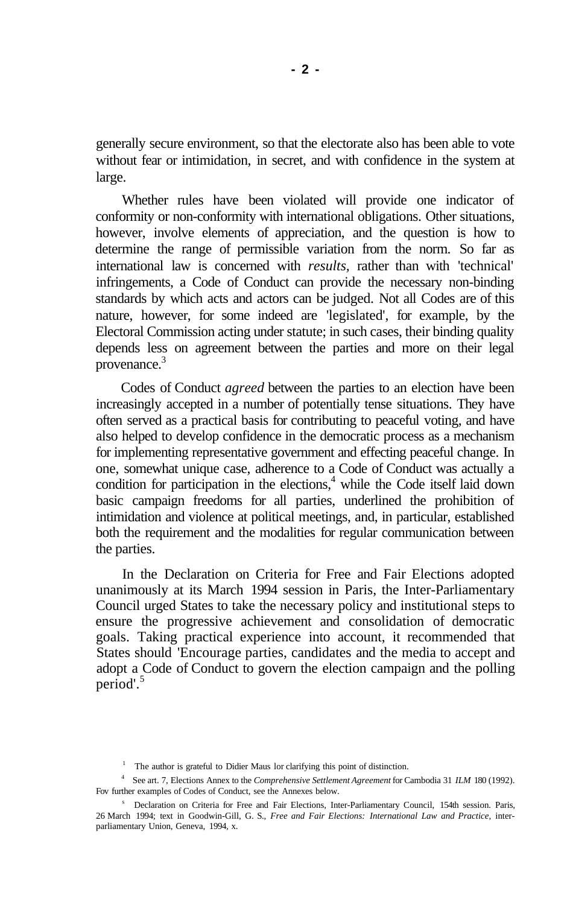generally secure environment, so that the electorate also has been able to vote without fear or intimidation, in secret, and with confidence in the system at large.

Whether rules have been violated will provide one indicator of conformity or non-conformity with international obligations. Other situations, however, involve elements of appreciation, and the question is how to determine the range of permissible variation from the norm. So far as international law is concerned with *results*, rather than with 'technical' infringements, a Code of Conduct can provide the necessary non-binding standards by which acts and actors can be judged. Not all Codes are of this nature, however, for some indeed are 'legislated', for example, by the Electoral Commission acting under statute; in such cases, their binding quality depends less on agreement between the parties and more on their legal provenance.[3]

Codes of Conduct *agreed* between the parties to an election have been increasingly accepted in a number of potentially tense situations. They have often served as a practical basis for contributing to peaceful voting, and have also helped to develop confidence in the democratic process as a mechanism for implementing representative government and effecting peaceful change. In one, somewhat unique case, adherence to a Code of Conduct was actually a condition for participation in the elections,[4] while the Code itself laid down basic campaign freedoms for all parties, underlined the prohibition of intimidation and violence at political meetings, and, in particular, established both the requirement and the modalities for regular communication between the parties.

In the Declaration on Criteria for Free and Fair Elections adopted unanimously at its March 1994 session in Paris, the Inter-Parliamentary Council urged States to take the necessary policy and institutional steps to ensure the progressive achievement and consolidation of democratic goals. Taking practical experience into account, it recommended that States should 'Encourage parties, candidates and the media to accept and adopt a Code of Conduct to govern the election campaign and the polling period'.[5]

---

[3] The author is grateful to Didier Maus lor clarifying this point of distinction.

[4] See art. 7, Elections Annex to the *Comprehensive Settlement Agreement* for Cambodia 31 *ILM* 180 (1992). Fov further examples of Codes of Conduct, see the Annexes below.

[5] Declaration on Criteria for Free and Fair Elections, Inter-Parliamentary Council, 154th session. Paris, 26 March 1994; text in Goodwin-Gill, G. S., *Free and Fair Elections: International Law and Practice*, inter-parliamentary Union, Geneva, 1994, x.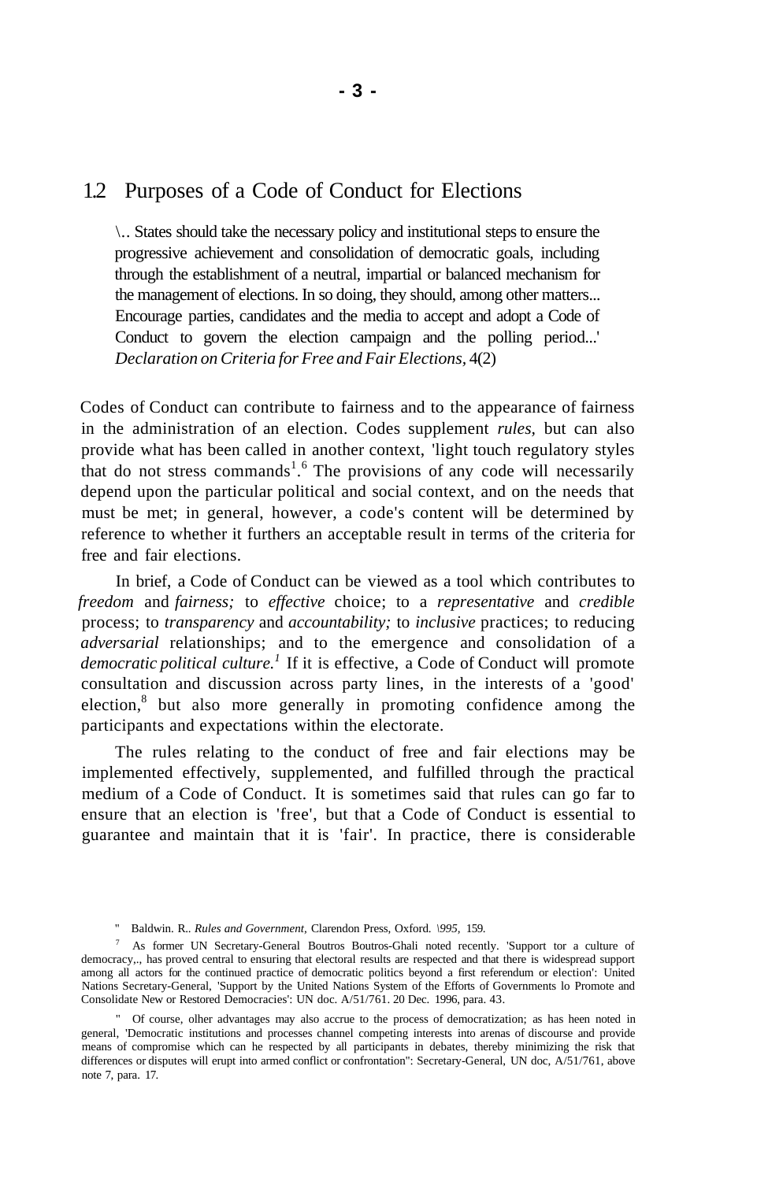## 1.2 Purposes of a Code of Conduct for Elections

> \.. States should take the necessary policy and institutional steps to ensure the progressive achievement and consolidation of democratic goals, including through the establishment of a neutral, impartial or balanced mechanism for the management of elections. In so doing, they should, among other matters... Encourage parties, candidates and the media to accept and adopt a Code of Conduct to govern the election campaign and the polling period...' *Declaration on Criteria for Free and Fair Elections*, 4(2)

Codes of Conduct can contribute to fairness and to the appearance of fairness in the administration of an election. Codes supplement *rules*, but can also provide what has been called in another context, 'light touch regulatory styles that do not stress commands'.[6] The provisions of any code will necessarily depend upon the particular political and social context, and on the needs that must be met; in general, however, a code's content will be determined by reference to whether it furthers an acceptable result in terms of the criteria for free and fair elections.

In brief, a Code of Conduct can be viewed as a tool which contributes to *freedom* and *fairness;* to *effective* choice; to a *representative* and *credible* process; to *transparency* and *accountability;* to *inclusive* practices; to reducing *adversarial* relationships; and to the emergence and consolidation of a *democratic political culture.*[7] If it is effective, a Code of Conduct will promote consultation and discussion across party lines, in the interests of a 'good' election,[8] but also more generally in promoting confidence among the participants and expectations within the electorate.

The rules relating to the conduct of free and fair elections may be implemented effectively, supplemented, and fulfilled through the practical medium of a Code of Conduct. It is sometimes said that rules can go far to ensure that an election is 'free', but that a Code of Conduct is essential to guarantee and maintain that it is 'fair'. In practice, there is considerable

---

[6] Baldwin. R.. *Rules and Government,* Clarendon Press, Oxford. *\995,* 159.

[7] As former UN Secretary-General Boutros Boutros-Ghali noted recently. 'Support tor a culture of democracy,., has proved central to ensuring that electoral results are respected and that there is widespread support among all actors for the continued practice of democratic politics beyond a first referendum or election': United Nations Secretary-General, 'Support by the United Nations System of the Efforts of Governments lo Promote and Consolidate New or Restored Democracies': UN doc. A/51/761. 20 Dec. 1996, para. 43.

[8] Of course, olher advantages may also accrue to the process of democratization; as has heen noted in general, 'Democratic institutions and processes channel competing interests into arenas of discourse and provide means of compromise which can he respected by all participants in debates, thereby minimizing the risk that differences or disputes will erupt into armed conflict or confrontation": Secretary-General, UN doc, A/51/761, above note 7, para. 17.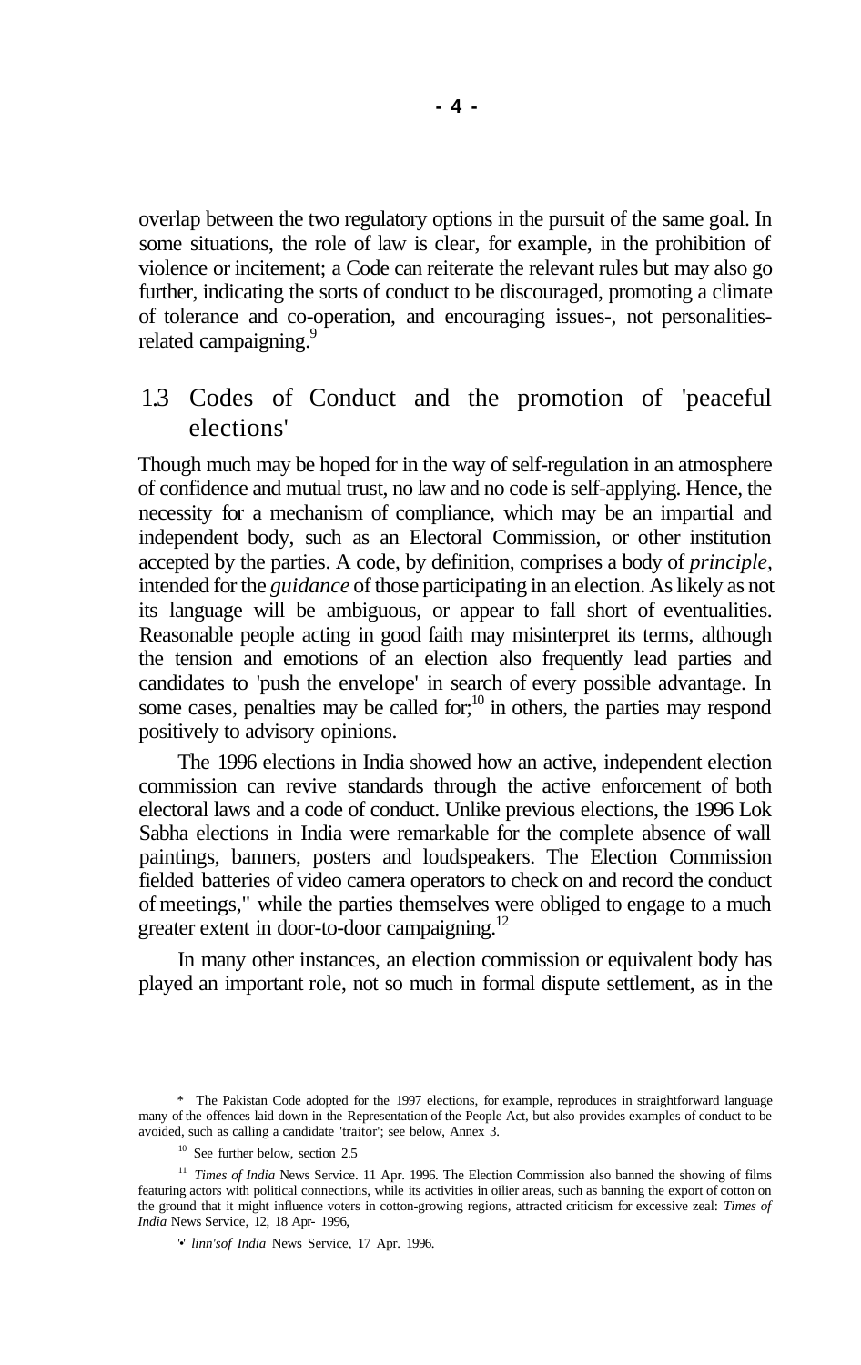overlap between the two regulatory options in the pursuit of the same goal. In some situations, the role of law is clear, for example, in the prohibition of violence or incitement; a Code can reiterate the relevant rules but may also go further, indicating the sorts of conduct to be discouraged, promoting a climate of tolerance and co-operation, and encouraging issues-, not personalities-related campaigning.[9]

## 1.3 Codes of Conduct and the promotion of 'peaceful elections'

Though much may be hoped for in the way of self-regulation in an atmosphere of confidence and mutual trust, no law and no code is self-applying. Hence, the necessity for a mechanism of compliance, which may be an impartial and independent body, such as an Electoral Commission, or other institution accepted by the parties. A code, by definition, comprises a body of *principle,* intended for the *guidance* of those participating in an election. As likely as not its language will be ambiguous, or appear to fall short of eventualities. Reasonable people acting in good faith may misinterpret its terms, although the tension and emotions of an election also frequently lead parties and candidates to 'push the envelope' in search of every possible advantage. In some cases, penalties may be called for;[10] in others, the parties may respond positively to advisory opinions.

The 1996 elections in India showed how an active, independent election commission can revive standards through the active enforcement of both electoral laws and a code of conduct. Unlike previous elections, the 1996 Lok Sabha elections in India were remarkable for the complete absence of wall paintings, banners, posters and loudspeakers. The Election Commission fielded batteries of video camera operators to check on and record the conduct of meetings," while the parties themselves were obliged to engage to a much greater extent in door-to-door campaigning.[12]

In many other instances, an election commission or equivalent body has played an important role, not so much in formal dispute settlement, as in the

---

\* The Pakistan Code adopted for the 1997 elections, for example, reproduces in straightforward language many of the offences laid down in the Representation of the People Act, but also provides examples of conduct to be avoided, such as calling a candidate 'traitor'; see below, Annex 3.

[10] See further below, section 2.5

[11] *Times of India* News Service. 11 Apr. 1996. The Election Commission also banned the showing of films featuring actors with political connections, while its activities in oilier areas, such as banning the export of cotton on the ground that it might influence voters in cotton-growing regions, attracted criticism for excessive zeal: *Times of India* News Service, 12, 18 Apr- 1996,

'•' *linn'sof India* News Service, 17 Apr. 1996.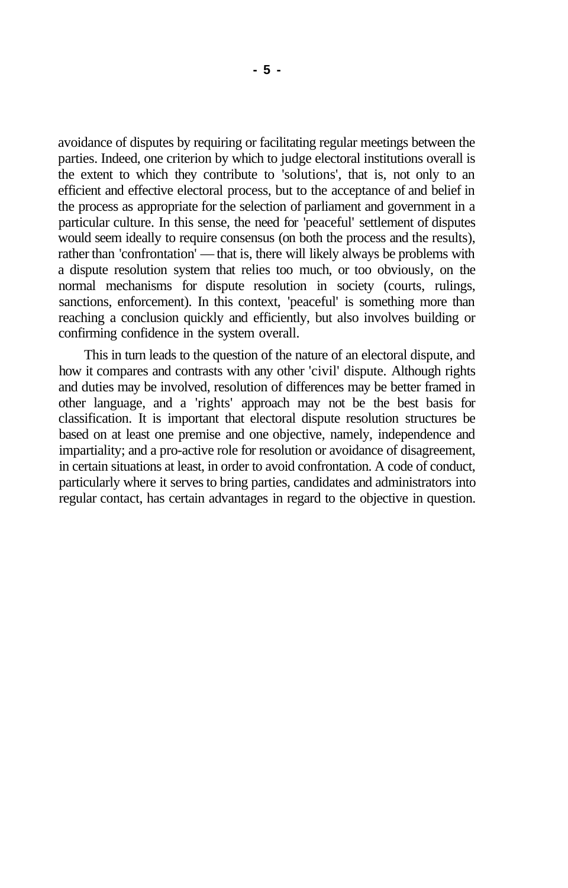avoidance of disputes by requiring or facilitating regular meetings between the parties. Indeed, one criterion by which to judge electoral institutions overall is the extent to which they contribute to 'solutions', that is, not only to an efficient and effective electoral process, but to the acceptance of and belief in the process as appropriate for the selection of parliament and government in a particular culture. In this sense, the need for 'peaceful' settlement of disputes would seem ideally to require consensus (on both the process and the results), rather than 'confrontation' — that is, there will likely always be problems with a dispute resolution system that relies too much, or too obviously, on the normal mechanisms for dispute resolution in society (courts, rulings, sanctions, enforcement). In this context, 'peaceful' is something more than reaching a conclusion quickly and efficiently, but also involves building or confirming confidence in the system overall.

This in turn leads to the question of the nature of an electoral dispute, and how it compares and contrasts with any other 'civil' dispute. Although rights and duties may be involved, resolution of differences may be better framed in other language, and a 'rights' approach may not be the best basis for classification. It is important that electoral dispute resolution structures be based on at least one premise and one objective, namely, independence and impartiality; and a pro-active role for resolution or avoidance of disagreement, in certain situations at least, in order to avoid confrontation. A code of conduct, particularly where it serves to bring parties, candidates and administrators into regular contact, has certain advantages in regard to the objective in question.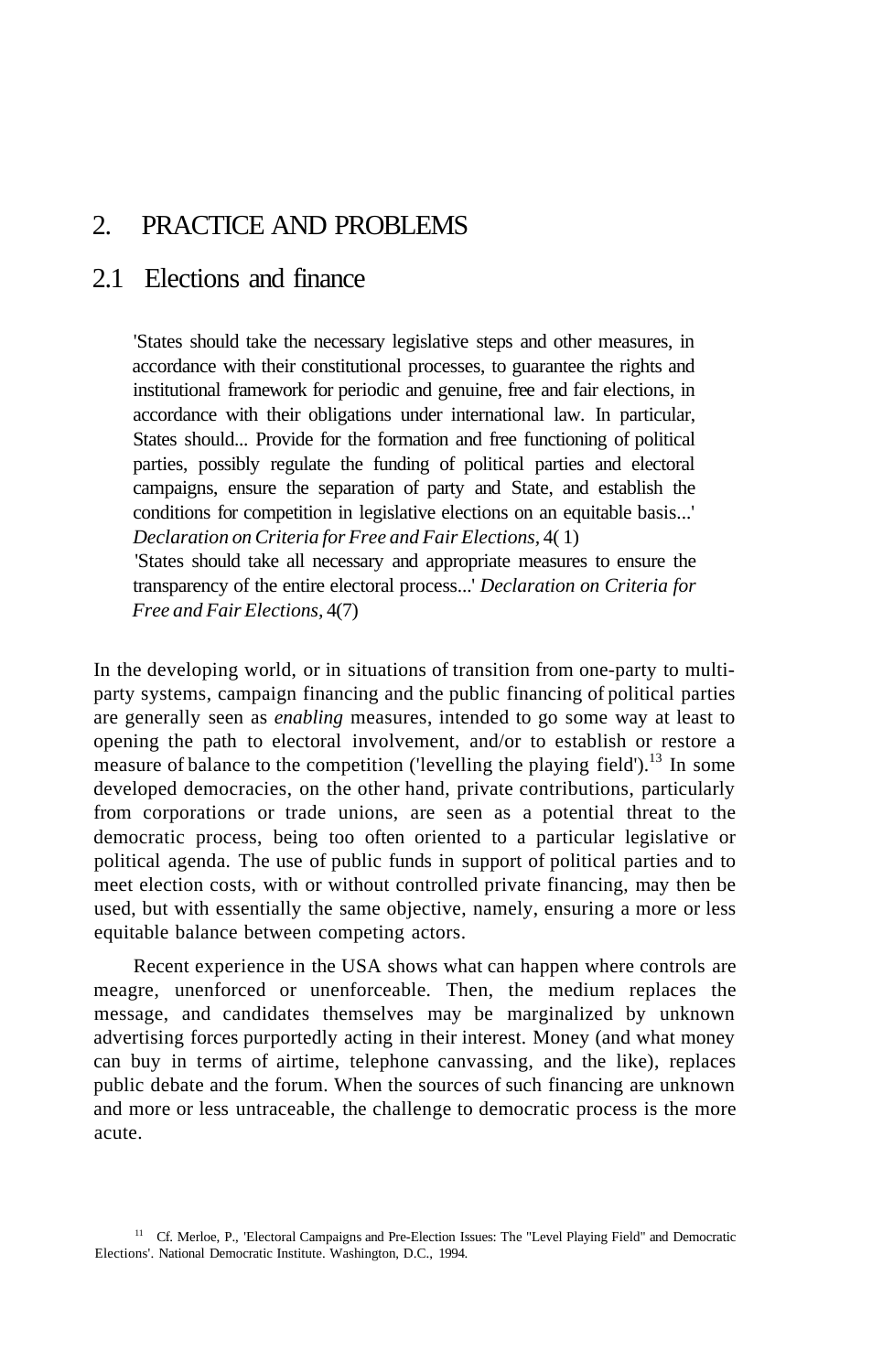# 2. PRACTICE AND PROBLEMS

## 2.1 Elections and finance

> 'States should take the necessary legislative steps and other measures, in accordance with their constitutional processes, to guarantee the rights and institutional framework for periodic and genuine, free and fair elections, in accordance with their obligations under international law. In particular, States should... Provide for the formation and free functioning of political parties, possibly regulate the funding of political parties and electoral campaigns, ensure the separation of party and State, and establish the conditions for competition in legislative elections on an equitable basis...' *Declaration on Criteria for Free and Fair Elections*, 4( 1)
>
> 'States should take all necessary and appropriate measures to ensure the transparency of the entire electoral process...' *Declaration on Criteria for Free and Fair Elections*, 4(7)

In the developing world, or in situations of transition from one-party to multi-party systems, campaign financing and the public financing of political parties are generally seen as *enabling* measures, intended to go some way at least to opening the path to electoral involvement, and/or to establish or restore a measure of balance to the competition ('levelling the playing field').[13] In some developed democracies, on the other hand, private contributions, particularly from corporations or trade unions, are seen as a potential threat to the democratic process, being too often oriented to a particular legislative or political agenda. The use of public funds in support of political parties and to meet election costs, with or without controlled private financing, may then be used, but with essentially the same objective, namely, ensuring a more or less equitable balance between competing actors.

Recent experience in the USA shows what can happen where controls are meagre, unenforced or unenforceable. Then, the medium replaces the message, and candidates themselves may be marginalized by unknown advertising forces purportedly acting in their interest. Money (and what money can buy in terms of airtime, telephone canvassing, and the like), replaces public debate and the forum. When the sources of such financing are unknown and more or less untraceable, the challenge to democratic process is the more acute.

[11] Cf. Merloe, P., 'Electoral Campaigns and Pre-Election Issues: The "Level Playing Field" and Democratic Elections'. National Democratic Institute. Washington, D.C., 1994.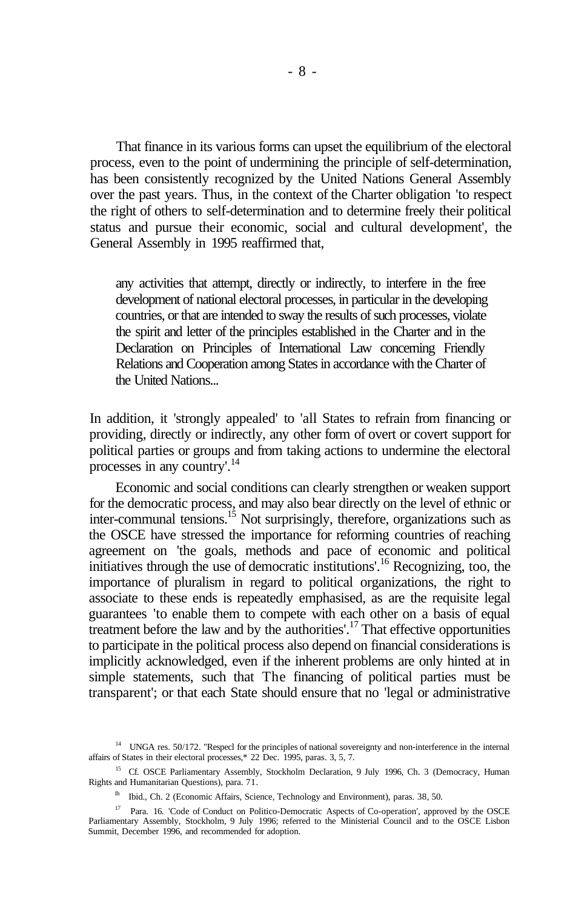That finance in its various forms can upset the equilibrium of the electoral process, even to the point of undermining the principle of self-determination, has been consistently recognized by the United Nations General Assembly over the past years. Thus, in the context of the Charter obligation 'to respect the right of others to self-determination and to determine freely their political status and pursue their economic, social and cultural development', the General Assembly in 1995 reaffirmed that,

> any activities that attempt, directly or indirectly, to interfere in the free development of national electoral processes, in particular in the developing countries, or that are intended to sway the results of such processes, violate the spirit and letter of the principles established in the Charter and in the Declaration on Principles of International Law concerning Friendly Relations and Cooperation among States in accordance with the Charter of the United Nations...

In addition, it 'strongly appealed' to 'all States to refrain from financing or providing, directly or indirectly, any other form of overt or covert support for political parties or groups and from taking actions to undermine the electoral processes in any country'.[14]

Economic and social conditions can clearly strengthen or weaken support for the democratic process, and may also bear directly on the level of ethnic or inter-communal tensions.[15] Not surprisingly, therefore, organizations such as the OSCE have stressed the importance for reforming countries of reaching agreement on 'the goals, methods and pace of economic and political initiatives through the use of democratic institutions'.[16] Recognizing, too, the importance of pluralism in regard to political organizations, the right to associate to these ends is repeatedly emphasised, as are the requisite legal guarantees 'to enable them to compete with each other on a basis of equal treatment before the law and by the authorities'.[17] That effective opportunities to participate in the political process also depend on financial considerations is implicitly acknowledged, even if the inherent problems are only hinted at in simple statements, such that The financing of political parties must be transparent'; or that each State should ensure that no 'legal or administrative

[14] UNGA res. 50/172. "Respecl for the principles of national sovereignty and non-interference in the internal affairs of States in their electoral processes,* 22 Dec. 1995, paras. 3, 5, 7.

[15] Cf. OSCE Parliamentary Assembly, Stockholm Declaration, 9 July 1996, Ch. 3 (Democracy, Human Rights and Humanitarian Questions), para. 71.

[16] Ibid., Ch. 2 (Economic Affairs, Science, Technology and Environment), paras. 38, 50.

[17] Para. 16. 'Code of Conduct on Politico-Democratic Aspects of Co-operation', approved by the OSCE Parliamentary Assembly, Stockholm, 9 July 1996; referred to the Ministerial Council and to the OSCE Lisbon Summit, December 1996, and recommended for adoption.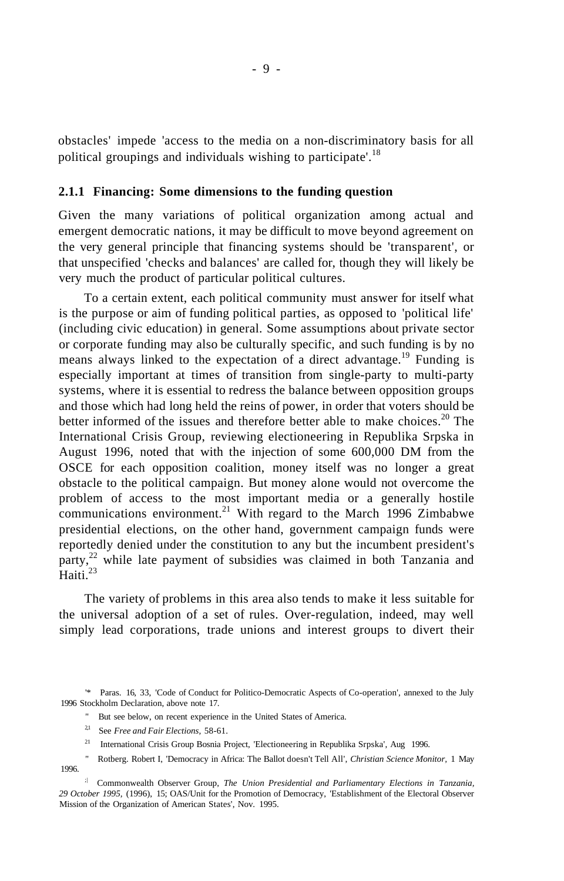obstacles' impede 'access to the media on a non-discriminatory basis for all political groupings and individuals wishing to participate'.[18]

### 2.1.1 Financing: Some dimensions to the funding question

Given the many variations of political organization among actual and emergent democratic nations, it may be difficult to move beyond agreement on the very general principle that financing systems should be 'transparent', or that unspecified 'checks and balances' are called for, though they will likely be very much the product of particular political cultures.

To a certain extent, each political community must answer for itself what is the purpose or aim of funding political parties, as opposed to 'political life' (including civic education) in general. Some assumptions about private sector or corporate funding may also be culturally specific, and such funding is by no means always linked to the expectation of a direct advantage.[19] Funding is especially important at times of transition from single-party to multi-party systems, where it is essential to redress the balance between opposition groups and those which had long held the reins of power, in order that voters should be better informed of the issues and therefore better able to make choices.[20] The International Crisis Group, reviewing electioneering in Republika Srpska in August 1996, noted that with the injection of some 600,000 DM from the OSCE for each opposition coalition, money itself was no longer a great obstacle to the political campaign. But money alone would not overcome the problem of access to the most important media or a generally hostile communications environment.[21] With regard to the March 1996 Zimbabwe presidential elections, on the other hand, government campaign funds were reportedly denied under the constitution to any but the incumbent president's party,[22] while late payment of subsidies was claimed in both Tanzania and Haiti.[23]

The variety of problems in this area also tends to make it less suitable for the universal adoption of a set of rules. Over-regulation, indeed, may well simply lead corporations, trade unions and interest groups to divert their

---

[18] Paras. 16, 33, 'Code of Conduct for Politico-Democratic Aspects of Co-operation', annexed to the July 1996 Stockholm Declaration, above note 17.

[19] But see below, on recent experience in the United States of America.

[20] See *Free and Fair Elections,* 58-61.

[21] International Crisis Group Bosnia Project, 'Electioneering in Republika Srpska', Aug 1996.

[22] Rotberg. Robert I, 'Democracy in Africa: The Ballot doesn't Tell All', *Christian Science Monitor,* 1 May 1996.

[23] Commonwealth Observer Group, *The Union Presidential and Parliamentary Elections in Tanzania, 29 October 1995,* (1996), 15; OAS/Unit for the Promotion of Democracy, 'Establishment of the Electoral Observer Mission of the Organization of American States', Nov. 1995.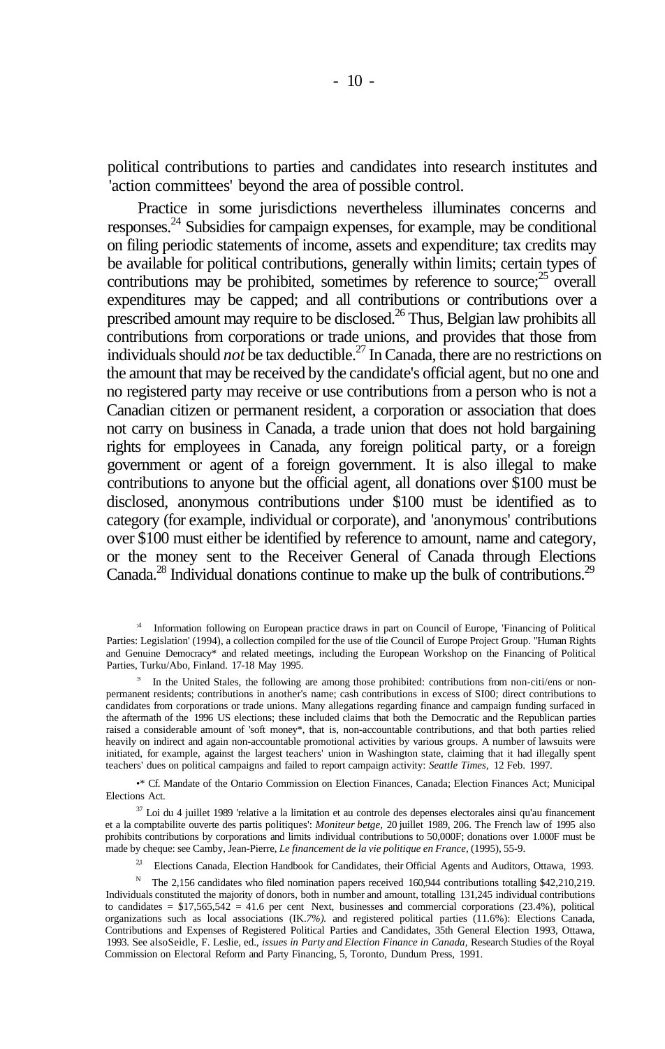political contributions to parties and candidates into research institutes and 'action committees' beyond the area of possible control.

Practice in some jurisdictions nevertheless illuminates concerns and responses.[24] Subsidies for campaign expenses, for example, may be conditional on filing periodic statements of income, assets and expenditure; tax credits may be available for political contributions, generally within limits; certain types of contributions may be prohibited, sometimes by reference to source;[25] overall expenditures may be capped; and all contributions or contributions over a prescribed amount may require to be disclosed.[26] Thus, Belgian law prohibits all contributions from corporations or trade unions, and provides that those from individuals should *not* be tax deductible.[27] In Canada, there are no restrictions on the amount that may be received by the candidate's official agent, but no one and no registered party may receive or use contributions from a person who is not a Canadian citizen or permanent resident, a corporation or association that does not carry on business in Canada, a trade union that does not hold bargaining rights for employees in Canada, any foreign political party, or a foreign government or agent of a foreign government. It is also illegal to make contributions to anyone but the official agent, all donations over $100 must be disclosed, anonymous contributions under $100 must be identified as to category (for example, individual or corporate), and 'anonymous' contributions over $100 must either be identified by reference to amount, name and category, or the money sent to the Receiver General of Canada through Elections Canada.[28] Individual donations continue to make up the bulk of contributions.[29]

---

[24] Information following on European practice draws in part on Council of Europe, 'Financing of Political Parties: Legislation' (1994), a collection compiled for the use of tlie Council of Europe Project Group. "Human Rights and Genuine Democracy* and related meetings, including the European Workshop on the Financing of Political Parties, Turku/Abo, Finland. 17-18 May 1995.

[25] In the United Stales, the following are among those prohibited: contributions from non-citi/ens or non-permanent residents; contributions in another's name; cash contributions in excess of SI00; direct contributions to candidates from corporations or trade unions. Many allegations regarding finance and campaign funding surfaced in the aftermath of the 1996 US elections; these included claims that both the Democratic and the Republican parties raised a considerable amount of 'soft money*, that is, non-accountable contributions, and that both parties relied heavily on indirect and again non-accountable promotional activities by various groups. A number of lawsuits were initiated, for example, against the largest teachers' union in Washington state, claiming that it had illegally spent teachers' dues on political campaigns and failed to report campaign activity: *Seattle Times*, 12 Feb. 1997.

[26] Cf. Mandate of the Ontario Commission on Election Finances, Canada; Election Finances Act; Municipal Elections Act.

[27] Loi du 4 juillet 1989 'relative a la limitation et au controle des depenses electorales ainsi qu'au financement et a la comptabilite ouverte des partis politiques': *Moniteur betge*, 20 juillet 1989, 206. The French law of 1995 also prohibits contributions by corporations and limits individual contributions to 50,000F; donations over 1.000F must be made by cheque: see Camby, Jean-Pierre, *Le financement de la vie politique en France*, (1995), 55-9.

[28] Elections Canada, Election Handbook for Candidates, their Official Agents and Auditors, Ottawa, 1993.

[29] The 2,156 candidates who filed nomination papers received 160,944 contributions totalling $42,210,219. Individuals constituted the majority of donors, both in number and amount, totalling 131,245 individual contributions to candidates = $17,565,542 = 41.6 per cent Next, businesses and commercial corporations (23.4%), political organizations such as local associations (IK.*7%).* and registered political parties (11.6%): Elections Canada, Contributions and Expenses of Registered Political Parties and Candidates, 35th General Election 1993, Ottawa, 1993. See also Seidle, F. Leslie, ed., *issues in Party and Election Finance in Canada*, Research Studies of the Royal Commission on Electoral Reform and Party Financing, 5, Toronto, Dundum Press, 1991.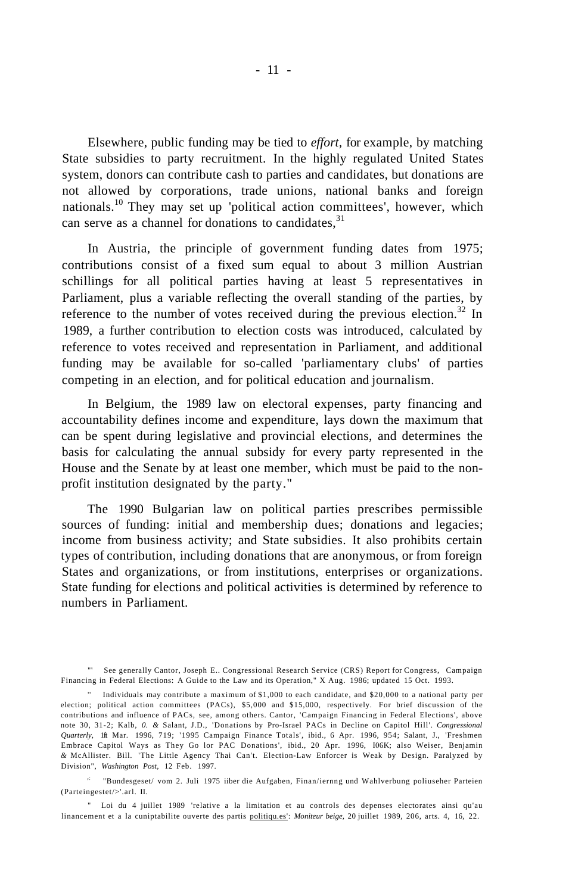Elsewhere, public funding may be tied to *effort,* for example, by matching State subsidies to party recruitment. In the highly regulated United States system, donors can contribute cash to parties and candidates, but donations are not allowed by corporations, trade unions, national banks and foreign nationals.[10] They may set up 'political action committees', however, which can serve as a channel for donations to candidates,[31]

In Austria, the principle of government funding dates from 1975; contributions consist of a fixed sum equal to about 3 million Austrian schillings for all political parties having at least 5 representatives in Parliament, plus a variable reflecting the overall standing of the parties, by reference to the number of votes received during the previous election.[32] In 1989, a further contribution to election costs was introduced, calculated by reference to votes received and representation in Parliament, and additional funding may be available for so-called 'parliamentary clubs' of parties competing in an election, and for political education and journalism.

In Belgium, the 1989 law on electoral expenses, party financing and accountability defines income and expenditure, lays down the maximum that can be spent during legislative and provincial elections, and determines the basis for calculating the annual subsidy for every party represented in the House and the Senate by at least one member, which must be paid to the non-profit institution designated by the party."

The 1990 Bulgarian law on political parties prescribes permissible sources of funding: initial and membership dues; donations and legacies; income from business activity; and State subsidies. It also prohibits certain types of contribution, including donations that are anonymous, or from foreign States and organizations, or from institutions, enterprises or organizations. State funding for elections and political activities is determined by reference to numbers in Parliament.

"' See generally Cantor, Joseph E.. Congressional Research Service (CRS) Report for Congress, Campaign Financing in Federal Elections: A Guide to the Law and its Operation," X Aug. 1986; updated 15 Oct. 1993.

" Individuals may contribute a maximum of $1,000 to each candidate, and $20,000 to a national party per election; political action committees (PACs), $5,000 and $15,000, respectively. For brief discussion of the contributions and influence of PACs, see, among others. Cantor, 'Campaign Financing in Federal Elections', above note 30, 31-2; Kalb, *0. &* Salant, J.D., 'Donations by Pro-Israel PACs in Decline on Capitol Hill'. *Congressional Quarterly,* 1ft Mar. 1996, 719; '1995 Campaign Finance Totals', ibid., 6 Apr. 1996, 954; Salant, J., 'Freshmen Embrace Capitol Ways as They Go lor PAC Donations', ibid., 20 Apr. 1996, I06K; also Weiser, Benjamin *&* McAllister. Bill. 'The Little Agency Thai Can't. Election-Law Enforcer is Weak by Design. Paralyzed by Division", *Washington Post,* 12 Feb. 1997.

': "Bundesgeset/ vom 2. Juli 1975 iiber die Aufgaben, Finan/iernng und Wahlverbung poliuseher Parteien (Parteingestet/>'.arl. II.

" Loi du 4 juillet 1989 'relative a la limitation et au controls des depenses electorates ainsi qu'au linancement et a la cuniptabilite ouverte des partis politiqu.es': *Moniteur beige,* 20 juillet 1989, 206, arts. 4, 16, 22.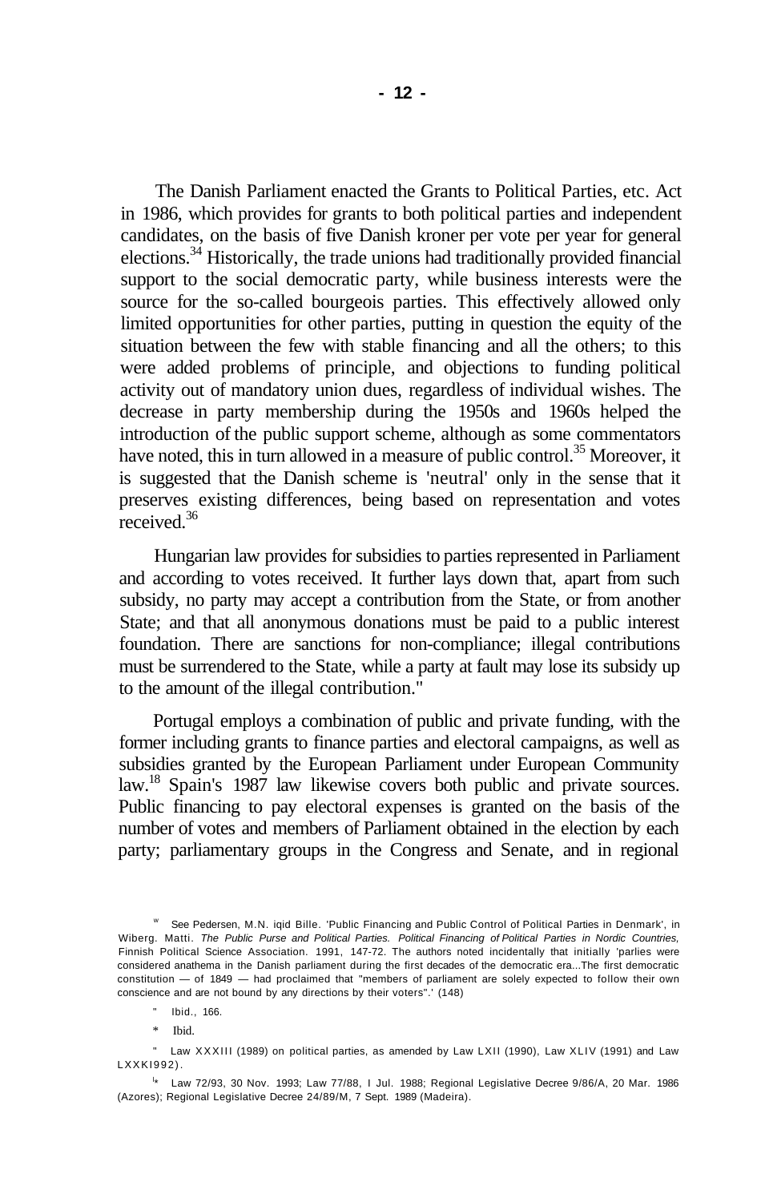The Danish Parliament enacted the Grants to Political Parties, etc. Act in 1986, which provides for grants to both political parties and independent candidates, on the basis of five Danish kroner per vote per year for general elections.[34] Historically, the trade unions had traditionally provided financial support to the social democratic party, while business interests were the source for the so-called bourgeois parties. This effectively allowed only limited opportunities for other parties, putting in question the equity of the situation between the few with stable financing and all the others; to this were added problems of principle, and objections to funding political activity out of mandatory union dues, regardless of individual wishes. The decrease in party membership during the 1950s and 1960s helped the introduction of the public support scheme, although as some commentators have noted, this in turn allowed in a measure of public control.[35] Moreover, it is suggested that the Danish scheme is 'neutral' only in the sense that it preserves existing differences, being based on representation and votes received.[36]

Hungarian law provides for subsidies to parties represented in Parliament and according to votes received. It further lays down that, apart from such subsidy, no party may accept a contribution from the State, or from another State; and that all anonymous donations must be paid to a public interest foundation. There are sanctions for non-compliance; illegal contributions must be surrendered to the State, while a party at fault may lose its subsidy up to the amount of the illegal contribution."

Portugal employs a combination of public and private funding, with the former including grants to finance parties and electoral campaigns, as well as subsidies granted by the European Parliament under European Community law.[18] Spain's 1987 law likewise covers both public and private sources. Public financing to pay electoral expenses is granted on the basis of the number of votes and members of Parliament obtained in the election by each party; parliamentary groups in the Congress and Senate, and in regional

---

[w] See Pedersen, M.N. iqid Bille. 'Public Financing and Public Control of Political Parties in Denmark', in Wiberg. Matti. *The Public Purse and Political Parties. Political Financing of Political Parties in Nordic Countries,* Finnish Political Science Association. 1991, 147-72. The authors noted incidentally that initially 'parlies were considered anathema in the Danish parliament during the first decades of the democratic era...The first democratic constitution — of 1849 — had proclaimed that "members of parliament are solely expected to follow their own conscience and are not bound by any directions by their voters".' (148)

" Ibid., 166.

\* Ibid.

" Law XXXIII (1989) on political parties, as amended by Law LXII (1990), Law XLIV (1991) and Law LXXKI992).

[l*] Law 72/93, 30 Nov. 1993; Law 77/88, I Jul. 1988; Regional Legislative Decree 9/86/A, 20 Mar. 1986 (Azores); Regional Legislative Decree 24/89/M, 7 Sept. 1989 (Madeira).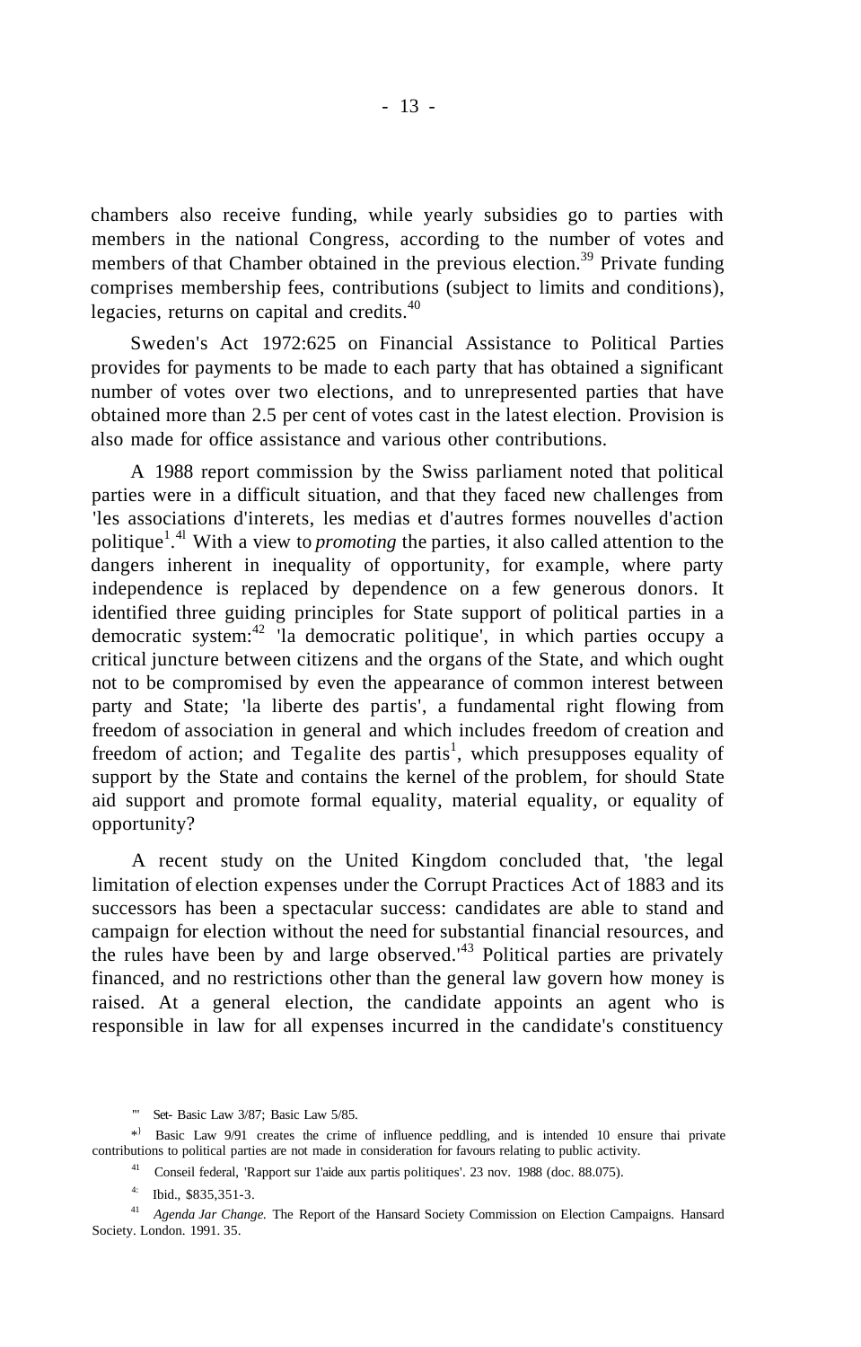chambers also receive funding, while yearly subsidies go to parties with members in the national Congress, according to the number of votes and members of that Chamber obtained in the previous election.[39] Private funding comprises membership fees, contributions (subject to limits and conditions), legacies, returns on capital and credits.[40]

Sweden's Act 1972:625 on Financial Assistance to Political Parties provides for payments to be made to each party that has obtained a significant number of votes over two elections, and to unrepresented parties that have obtained more than 2.5 per cent of votes cast in the latest election. Provision is also made for office assistance and various other contributions.

A 1988 report commission by the Swiss parliament noted that political parties were in a difficult situation, and that they faced new challenges from 'les associations d'interets, les medias et d'autres formes nouvelles d'action politique'.[41] With a view to *promoting* the parties, it also called attention to the dangers inherent in inequality of opportunity, for example, where party independence is replaced by dependence on a few generous donors. It identified three guiding principles for State support of political parties in a democratic system:[42] 'la democratic politique', in which parties occupy a critical juncture between citizens and the organs of the State, and which ought not to be compromised by even the appearance of common interest between party and State; 'la liberte des partis', a fundamental right flowing from freedom of association in general and which includes freedom of creation and freedom of action; and 'l'egalite des partis', which presupposes equality of support by the State and contains the kernel of the problem, for should State aid support and promote formal equality, material equality, or equality of opportunity?

A recent study on the United Kingdom concluded that, 'the legal limitation of election expenses under the Corrupt Practices Act of 1883 and its successors has been a spectacular success: candidates are able to stand and campaign for election without the need for substantial financial resources, and the rules have been by and large observed.'[43] Political parties are privately financed, and no restrictions other than the general law govern how money is raised. At a general election, the candidate appoints an agent who is responsible in law for all expenses incurred in the candidate's constituency

---

[39] See Basic Law 3/87; Basic Law 5/85.

[40] Basic Law 9/91 creates the crime of influence peddling, and is intended to ensure that private contributions to political parties are not made in consideration for favours relating to public activity.

[41] Conseil federal, 'Rapport sur l'aide aux partis politiques'. 23 nov. 1988 (doc. 88.075).

[42] Ibid., §§35,351-3.

[43] *Agenda for Change.* The Report of the Hansard Society Commission on Election Campaigns. Hansard Society. London. 1991. 35.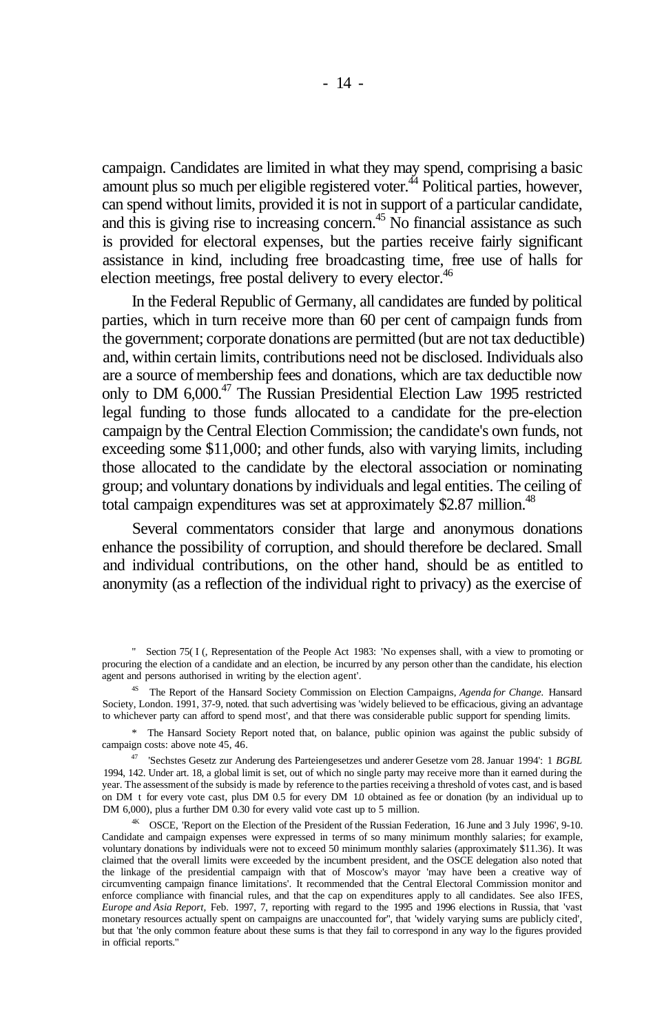campaign. Candidates are limited in what they may spend, comprising a basic amount plus so much per eligible registered voter.[44] Political parties, however, can spend without limits, provided it is not in support of a particular candidate, and this is giving rise to increasing concern.[45] No financial assistance as such is provided for electoral expenses, but the parties receive fairly significant assistance in kind, including free broadcasting time, free use of halls for election meetings, free postal delivery to every elector.[46]

In the Federal Republic of Germany, all candidates are funded by political parties, which in turn receive more than 60 per cent of campaign funds from the government; corporate donations are permitted (but are not tax deductible) and, within certain limits, contributions need not be disclosed. Individuals also are a source of membership fees and donations, which are tax deductible now only to DM 6,000.[47] The Russian Presidential Election Law 1995 restricted legal funding to those funds allocated to a candidate for the pre-election campaign by the Central Election Commission; the candidate's own funds, not exceeding some $11,000; and other funds, also with varying limits, including those allocated to the candidate by the electoral association or nominating group; and voluntary donations by individuals and legal entities. The ceiling of total campaign expenditures was set at approximately $2.87 million.[48]

Several commentators consider that large and anonymous donations enhance the possibility of corruption, and should therefore be declared. Small and individual contributions, on the other hand, should be as entitled to anonymity (as a reflection of the individual right to privacy) as the exercise of

---

" Section 75( I (, Representation of the People Act 1983: 'No expenses shall, with a view to promoting or procuring the election of a candidate and an election, be incurred by any person other than the candidate, his election agent and persons authorised in writing by the election agent'.

4S The Report of the Hansard Society Commission on Election Campaigns, *Agenda for Change.* Hansard Society, London. 1991, 37-9, noted. that such advertising was 'widely believed to be efficacious, giving an advantage to whichever party can afford to spend most', and that there was considerable public support for spending limits.

* The Hansard Society Report noted that, on balance, public opinion was against the public subsidy of campaign costs: above note 45, 46.

47 'Sechstes Gesetz zur Anderung des Parteiengesetzes und anderer Gesetze vom 28. Januar 1994': 1 *BGBL* 1994, 142. Under art. 18, a global limit is set, out of which no single party may receive more than it earned during the year. The assessment of the subsidy is made by reference to the parties receiving a threshold of votes cast, and is based on DM t for every vote cast, plus DM 0.5 for every DM 1.0 obtained as fee or donation (by an individual up to DM 6,000), plus a further DM 0.30 for every valid vote cast up to 5 million.

4K OSCE, 'Report on the Election of the President of the Russian Federation, 16 June and 3 July 1996', 9-10. Candidate and campaign expenses were expressed in terms of so many minimum monthly salaries; for example, voluntary donations by individuals were not to exceed 50 minimum monthly salaries (approximately $11.36). It was claimed that the overall limits were exceeded by the incumbent president, and the OSCE delegation also noted that the linkage of the presidential campaign with that of Moscow's mayor 'may have been a creative way of circumventing campaign finance limitations'. It recommended that the Central Electoral Commission monitor and enforce compliance with financial rules, and that the cap on expenditures apply to all candidates. See also IFES, *Europe and Asia Report,* Feb. 1997, 7, reporting with regard to the 1995 and 1996 elections in Russia, that 'vast monetary resources actually spent on campaigns are unaccounted for", that 'widely varying sums are publicly cited', but that 'the only common feature about these sums is that they fail to correspond in any way lo the figures provided in official reports."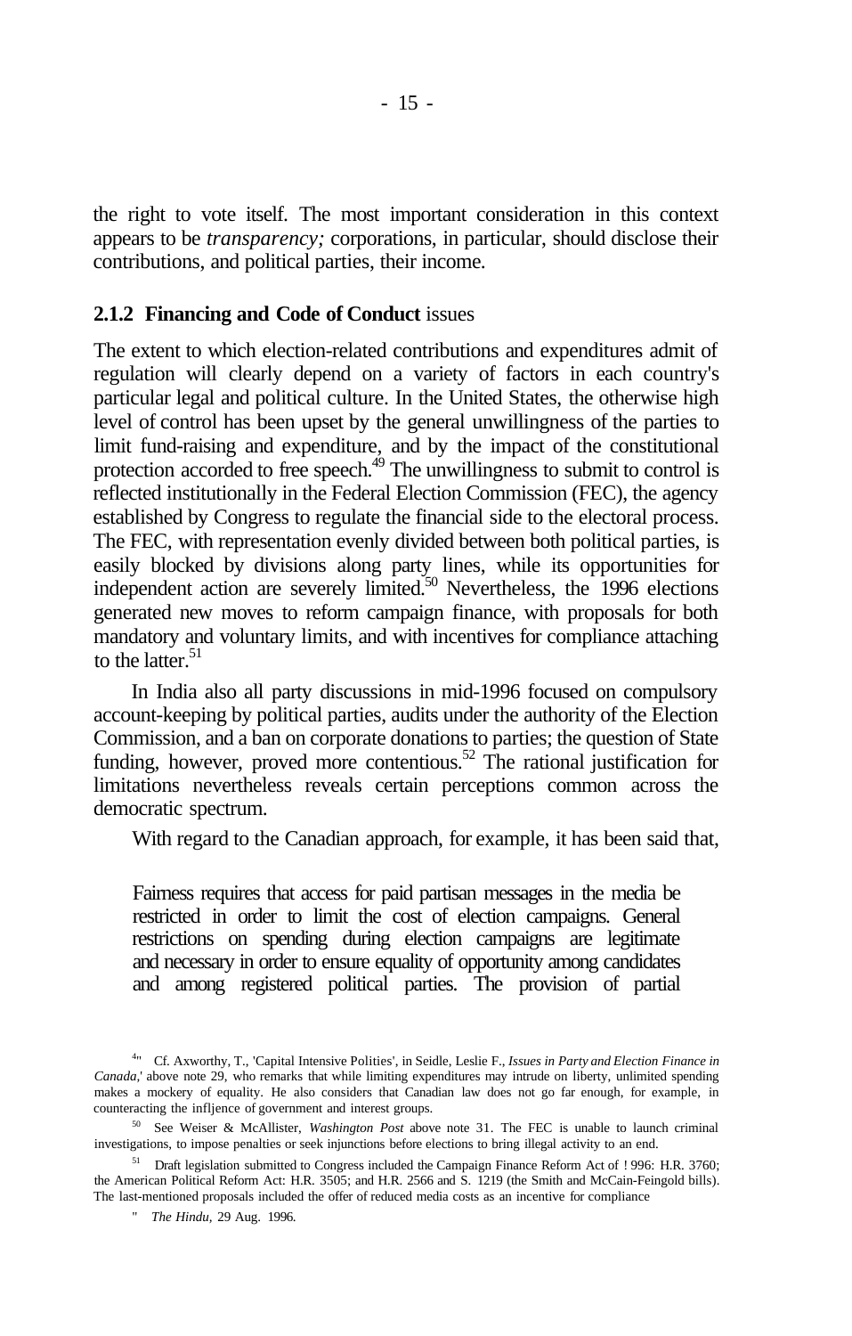the right to vote itself. The most important consideration in this context appears to be *transparency;* corporations, in particular, should disclose their contributions, and political parties, their income.

### 2.1.2 Financing and Code of Conduct issues

The extent to which election-related contributions and expenditures admit of regulation will clearly depend on a variety of factors in each country's particular legal and political culture. In the United States, the otherwise high level of control has been upset by the general unwillingness of the parties to limit fund-raising and expenditure, and by the impact of the constitutional protection accorded to free speech.[49] The unwillingness to submit to control is reflected institutionally in the Federal Election Commission (FEC), the agency established by Congress to regulate the financial side to the electoral process. The FEC, with representation evenly divided between both political parties, is easily blocked by divisions along party lines, while its opportunities for independent action are severely limited.[50] Nevertheless, the 1996 elections generated new moves to reform campaign finance, with proposals for both mandatory and voluntary limits, and with incentives for compliance attaching to the latter.[51]

In India also all party discussions in mid-1996 focused on compulsory account-keeping by political parties, audits under the authority of the Election Commission, and a ban on corporate donations to parties; the question of State funding, however, proved more contentious.[52] The rational justification for limitations nevertheless reveals certain perceptions common across the democratic spectrum.

With regard to the Canadian approach, for example, it has been said that,

> Fairness requires that access for paid partisan messages in the media be restricted in order to limit the cost of election campaigns. General restrictions on spending during election campaigns are legitimate and necessary in order to ensure equality of opportunity among candidates and among registered political parties. The provision of partial

---

[49] Cf. Axworthy, T., 'Capital Intensive Polities', in Seidle, Leslie F., *Issues in Party and Election Finance in Canada*,' above note 29, who remarks that while limiting expenditures may intrude on liberty, unlimited spending makes a mockery of equality. He also considers that Canadian law does not go far enough, for example, in counteracting the infljence of government and interest groups.

[50] See Weiser & McAllister, *Washington Post* above note 31. The FEC is unable to launch criminal investigations, to impose penalties or seek injunctions before elections to bring illegal activity to an end.

[51] Draft legislation submitted to Congress included the Campaign Finance Reform Act of ! 996: H.R. 3760; the American Political Reform Act: H.R. 3505; and H.R. 2566 and S. 1219 (the Smith and McCain-Feingold bills). The last-mentioned proposals included the offer of reduced media costs as an incentive for compliance

[52] *The Hindu*, 29 Aug. 1996.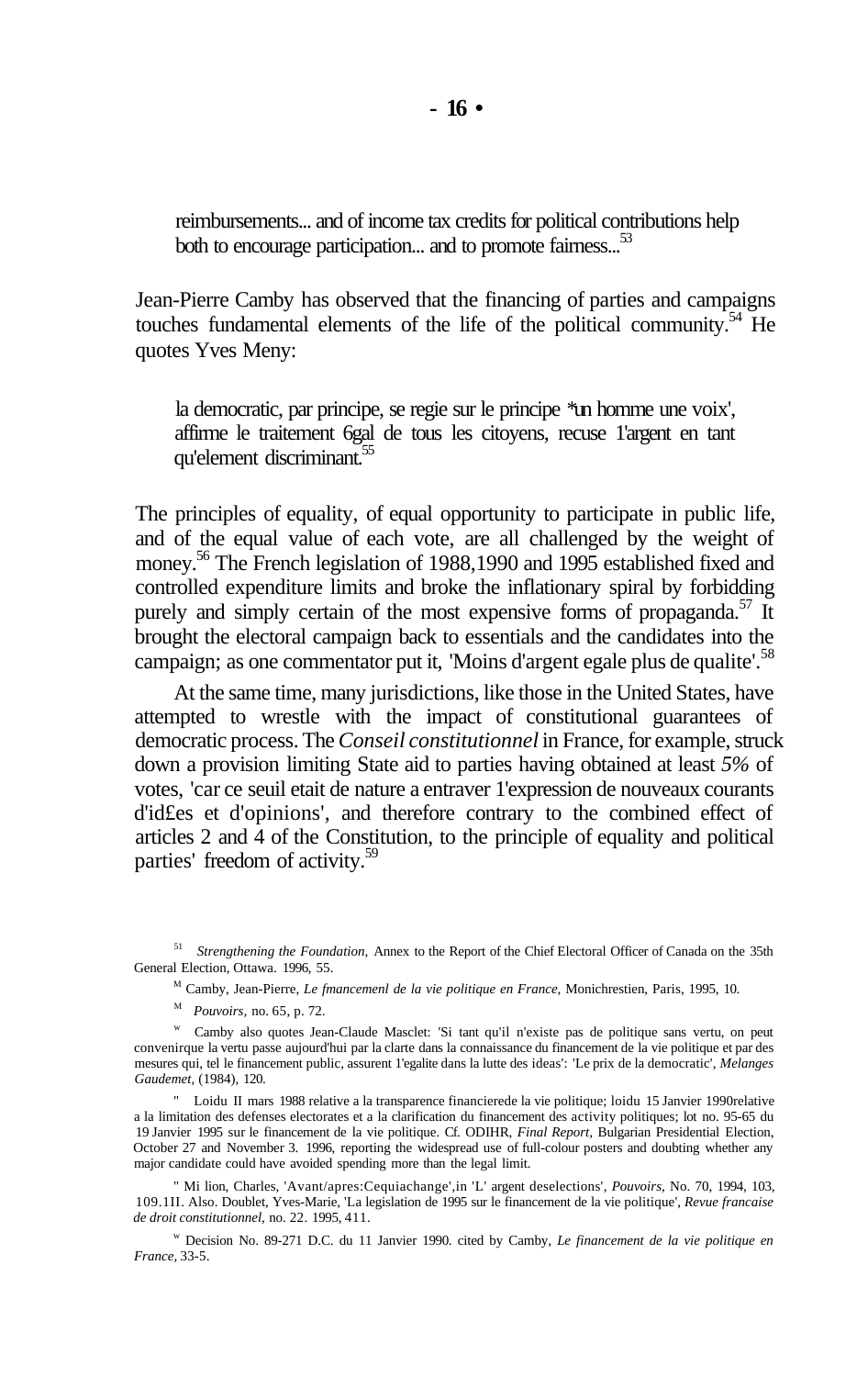> reimbursements... and of income tax credits for political contributions help both to encourage participation... and to promote fairness...[53]

Jean-Pierre Camby has observed that the financing of parties and campaigns touches fundamental elements of the life of the political community.[54] He quotes Yves Meny:

> la democratic, par principe, se regie sur le principe *un homme une voix', affirme le traitement 6gal de tous les citoyens, recuse 1'argent en tant qu'element discriminant.[55]

The principles of equality, of equal opportunity to participate in public life, and of the equal value of each vote, are all challenged by the weight of money.[56] The French legislation of 1988,1990 and 1995 established fixed and controlled expenditure limits and broke the inflationary spiral by forbidding purely and simply certain of the most expensive forms of propaganda.[57] It brought the electoral campaign back to essentials and the candidates into the campaign; as one commentator put it, 'Moins d'argent egale plus de qualite'.[58]

At the same time, many jurisdictions, like those in the United States, have attempted to wrestle with the impact of constitutional guarantees of democratic process. The *Conseil constitutionnel* in France, for example, struck down a provision limiting State aid to parties having obtained at least *5%* of votes, 'car ce seuil etait de nature a entraver 1'expression de nouveaux courants d'id£es et d'opinions', and therefore contrary to the combined effect of articles 2 and 4 of the Constitution, to the principle of equality and political parties' freedom of activity.[59]

---

[51] *Strengthening the Foundation,* Annex to the Report of the Chief Electoral Officer of Canada on the 35th General Election, Ottawa. 1996, 55.

[M] Camby, Jean-Pierre, *Le fmancemenl de la vie politique en France,* Monichrestien, Paris, 1995, 10.

[M] *Pouvoirs,* no. 65, p. 72.

[w] Camby also quotes Jean-Claude Masclet: 'Si tant qu'il n'existe pas de politique sans vertu, on peut convenirque la vertu passe aujourd'hui par la clarte dans la connaissance du financement de la vie politique et par des mesures qui, tel le financement public, assurent 1'egalite dans la lutte des ideas': 'Le prix de la democratic', *Melanges Gaudemet,* (1984), 120.

" Loidu II mars 1988 relative a la transparence financierede la vie politique; loidu 15 Janvier 1990relative a la limitation des defenses electorates et a la clarification du financement des activity politiques; lot no. 95-65 du 19 Janvier 1995 sur le financement de la vie politique. Cf. ODIHR, *Final Report,* Bulgarian Presidential Election, October 27 and November 3. 1996, reporting the widespread use of full-colour posters and doubting whether any major candidate could have avoided spending more than the legal limit.

" Mi lion, Charles, 'Avant/apres:Cequiachange',in 'L' argent deselections', *Pouvoirs,* No. 70, 1994, 103, 109.1II. Also. Doublet, Yves-Marie, 'La legislation de 1995 sur le financement de la vie politique', *Revue francaise de droit constitutionnel,* no. 22. 1995, 411.

[w] Decision No. 89-271 D.C. du 11 Janvier 1990. cited by Camby, *Le financement de la vie politique en France,* 33-5.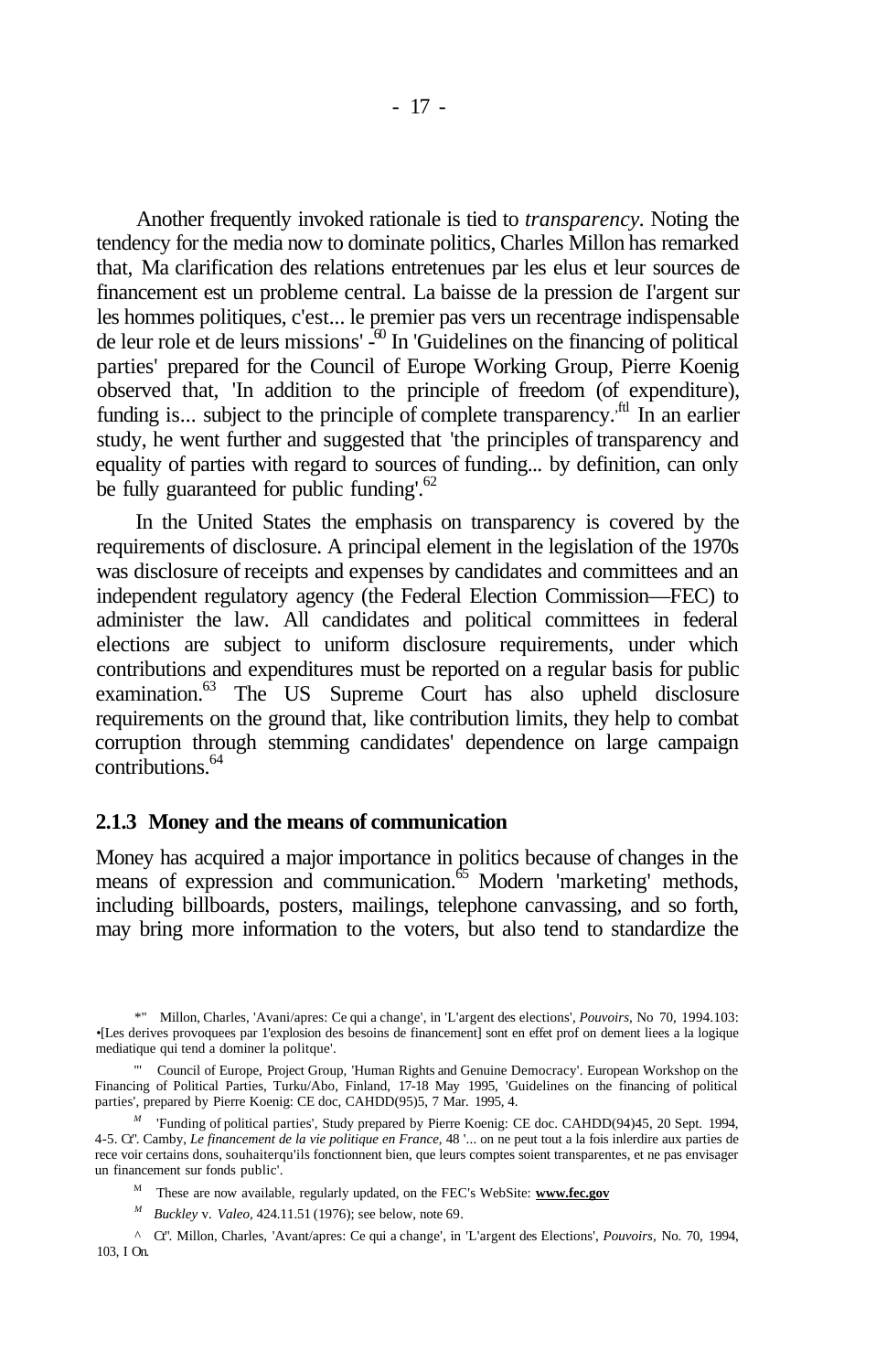Another frequently invoked rationale is tied to *transparency*. Noting the tendency for the media now to dominate politics, Charles Millon has remarked that, Ma clarification des relations entretenues par les elus et leur sources de financement est un probleme central. La baisse de la pression de I'argent sur les hommes politiques, c'est... le premier pas vers un recentrage indispensable de leur role et de leurs missions' -[60] In 'Guidelines on the financing of political parties' prepared for the Council of Europe Working Group, Pierre Koenig observed that, 'In addition to the principle of freedom (of expenditure), funding is... subject to the principle of complete transparency.'[ftl] In an earlier study, he went further and suggested that 'the principles of transparency and equality of parties with regard to sources of funding... by definition, can only be fully guaranteed for public funding'.[62]

In the United States the emphasis on transparency is covered by the requirements of disclosure. A principal element in the legislation of the 1970s was disclosure of receipts and expenses by candidates and committees and an independent regulatory agency (the Federal Election Commission—FEC) to administer the law. All candidates and political committees in federal elections are subject to uniform disclosure requirements, under which contributions and expenditures must be reported on a regular basis for public examination.[63] The US Supreme Court has also upheld disclosure requirements on the ground that, like contribution limits, they help to combat corruption through stemming candidates' dependence on large campaign contributions.[64]

### 2.1.3 Money and the means of communication

Money has acquired a major importance in politics because of changes in the means of expression and communication.[65] Modern 'marketing' methods, including billboards, posters, mailings, telephone canvassing, and so forth, may bring more information to the voters, but also tend to standardize the

---

*" Millon, Charles, 'Avani/apres: Ce qui a change', in 'L'argent des elections', *Pouvoirs,* No 70, 1994.103: •[Les derives provoquees par 1'explosion des besoins de financement] sont en effet prof on dement liees a la logique mediatique qui tend a dominer la politque'.

'" Council of Europe, Project Group, 'Human Rights and Genuine Democracy'. European Workshop on the Financing of Political Parties, Turku/Abo, Finland, 17-18 May 1995, 'Guidelines on the financing of political parties', prepared by Pierre Koenig: CE doc, CAHDD(95)5, 7 Mar. 1995, 4.

*M* 'Funding of political parties', Study prepared by Pierre Koenig: CE doc. CAHDD(94)45, 20 Sept. 1994, 4-5. Cf'. Camby, *Le financement de la vie politique en France,* 48 '... on ne peut tout a la fois inlerdire aux parties de rece voir certains dons, souhaiterqu'ils fonctionnent bien, que leurs comptes soient transparentes, et ne pas envisager un financement sur fonds public'.

M These are now available, regularly updated, on the FEC's WebSite: **www.fec.gov**

*M* *Buckley* v. *Valeo,* 424.11.51 (1976); see below, note 69.

^ Cf'. Millon, Charles, 'Avant/apres: Ce qui a change', in 'L'argent des Elections', *Pouvoirs,* No. 70, 1994, 103, I On.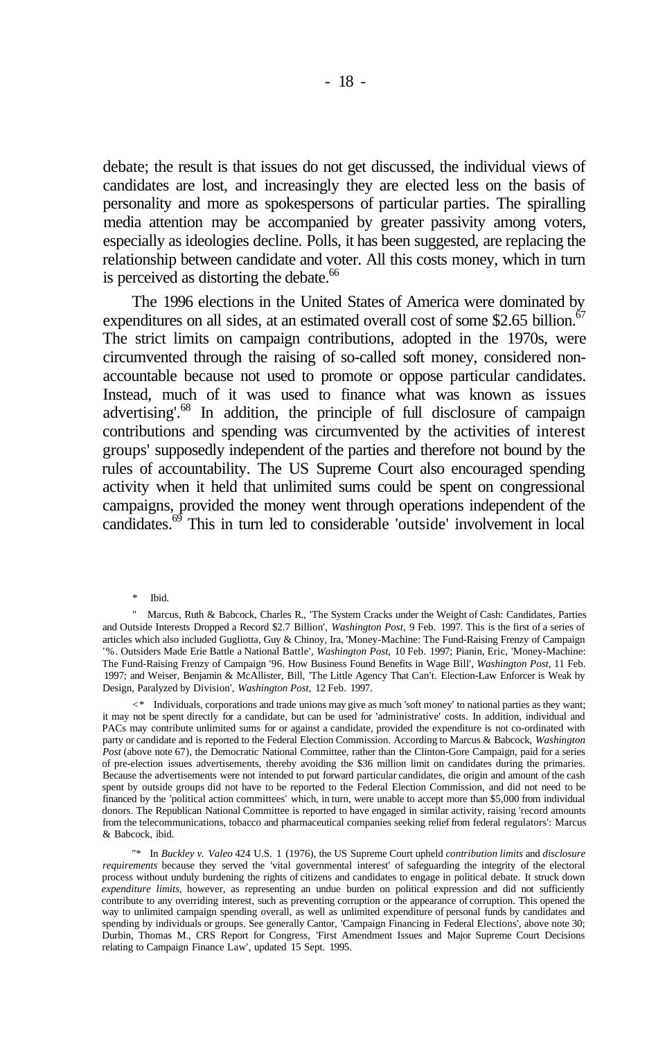debate; the result is that issues do not get discussed, the individual views of candidates are lost, and increasingly they are elected less on the basis of personality and more as spokespersons of particular parties. The spiralling media attention may be accompanied by greater passivity among voters, especially as ideologies decline. Polls, it has been suggested, are replacing the relationship between candidate and voter. All this costs money, which in turn is perceived as distorting the debate.[66]

The 1996 elections in the United States of America were dominated by expenditures on all sides, at an estimated overall cost of some $2.65 billion.[67] The strict limits on campaign contributions, adopted in the 1970s, were circumvented through the raising of so-called soft money, considered non-accountable because not used to promote or oppose particular candidates. Instead, much of it was used to finance what was known as issues advertising'.[68] In addition, the principle of full disclosure of campaign contributions and spending was circumvented by the activities of interest groups' supposedly independent of the parties and therefore not bound by the rules of accountability. The US Supreme Court also encouraged spending activity when it held that unlimited sums could be spent on congressional campaigns, provided the money went through operations independent of the candidates.[69] This in turn led to considerable 'outside' involvement in local

---

\* Ibid.

" Marcus, Ruth & Babcock, Charles R., 'The System Cracks under the Weight of Cash: Candidates, Parties and Outside Interests Dropped a Record $2.7 Billion', *Washington Post,* 9 Feb. 1997. This is the first of a series of articles which also included Gugliotta, Guy & Chinoy, Ira, 'Money-Machine: The Fund-Raising Frenzy of Campaign '%. Outsiders Made Erie Battle a National Battle', *Washington Post,* 10 Feb. 1997; Pianin, Eric, 'Money-Machine: The Fund-Raising Frenzy of Campaign '96. How Business Found Benefits in Wage Bill', *Washington Post,* 11 Feb. 1997; and Weiser, Benjamin & McAllister, Bill, 'The Little Agency That Can't. Election-Law Enforcer is Weak by Design, Paralyzed by Division', *Washington Post,* 12 Feb. 1997.

<\* Individuals, corporations and trade unions may give as much 'soft money' to national parties as they want; it may not be spent directly for a candidate, but can be used for 'administrative' costs. In addition, individual and PACs may contribute unlimited sums for or against a candidate, provided the expenditure is not co-ordinated with party or candidate and is reported to the Federal Election Commission. According to Marcus & Babcock, *Washington Post* (above note 67), the Democratic National Committee, rather than the Clinton-Gore Campaign, paid for a series of pre-election issues advertisements, thereby avoiding the $36 million limit on candidates during the primaries. Because the advertisements were not intended to put forward particular candidates, die origin and amount of the cash spent by outside groups did not have to be reported to the Federal Election Commission, and did not need to be financed by the 'political action committees' which, in turn, were unable to accept more than $5,000 from individual donors. The Republican National Committee is reported to have engaged in similar activity, raising 'record amounts from the telecommunications, tobacco and pharmaceutical companies seeking relief from federal regulators': Marcus & Babcock, ibid.

"\* In *Buckley v. Valeo* 424 U.S. 1 (1976), the US Supreme Court upheld *contribution limits* and *disclosure requirements* because they served the 'vital governmental interest' of safeguarding the integrity of the electoral process without unduly burdening the rights of citizens and candidates to engage in political debate. It struck down *expenditure limits,* however, as representing an undue burden on political expression and did not sufficiently contribute to any overriding interest, such as preventing corruption or the appearance of corruption. This opened the way to unlimited campaign spending overall, as well as unlimited expenditure of personal funds by candidates and spending by individuals or groups. See generally Cantor, 'Campaign Financing in Federal Elections', above note 30; Durbin, Thomas M., CRS Report for Congress, 'First Amendment Issues and Major Supreme Court Decisions relating to Campaign Finance Law', updated 15 Sept. 1995.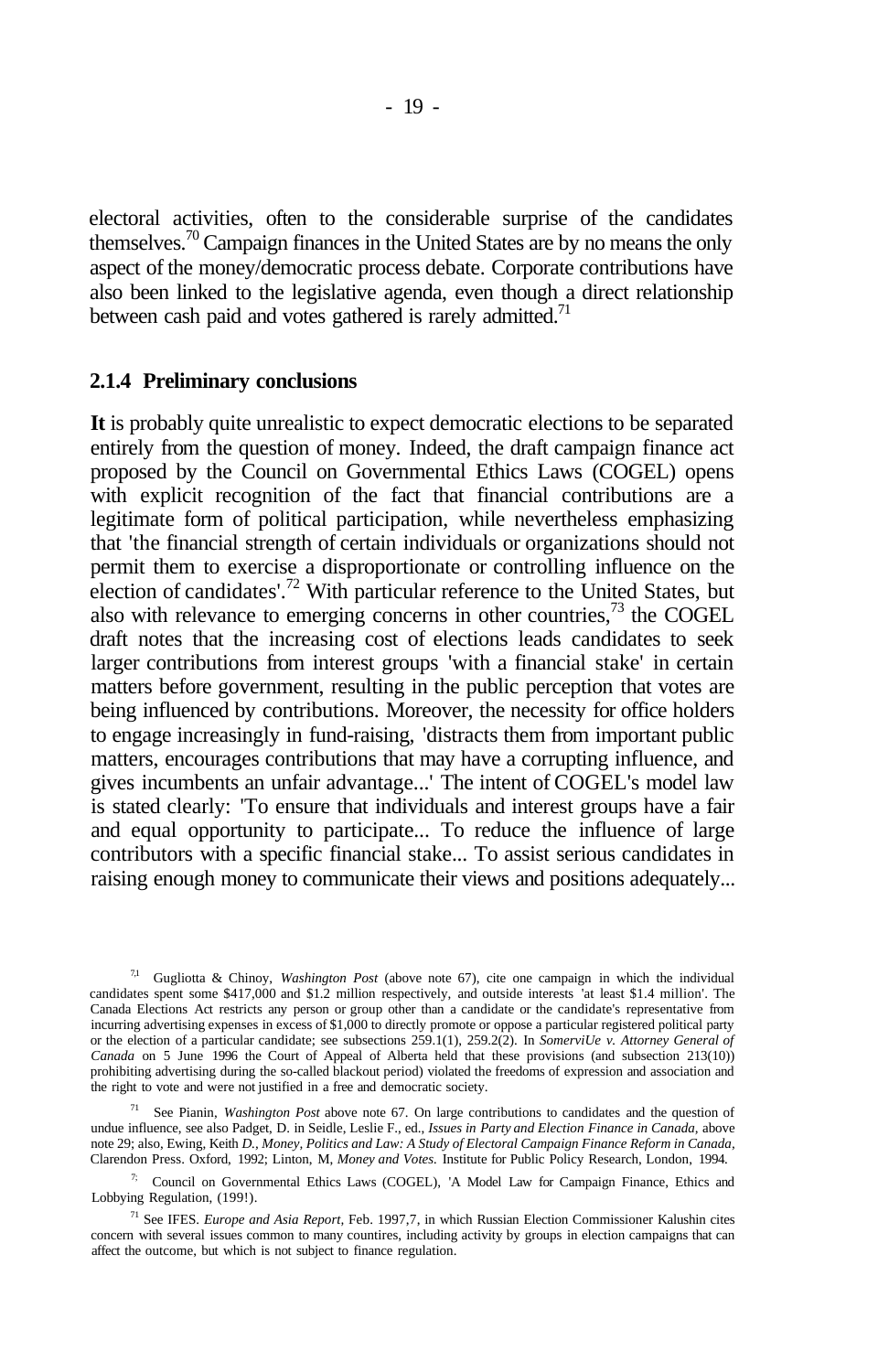electoral activities, often to the considerable surprise of the candidates themselves.[70] Campaign finances in the United States are by no means the only aspect of the money/democratic process debate. Corporate contributions have also been linked to the legislative agenda, even though a direct relationship between cash paid and votes gathered is rarely admitted.[71]

### 2.1.4 Preliminary conclusions

**It** is probably quite unrealistic to expect democratic elections to be separated entirely from the question of money. Indeed, the draft campaign finance act proposed by the Council on Governmental Ethics Laws (COGEL) opens with explicit recognition of the fact that financial contributions are a legitimate form of political participation, while nevertheless emphasizing that 'the financial strength of certain individuals or organizations should not permit them to exercise a disproportionate or controlling influence on the election of candidates'.[72] With particular reference to the United States, but also with relevance to emerging concerns in other countries,[73] the COGEL draft notes that the increasing cost of elections leads candidates to seek larger contributions from interest groups 'with a financial stake' in certain matters before government, resulting in the public perception that votes are being influenced by contributions. Moreover, the necessity for office holders to engage increasingly in fund-raising, 'distracts them from important public matters, encourages contributions that may have a corrupting influence, and gives incumbents an unfair advantage...' The intent of COGEL's model law is stated clearly: 'To ensure that individuals and interest groups have a fair and equal opportunity to participate... To reduce the influence of large contributors with a specific financial stake... To assist serious candidates in raising enough money to communicate their views and positions adequately...

[7,1] Gugliotta & Chinoy, *Washington Post* (above note 67), cite one campaign in which the individual candidates spent some $417,000 and $1.2 million respectively, and outside interests 'at least $1.4 million'. The Canada Elections Act restricts any person or group other than a candidate or the candidate's representative from incurring advertising expenses in excess of $1,000 to directly promote or oppose a particular registered political party or the election of a particular candidate; see subsections 259.1(1), 259.2(2). In *SomerviUe v. Attorney General of Canada* on 5 June 1996 the Court of Appeal of Alberta held that these provisions (and subsection 213(10)) prohibiting advertising during the so-called blackout period) violated the freedoms of expression and association and the right to vote and were not justified in a free and democratic society.

[71] See Pianin, *Washington Post* above note 67. On large contributions to candidates and the question of undue influence, see also Padget, D. in Seidle, Leslie F., ed., *Issues in Party and Election Finance in Canada*, above note 29; also, Ewing, Keith *D., Money, Politics and Law: A Study of Electoral Campaign Finance Reform in Canada*, Clarendon Press. Oxford, 1992; Linton, M, *Money and Votes.* Institute for Public Policy Research, London, 1994.

[7;] Council on Governmental Ethics Laws (COGEL), 'A Model Law for Campaign Finance, Ethics and Lobbying Regulation, (199!).

[71] See IFES. *Europe and Asia Report*, Feb. 1997,7, in which Russian Election Commissioner Kalushin cites concern with several issues common to many countires, including activity by groups in election campaigns that can affect the outcome, but which is not subject to finance regulation.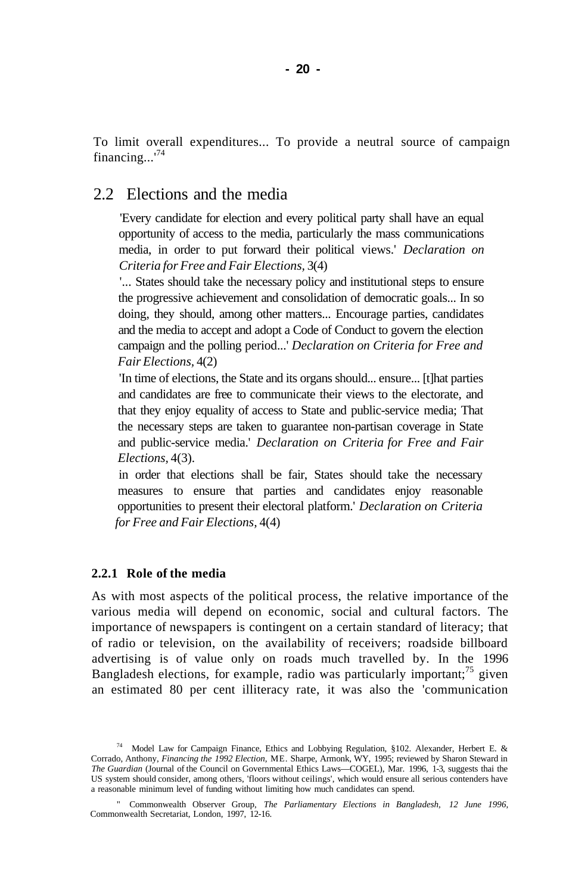To limit overall expenditures... To provide a neutral source of campaign financing...'[74]

## 2.2 Elections and the media

> 'Every candidate for election and every political party shall have an equal opportunity of access to the media, particularly the mass communications media, in order to put forward their political views.' *Declaration on Criteria for Free and Fair Elections,* 3(4)
>
> '... States should take the necessary policy and institutional steps to ensure the progressive achievement and consolidation of democratic goals... In so doing, they should, among other matters... Encourage parties, candidates and the media to accept and adopt a Code of Conduct to govern the election campaign and the polling period...' *Declaration on Criteria for Free and Fair Elections,* 4(2)
>
> 'In time of elections, the State and its organs should... ensure... [t]hat parties and candidates are free to communicate their views to the electorate, and that they enjoy equality of access to State and public-service media; That the necessary steps are taken to guarantee non-partisan coverage in State and public-service media.' *Declaration on Criteria for Free and Fair Elections,* 4(3).
>
> in order that elections shall be fair, States should take the necessary measures to ensure that parties and candidates enjoy reasonable opportunities to present their electoral platform.' *Declaration on Criteria for Free and Fair Elections,* 4(4)

### 2.2.1 Role of the media

As with most aspects of the political process, the relative importance of the various media will depend on economic, social and cultural factors. The importance of newspapers is contingent on a certain standard of literacy; that of radio or television, on the availability of receivers; roadside billboard advertising is of value only on roads much travelled by. In the 1996 Bangladesh elections, for example, radio was particularly important;[75] given an estimated 80 per cent illiteracy rate, it was also the 'communication

[74] Model Law for Campaign Finance, Ethics and Lobbying Regulation, §102. Alexander, Herbert E. & Corrado, Anthony, *Financing the 1992 Election,* ME. Sharpe, Armonk, WY, 1995; reviewed by Sharon Steward in *The Guardian* (Journal of the Council on Governmental Ethics Laws—COGEL), Mar. 1996, 1-3, suggests thai the US system should consider, among others, 'floors without ceilings', which would ensure all serious contenders have a reasonable minimum level of funding without limiting how much candidates can spend.

[75] Commonwealth Observer Group, *The Parliamentary Elections in Bangladesh, 12 June 1996,* Commonwealth Secretariat, London, 1997, 12-16.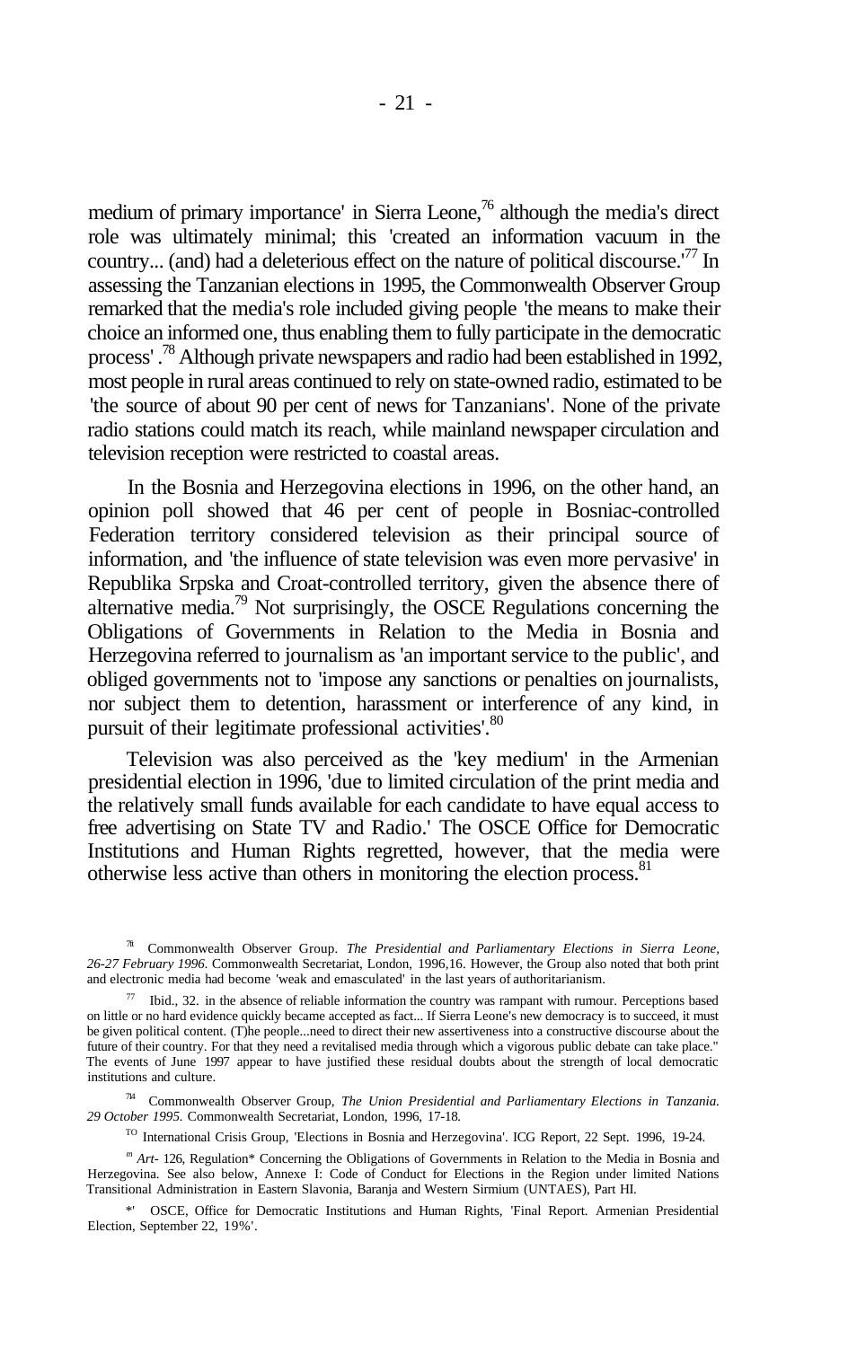medium of primary importance' in Sierra Leone,[76] although the media's direct role was ultimately minimal; this 'created an information vacuum in the country... (and) had a deleterious effect on the nature of political discourse.'[77] In assessing the Tanzanian elections in 1995, the Commonwealth Observer Group remarked that the media's role included giving people 'the means to make their choice an informed one, thus enabling them to fully participate in the democratic process' .[78] Although private newspapers and radio had been established in 1992, most people in rural areas continued to rely on state-owned radio, estimated to be 'the source of about 90 per cent of news for Tanzanians'. None of the private radio stations could match its reach, while mainland newspaper circulation and television reception were restricted to coastal areas.

In the Bosnia and Herzegovina elections in 1996, on the other hand, an opinion poll showed that 46 per cent of people in Bosniac-controlled Federation territory considered television as their principal source of information, and 'the influence of state television was even more pervasive' in Republika Srpska and Croat-controlled territory, given the absence there of alternative media.[79] Not surprisingly, the OSCE Regulations concerning the Obligations of Governments in Relation to the Media in Bosnia and Herzegovina referred to journalism as 'an important service to the public', and obliged governments not to 'impose any sanctions or penalties on journalists, nor subject them to detention, harassment or interference of any kind, in pursuit of their legitimate professional activities'.[80]

Television was also perceived as the 'key medium' in the Armenian presidential election in 1996, 'due to limited circulation of the print media and the relatively small funds available for each candidate to have equal access to free advertising on State TV and Radio.' The OSCE Office for Democratic Institutions and Human Rights regretted, however, that the media were otherwise less active than others in monitoring the election process.[81]

---

[76] Commonwealth Observer Group. *The Presidential and Parliamentary Elections in Sierra Leone, 26-27 February 1996.* Commonwealth Secretariat, London, 1996,16. However, the Group also noted that both print and electronic media had become 'weak and emasculated' in the last years of authoritarianism.

[77] Ibid., 32. in the absence of reliable information the country was rampant with rumour. Perceptions based on little or no hard evidence quickly became accepted as fact... If Sierra Leone's new democracy is to succeed, it must be given political content. (T)he people...need to direct their new assertiveness into a constructive discourse about the future of their country. For that they need a revitalised media through which a vigorous public debate can take place." The events of June 1997 appear to have justified these residual doubts about the strength of local democratic institutions and culture.

[78] Commonwealth Observer Group, *The Union Presidential and Parliamentary Elections in Tanzania. 29 October 1995.* Commonwealth Secretariat, London, 1996, 17-18.

[79] International Crisis Group, 'Elections in Bosnia and Herzegovina'. ICG Report, 22 Sept. 1996, 19-24.

[80] *Art-* 126, Regulation* Concerning the Obligations of Governments in Relation to the Media in Bosnia and Herzegovina. See also below, Annexe I: Code of Conduct for Elections in the Region under limited Nations Transitional Administration in Eastern Slavonia, Baranja and Western Sirmium (UNTAES), Part HI.

[81] OSCE, Office for Democratic Institutions and Human Rights, 'Final Report. Armenian Presidential Election, September 22, 19%'.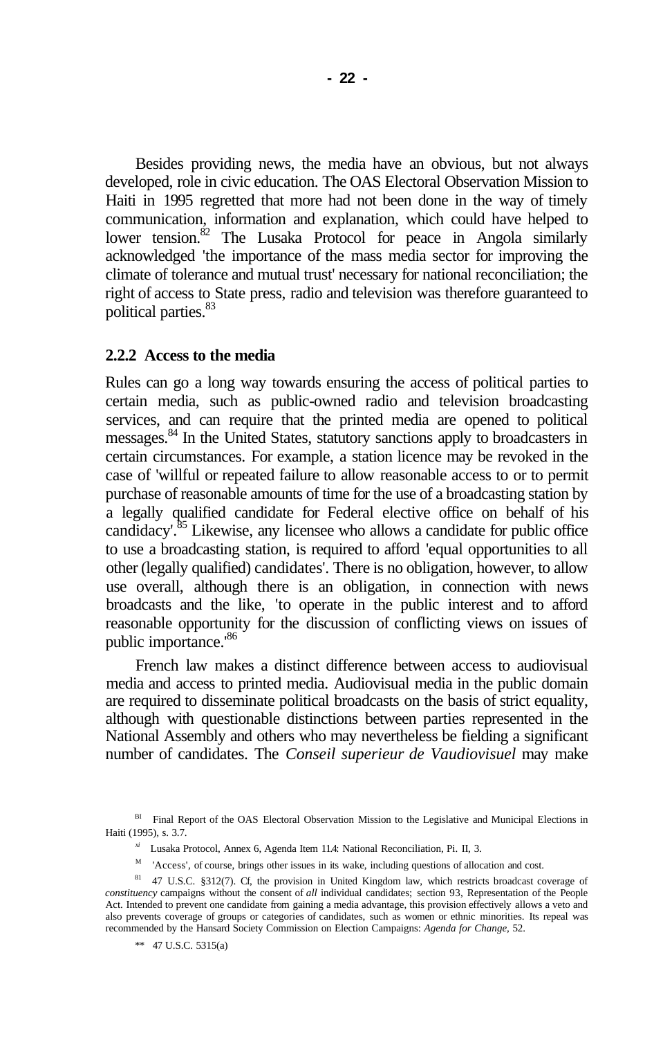Besides providing news, the media have an obvious, but not always developed, role in civic education. The OAS Electoral Observation Mission to Haiti in 1995 regretted that more had not been done in the way of timely communication, information and explanation, which could have helped to lower tension.[82] The Lusaka Protocol for peace in Angola similarly acknowledged 'the importance of the mass media sector for improving the climate of tolerance and mutual trust' necessary for national reconciliation; the right of access to State press, radio and television was therefore guaranteed to political parties.[83]

### 2.2.2 Access to the media

Rules can go a long way towards ensuring the access of political parties to certain media, such as public-owned radio and television broadcasting services, and can require that the printed media are opened to political messages.[84] In the United States, statutory sanctions apply to broadcasters in certain circumstances. For example, a station licence may be revoked in the case of 'willful or repeated failure to allow reasonable access to or to permit purchase of reasonable amounts of time for the use of a broadcasting station by a legally qualified candidate for Federal elective office on behalf of his candidacy'.[85] Likewise, any licensee who allows a candidate for public office to use a broadcasting station, is required to afford 'equal opportunities to all other (legally qualified) candidates'. There is no obligation, however, to allow use overall, although there is an obligation, in connection with news broadcasts and the like, 'to operate in the public interest and to afford reasonable opportunity for the discussion of conflicting views on issues of public importance.'[86]

French law makes a distinct difference between access to audiovisual media and access to printed media. Audiovisual media in the public domain are required to disseminate political broadcasts on the basis of strict equality, although with questionable distinctions between parties represented in the National Assembly and others who may nevertheless be fielding a significant number of candidates. The *Conseil superieur de Vaudiovisuel* may make

---

[82] Final Report of the OAS Electoral Observation Mission to the Legislative and Municipal Elections in Haiti (1995), s. 3.7.

[83] Lusaka Protocol, Annex 6, Agenda Item 11.4: National Reconciliation, Pi. II, 3.

[84] 'Access', of course, brings other issues in its wake, including questions of allocation and cost.

[85] 47 U.S.C. §312(7). Cf, the provision in United Kingdom law, which restricts broadcast coverage of *constituency* campaigns without the consent of *all* individual candidates; section 93, Representation of the People Act. Intended to prevent one candidate from gaining a media advantage, this provision effectively allows a veto and also prevents coverage of groups or categories of candidates, such as women or ethnic minorities. Its repeal was recommended by the Hansard Society Commission on Election Campaigns: *Agenda for Change,* 52.

[86] 47 U.S.C. 5315(a)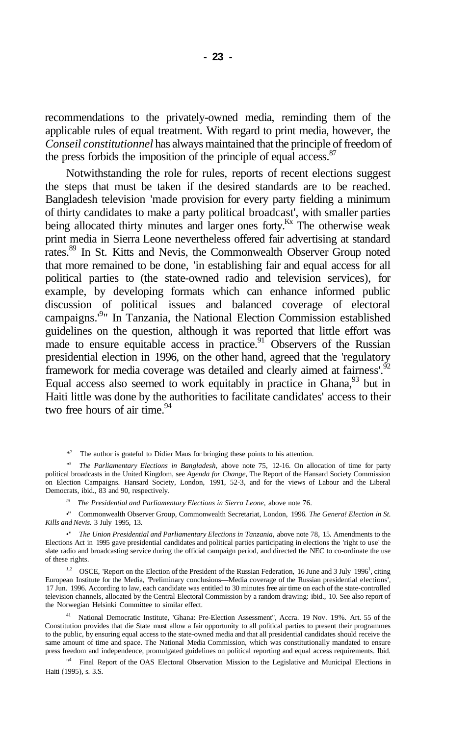recommendations to the privately-owned media, reminding them of the applicable rules of equal treatment. With regard to print media, however, the *Conseil constitutionnel* has always maintained that the principle of freedom of the press forbids the imposition of the principle of equal access.[87]

Notwithstanding the role for rules, reports of recent elections suggest the steps that must be taken if the desired standards are to be reached. Bangladesh television 'made provision for every party fielding a minimum of thirty candidates to make a party political broadcast', with smaller parties being allocated thirty minutes and larger ones forty.[Kx] The otherwise weak print media in Sierra Leone nevertheless offered fair advertising at standard rates.[89] In St. Kitts and Nevis, the Commonwealth Observer Group noted that more remained to be done, 'in establishing fair and equal access for all political parties to (the state-owned radio and television services), for example, by developing formats which can enhance informed public discussion of political issues and balanced coverage of electoral campaigns.'[9"] In Tanzania, the National Election Commission established guidelines on the question, although it was reported that little effort was made to ensure equitable access in practice.[91] Observers of the Russian presidential election in 1996, on the other hand, agreed that the 'regulatory framework for media coverage was detailed and clearly aimed at fairness'.[92] Equal access also seemed to work equitably in practice in Ghana,[93] but in Haiti little was done by the authorities to facilitate candidates' access to their two free hours of air time.[94]

---

[*7] The author is grateful to Didier Maus for bringing these points to his attention.

["s] *The Parliamentary Elections in Bangladesh,* above note 75, 12-16. On allocation of time for party political broadcasts in the United Kingdom, see *Agenda for Change,* The Report of the Hansard Society Commission on Election Campaigns. Hansard Society, London, 1991, 52-3, and for the views of Labour and the Liberal Democrats, ibid., 83 and 90, respectively.

[m] *The Presidential and Parliamentary Elections in Sierra Leone,* above note 76.

[•"] Commonwealth Observer Group, Commonwealth Secretariat, London, 1996. *The Genera! Election in St. Kills and Nevis.* 3 July 1995, 13.

[•"] *The Union Presidential and Parliamentary Elections in Tanzania,* above note 78, 15. Amendments to the Elections Act in 1995 gave presidential candidates and political parties participating in elections the 'right to use' the slate radio and broadcasting service during the official campaign period, and directed the NEC to co-ordinate the use of these rights.

[1,2] OSCE, 'Report on the Election of the President of the Russian Federation, 16 June and 3 July 1996[1], citing European Institute for the Media, 'Preliminary conclusions—Media coverage of the Russian presidential elections', 17 Jun. 1996. According to law, each candidate was entitled to 30 minutes free air time on each of the state-controlled television channels, allocated by the Central Electoral Commission by a random drawing: ibid., 10. See also report of the Norwegian Helsinki Committee to similar effect.

[41] National Democratic Institute, 'Ghana: Pre-Election Assessment", Accra. 19 Nov. 19%. Art. 55 of the Constitution provides that die State must allow a fair opportunity to all political parties to present their programmes to the public, by ensuring equal access to the state-owned media and that all presidential candidates should receive the same amount of time and space. The National Media Commission, which was constitutionally mandated to ensure press freedom and independence, promulgated guidelines on political reporting and equal access requirements. Ibid.

["4] Final Report of the OAS Electoral Observation Mission to the Legislative and Municipal Elections in Haiti (1995), s. 3.S.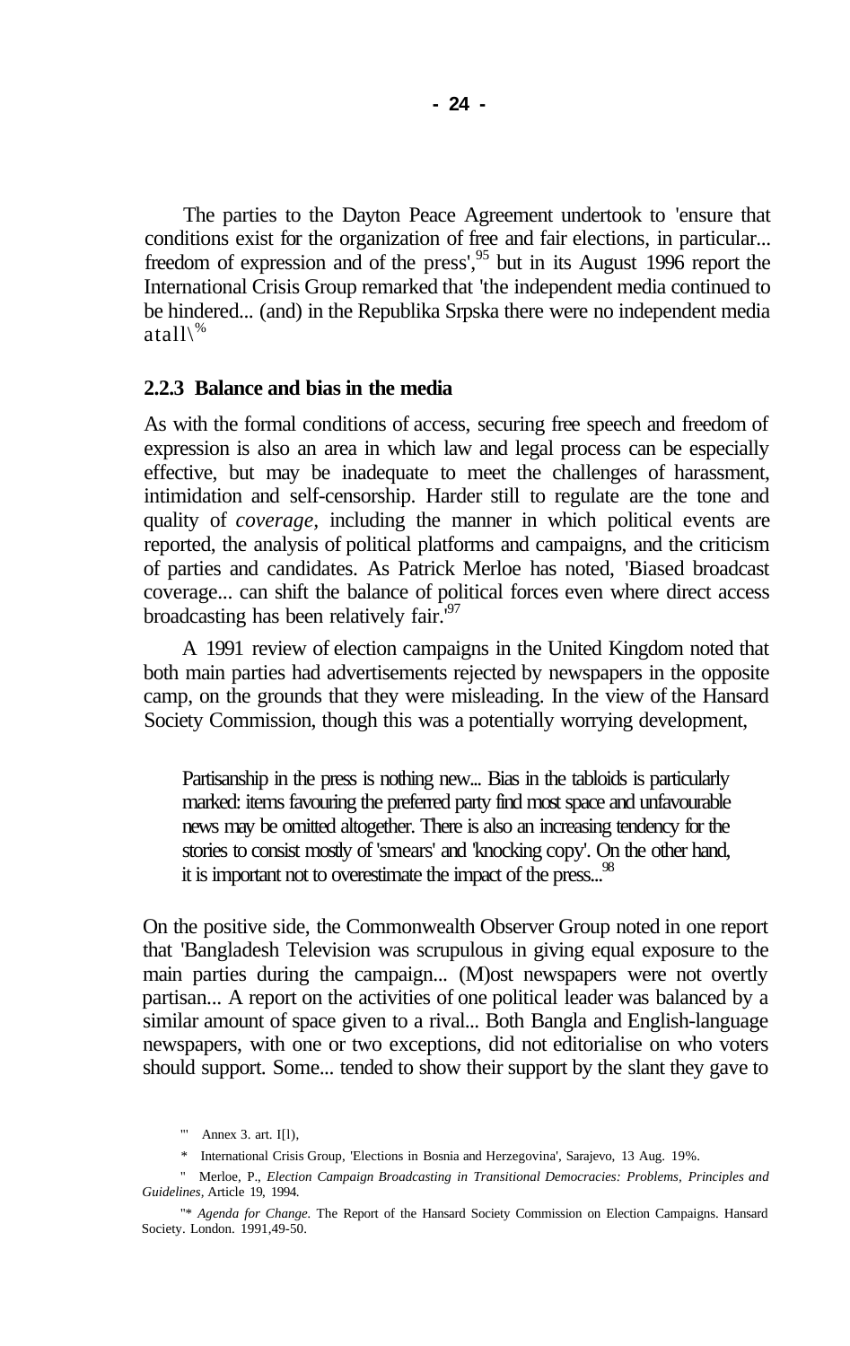The parties to the Dayton Peace Agreement undertook to 'ensure that conditions exist for the organization of free and fair elections, in particular... freedom of expression and of the press',[95] but in its August 1996 report the International Crisis Group remarked that 'the independent media continued to be hindered... (and) in the Republika Srpska there were no independent media at all'.[96]

### 2.2.3 Balance and bias in the media

As with the formal conditions of access, securing free speech and freedom of expression is also an area in which law and legal process can be especially effective, but may be inadequate to meet the challenges of harassment, intimidation and self-censorship. Harder still to regulate are the tone and quality of *coverage*, including the manner in which political events are reported, the analysis of political platforms and campaigns, and the criticism of parties and candidates. As Patrick Merloe has noted, 'Biased broadcast coverage... can shift the balance of political forces even where direct access broadcasting has been relatively fair.'[97]

A 1991 review of election campaigns in the United Kingdom noted that both main parties had advertisements rejected by newspapers in the opposite camp, on the grounds that they were misleading. In the view of the Hansard Society Commission, though this was a potentially worrying development,

> Partisanship in the press is nothing new... Bias in the tabloids is particularly marked: items favouring the preferred party find most space and unfavourable news may be omitted altogether. There is also an increasing tendency for the stories to consist mostly of 'smears' and 'knocking copy'. On the other hand, it is important not to overestimate the impact of the press...[98]

On the positive side, the Commonwealth Observer Group noted in one report that 'Bangladesh Television was scrupulous in giving equal exposure to the main parties during the campaign... (M)ost newspapers were not overtly partisan... A report on the activities of one political leader was balanced by a similar amount of space given to a rival... Both Bangla and English-language newspapers, with one or two exceptions, did not editorialise on who voters should support. Some... tended to show their support by the slant they gave to

---

[95] Annex 3. art. I(1),

[96] International Crisis Group, 'Elections in Bosnia and Herzegovina', Sarajevo, 13 Aug. 1996.

[97] Merloe, P., *Election Campaign Broadcasting in Transitional Democracies: Problems, Principles and Guidelines*, Article 19, 1994.

[98] *Agenda for Change*. The Report of the Hansard Society Commission on Election Campaigns. Hansard Society. London. 1991,49-50.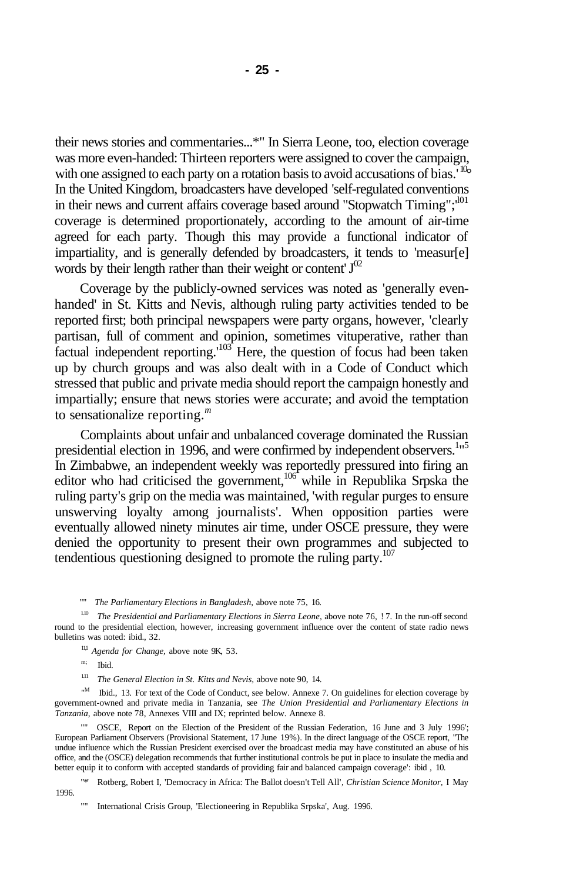their news stories and commentaries...*" In Sierra Leone, too, election coverage was more even-handed: Thirteen reporters were assigned to cover the campaign, with one assigned to each party on a rotation basis to avoid accusations of bias.'[100] In the United Kingdom, broadcasters have developed 'self-regulated conventions in their news and current affairs coverage based around "Stopwatch Timing";'[101] coverage is determined proportionately, according to the amount of air-time agreed for each party. Though this may provide a functional indicator of impartiality, and is generally defended by broadcasters, it tends to 'measur[e] words by their length rather than their weight or content'.[102]

Coverage by the publicly-owned services was noted as 'generally even-handed' in St. Kitts and Nevis, although ruling party activities tended to be reported first; both principal newspapers were party organs, however, 'clearly partisan, full of comment and opinion, sometimes vituperative, rather than factual independent reporting.'[103] Here, the question of focus had been taken up by church groups and was also dealt with in a Code of Conduct which stressed that public and private media should report the campaign honestly and impartially; ensure that news stories were accurate; and avoid the temptation to sensationalize reporting.[104]

Complaints about unfair and unbalanced coverage dominated the Russian presidential election in 1996, and were confirmed by independent observers.[105] In Zimbabwe, an independent weekly was reportedly pressured into firing an editor who had criticised the government,[106] while in Republika Srpska the ruling party's grip on the media was maintained, 'with regular purges to ensure unswerving loyalty among journalists'. When opposition parties were eventually allowed ninety minutes air time, under OSCE pressure, they were denied the opportunity to present their own programmes and subjected to tendentious questioning designed to promote the ruling party.[107]

---

[99] *The Parliamentary Elections in Bangladesh,* above note 75, 16.

[100] *The Presidential and Parliamentary Elections in Sierra Leone,* above note 76, 17. In the run-off second round to the presidential election, however, increasing government influence over the content of state radio news bulletins was noted: ibid., 32.

[101] *Agenda for Change,* above note 9K, 53.

[102] Ibid.

[103] *The General Election in St. Kitts and Nevis,* above note 90, 14.

[104] Ibid., 13. For text of the Code of Conduct, see below. Annexe 7. On guidelines for election coverage by government-owned and private media in Tanzania, see *The Union Presidential and Parliamentary Elections in Tanzania,* above note 78, Annexes VIII and IX; reprinted below. Annexe 8.

[105] OSCE, Report on the Election of the President of the Russian Federation, 16 June and 3 July 1996'; European Parliament Observers (Provisional Statement, 17 June 19%). In the direct language of the OSCE report, "The undue influence which the Russian President exercised over the broadcast media may have constituted an abuse of his office, and the (OSCE) delegation recommends that further institutional controls be put in place to insulate the media and better equip it to conform with accepted standards of providing fair and balanced campaign coverage': ibid , 10.

[106] Rotberg, Robert I, 'Democracy in Africa: The Ballot doesn't Tell All', *Christian Science Monitor,* I May 1996.

[107] International Crisis Group, 'Electioneering in Republika Srpska', Aug. 1996.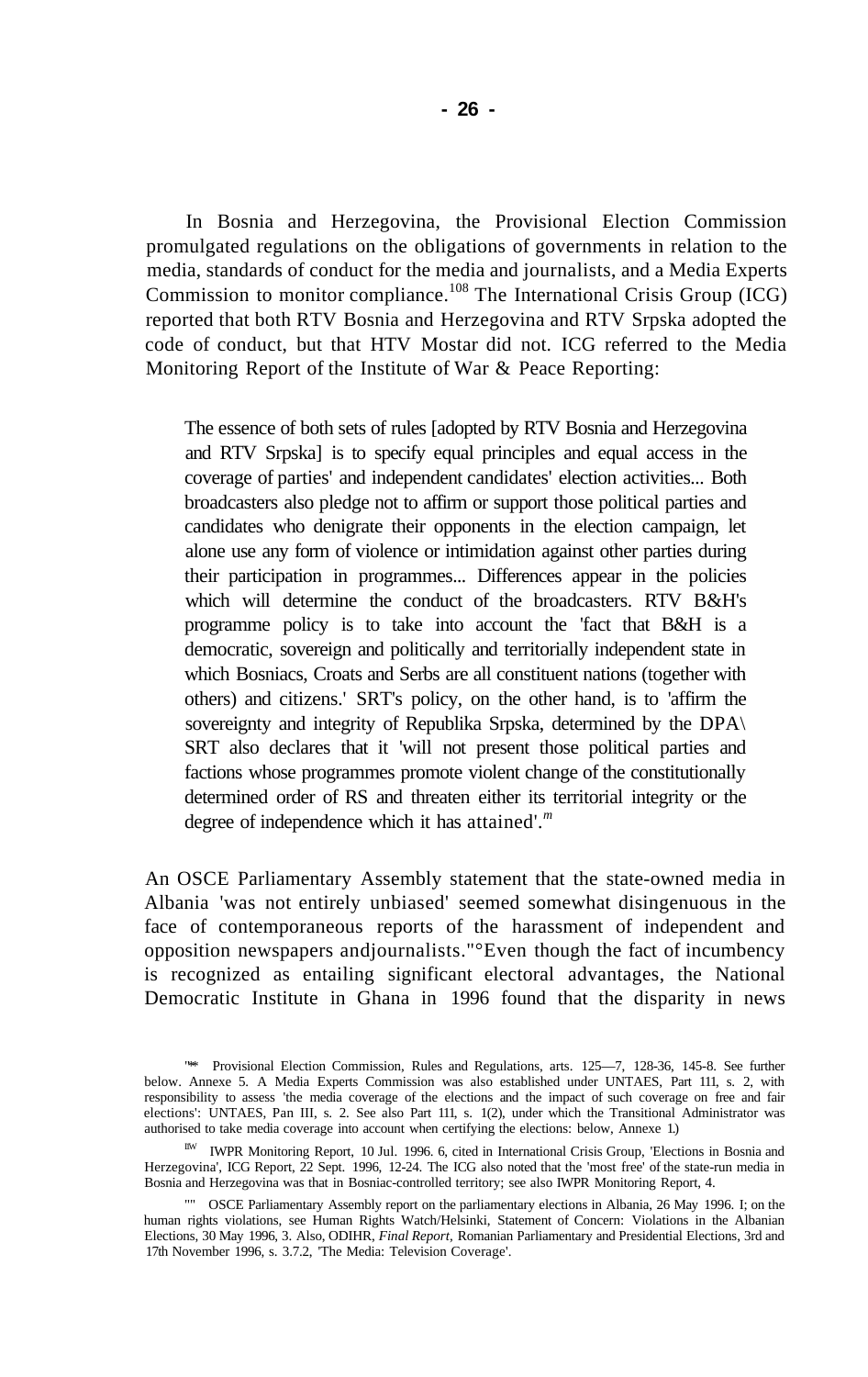In Bosnia and Herzegovina, the Provisional Election Commission promulgated regulations on the obligations of governments in relation to the media, standards of conduct for the media and journalists, and a Media Experts Commission to monitor compliance.[108] The International Crisis Group (ICG) reported that both RTV Bosnia and Herzegovina and RTV Srpska adopted the code of conduct, but that HTV Mostar did not. ICG referred to the Media Monitoring Report of the Institute of War & Peace Reporting:

> The essence of both sets of rules [adopted by RTV Bosnia and Herzegovina and RTV Srpska] is to specify equal principles and equal access in the coverage of parties' and independent candidates' election activities... Both broadcasters also pledge not to affirm or support those political parties and candidates who denigrate their opponents in the election campaign, let alone use any form of violence or intimidation against other parties during their participation in programmes... Differences appear in the policies which will determine the conduct of the broadcasters. RTV B&H's programme policy is to take into account the 'fact that B&H is a democratic, sovereign and politically and territorially independent state in which Bosniacs, Croats and Serbs are all constituent nations (together with others) and citizens.' SRT's policy, on the other hand, is to 'affirm the sovereignty and integrity of Republika Srpska, determined by the DPA'. SRT also declares that it 'will not present those political parties and factions whose programmes promote violent change of the constitutionally determined order of RS and threaten either its territorial integrity or the degree of independence which it has attained'.[109]

An OSCE Parliamentary Assembly statement that the state-owned media in Albania 'was not entirely unbiased' seemed somewhat disingenuous in the face of contemporaneous reports of the harassment of independent and opposition newspapers and journalists.[110] Even though the fact of incumbency is recognized as entailing significant electoral advantages, the National Democratic Institute in Ghana in 1996 found that the disparity in news

---

[108] Provisional Election Commission, Rules and Regulations, arts. 125—7, 128-36, 145-8. See further below. Annexe 5. A Media Experts Commission was also established under UNTAES, Part III, s. 2, with responsibility to assess 'the media coverage of the elections and the impact of such coverage on free and fair elections': UNTAES, Part III, s. 2. See also Part III, s. 1(2), under which the Transitional Administrator was authorised to take media coverage into account when certifying the elections: below, Annexe 1.)

[109] IWPR Monitoring Report, 10 Jul. 1996. 6, cited in International Crisis Group, 'Elections in Bosnia and Herzegovina', ICG Report, 22 Sept. 1996, 12-24. The ICG also noted that the 'most free' of the state-run media in Bosnia and Herzegovina was that in Bosniac-controlled territory; see also IWPR Monitoring Report, 4.

[110] OSCE Parliamentary Assembly report on the parliamentary elections in Albania, 26 May 1996. I; on the human rights violations, see Human Rights Watch/Helsinki, Statement of Concern: Violations in the Albanian Elections, 30 May 1996, 3. Also, ODIHR, *Final Report*, Romanian Parliamentary and Presidential Elections, 3rd and 17th November 1996, s. 3.7.2, 'The Media: Television Coverage'.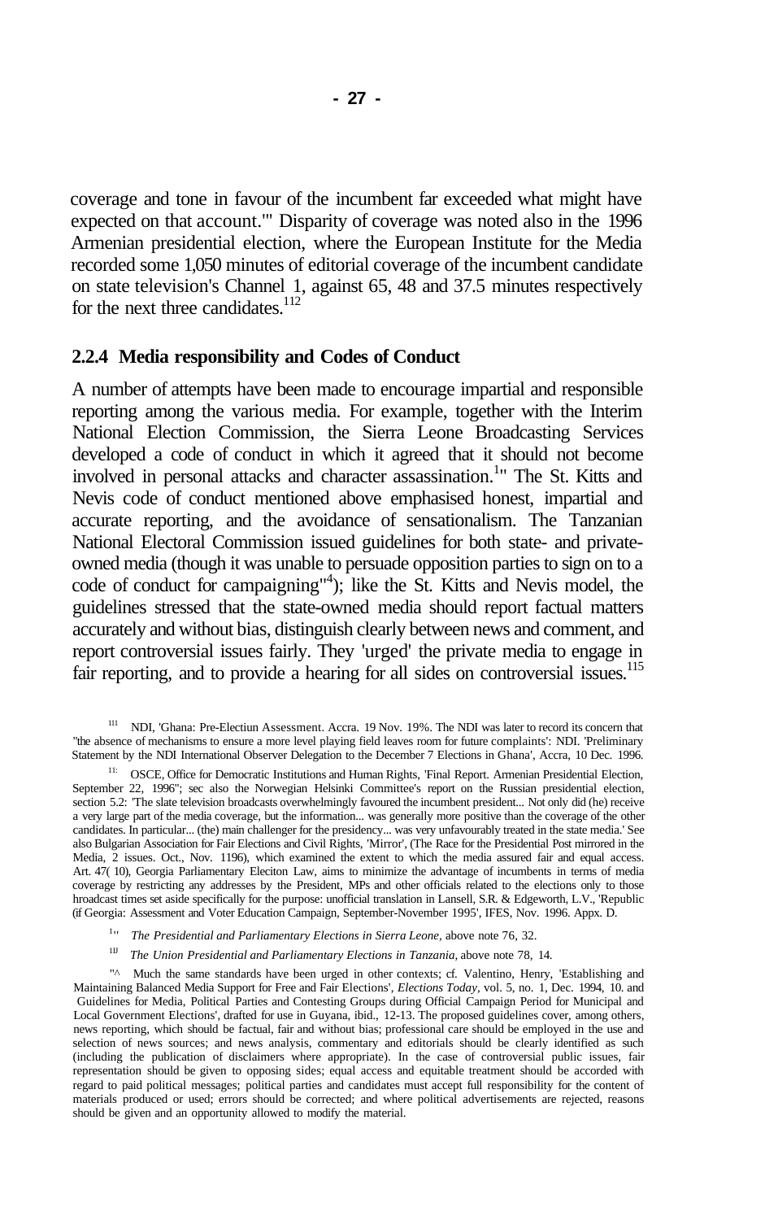coverage and tone in favour of the incumbent far exceeded what might have expected on that account.'" Disparity of coverage was noted also in the 1996 Armenian presidential election, where the European Institute for the Media recorded some 1,050 minutes of editorial coverage of the incumbent candidate on state television's Channel 1, against 65, 48 and 37.5 minutes respectively for the next three candidates.[112]

### 2.2.4 Media responsibility and Codes of Conduct

A number of attempts have been made to encourage impartial and responsible reporting among the various media. For example, together with the Interim National Election Commission, the Sierra Leone Broadcasting Services developed a code of conduct in which it agreed that it should not become involved in personal attacks and character assassination.[1'"] The St. Kitts and Nevis code of conduct mentioned above emphasised honest, impartial and accurate reporting, and the avoidance of sensationalism. The Tanzanian National Electoral Commission issued guidelines for both state- and private-owned media (though it was unable to persuade opposition parties to sign on to a code of conduct for campaigning"[4]); like the St. Kitts and Nevis model, the guidelines stressed that the state-owned media should report factual matters accurately and without bias, distinguish clearly between news and comment, and report controversial issues fairly. They 'urged' the private media to engage in fair reporting, and to provide a hearing for all sides on controversial issues.[115]

---

[111] NDI, 'Ghana: Pre-Electiun Assessment. Accra. 19 Nov. 19%. The NDI was later to record its concern that "the absence of mechanisms to ensure a more level playing field leaves room for future complaints': NDI. 'Preliminary Statement by the NDI International Observer Delegation to the December 7 Elections in Ghana', Accra, 10 Dec. 1996.

[11:] OSCE, Office for Democratic Institutions and Human Rights, 'Final Report. Armenian Presidential Election, September 22, 1996"; sec also the Norwegian Helsinki Committee's report on the Russian presidential election, section 5.2: 'The slate television broadcasts overwhelmingly favoured the incumbent president... Not only did (he) receive a very large part of the media coverage, but the information... was generally more positive than the coverage of the other candidates. In particular... (the) main challenger for the presidency... was very unfavourably treated in the state media.' See also Bulgarian Association for Fair Elections and Civil Rights, 'Mirror', (The Race for the Presidential Post mirrored in the Media, 2 issues. Oct., Nov. 1196), which examined the extent to which the media assured fair and equal access. Art. 47( 10), Georgia Parliamentary Eleciton Law, aims to minimize the advantage of incumbents in terms of media coverage by restricting any addresses by the President, MPs and other officials related to the elections only to those hroadcast times set aside specifically for the purpose: unofficial translation in Lansell, S.R. & Edgeworth, L.V., 'Republic (if Georgia: Assessment and Voter Education Campaign, September-November 1995', IFES, Nov. 1996. Appx. D.

[1'"] *The Presidential and Parliamentary Elections in Sierra Leone*, above note 76, 32.

[1IJ] *The Union Presidential and Parliamentary Elections in Tanzania*, above note 78, 14.

["^] Much the same standards have been urged in other contexts; cf. Valentino, Henry, 'Establishing and Maintaining Balanced Media Support for Free and Fair Elections', *Elections Today*, vol. 5, no. 1, Dec. 1994, 10. and Guidelines for Media, Political Parties and Contesting Groups during Official Campaign Period for Municipal and Local Government Elections', drafted for use in Guyana, ibid., 12-13. The proposed guidelines cover, among others, news reporting, which should be factual, fair and without bias; professional care should be employed in the use and selection of news sources; and news analysis, commentary and editorials should be clearly identified as such (including the publication of disclaimers where appropriate). In the case of controversial public issues, fair representation should be given to opposing sides; equal access and equitable treatment should be accorded with regard to paid political messages; political parties and candidates must accept full responsibility for the content of materials produced or used; errors should be corrected; and where political advertisements are rejected, reasons should be given and an opportunity allowed to modify the material.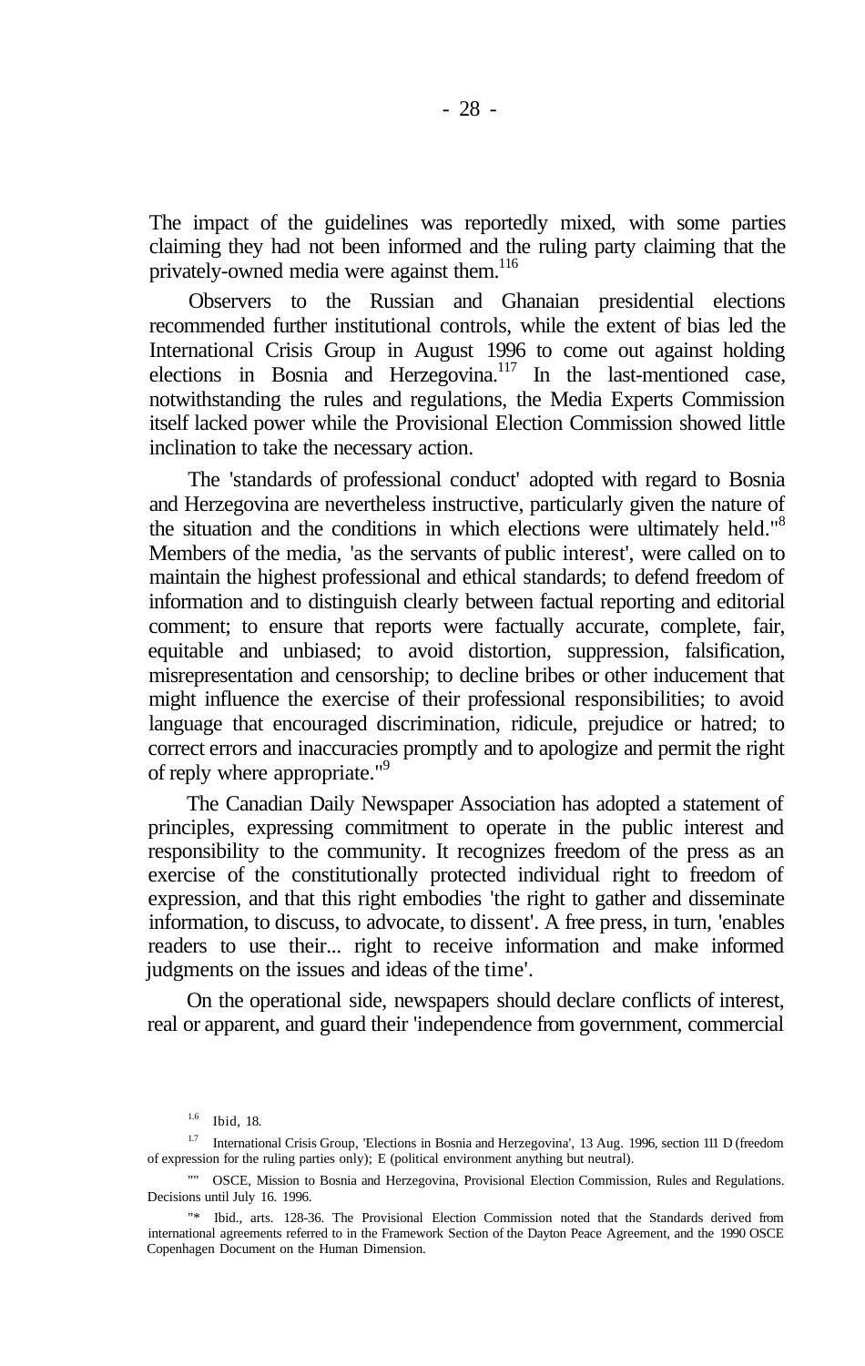The impact of the guidelines was reportedly mixed, with some parties claiming they had not been informed and the ruling party claiming that the privately-owned media were against them.[116]

Observers to the Russian and Ghanaian presidential elections recommended further institutional controls, while the extent of bias led the International Crisis Group in August 1996 to come out against holding elections in Bosnia and Herzegovina.[117] In the last-mentioned case, notwithstanding the rules and regulations, the Media Experts Commission itself lacked power while the Provisional Election Commission showed little inclination to take the necessary action.

The 'standards of professional conduct' adopted with regard to Bosnia and Herzegovina are nevertheless instructive, particularly given the nature of the situation and the conditions in which elections were ultimately held.[118] Members of the media, 'as the servants of public interest', were called on to maintain the highest professional and ethical standards; to defend freedom of information and to distinguish clearly between factual reporting and editorial comment; to ensure that reports were factually accurate, complete, fair, equitable and unbiased; to avoid distortion, suppression, falsification, misrepresentation and censorship; to decline bribes or other inducement that might influence the exercise of their professional responsibilities; to avoid language that encouraged discrimination, ridicule, prejudice or hatred; to correct errors and inaccuracies promptly and to apologize and permit the right of reply where appropriate.[119]

The Canadian Daily Newspaper Association has adopted a statement of principles, expressing commitment to operate in the public interest and responsibility to the community. It recognizes freedom of the press as an exercise of the constitutionally protected individual right to freedom of expression, and that this right embodies 'the right to gather and disseminate information, to discuss, to advocate, to dissent'. A free press, in turn, 'enables readers to use their... right to receive information and make informed judgments on the issues and ideas of the time'.

On the operational side, newspapers should declare conflicts of interest, real or apparent, and guard their 'independence from government, commercial

[116] Ibid, 18.

[117] International Crisis Group, 'Elections in Bosnia and Herzegovina', 13 Aug. 1996, section 111 D (freedom of expression for the ruling parties only); E (political environment anything but neutral).

[118] OSCE, Mission to Bosnia and Herzegovina, Provisional Election Commission, Rules and Regulations. Decisions until July 16. 1996.

[119] Ibid., arts. 128-36. The Provisional Election Commission noted that the Standards derived from international agreements referred to in the Framework Section of the Dayton Peace Agreement, and the 1990 OSCE Copenhagen Document on the Human Dimension.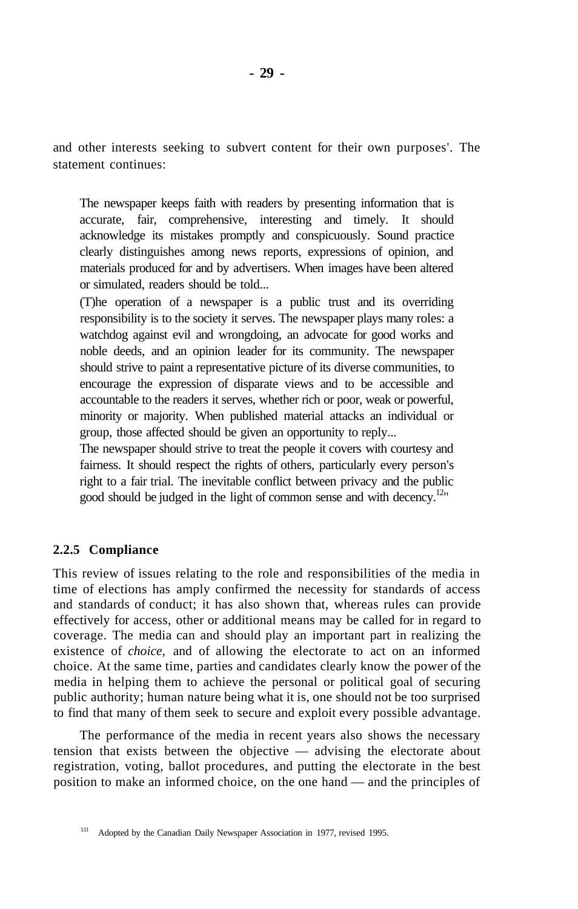and other interests seeking to subvert content for their own purposes'. The statement continues:

> The newspaper keeps faith with readers by presenting information that is accurate, fair, comprehensive, interesting and timely. It should acknowledge its mistakes promptly and conspicuously. Sound practice clearly distinguishes among news reports, expressions of opinion, and materials produced for and by advertisers. When images have been altered or simulated, readers should be told...
>
> (T)he operation of a newspaper is a public trust and its overriding responsibility is to the society it serves. The newspaper plays many roles: a watchdog against evil and wrongdoing, an advocate for good works and noble deeds, and an opinion leader for its community. The newspaper should strive to paint a representative picture of its diverse communities, to encourage the expression of disparate views and to be accessible and accountable to the readers it serves, whether rich or poor, weak or powerful, minority or majority. When published material attacks an individual or group, those affected should be given an opportunity to reply...
>
> The newspaper should strive to treat the people it covers with courtesy and fairness. It should respect the rights of others, particularly every person's right to a fair trial. The inevitable conflict between privacy and the public good should be judged in the light of common sense and with decency.[12]"

### 2.2.5 Compliance

This review of issues relating to the role and responsibilities of the media in time of elections has amply confirmed the necessity for standards of access and standards of conduct; it has also shown that, whereas rules can provide effectively for access, other or additional means may be called for in regard to coverage. The media can and should play an important part in realizing the existence of *choice*, and of allowing the electorate to act on an informed choice. At the same time, parties and candidates clearly know the power of the media in helping them to achieve the personal or political goal of securing public authority; human nature being what it is, one should not be too surprised to find that many of them seek to secure and exploit every possible advantage.

The performance of the media in recent years also shows the necessary tension that exists between the objective — advising the electorate about registration, voting, ballot procedures, and putting the electorate in the best position to make an informed choice, on the one hand — and the principles of

[111] Adopted by the Canadian Daily Newspaper Association in 1977, revised 1995.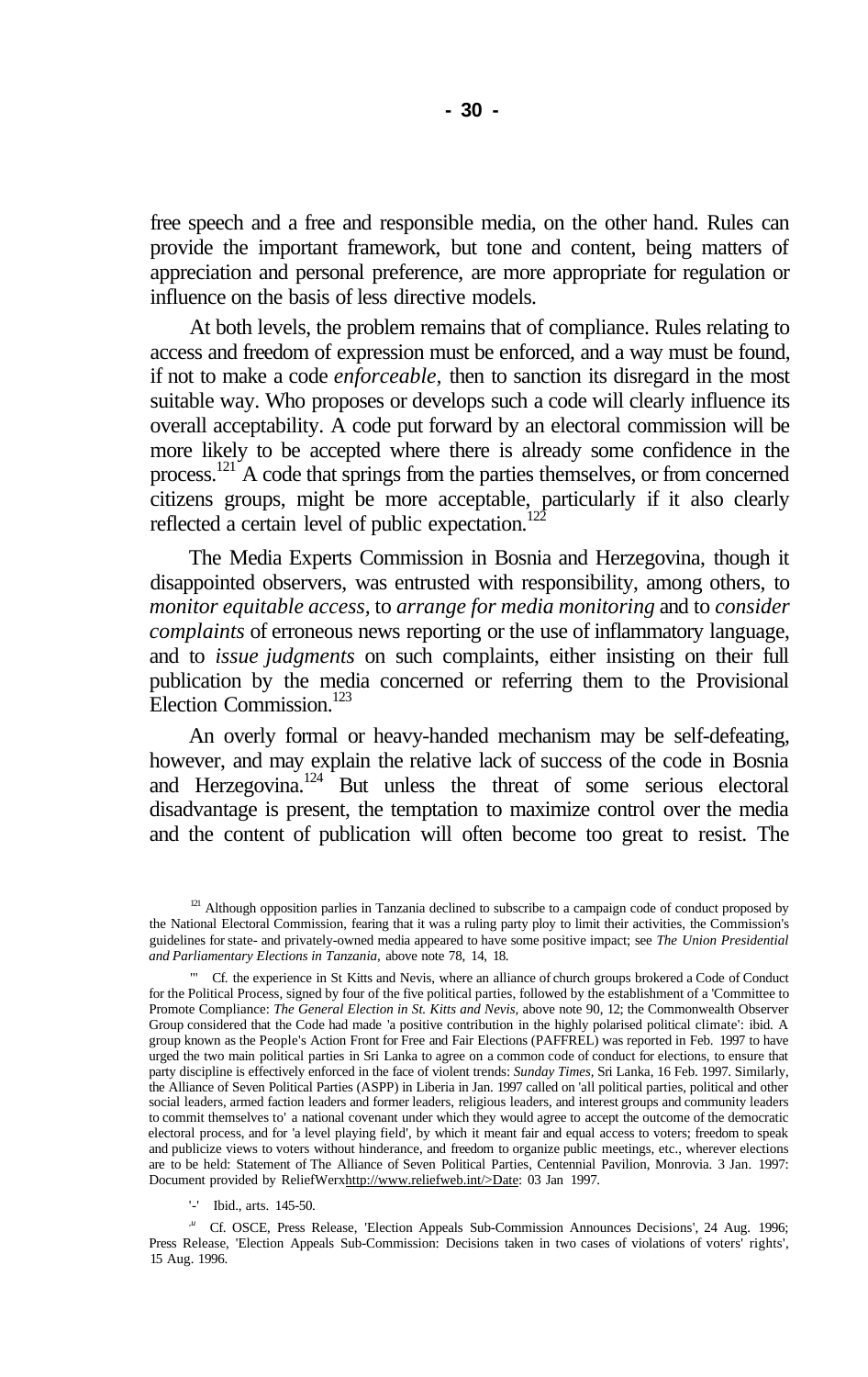free speech and a free and responsible media, on the other hand. Rules can provide the important framework, but tone and content, being matters of appreciation and personal preference, are more appropriate for regulation or influence on the basis of less directive models.

At both levels, the problem remains that of compliance. Rules relating to access and freedom of expression must be enforced, and a way must be found, if not to make a code *enforceable,* then to sanction its disregard in the most suitable way. Who proposes or develops such a code will clearly influence its overall acceptability. A code put forward by an electoral commission will be more likely to be accepted where there is already some confidence in the process.[121] A code that springs from the parties themselves, or from concerned citizens groups, might be more acceptable, particularly if it also clearly reflected a certain level of public expectation.[122]

The Media Experts Commission in Bosnia and Herzegovina, though it disappointed observers, was entrusted with responsibility, among others, to *monitor equitable access,* to *arrange for media monitoring* and to *consider complaints* of erroneous news reporting or the use of inflammatory language, and to *issue judgments* on such complaints, either insisting on their full publication by the media concerned or referring them to the Provisional Election Commission.[123]

An overly formal or heavy-handed mechanism may be self-defeating, however, and may explain the relative lack of success of the code in Bosnia and Herzegovina.[124] But unless the threat of some serious electoral disadvantage is present, the temptation to maximize control over the media and the content of publication will often become too great to resist. The

---

[121] Although opposition parlies in Tanzania declined to subscribe to a campaign code of conduct proposed by the National Electoral Commission, fearing that it was a ruling party ploy to limit their activities, the Commission's guidelines for state- and privately-owned media appeared to have some positive impact; see *The Union Presidential and Parliamentary Elections in Tanzania,* above note 78, 14, 18.

[122] Cf. the experience in St Kitts and Nevis, where an alliance of church groups brokered a Code of Conduct for the Political Process, signed by four of the five political parties, followed by the establishment of a 'Committee to Promote Compliance: *The General Election in St. Kitts and Nevis,* above note 90, 12; the Commonwealth Observer Group considered that the Code had made 'a positive contribution in the highly polarised political climate': ibid. A group known as the People's Action Front for Free and Fair Elections (PAFFREL) was reported in Feb. 1997 to have urged the two main political parties in Sri Lanka to agree on a common code of conduct for elections, to ensure that party discipline is effectively enforced in the face of violent trends: *Sunday Times,* Sri Lanka, 16 Feb. 1997. Similarly, the Alliance of Seven Political Parties (ASPP) in Liberia in Jan. 1997 called on 'all political parties, political and other social leaders, armed faction leaders and former leaders, religious leaders, and interest groups and community leaders to commit themselves to' a national covenant under which they would agree to accept the outcome of the democratic electoral process, and for 'a level playing field', by which it meant fair and equal access to voters; freedom to speak and publicize views to voters without hinderance, and freedom to organize public meetings, etc., wherever elections are to be held: Statement of The Alliance of Seven Political Parties, Centennial Pavilion, Monrovia. 3 Jan. 1997: Document provided by ReliefWerxhttp://www.reliefweb.int/>Date: 03 Jan 1997.

[123] Ibid., arts. 145-50.

[124] Cf. OSCE, Press Release, 'Election Appeals Sub-Commission Announces Decisions', 24 Aug. 1996; Press Release, 'Election Appeals Sub-Commission: Decisions taken in two cases of violations of voters' rights', 15 Aug. 1996.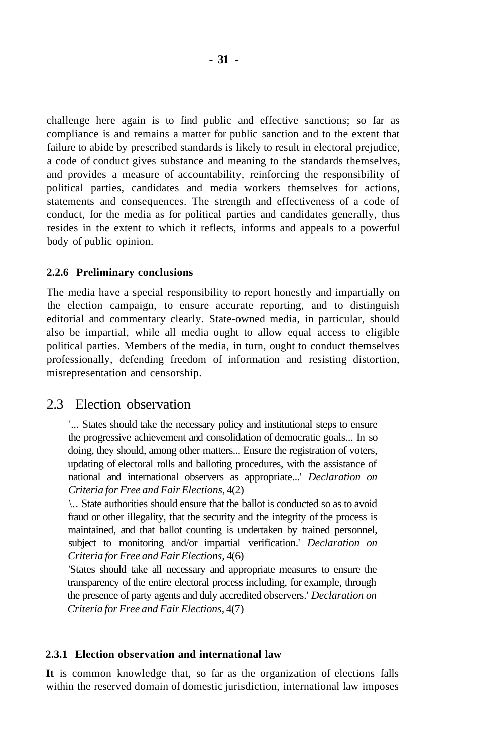challenge here again is to find public and effective sanctions; so far as compliance is and remains a matter for public sanction and to the extent that failure to abide by prescribed standards is likely to result in electoral prejudice, a code of conduct gives substance and meaning to the standards themselves, and provides a measure of accountability, reinforcing the responsibility of political parties, candidates and media workers themselves for actions, statements and consequences. The strength and effectiveness of a code of conduct, for the media as for political parties and candidates generally, thus resides in the extent to which it reflects, informs and appeals to a powerful body of public opinion.

### 2.2.6 Preliminary conclusions

The media have a special responsibility to report honestly and impartially on the election campaign, to ensure accurate reporting, and to distinguish editorial and commentary clearly. State-owned media, in particular, should also be impartial, while all media ought to allow equal access to eligible political parties. Members of the media, in turn, ought to conduct themselves professionally, defending freedom of information and resisting distortion, misrepresentation and censorship.

## 2.3 Election observation

> '... States should take the necessary policy and institutional steps to ensure the progressive achievement and consolidation of democratic goals... In so doing, they should, among other matters... Ensure the registration of voters, updating of electoral rolls and balloting procedures, with the assistance of national and international observers as appropriate...' *Declaration on Criteria for Free and Fair Elections*, 4(2)
>
> \.. State authorities should ensure that the ballot is conducted so as to avoid fraud or other illegality, that the security and the integrity of the process is maintained, and that ballot counting is undertaken by trained personnel, subject to monitoring and/or impartial verification.' *Declaration on Criteria for Free and Fair Elections*, 4(6)
>
> 'States should take all necessary and appropriate measures to ensure the transparency of the entire electoral process including, for example, through the presence of party agents and duly accredited observers.' *Declaration on Criteria for Free and Fair Elections*, 4(7)

### 2.3.1 Election observation and international law

**It** is common knowledge that, so far as the organization of elections falls within the reserved domain of domestic jurisdiction, international law imposes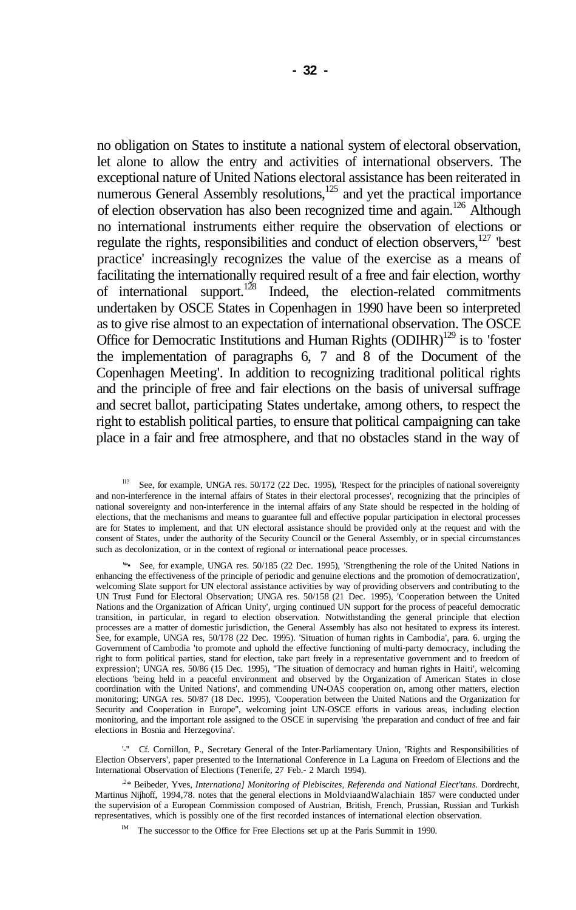no obligation on States to institute a national system of electoral observation, let alone to allow the entry and activities of international observers. The exceptional nature of United Nations electoral assistance has been reiterated in numerous General Assembly resolutions,[125] and yet the practical importance of election observation has also been recognized time and again.[126] Although no international instruments either require the observation of elections or regulate the rights, responsibilities and conduct of election observers,[127] 'best practice' increasingly recognizes the value of the exercise as a means of facilitating the internationally required result of a free and fair election, worthy of international support.[128] Indeed, the election-related commitments undertaken by OSCE States in Copenhagen in 1990 have been so interpreted as to give rise almost to an expectation of international observation. The OSCE Office for Democratic Institutions and Human Rights (ODIHR)[129] is to 'foster the implementation of paragraphs 6, 7 and 8 of the Document of the Copenhagen Meeting'. In addition to recognizing traditional political rights and the principle of free and fair elections on the basis of universal suffrage and secret ballot, participating States undertake, among others, to respect the right to establish political parties, to ensure that political campaigning can take place in a fair and free atmosphere, and that no obstacles stand in the way of

---

[125] See, for example, UNGA res. 50/172 (22 Dec. 1995), 'Respect for the principles of national sovereignty and non-interference in the internal affairs of States in their electoral processes', recognizing that the principles of national sovereignty and non-interference in the internal affairs of any State should be respected in the holding of elections, that the mechanisms and means to guarantee full and effective popular participation in electoral processes are for States to implement, and that UN electoral assistance should be provided only at the request and with the consent of States, under the authority of the Security Council or the General Assembly, or in special circumstances such as decolonization, or in the context of regional or international peace processes.

[126] See, for example, UNGA res. 50/185 (22 Dec. 1995), 'Strengthening the role of the United Nations in enhancing the effectiveness of the principle of periodic and genuine elections and the promotion of democratization', welcoming Slate support for UN electoral assistance activities by way of providing observers and contributing to the UN Trust Fund for Electoral Observation; UNGA res. 50/158 (21 Dec. 1995), 'Cooperation between the United Nations and the Organization of African Unity', urging continued UN support for the process of peaceful democratic transition, in particular, in regard to election observation. Notwithstanding the general principle that election processes are a matter of domestic jurisdiction, the General Assembly has also not hesitated to express its interest. See, for example, UNGA res, 50/178 (22 Dec. 1995). 'Situation of human rights in Cambodia', para. 6. urging the Government of Cambodia 'to promote and uphold the effective functioning of multi-party democracy, including the right to form political parties, stand for election, take part freely in a representative government and to freedom of expression'; UNGA res. 50/86 (15 Dec. 1995), "The situation of democracy and human rights in Haiti', welcoming elections 'being held in a peaceful environment and observed by the Organization of American States in close coordination with the United Nations', and commending UN-OAS cooperation on, among other matters, election monitoring; UNGA res. 50/87 (18 Dec. 1995), 'Cooperation between the United Nations and the Organization for Security and Cooperation in Europe", welcoming joint UN-OSCE efforts in various areas, including election monitoring, and the important role assigned to the OSCE in supervising 'the preparation and conduct of free and fair elections in Bosnia and Herzegovina'.

[127] Cf. Cornillon, P., Secretary General of the Inter-Parliamentary Union, 'Rights and Responsibilities of Election Observers', paper presented to the International Conference in La Laguna on Freedom of Elections and the International Observation of Elections (Tenerife, 27 Feb.- 2 March 1994).

[128] Beibeder, Yves, *Internationa] Monitoring of Plebiscites, Referenda and National Elect'tans.* Dordrecht, Martinus Nijhoff, 1994,78. notes that the general elections in MoldviaandWalachiain 1857 were conducted under the supervision of a European Commission composed of Austrian, British, French, Prussian, Russian and Turkish representatives, which is possibly one of the first recorded instances of international election observation.

[129] The successor to the Office for Free Elections set up at the Paris Summit in 1990.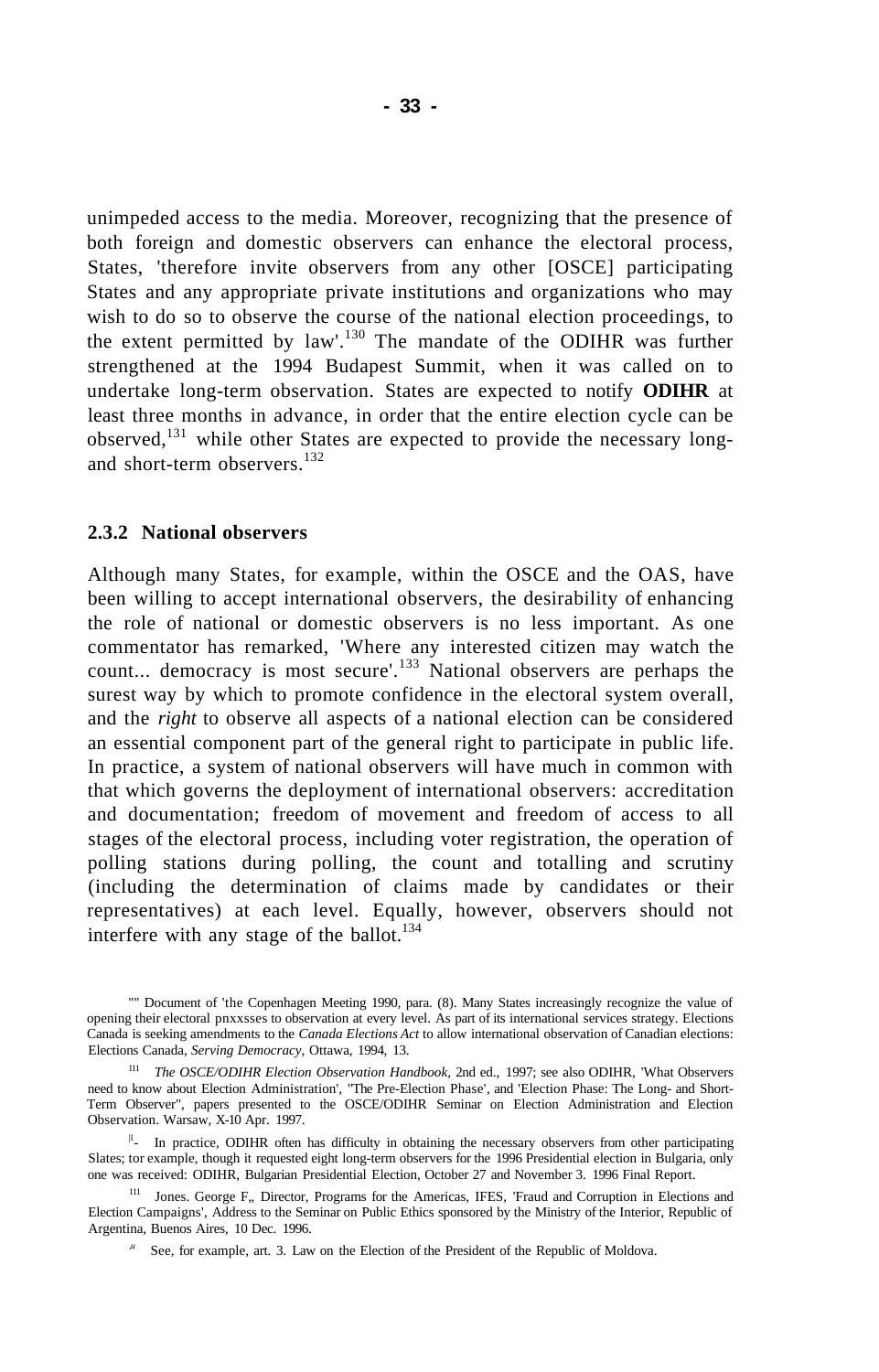unimpeded access to the media. Moreover, recognizing that the presence of both foreign and domestic observers can enhance the electoral process, States, 'therefore invite observers from any other [OSCE] participating States and any appropriate private institutions and organizations who may wish to do so to observe the course of the national election proceedings, to the extent permitted by law'.[130] The mandate of the ODIHR was further strengthened at the 1994 Budapest Summit, when it was called on to undertake long-term observation. States are expected to notify **ODIHR** at least three months in advance, in order that the entire election cycle can be observed,[131] while other States are expected to provide the necessary long- and short-term observers.[132]

### 2.3.2 National observers

Although many States, for example, within the OSCE and the OAS, have been willing to accept international observers, the desirability of enhancing the role of national or domestic observers is no less important. As one commentator has remarked, 'Where any interested citizen may watch the count... democracy is most secure'.[133] National observers are perhaps the surest way by which to promote confidence in the electoral system overall, and the *right* to observe all aspects of a national election can be considered an essential component part of the general right to participate in public life. In practice, a system of national observers will have much in common with that which governs the deployment of international observers: accreditation and documentation; freedom of movement and freedom of access to all stages of the electoral process, including voter registration, the operation of polling stations during polling, the count and totalling and scrutiny (including the determination of claims made by candidates or their representatives) at each level. Equally, however, observers should not interfere with any stage of the ballot.[134]

---

"" Document of 'the Copenhagen Meeting 1990, para. (8). Many States increasingly recognize the value of opening their electoral pnxxsses to observation at every level. As part of its international services strategy. Elections Canada is seeking amendments to the *Canada Elections Act* to allow international observation of Canadian elections: Elections Canada, *Serving Democracy,* Ottawa, 1994, 13.

111 *The OSCE/ODIHR Election Observation Handbook*, 2nd ed., 1997; see also ODIHR, 'What Observers need to know about Election Administration', "The Pre-Election Phase', and 'Election Phase: The Long- and Short-Term Observer", papers presented to the OSCE/ODIHR Seminar on Election Administration and Election Observation. Warsaw, X-10 Apr. 1997.

|!- In practice, ODIHR often has difficulty in obtaining the necessary observers from other participating Slates; tor example, though it requested eight long-term observers for the 1996 Presidential election in Bulgaria, only one was received: ODIHR, Bulgarian Presidential Election, October 27 and November 3. 1996 Final Report.

111 Jones. George F„ Director, Programs for the Americas, IFES, 'Fraud and Corruption in Elections and Election Campaigns', Address to the Seminar on Public Ethics sponsored by the Ministry of the Interior, Republic of Argentina, Buenos Aires, 10 Dec. 1996.

,1i See, for example, art. 3. Law on the Election of the President of the Republic of Moldova.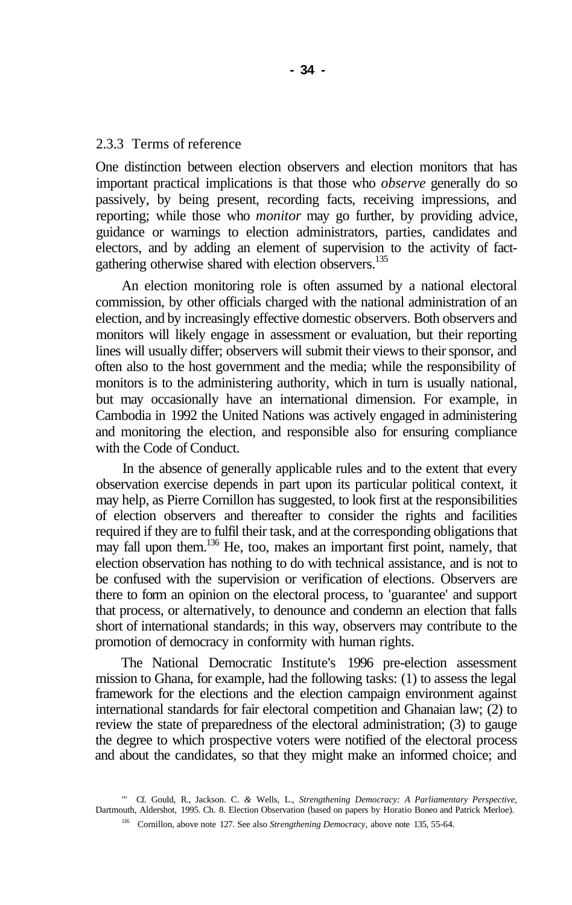### 2.3.3 Terms of reference

One distinction between election observers and election monitors that has important practical implications is that those who *observe* generally do so passively, by being present, recording facts, receiving impressions, and reporting; while those who *monitor* may go further, by providing advice, guidance or warnings to election administrators, parties, candidates and electors, and by adding an element of supervision to the activity of fact-gathering otherwise shared with election observers.[135]

An election monitoring role is often assumed by a national electoral commission, by other officials charged with the national administration of an election, and by increasingly effective domestic observers. Both observers and monitors will likely engage in assessment or evaluation, but their reporting lines will usually differ; observers will submit their views to their sponsor, and often also to the host government and the media; while the responsibility of monitors is to the administering authority, which in turn is usually national, but may occasionally have an international dimension. For example, in Cambodia in 1992 the United Nations was actively engaged in administering and monitoring the election, and responsible also for ensuring compliance with the Code of Conduct.

In the absence of generally applicable rules and to the extent that every observation exercise depends in part upon its particular political context, it may help, as Pierre Cornillon has suggested, to look first at the responsibilities of election observers and thereafter to consider the rights and facilities required if they are to fulfil their task, and at the corresponding obligations that may fall upon them.[136] He, too, makes an important first point, namely, that election observation has nothing to do with technical assistance, and is not to be confused with the supervision or verification of elections. Observers are there to form an opinion on the electoral process, to 'guarantee' and support that process, or alternatively, to denounce and condemn an election that falls short of international standards; in this way, observers may contribute to the promotion of democracy in conformity with human rights.

The National Democratic Institute's 1996 pre-election assessment mission to Ghana, for example, had the following tasks: (1) to assess the legal framework for the elections and the election campaign environment against international standards for fair electoral competition and Ghanaian law; (2) to review the state of preparedness of the electoral administration; (3) to gauge the degree to which prospective voters were notified of the electoral process and about the candidates, so that they might make an informed choice; and

[135] Cf. Gould, R., Jackson. C. & Wells, L., *Strengthening Democracy: A Parliamentary Perspective*, Dartmouth, Aldershot, 1995. Ch. 8. Election Observation (based on papers by Horatio Boneo and Patrick Merloe).

[136] Cornillon, above note 127. See also *Strengthening Democracy*, above note 135, 55-64.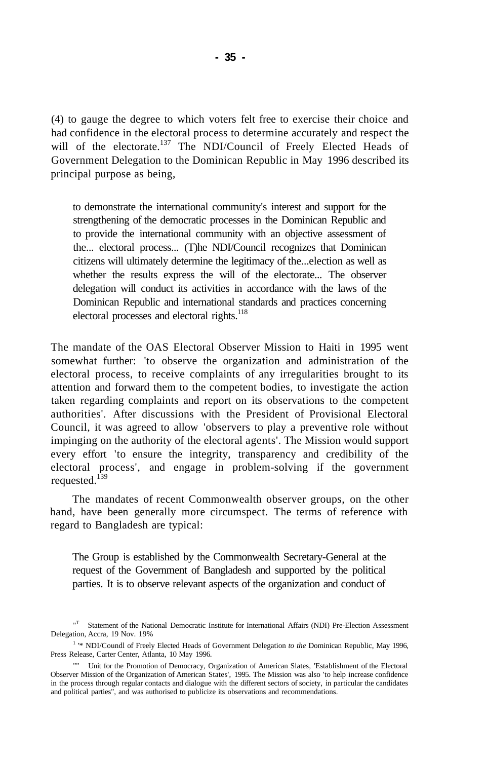(4) to gauge the degree to which voters felt free to exercise their choice and had confidence in the electoral process to determine accurately and respect the will of the electorate.[137] The NDI/Council of Freely Elected Heads of Government Delegation to the Dominican Republic in May 1996 described its principal purpose as being,

> to demonstrate the international community's interest and support for the strengthening of the democratic processes in the Dominican Republic and to provide the international community with an objective assessment of the... electoral process... (T)he NDI/Council recognizes that Dominican citizens will ultimately determine the legitimacy of the...election as well as whether the results express the will of the electorate... The observer delegation will conduct its activities in accordance with the laws of the Dominican Republic and international standards and practices concerning electoral processes and electoral rights.[118]

The mandate of the OAS Electoral Observer Mission to Haiti in 1995 went somewhat further: 'to observe the organization and administration of the electoral process, to receive complaints of any irregularities brought to its attention and forward them to the competent bodies, to investigate the action taken regarding complaints and report on its observations to the competent authorities'. After discussions with the President of Provisional Electoral Council, it was agreed to allow 'observers to play a preventive role without impinging on the authority of the electoral agents'. The Mission would support every effort 'to ensure the integrity, transparency and credibility of the electoral process', and engage in problem-solving if the government requested.[139]

The mandates of recent Commonwealth observer groups, on the other hand, have been generally more circumspect. The terms of reference with regard to Bangladesh are typical:

> The Group is established by the Commonwealth Secretary-General at the request of the Government of Bangladesh and supported by the political parties. It is to observe relevant aspects of the organization and conduct of

---

"T Statement of the National Democratic Institute for International Affairs (NDI) Pre-Election Assessment Delegation, Accra, 19 Nov. 19%

1 '* NDI/Coundl of Freely Elected Heads of Government Delegation *to the* Dominican Republic, May 1996, Press Release, Carter Center, Atlanta, 10 May 1996.

"" Unit for the Promotion of Democracy, Organization of American Slates, 'Establishment of the Electoral Observer Mission of the Organization of American States', 1995. The Mission was also 'to help increase confidence in the process through regular contacts and dialogue with the different sectors of society, in particular the candidates and political parties", and was authorised to publicize its observations and recommendations.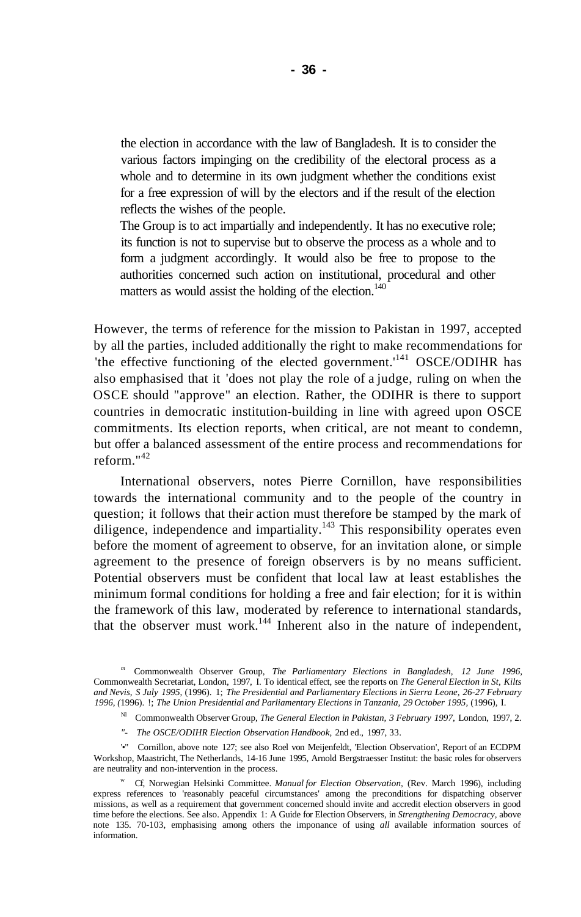> the election in accordance with the law of Bangladesh. It is to consider the various factors impinging on the credibility of the electoral process as a whole and to determine in its own judgment whether the conditions exist for a free expression of will by the electors and if the result of the election reflects the wishes of the people.
>
> The Group is to act impartially and independently. It has no executive role; its function is not to supervise but to observe the process as a whole and to form a judgment accordingly. It would also be free to propose to the authorities concerned such action on institutional, procedural and other matters as would assist the holding of the election.[140]

However, the terms of reference for the mission to Pakistan in 1997, accepted by all the parties, included additionally the right to make recommendations for 'the effective functioning of the elected government.'[141] OSCE/ODIHR has also emphasised that it 'does not play the role of a judge, ruling on when the OSCE should "approve" an election. Rather, the ODIHR is there to support countries in democratic institution-building in line with agreed upon OSCE commitments. Its election reports, when critical, are not meant to condemn, but offer a balanced assessment of the entire process and recommendations for reform."[42]

International observers, notes Pierre Cornillon, have responsibilities towards the international community and to the people of the country in question; it follows that their action must therefore be stamped by the mark of diligence, independence and impartiality.[143] This responsibility operates even before the moment of agreement to observe, for an invitation alone, or simple agreement to the presence of foreign observers is by no means sufficient. Potential observers must be confident that local law at least establishes the minimum formal conditions for holding a free and fair election; for it is within the framework of this law, moderated by reference to international standards, that the observer must work.[144] Inherent also in the nature of independent,

---

[m] Commonwealth Observer Group, *The Parliamentary Elections in Bangladesh, 12 June 1996*, Commonwealth Secretariat, London, 1997, I. To identical effect, see the reports on *The General Election in St, Kilts and Nevis, S July 1995*, (1996). 1; *The Presidential and Parliamentary Elections in Sierra Leone, 26-27 February 1996*, (1996). !; *The Union Presidential and Parliamentary Elections in Tanzania, 29 October 1995*, (1996), I.

[Nl] Commonwealth Observer Group, *The General Election in Pakistan, 3 February 1997*, London, 1997, 2.

["-] *The OSCE/ODIHR Election Observation Handbook*, 2nd ed., 1997, 33.

['•"] Cornillon, above note 127; see also Roel von Meijenfeldt, 'Election Observation', Report of an ECDPM Workshop, Maastricht, The Netherlands, 14-16 June 1995, Arnold Bergstraesser Institut: the basic roles for observers are neutrality and non-intervention in the process.

[w] Cf, Norwegian Helsinki Committee. *Manual for Election Observation*, (Rev. March 1996), including express references to 'reasonably peaceful circumstances' among the preconditions for dispatching observer missions, as well as a requirement that government concerned should invite and accredit election observers in good time before the elections. See also. Appendix 1: A Guide for Election Observers, in *Strengthening Democracy*, above note 135. 70-103, emphasising among others the imponance of using *all* available information sources of information.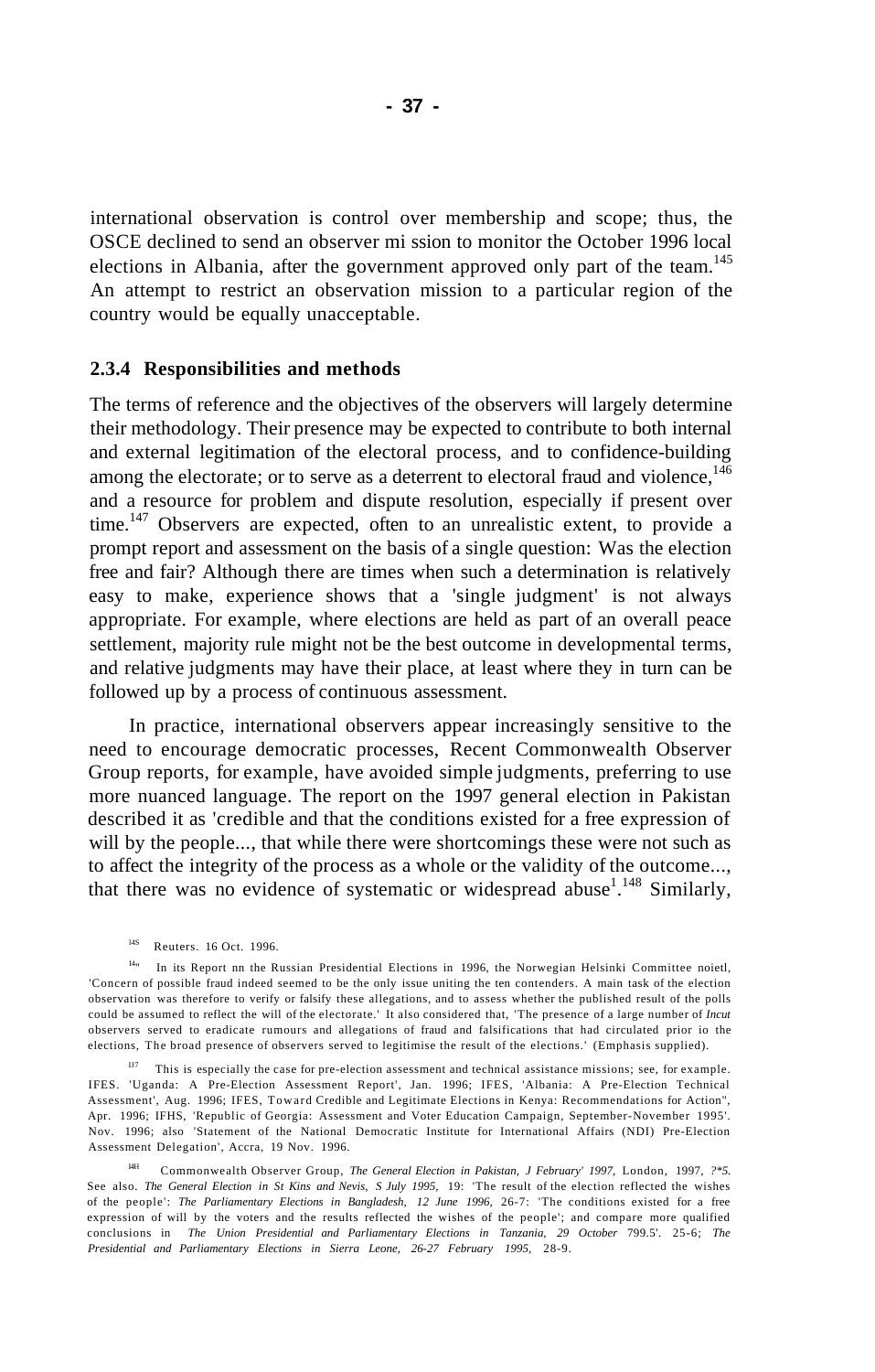international observation is control over membership and scope; thus, the OSCE declined to send an observer mi ssion to monitor the October 1996 local elections in Albania, after the government approved only part of the team.[145] An attempt to restrict an observation mission to a particular region of the country would be equally unacceptable.

### 2.3.4 Responsibilities and methods

The terms of reference and the objectives of the observers will largely determine their methodology. Their presence may be expected to contribute to both internal and external legitimation of the electoral process, and to confidence-building among the electorate; or to serve as a deterrent to electoral fraud and violence,[146] and a resource for problem and dispute resolution, especially if present over time.[147] Observers are expected, often to an unrealistic extent, to provide a prompt report and assessment on the basis of a single question: Was the election free and fair? Although there are times when such a determination is relatively easy to make, experience shows that a 'single judgment' is not always appropriate. For example, where elections are held as part of an overall peace settlement, majority rule might not be the best outcome in developmental terms, and relative judgments may have their place, at least where they in turn can be followed up by a process of continuous assessment.

In practice, international observers appear increasingly sensitive to the need to encourage democratic processes, Recent Commonwealth Observer Group reports, for example, have avoided simple judgments, preferring to use more nuanced language. The report on the 1997 general election in Pakistan described it as 'credible and that the conditions existed for a free expression of will by the people..., that while there were shortcomings these were not such as to affect the integrity of the process as a whole or the validity of the outcome..., that there was no evidence of systematic or widespread abuse'.[148] Similarly,

[145] Reuters. 16 Oct. 1996.

[146] In its Report nn the Russian Presidential Elections in 1996, the Norwegian Helsinki Committee noietl, 'Concern of possible fraud indeed seemed to be the only issue uniting the ten contenders. A main task of the election observation was therefore to verify or falsify these allegations, and to assess whether the published result of the polls could be assumed to reflect the will of the electorate.' It also considered that, 'The presence of a large number of *Incut* observers served to eradicate rumours and allegations of fraud and falsifications that had circulated prior io the elections, The broad presence of observers served to legitimise the result of the elections.' (Emphasis supplied).

[147] This is especially the case for pre-election assessment and technical assistance missions; see, for example. IFES. 'Uganda: A Pre-Election Assessment Report', Jan. 1996; IFES, 'Albania: A Pre-Election Technical Assessment', Aug. 1996; IFES, Toward Credible and Legitimate Elections in Kenya: Recommendations for Action", Apr. 1996; IFHS, 'Republic of Georgia: Assessment and Voter Education Campaign, September-November 1995'. Nov. 1996; also 'Statement of the National Democratic Institute for International Affairs (NDI) Pre-Election Assessment Delegation', Accra, 19 Nov. 1996.

[148] Commonwealth Observer Group, *The General Election in Pakistan, J February' 1997,* London, 1997, *?*5.* See also. *The General Election in St Kins and Nevis, S July 1995,* 19: 'The result of the election reflected the wishes of the people': *The Parliamentary Elections in Bangladesh, 12 June 1996,* 26-7: 'The conditions existed for a free expression of will by the voters and the results reflected the wishes of the people'; and compare more qualified conclusions in *The Union Presidential and Parliamentary Elections in Tanzania, 29 October* 799.5'. 25-6; *The Presidential and Parliamentary Elections in Sierra Leone, 26-27 February 1995,* 28-9.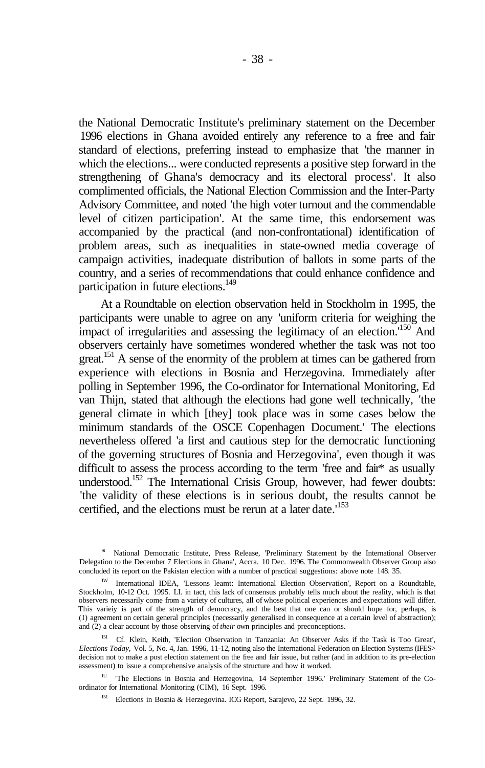the National Democratic Institute's preliminary statement on the December 1996 elections in Ghana avoided entirely any reference to a free and fair standard of elections, preferring instead to emphasize that 'the manner in which the elections... were conducted represents a positive step forward in the strengthening of Ghana's democracy and its electoral process'. It also complimented officials, the National Election Commission and the Inter-Party Advisory Committee, and noted 'the high voter turnout and the commendable level of citizen participation'. At the same time, this endorsement was accompanied by the practical (and non-confrontational) identification of problem areas, such as inequalities in state-owned media coverage of campaign activities, inadequate distribution of ballots in some parts of the country, and a series of recommendations that could enhance confidence and participation in future elections.[149]

At a Roundtable on election observation held in Stockholm in 1995, the participants were unable to agree on any 'uniform criteria for weighing the impact of irregularities and assessing the legitimacy of an election.'[150] And observers certainly have sometimes wondered whether the task was not too great.[151] A sense of the enormity of the problem at times can be gathered from experience with elections in Bosnia and Herzegovina. Immediately after polling in September 1996, the Co-ordinator for International Monitoring, Ed van Thijn, stated that although the elections had gone well technically, 'the general climate in which [they] took place was in some cases below the minimum standards of the OSCE Copenhagen Document.' The elections nevertheless offered 'a first and cautious step for the democratic functioning of the governing structures of Bosnia and Herzegovina', even though it was difficult to assess the process according to the term 'free and fair' as usually understood.[152] The International Crisis Group, however, had fewer doubts: 'the validity of these elections is in serious doubt, the results cannot be certified, and the elections must be rerun at a later date.'[153]

---

[149] National Democratic Institute, Press Release, 'Preliminary Statement by the International Observer Delegation to the December 7 Elections in Ghana', Accra. 10 Dec. 1996. The Commonwealth Observer Group also concluded its report on the Pakistan election with a number of practical suggestions: above note 148. 35.

[150] International IDEA, 'Lessons learnt: International Election Observation', Report on a Roundtable, Stockholm, 10-12 Oct. 1995. LI. in fact, this lack of consensus probably tells much about the reality, which is that observers necessarily come from a variety of cultures, all of whose political experiences and expectations will differ. This variety is part of the strength of democracy, and the best that one can or should hope for, perhaps, is (1) agreement on certain general principles (necessarily generalised in consequence at a certain level of abstraction); and (2) a clear account by those observing of *their* own principles and preconceptions.

[151] Cf. Klein, Keith, 'Election Observation in Tanzania: An Observer Asks if the Task is Too Great', *Elections Today,* Vol. 5, No. 4, Jan. 1996, 11-12, noting also the International Federation on Election Systems (IFES) decision not to make a post election statement on the free and fair issue, but rather (and in addition to its pre-election assessment) to issue a comprehensive analysis of the structure and how it worked.

[152] 'The Elections in Bosnia and Herzegovina, 14 September 1996.' Preliminary Statement of the Co-ordinator for International Monitoring (CIM), 16 Sept. 1996.

[153] Elections in Bosnia & Herzegovina. ICG Report, Sarajevo, 22 Sept. 1996, 32.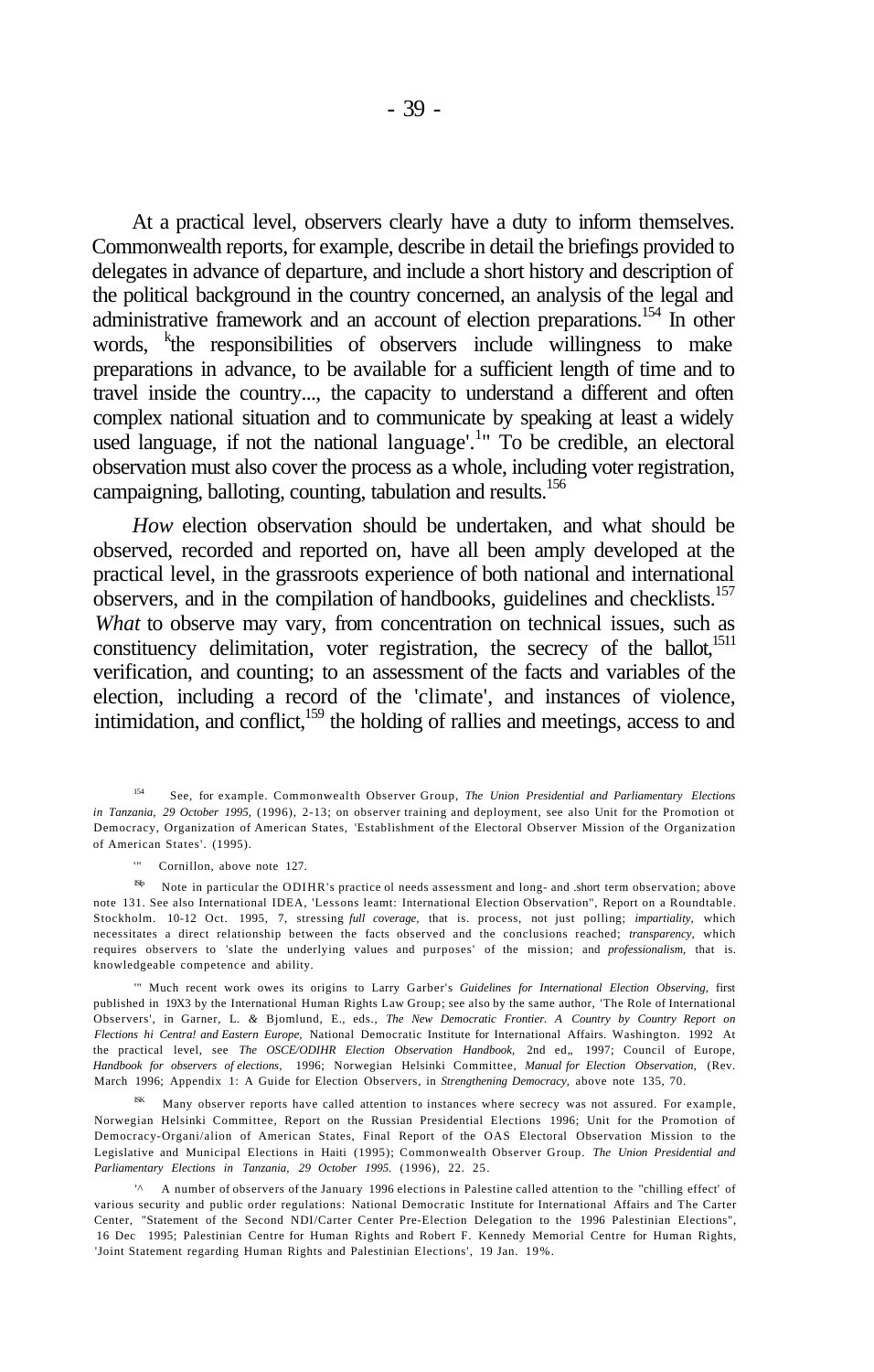At a practical level, observers clearly have a duty to inform themselves. Commonwealth reports, for example, describe in detail the briefings provided to delegates in advance of departure, and include a short history and description of the political background in the country concerned, an analysis of the legal and administrative framework and an account of election preparations.[154] In other words, 'the responsibilities of observers include willingness to make preparations in advance, to be available for a sufficient length of time and to travel inside the country..., the capacity to understand a different and often complex national situation and to communicate by speaking at least a widely used language, if not the national language'.[155] To be credible, an electoral observation must also cover the process as a whole, including voter registration, campaigning, balloting, counting, tabulation and results.[156]

*How* election observation should be undertaken, and what should be observed, recorded and reported on, have all been amply developed at the practical level, in the grassroots experience of both national and international observers, and in the compilation of handbooks, guidelines and checklists.[157] *What* to observe may vary, from concentration on technical issues, such as constituency delimitation, voter registration, the secrecy of the ballot,[158] verification, and counting; to an assessment of the facts and variables of the election, including a record of the 'climate', and instances of violence, intimidation, and conflict,[159] the holding of rallies and meetings, access to and

---

[154] See, for example. Commonwealth Observer Group, *The Union Presidential and Parliamentary Elections in Tanzania, 29 October 1995,* (1996), 2-13; on observer training and deployment, see also Unit for the Promotion ot Democracy, Organization of American States, 'Establishment of the Electoral Observer Mission of the Organization of American States'. (1995).

[155] Cornillon, above note 127.

[156] Note in particular the ODIHR's practice ol needs assessment and long- and short term observation; above note 131. See also International IDEA, 'Lessons leamt: International Election Observation", Report on a Roundtable. Stockholm. 10-12 Oct. 1995, 7, stressing *full coverage,* that is. process, not just polling; *impartiality,* which necessitates a direct relationship between the facts observed and the conclusions reached; *transparency,* which requires observers to 'slate the underlying values and purposes' of the mission; and *professionalism,* that is. knowledgeable competence and ability.

[157] Much recent work owes its origins to Larry Garber's *Guidelines for International Election Observing,* first published in 19X3 by the International Human Rights Law Group; see also by the same author, 'The Role of International Observers', in Garner, L. & Bjomlund, E., eds., *The New Democratic Frontier. A Country by Country Report on Flections hi Centra! and Eastern Europe,* National Democratic Institute for International Affairs. Washington. 1992 At the practical level, see *The OSCE/ODIHR Election Observation Handbook,* 2nd ed„ 1997; Council of Europe, *Handbook for observers of elections,* 1996; Norwegian Helsinki Committee, *Manual for Election Observation,* (Rev. March 1996; Appendix 1: A Guide for Election Observers, in *Strengthening Democracy,* above note 135, 70.

[158] Many observer reports have called attention to instances where secrecy was not assured. For example, Norwegian Helsinki Committee, Report on the Russian Presidential Elections 1996; Unit for the Promotion of Democracy-Organi/alion of American States, Final Report of the OAS Electoral Observation Mission to the Legislative and Municipal Elections in Haiti (1995); Commonwealth Observer Group. *The Union Presidential and Parliamentary Elections in Tanzania, 29 October 1995.* (1996), 22. 25.

[159] A number of observers of the January 1996 elections in Palestine called attention to the "chilling effect' of various security and public order regulations: National Democratic Institute for International Affairs and The Carter Center, "Statement of the Second NDI/Carter Center Pre-Election Delegation to the 1996 Palestinian Elections", 16 Dec 1995; Palestinian Centre for Human Rights and Robert F. Kennedy Memorial Centre for Human Rights, 'Joint Statement regarding Human Rights and Palestinian Elections', 19 Jan. 19%.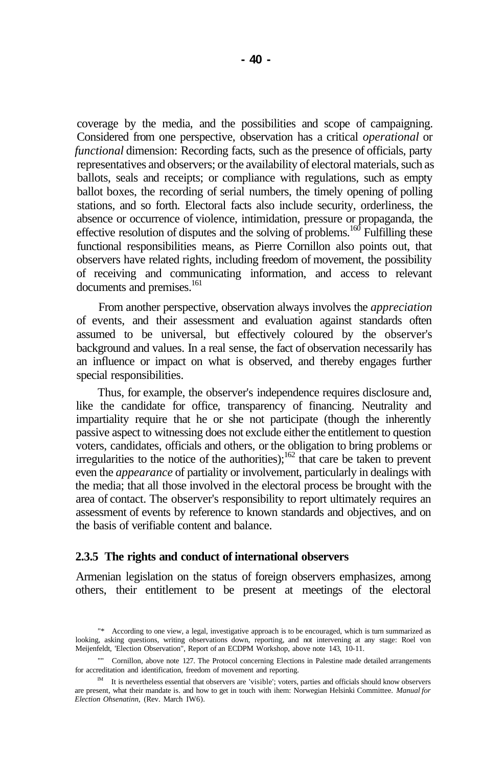coverage by the media, and the possibilities and scope of campaigning. Considered from one perspective, observation has a critical *operational* or *functional* dimension: Recording facts, such as the presence of officials, party representatives and observers; or the availability of electoral materials, such as ballots, seals and receipts; or compliance with regulations, such as empty ballot boxes, the recording of serial numbers, the timely opening of polling stations, and so forth. Electoral facts also include security, orderliness, the absence or occurrence of violence, intimidation, pressure or propaganda, the effective resolution of disputes and the solving of problems.[160] Fulfilling these functional responsibilities means, as Pierre Cornillon also points out, that observers have related rights, including freedom of movement, the possibility of receiving and communicating information, and access to relevant documents and premises.[161]

From another perspective, observation always involves the *appreciation* of events, and their assessment and evaluation against standards often assumed to be universal, but effectively coloured by the observer's background and values. In a real sense, the fact of observation necessarily has an influence or impact on what is observed, and thereby engages further special responsibilities.

Thus, for example, the observer's independence requires disclosure and, like the candidate for office, transparency of financing. Neutrality and impartiality require that he or she not participate (though the inherently passive aspect to witnessing does not exclude either the entitlement to question voters, candidates, officials and others, or the obligation to bring problems or irregularities to the notice of the authorities);[162] that care be taken to prevent even the *appearance* of partiality or involvement, particularly in dealings with the media; that all those involved in the electoral process be brought with the area of contact. The observer's responsibility to report ultimately requires an assessment of events by reference to known standards and objectives, and on the basis of verifiable content and balance.

### 2.3.5 The rights and conduct of international observers

Armenian legislation on the status of foreign observers emphasizes, among others, their entitlement to be present at meetings of the electoral

---

[160] According to one view, a legal, investigative approach is to be encouraged, which is turn summarized as looking, asking questions, writing observations down, reporting, and not intervening at any stage: Roel von Meijenfeldt, 'Election Observation", Report of an ECDPM Workshop, above note 143, 10-11.

[161] Cornillon, above note 127. The Protocol concerning Elections in Palestine made detailed arrangements for accreditation and identification, freedom of movement and reporting.

[162] It is nevertheless essential that observers are 'visible'; voters, parties and officials should know observers are present, what their mandate is. and how to get in touch with ihem: Norwegian Helsinki Committee. *Manual for Election Ohsenatinn,* (Rev. March IW6).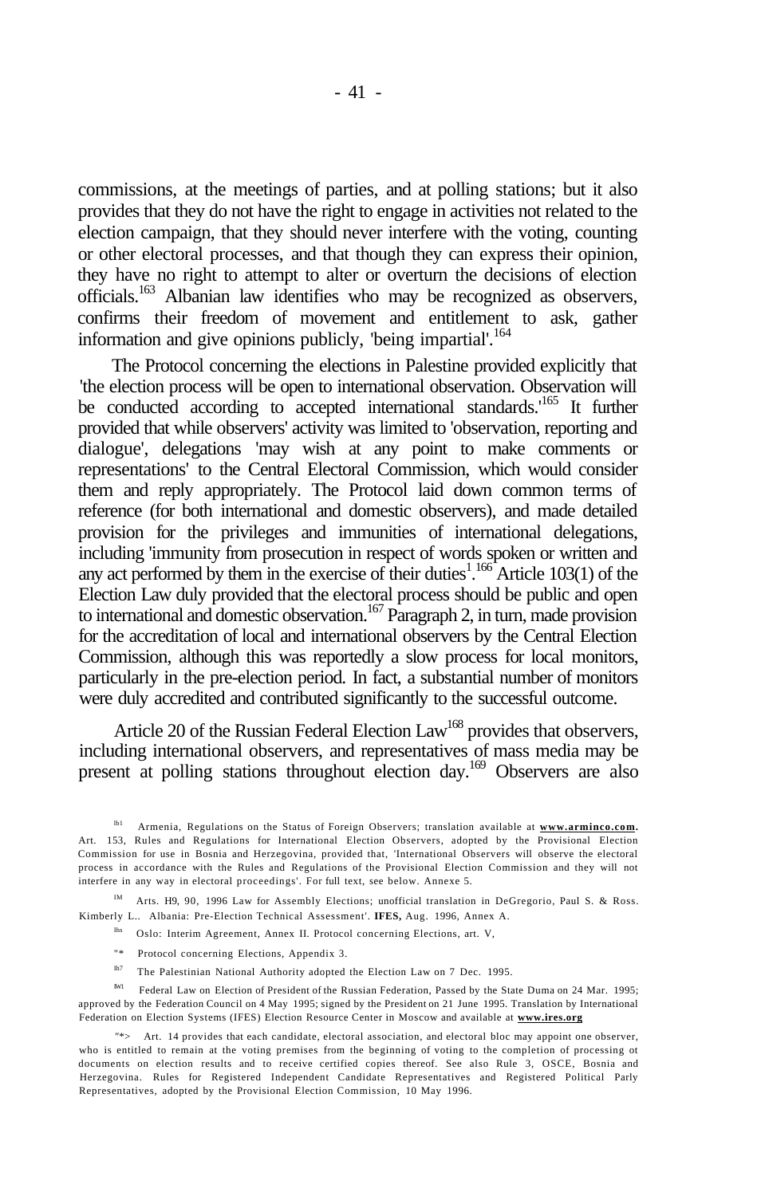commissions, at the meetings of parties, and at polling stations; but it also provides that they do not have the right to engage in activities not related to the election campaign, that they should never interfere with the voting, counting or other electoral processes, and that though they can express their opinion, they have no right to attempt to alter or overturn the decisions of election officials.[163] Albanian law identifies who may be recognized as observers, confirms their freedom of movement and entitlement to ask, gather information and give opinions publicly, 'being impartial'.[164]

The Protocol concerning the elections in Palestine provided explicitly that 'the election process will be open to international observation. Observation will be conducted according to accepted international standards.'[165] It further provided that while observers' activity was limited to 'observation, reporting and dialogue', delegations 'may wish at any point to make comments or representations' to the Central Electoral Commission, which would consider them and reply appropriately. The Protocol laid down common terms of reference (for both international and domestic observers), and made detailed provision for the privileges and immunities of international delegations, including 'immunity from prosecution in respect of words spoken or written and any act performed by them in the exercise of their duties'.[166] Article 103(1) of the Election Law duly provided that the electoral process should be public and open to international and domestic observation.[167] Paragraph 2, in turn, made provision for the accreditation of local and international observers by the Central Election Commission, although this was reportedly a slow process for local monitors, particularly in the pre-election period. In fact, a substantial number of monitors were duly accredited and contributed significantly to the successful outcome.

Article 20 of the Russian Federal Election Law[168] provides that observers, including international observers, and representatives of mass media may be present at polling stations throughout election day.[169] Observers are also

---

[163] Armenia, Regulations on the Status of Foreign Observers; translation available at **www.arminco.com.** Art. 153, Rules and Regulations for International Election Observers, adopted by the Provisional Election Commission for use in Bosnia and Herzegovina, provided that, 'International Observers will observe the electoral process in accordance with the Rules and Regulations of the Provisional Election Commission and they will not interfere in any way in electoral proceedings'. For full text, see below. Annexe 5.

[164] Arts. H9, 90, 1996 Law for Assembly Elections; unofficial translation in DeGregorio, Paul S. & Ross. Kimberly L.. Albania: Pre-Election Technical Assessment'. **IFES,** Aug. 1996, Annex A.

[165] Oslo: Interim Agreement, Annex II. Protocol concerning Elections, art. V,

[166] Protocol concerning Elections, Appendix 3.

[167] The Palestinian National Authority adopted the Election Law on 7 Dec. 1995.

[168] Federal Law on Election of President of the Russian Federation, Passed by the State Duma on 24 Mar. 1995; approved by the Federation Council on 4 May 1995; signed by the President on 21 June 1995. Translation by International Federation on Election Systems (IFES) Election Resource Center in Moscow and available at **www.ires.org**

[169] Art. 14 provides that each candidate, electoral association, and electoral bloc may appoint one observer, who is entitled to remain at the voting premises from the beginning of voting to the completion of processing ot documents on election results and to receive certified copies thereof. See also Rule 3, OSCE, Bosnia and Herzegovina. Rules for Registered Independent Candidate Representatives and Registered Political Parly Representatives, adopted by the Provisional Election Commission, 10 May 1996.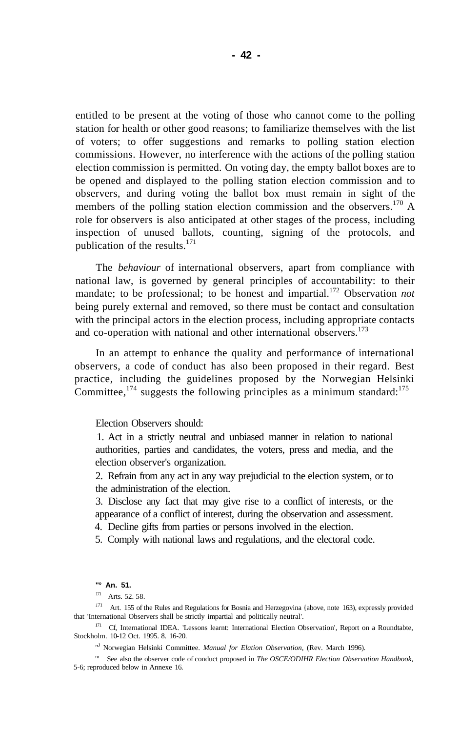entitled to be present at the voting of those who cannot come to the polling station for health or other good reasons; to familiarize themselves with the list of voters; to offer suggestions and remarks to polling station election commissions. However, no interference with the actions of the polling station election commission is permitted. On voting day, the empty ballot boxes are to be opened and displayed to the polling station election commission and to observers, and during voting the ballot box must remain in sight of the members of the polling station election commission and the observers.[170] A role for observers is also anticipated at other stages of the process, including inspection of unused ballots, counting, signing of the protocols, and publication of the results.[171]

The *behaviour* of international observers, apart from compliance with national law, is governed by general principles of accountability: to their mandate; to be professional; to be honest and impartial.[172] Observation *not* being purely external and removed, so there must be contact and consultation with the principal actors in the election process, including appropriate contacts and co-operation with national and other international observers.[173]

In an attempt to enhance the quality and performance of international observers, a code of conduct has also been proposed in their regard. Best practice, including the guidelines proposed by the Norwegian Helsinki Committee,[174] suggests the following principles as a minimum standard:[175]

> Election Observers should:
>
> 1. Act in a strictly neutral and unbiased manner in relation to national authorities, parties and candidates, the voters, press and media, and the election observer's organization.
> 2. Refrain from any act in any way prejudicial to the election system, or to the administration of the election.
> 3. Disclose any fact that may give rise to a conflict of interests, or the appearance of a conflict of interest, during the observation and assessment.
> 4. Decline gifts from parties or persons involved in the election.
> 5. Comply with national laws and regulations, and the electoral code.

---

[170] An. 51.

[171] Arts. 52. 58.

[172] Art. 155 of the Rules and Regulations for Bosnia and Herzegovina {above, note 163), expressly provided that 'International Observers shall be strictly impartial and politically neutral'.

[173] Cf, International IDEA. 'Lessons learnt: International Election Observation', Report on a Roundtabte, Stockholm. 10-12 Oct. 1995. 8. 16-20.

[174] Norwegian Helsinki Committee. *Manual for Elation Observation,* (Rev. March 1996).

[175] See also the observer code of conduct proposed in *The OSCE/ODIHR Election Observation Handbook,* 5-6; reproduced below in Annexe 16.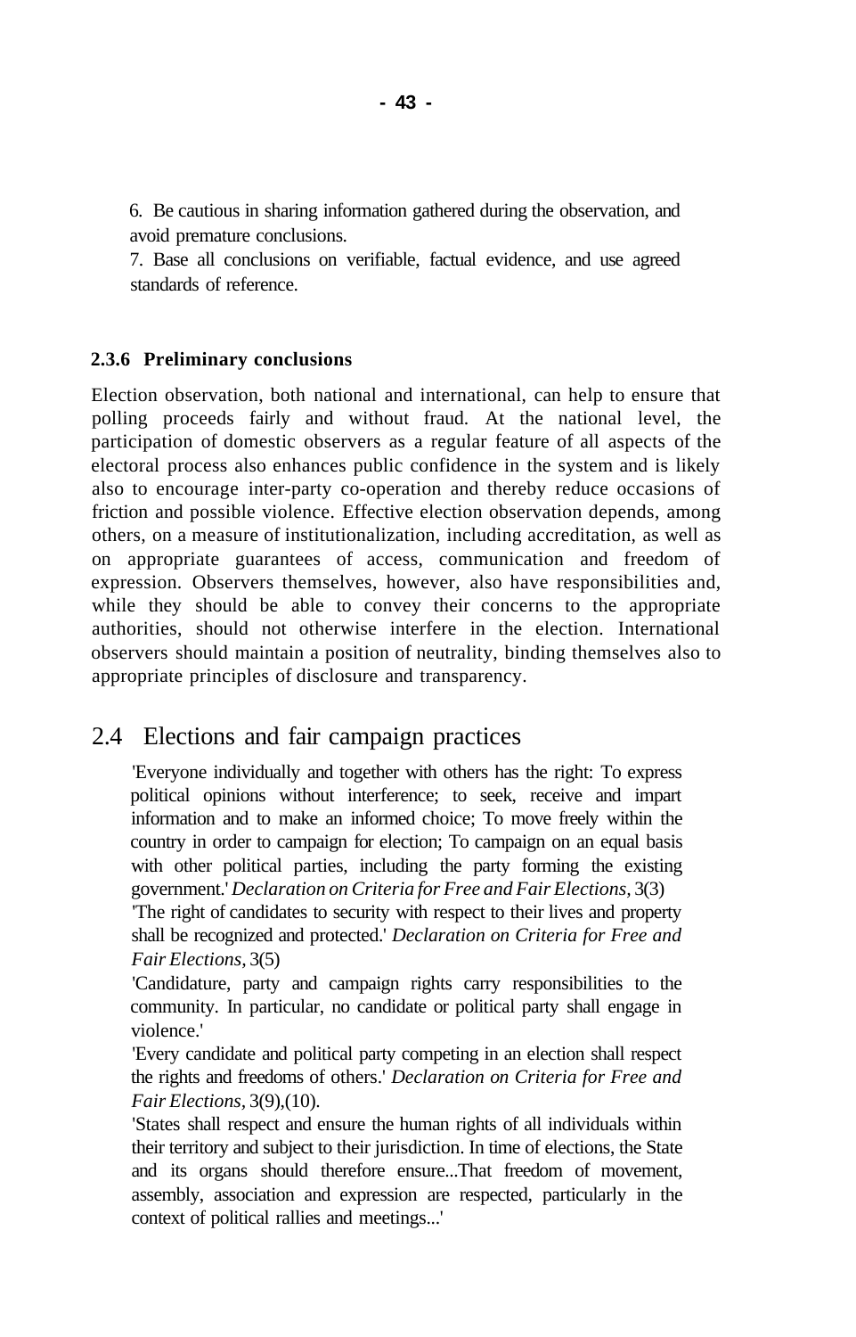6. Be cautious in sharing information gathered during the observation, and avoid premature conclusions.

7. Base all conclusions on verifiable, factual evidence, and use agreed standards of reference.

### 2.3.6 Preliminary conclusions

Election observation, both national and international, can help to ensure that polling proceeds fairly and without fraud. At the national level, the participation of domestic observers as a regular feature of all aspects of the electoral process also enhances public confidence in the system and is likely also to encourage inter-party co-operation and thereby reduce occasions of friction and possible violence. Effective election observation depends, among others, on a measure of institutionalization, including accreditation, as well as on appropriate guarantees of access, communication and freedom of expression. Observers themselves, however, also have responsibilities and, while they should be able to convey their concerns to the appropriate authorities, should not otherwise interfere in the election. International observers should maintain a position of neutrality, binding themselves also to appropriate principles of disclosure and transparency.

## 2.4 Elections and fair campaign practices

'Everyone individually and together with others has the right: To express political opinions without interference; to seek, receive and impart information and to make an informed choice; To move freely within the country in order to campaign for election; To campaign on an equal basis with other political parties, including the party forming the existing government.' *Declaration on Criteria for Free and Fair Elections*, 3(3)

'The right of candidates to security with respect to their lives and property shall be recognized and protected.' *Declaration on Criteria for Free and Fair Elections*, 3(5)

'Candidature, party and campaign rights carry responsibilities to the community. In particular, no candidate or political party shall engage in violence.'

'Every candidate and political party competing in an election shall respect the rights and freedoms of others.' *Declaration on Criteria for Free and Fair Elections*, 3(9),(10).

'States shall respect and ensure the human rights of all individuals within their territory and subject to their jurisdiction. In time of elections, the State and its organs should therefore ensure...That freedom of movement, assembly, association and expression are respected, particularly in the context of political rallies and meetings...'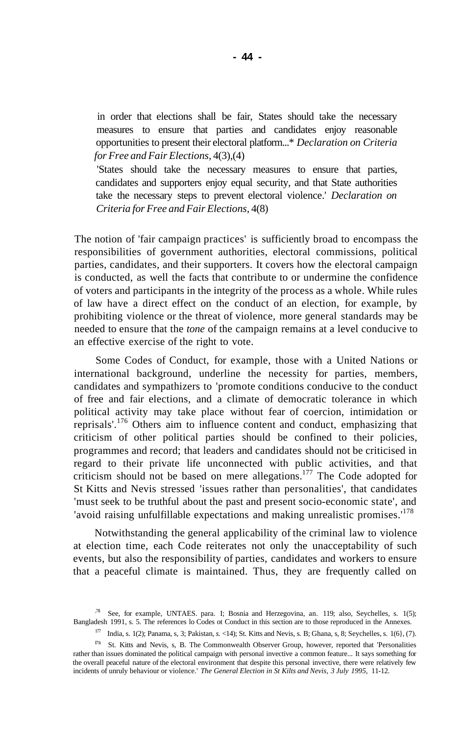in order that elections shall be fair, States should take the necessary measures to ensure that parties and candidates enjoy reasonable opportunities to present their electoral platform...* *Declaration on Criteria for Free and Fair Elections*, 4(3),(4)

'States should take the necessary measures to ensure that parties, candidates and supporters enjoy equal security, and that State authorities take the necessary steps to prevent electoral violence.' *Declaration on Criteria for Free and Fair Elections*, 4(8)

The notion of 'fair campaign practices' is sufficiently broad to encompass the responsibilities of government authorities, electoral commissions, political parties, candidates, and their supporters. It covers how the electoral campaign is conducted, as well the facts that contribute to or undermine the confidence of voters and participants in the integrity of the process as a whole. While rules of law have a direct effect on the conduct of an election, for example, by prohibiting violence or the threat of violence, more general standards may be needed to ensure that the *tone* of the campaign remains at a level conducive to an effective exercise of the right to vote.

Some Codes of Conduct, for example, those with a United Nations or international background, underline the necessity for parties, members, candidates and sympathizers to 'promote conditions conducive to the conduct of free and fair elections, and a climate of democratic tolerance in which political activity may take place without fear of coercion, intimidation or reprisals'.[176] Others aim to influence content and conduct, emphasizing that criticism of other political parties should be confined to their policies, programmes and record; that leaders and candidates should not be criticised in regard to their private life unconnected with public activities, and that criticism should not be based on mere allegations.[177] The Code adopted for St Kitts and Nevis stressed 'issues rather than personalities', that candidates 'must seek to be truthful about the past and present socio-economic state', and 'avoid raising unfulfillable expectations and making unrealistic promises.'[178]

Notwithstanding the general applicability of the criminal law to violence at election time, each Code reiterates not only the unacceptability of such events, but also the responsibility of parties, candidates and workers to ensure that a peaceful climate is maintained. Thus, they are frequently called on

[176] See, for example, UNTAES. para. I; Bosnia and Herzegovina, an. 119; also, Seychelles, s. 1(5); Bangladesh 1991, s. 5. The references lo Codes ot Conduct in this section are to those reproduced in the Annexes.

[177] India, s. 1(2); Panama, s, 3; Pakistan, s. <14); St. Kitts and Nevis, s. B; Ghana, s, 8; Seychelles, s. 1(6}, (7).

[178] St. Kitts and Nevis, s, B. The Commonwealth Observer Group, however, reported that 'Personalities rather than issues dominated the political campaign with personal invective a common feature... It says something for the overall peaceful nature of the electoral environment that despite this personal invective, there were relatively few incidents of unruly behaviour or violence.' *The General Election in St Kilts and Nevis, 3 July 1995,* 11-12.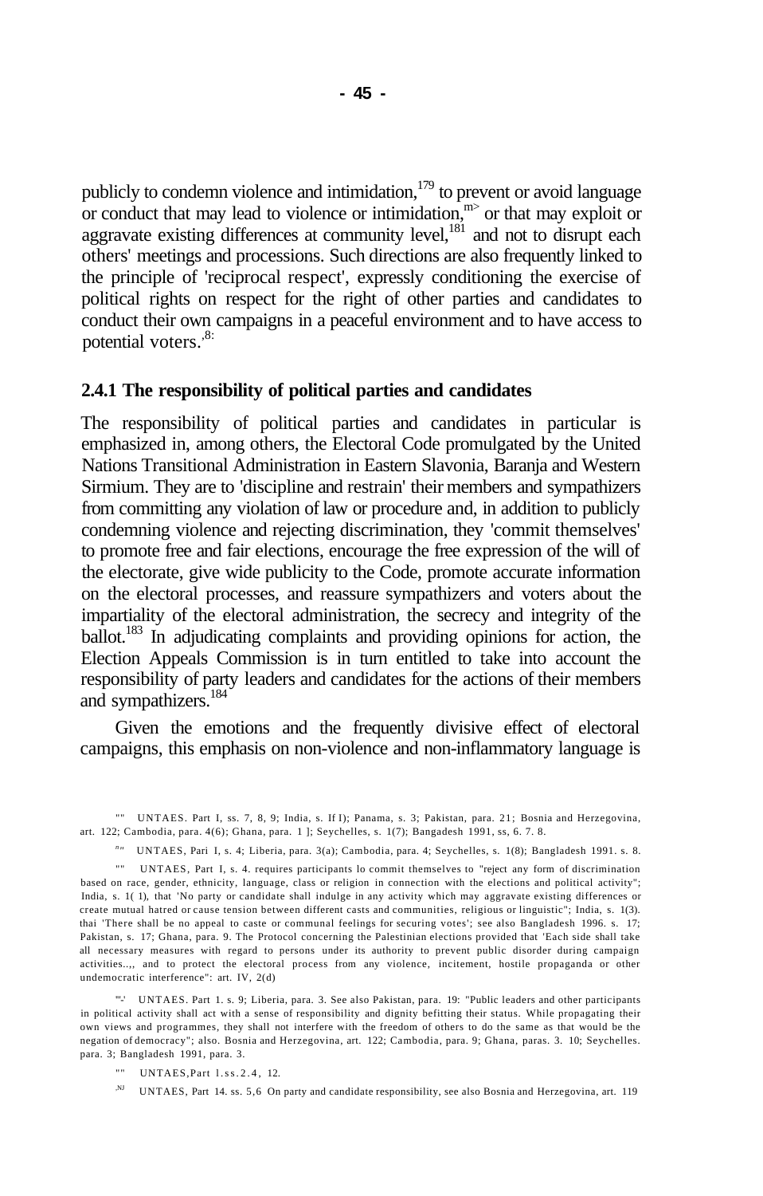publicly to condemn violence and intimidation,[179] to prevent or avoid language or conduct that may lead to violence or intimidation,[m>] or that may exploit or aggravate existing differences at community level,[181] and not to disrupt each others' meetings and processions. Such directions are also frequently linked to the principle of 'reciprocal respect', expressly conditioning the exercise of political rights on respect for the right of other parties and candidates to conduct their own campaigns in a peaceful environment and to have access to potential voters.'[8:]

### 2.4.1 The responsibility of political parties and candidates

The responsibility of political parties and candidates in particular is emphasized in, among others, the Electoral Code promulgated by the United Nations Transitional Administration in Eastern Slavonia, Baranja and Western Sirmium. They are to 'discipline and restrain' their members and sympathizers from committing any violation of law or procedure and, in addition to publicly condemning violence and rejecting discrimination, they 'commit themselves' to promote free and fair elections, encourage the free expression of the will of the electorate, give wide publicity to the Code, promote accurate information on the electoral processes, and reassure sympathizers and voters about the impartiality of the electoral administration, the secrecy and integrity of the ballot.[183] In adjudicating complaints and providing opinions for action, the Election Appeals Commission is in turn entitled to take into account the responsibility of party leaders and candidates for the actions of their members and sympathizers.[184]

Given the emotions and the frequently divisive effect of electoral campaigns, this emphasis on non-violence and non-inflammatory language is

"" UNTAES. Part I, ss. 7, 8, 9; India, s. If I); Panama, s. 3; Pakistan, para. 21; Bosnia and Herzegovina, art. 122; Cambodia, para. 4(6); Ghana, para. 1 ]; Seychelles, s. 1(7); Bangadesh 1991, ss, 6. 7. 8.

"" UNTAES, Pari I, s. 4; Liberia, para. 3(a); Cambodia, para. 4; Seychelles, s. 1(8); Bangladesh 1991. s. 8.

"" UNTAES, Part I, s. 4. requires participants lo commit themselves to "reject any form of discrimination based on race, gender, ethnicity, language, class or religion in connection with the elections and political activity"; India, s. 1( 1), that 'No party or candidate shall indulge in any activity which may aggravate existing differences or create mutual hatred or cause tension between different casts and communities, religious or linguistic"; India, s. 1(3). thai 'There shall be no appeal to caste or communal feelings for securing votes'; see also Bangladesh 1996. s. 17; Pakistan, s. 17; Ghana, para. 9. The Protocol concerning the Palestinian elections provided that 'Each side shall take all necessary measures with regard to persons under its authority to prevent public disorder during campaign activities..,, and to protect the electoral process from any violence, incitement, hostile propaganda or other undemocratic interference": art. IV, 2(d)

"-' UNTAES. Part 1. s. 9; Liberia, para. 3. See also Pakistan, para. 19: "Public leaders and other participants in political activity shall act with a sense of responsibility and dignity befitting their status. While propagating their own views and programmes, they shall not interfere with the freedom of others to do the same as that would be the negation of democracy"; also. Bosnia and Herzegovina, art. 122; Cambodia, para. 9; Ghana, paras. 3. 10; Seychelles. para. 3; Bangladesh 1991, para. 3.

"" UNTAES, Part 1. ss. 2.4, 12.

NJ UNTAES, Part 14. ss. 5,6 On party and candidate responsibility, see also Bosnia and Herzegovina, art. 119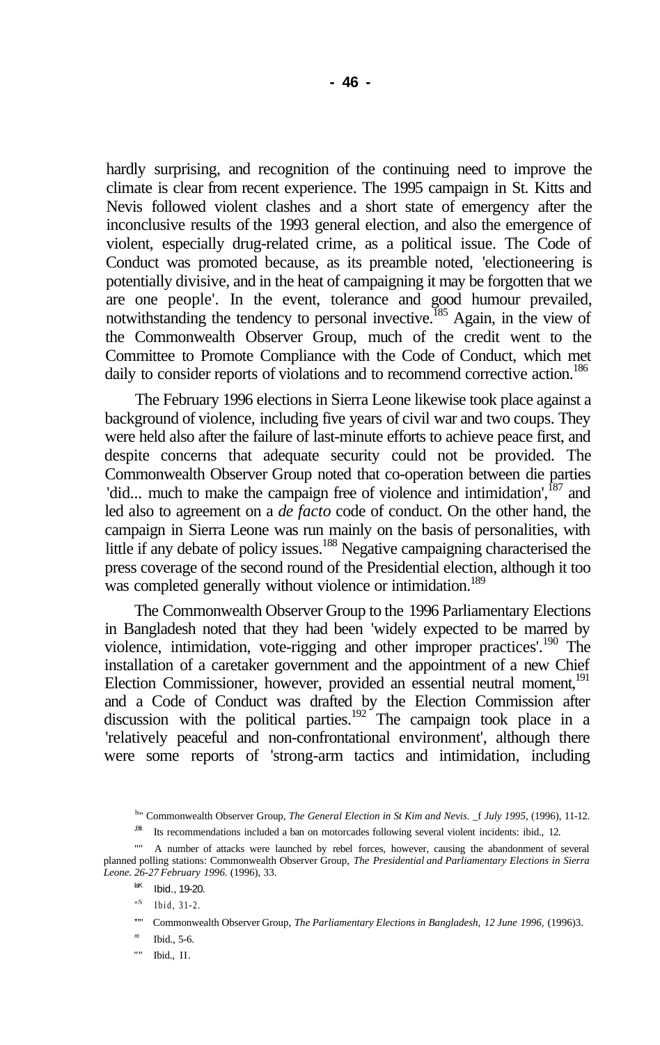hardly surprising, and recognition of the continuing need to improve the climate is clear from recent experience. The 1995 campaign in St. Kitts and Nevis followed violent clashes and a short state of emergency after the inconclusive results of the 1993 general election, and also the emergence of violent, especially drug-related crime, as a political issue. The Code of Conduct was promoted because, as its preamble noted, 'electioneering is potentially divisive, and in the heat of campaigning it may be forgotten that we are one people'. In the event, tolerance and good humour prevailed, notwithstanding the tendency to personal invective.[185] Again, in the view of the Commonwealth Observer Group, much of the credit went to the Committee to Promote Compliance with the Code of Conduct, which met daily to consider reports of violations and to recommend corrective action.[186]

The February 1996 elections in Sierra Leone likewise took place against a background of violence, including five years of civil war and two coups. They were held also after the failure of last-minute efforts to achieve peace first, and despite concerns that adequate security could not be provided. The Commonwealth Observer Group noted that co-operation between die parties 'did... much to make the campaign free of violence and intimidation',[187] and led also to agreement on a *de facto* code of conduct. On the other hand, the campaign in Sierra Leone was run mainly on the basis of personalities, with little if any debate of policy issues.[188] Negative campaigning characterised the press coverage of the second round of the Presidential election, although it too was completed generally without violence or intimidation.[189]

The Commonwealth Observer Group to the 1996 Parliamentary Elections in Bangladesh noted that they had been 'widely expected to be marred by violence, intimidation, vote-rigging and other improper practices'.[190] The installation of a caretaker government and the appointment of a new Chief Election Commissioner, however, provided an essential neutral moment,[191] and a Code of Conduct was drafted by the Election Commission after discussion with the political parties.[192] The campaign took place in a 'relatively peaceful and non-confrontational environment', although there were some reports of 'strong-arm tactics and intimidation, including

[185] Commonwealth Observer Group, *The General Election in St Kim and Nevis. _f July 1995,* (1996), 11-12.

[186] Its recommendations included a ban on motorcades following several violent incidents: ibid., 12.

[187] A number of attacks were launched by rebel forces, however, causing the abandonment of several planned polling stations: Commonwealth Observer Group, *The Presidential and Parliamentary Elections in Sierra Leone. 26-27 February 1996.* (1996), 33.

[188] Ibid., 19-20.

[189] Ibid, 31-2.

[190] Commonwealth Observer Group, *The Parliamentary Elections in Bangladesh, 12 June 1996,* (1996)3.

[191] Ibid., 5-6.

[192] Ibid., II.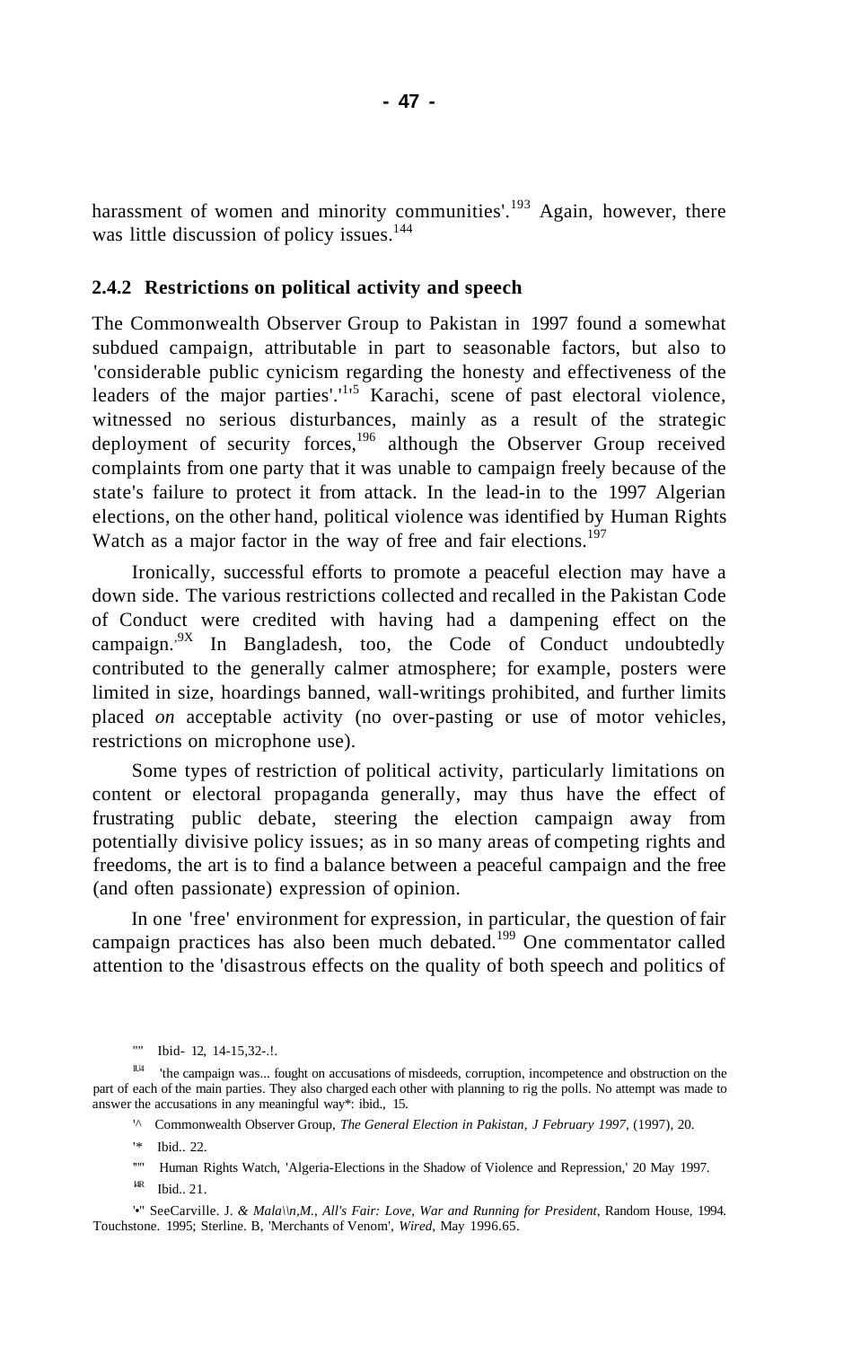harassment of women and minority communities'.[193] Again, however, there was little discussion of policy issues.[144]

## 2.4.2 Restrictions on political activity and speech

The Commonwealth Observer Group to Pakistan in 1997 found a somewhat subdued campaign, attributable in part to seasonable factors, but also to 'considerable public cynicism regarding the honesty and effectiveness of the leaders of the major parties'.[1'5] Karachi, scene of past electoral violence, witnessed no serious disturbances, mainly as a result of the strategic deployment of security forces,[196] although the Observer Group received complaints from one party that it was unable to campaign freely because of the state's failure to protect it from attack. In the lead-in to the 1997 Algerian elections, on the other hand, political violence was identified by Human Rights Watch as a major factor in the way of free and fair elections.[197]

Ironically, successful efforts to promote a peaceful election may have a down side. The various restrictions collected and recalled in the Pakistan Code of Conduct were credited with having had a dampening effect on the campaign.[9X] In Bangladesh, too, the Code of Conduct undoubtedly contributed to the generally calmer atmosphere; for example, posters were limited in size, hoardings banned, wall-writings prohibited, and further limits placed *on* acceptable activity (no over-pasting or use of motor vehicles, restrictions on microphone use).

Some types of restriction of political activity, particularly limitations on content or electoral propaganda generally, may thus have the effect of frustrating public debate, steering the election campaign away from potentially divisive policy issues; as in so many areas of competing rights and freedoms, the art is to find a balance between a peaceful campaign and the free (and often passionate) expression of opinion.

In one 'free' environment for expression, in particular, the question of fair campaign practices has also been much debated.[199] One commentator called attention to the 'disastrous effects on the quality of both speech and politics of

[""] Ibid- 12, 14-15,32-.!.

[IU4] 'the campaign was... fought on accusations of misdeeds, corruption, incompetence and obstruction on the part of each of the main parties. They also charged each other with planning to rig the polls. No attempt was made to answer the accusations in any meaningful way*: ibid., 15.

['^] Commonwealth Observer Group, *The General Election in Pakistan, J February 1997*, (1997), 20.

['*] Ibid.. 22.

[""'] Human Rights Watch, 'Algeria-Elections in the Shadow of Violence and Repression,' 20 May 1997.

[I4R] Ibid.. 21.

['•"] SeeCarville. J. *& Mala\\n,M., All's Fair: Love, War and Running for President*, Random House, 1994. Touchstone. 1995; Sterline. B, 'Merchants of Venom', *Wired*, May 1996.65.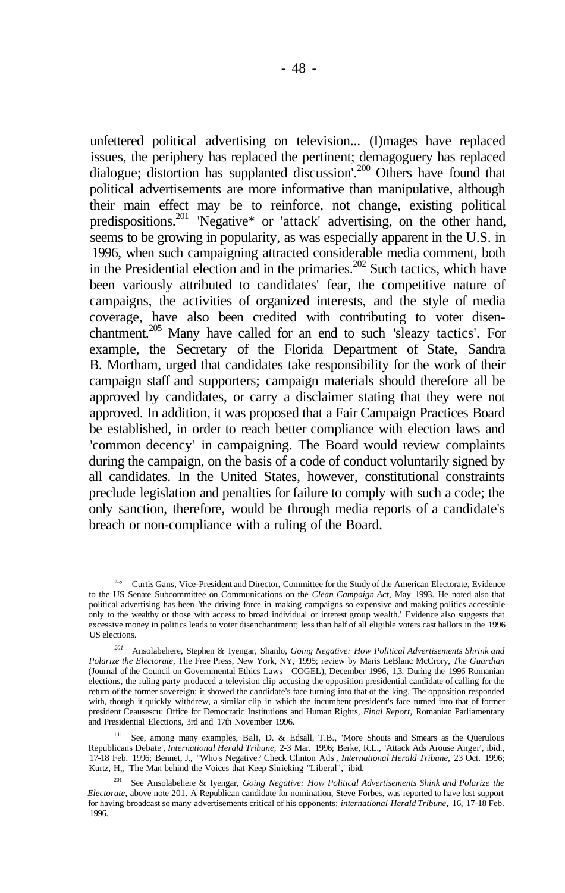unfettered political advertising on television... (I)mages have replaced issues, the periphery has replaced the pertinent; demagoguery has replaced dialogue; distortion has supplanted discussion'.[200] Others have found that political advertisements are more informative than manipulative, although their main effect may be to reinforce, not change, existing political predispositions.[201] 'Negative* or 'attack' advertising, on the other hand, seems to be growing in popularity, as was especially apparent in the U.S. in 1996, when such campaigning attracted considerable media comment, both in the Presidential election and in the primaries.[202] Such tactics, which have been variously attributed to candidates' fear, the competitive nature of campaigns, the activities of organized interests, and the style of media coverage, have also been credited with contributing to voter disenchantment.[205] Many have called for an end to such 'sleazy tactics'. For example, the Secretary of the Florida Department of State, Sandra B. Mortham, urged that candidates take responsibility for the work of their campaign staff and supporters; campaign materials should therefore all be approved by candidates, or carry a disclaimer stating that they were not approved. In addition, it was proposed that a Fair Campaign Practices Board be established, in order to reach better compliance with election laws and 'common decency' in campaigning. The Board would review complaints during the campaign, on the basis of a code of conduct voluntarily signed by all candidates. In the United States, however, constitutional constraints preclude legislation and penalties for failure to comply with such a code; the only sanction, therefore, would be through media reports of a candidate's breach or non-compliance with a ruling of the Board.

[200] Curtis Gans, Vice-President and Director, Committee for the Study of the American Electorate, Evidence to the US Senate Subcommittee on Communications on the *Clean Campaign Act*, May 1993. He noted also that political advertising has been 'the driving force in making campaigns so expensive and making politics accessible only to the wealthy or those with access to broad individual or interest group wealth.' Evidence also suggests that excessive money in politics leads to voter disenchantment; less than half of all eligible voters cast ballots in the 1996 US elections.

[201] Ansolabehere, Stephen & Iyengar, Shanlo, *Going Negative: How Political Advertisements Shrink and Polarize the Electorate*, The Free Press, New York, NY, 1995; review by Maris LeBlanc McCrory, *The Guardian* (Journal of the Council on Governmental Ethics Laws—COGEL), December 1996, 1,3. During the 1996 Romanian elections, the ruling party produced a television clip accusing the opposition presidential candidate of calling for the return of the former sovereign; it showed the candidate's face turning into that of the king. The opposition responded with, though it quickly withdrew, a similar clip in which the incumbent president's face turned into that of former president Ceausescu: Office for Democratic Institutions and Human Rights, *Final Report*, Romanian Parliamentary and Presidential Elections, 3rd and 17th November 1996.

[202] See, among many examples, Bali, D. & Edsall, T.B., 'More Shouts and Smears as the Querulous Republicans Debate', *International Herald Tribune*, 2-3 Mar. 1996; Berke, R.L., 'Attack Ads Arouse Anger', ibid., 17-18 Feb. 1996; Bennet, J., "Who's Negative? Check Clinton Ads', *International Herald Tribune*, 23 Oct. 1996; Kurtz, H,, 'The Man behind the Voices that Keep Shrieking "Liberal",' ibid.

[203] See Ansolabehere & Iyengar, *Going Negative: How Political Advertisements Shink and Polarize the Electorate*, above note 201. A Republican candidate for nomination, Steve Forbes, was reported to have lost support for having broadcast so many advertisements critical of his opponents: *international Herald Tribune*, 16, 17-18 Feb. 1996.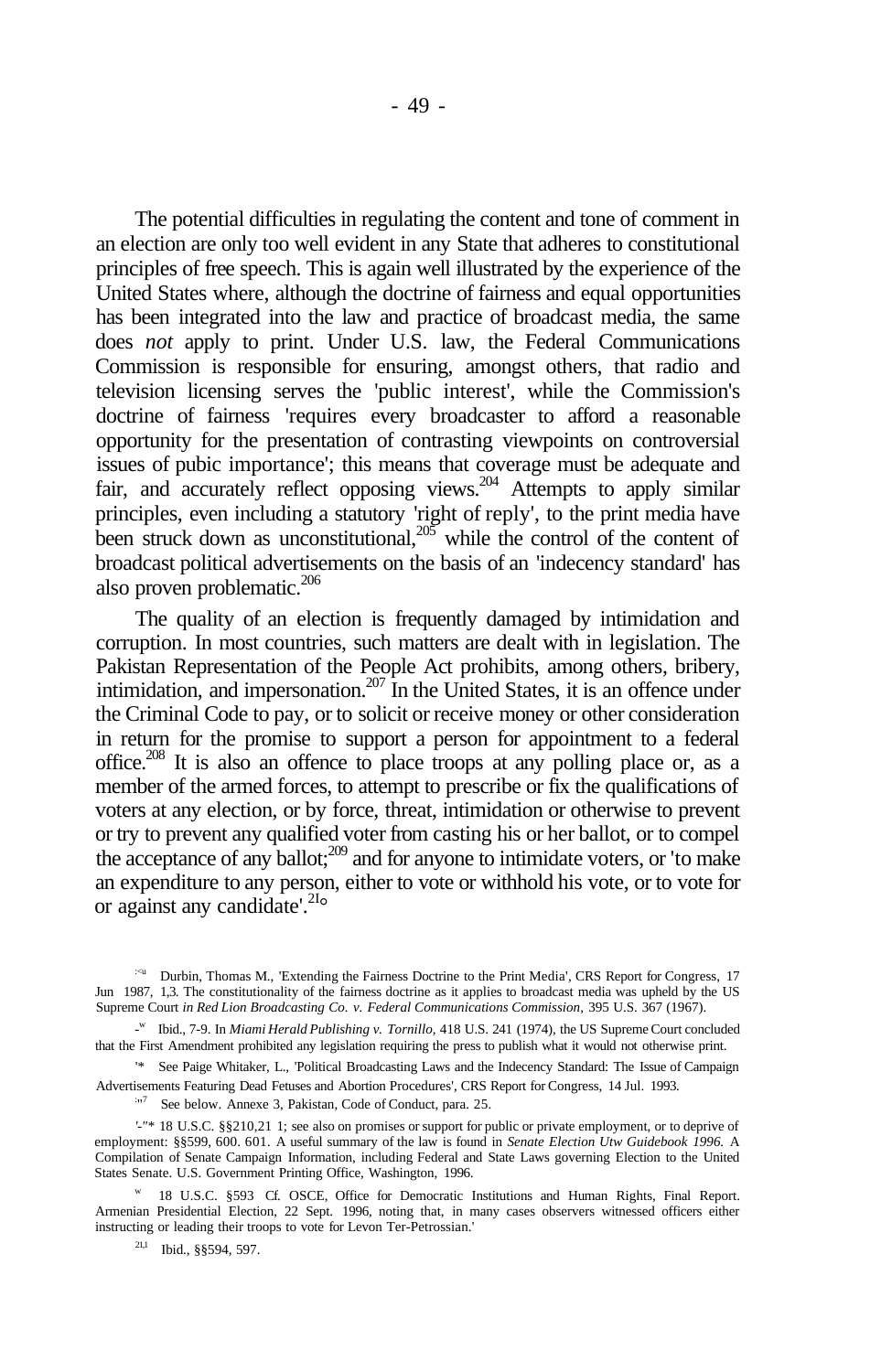The potential difficulties in regulating the content and tone of comment in an election are only too well evident in any State that adheres to constitutional principles of free speech. This is again well illustrated by the experience of the United States where, although the doctrine of fairness and equal opportunities has been integrated into the law and practice of broadcast media, the same does *not* apply to print. Under U.S. law, the Federal Communications Commission is responsible for ensuring, amongst others, that radio and television licensing serves the 'public interest', while the Commission's doctrine of fairness 'requires every broadcaster to afford a reasonable opportunity for the presentation of contrasting viewpoints on controversial issues of pubic importance'; this means that coverage must be adequate and fair, and accurately reflect opposing views.[204] Attempts to apply similar principles, even including a statutory 'right of reply', to the print media have been struck down as unconstitutional,[205] while the control of the content of broadcast political advertisements on the basis of an 'indecency standard' has also proven problematic.[206]

The quality of an election is frequently damaged by intimidation and corruption. In most countries, such matters are dealt with in legislation. The Pakistan Representation of the People Act prohibits, among others, bribery, intimidation, and impersonation.[207] In the United States, it is an offence under the Criminal Code to pay, or to solicit or receive money or other consideration in return for the promise to support a person for appointment to a federal office.[208] It is also an offence to place troops at any polling place or, as a member of the armed forces, to attempt to prescribe or fix the qualifications of voters at any election, or by force, threat, intimidation or otherwise to prevent or try to prevent any qualified voter from casting his or her ballot, or to compel the acceptance of any ballot;[209] and for anyone to intimidate voters, or 'to make an expenditure to any person, either to vote or withhold his vote, or to vote for or against any candidate'.[210]

[204] Durbin, Thomas M., 'Extending the Fairness Doctrine to the Print Media', CRS Report for Congress, 17 Jun 1987, 1,3. The constitutionality of the fairness doctrine as it applies to broadcast media was upheld by the US Supreme Court *in Red Lion Broadcasting Co. v. Federal Communications Commission,* 395 U.S. 367 (1967).

[205] Ibid., 7-9. In *Miami Herald Publishing v. Tornillo,* 418 U.S. 241 (1974), the US Supreme Court concluded that the First Amendment prohibited any legislation requiring the press to publish what it would not otherwise print.

[206] See Paige Whitaker, L., 'Political Broadcasting Laws and the Indecency Standard: The Issue of Campaign Advertisements Featuring Dead Fetuses and Abortion Procedures', CRS Report for Congress, 14 Jul. 1993.

[207] See below. Annexe 3, Pakistan, Code of Conduct, para. 25.

[208] 18 U.S.C. §§210,21 1; see also on promises or support for public or private employment, or to deprive of employment: §§599, 600. 601. A useful summary of the law is found in *Senate Election Utw Guidebook 1996.* A Compilation of Senate Campaign Information, including Federal and State Laws governing Election to the United States Senate. U.S. Government Printing Office, Washington, 1996.

[209] 18 U.S.C. §593 Cf. OSCE, Office for Democratic Institutions and Human Rights, Final Report. Armenian Presidential Election, 22 Sept. 1996, noting that, in many cases observers witnessed officers either instructing or leading their troops to vote for Levon Ter-Petrossian.'

[210] Ibid., §§594, 597.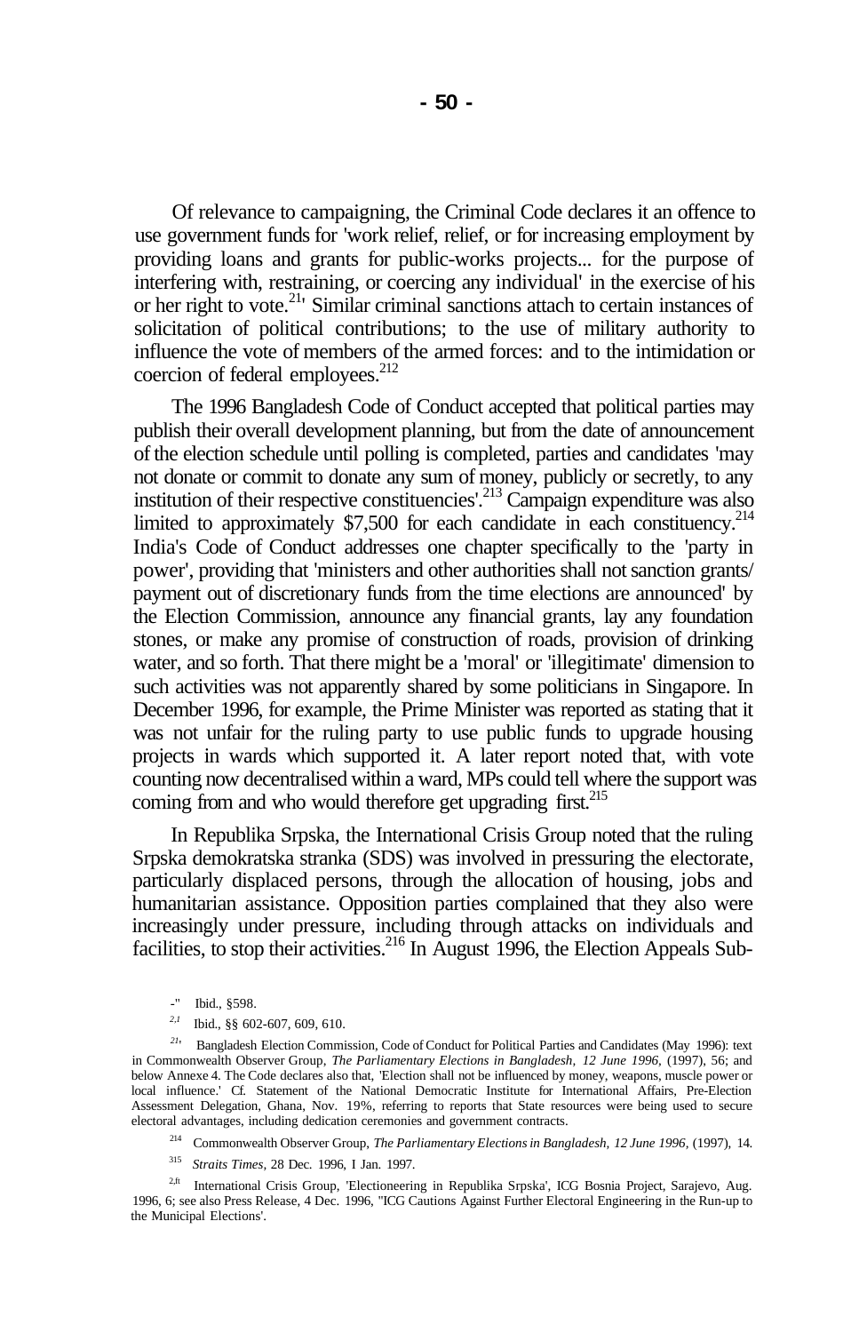Of relevance to campaigning, the Criminal Code declares it an offence to use government funds for 'work relief, relief, or for increasing employment by providing loans and grants for public-works projects... for the purpose of interfering with, restraining, or coercing any individual' in the exercise of his or her right to vote.[211] Similar criminal sanctions attach to certain instances of solicitation of political contributions; to the use of military authority to influence the vote of members of the armed forces: and to the intimidation or coercion of federal employees.[212]

The 1996 Bangladesh Code of Conduct accepted that political parties may publish their overall development planning, but from the date of announcement of the election schedule until polling is completed, parties and candidates 'may not donate or commit to donate any sum of money, publicly or secretly, to any institution of their respective constituencies'.[213] Campaign expenditure was also limited to approximately $7,500 for each candidate in each constituency.[214] India's Code of Conduct addresses one chapter specifically to the 'party in power', providing that 'ministers and other authorities shall not sanction grants/ payment out of discretionary funds from the time elections are announced' by the Election Commission, announce any financial grants, lay any foundation stones, or make any promise of construction of roads, provision of drinking water, and so forth. That there might be a 'moral' or 'illegitimate' dimension to such activities was not apparently shared by some politicians in Singapore. In December 1996, for example, the Prime Minister was reported as stating that it was not unfair for the ruling party to use public funds to upgrade housing projects in wards which supported it. A later report noted that, with vote counting now decentralised within a ward, MPs could tell where the support was coming from and who would therefore get upgrading first.[215]

In Republika Srpska, the International Crisis Group noted that the ruling Srpska demokratska stranka (SDS) was involved in pressuring the electorate, particularly displaced persons, through the allocation of housing, jobs and humanitarian assistance. Opposition parties complained that they also were increasingly under pressure, including through attacks on individuals and facilities, to stop their activities.[216] In August 1996, the Election Appeals Sub-

---

[211] Ibid., §598.

[212] Ibid., §§ 602-607, 609, 610.

[213] Bangladesh Election Commission, Code of Conduct for Political Parties and Candidates (May 1996): text in Commonwealth Observer Group, *The Parliamentary Elections in Bangladesh, 12 June 1996,* (1997), 56; and below Annexe 4. The Code declares also that, 'Election shall not be influenced by money, weapons, muscle power or local influence.' Cf. Statement of the National Democratic Institute for International Affairs, Pre-Election Assessment Delegation, Ghana, Nov. 1996, referring to reports that State resources were being used to secure electoral advantages, including dedication ceremonies and government contracts.

[214] Commonwealth Observer Group, *The Parliamentary Elections in Bangladesh, 12 June 1996,* (1997), 14.

[215] *Straits Times,* 28 Dec. 1996, 1 Jan. 1997.

[216] International Crisis Group, 'Electioneering in Republika Srpska', ICG Bosnia Project, Sarajevo, Aug. 1996, 6; see also Press Release, 4 Dec. 1996, "ICG Cautions Against Further Electoral Engineering in the Run-up to the Municipal Elections'.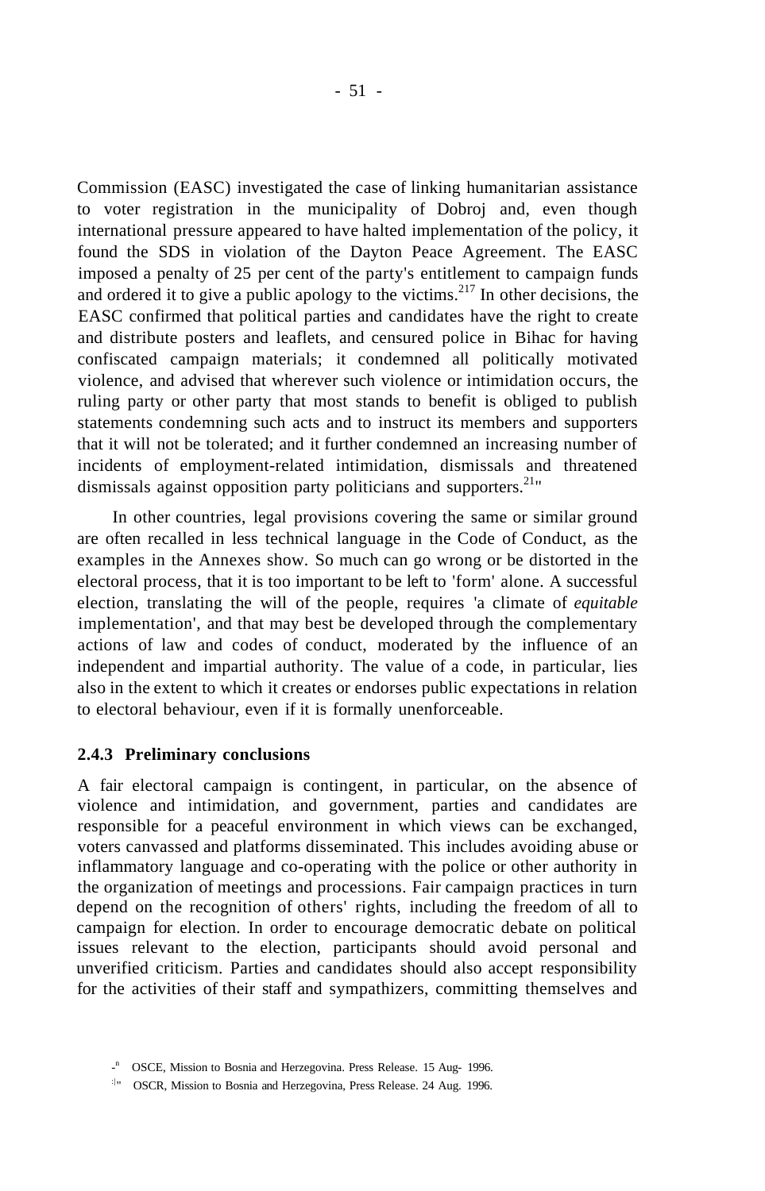Commission (EASC) investigated the case of linking humanitarian assistance to voter registration in the municipality of Dobroj and, even though international pressure appeared to have halted implementation of the policy, it found the SDS in violation of the Dayton Peace Agreement. The EASC imposed a penalty of 25 per cent of the party's entitlement to campaign funds and ordered it to give a public apology to the victims.[217] In other decisions, the EASC confirmed that political parties and candidates have the right to create and distribute posters and leaflets, and censured police in Bihac for having confiscated campaign materials; it condemned all politically motivated violence, and advised that wherever such violence or intimidation occurs, the ruling party or other party that most stands to benefit is obliged to publish statements condemning such acts and to instruct its members and supporters that it will not be tolerated; and it further condemned an increasing number of incidents of employment-related intimidation, dismissals and threatened dismissals against opposition party politicians and supporters.[218]

In other countries, legal provisions covering the same or similar ground are often recalled in less technical language in the Code of Conduct, as the examples in the Annexes show. So much can go wrong or be distorted in the electoral process, that it is too important to be left to 'form' alone. A successful election, translating the will of the people, requires 'a climate of *equitable* implementation', and that may best be developed through the complementary actions of law and codes of conduct, moderated by the influence of an independent and impartial authority. The value of a code, in particular, lies also in the extent to which it creates or endorses public expectations in relation to electoral behaviour, even if it is formally unenforceable.

### 2.4.3 Preliminary conclusions

A fair electoral campaign is contingent, in particular, on the absence of violence and intimidation, and government, parties and candidates are responsible for a peaceful environment in which views can be exchanged, voters canvassed and platforms disseminated. This includes avoiding abuse or inflammatory language and co-operating with the police or other authority in the organization of meetings and processions. Fair campaign practices in turn depend on the recognition of others' rights, including the freedom of all to campaign for election. In order to encourage democratic debate on political issues relevant to the election, participants should avoid personal and unverified criticism. Parties and candidates should also accept responsibility for the activities of their staff and sympathizers, committing themselves and

[217] OSCE, Mission to Bosnia and Herzegovina. Press Release. 15 Aug. 1996.

[218] OSCR, Mission to Bosnia and Herzegovina, Press Release. 24 Aug. 1996.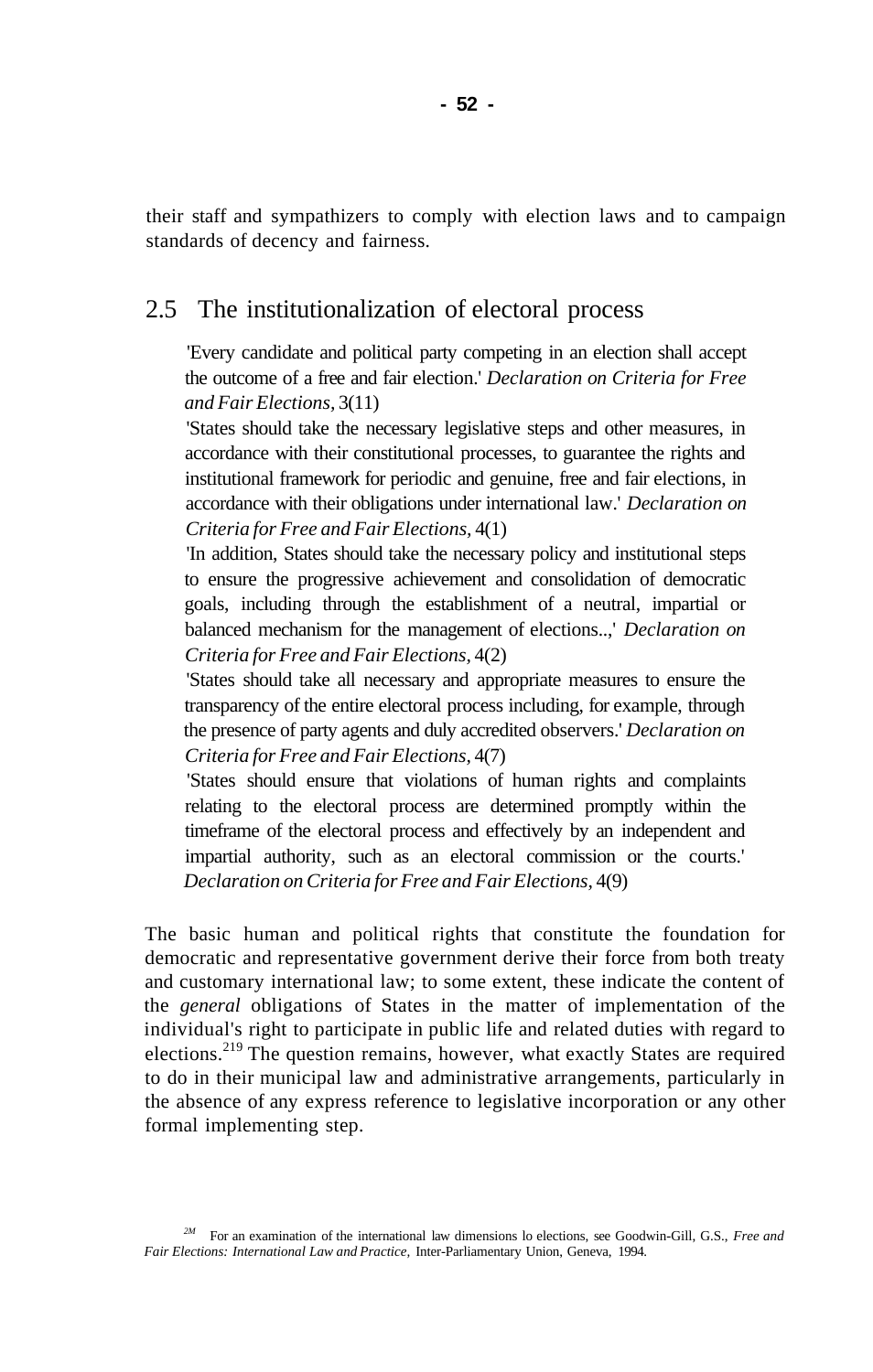their staff and sympathizers to comply with election laws and to campaign standards of decency and fairness.

## 2.5 The institutionalization of electoral process

> 'Every candidate and political party competing in an election shall accept the outcome of a free and fair election.' *Declaration on Criteria for Free and Fair Elections*, 3(11)
>
> 'States should take the necessary legislative steps and other measures, in accordance with their constitutional processes, to guarantee the rights and institutional framework for periodic and genuine, free and fair elections, in accordance with their obligations under international law.' *Declaration on Criteria for Free and Fair Elections*, 4(1)
>
> 'In addition, States should take the necessary policy and institutional steps to ensure the progressive achievement and consolidation of democratic goals, including through the establishment of a neutral, impartial or balanced mechanism for the management of elections..,' *Declaration on Criteria for Free and Fair Elections*, 4(2)
>
> 'States should take all necessary and appropriate measures to ensure the transparency of the entire electoral process including, for example, through the presence of party agents and duly accredited observers.' *Declaration on Criteria for Free and Fair Elections*, 4(7)
>
> 'States should ensure that violations of human rights and complaints relating to the electoral process are determined promptly within the timeframe of the electoral process and effectively by an independent and impartial authority, such as an electoral commission or the courts.' *Declaration on Criteria for Free and Fair Elections*, 4(9)

The basic human and political rights that constitute the foundation for democratic and representative government derive their force from both treaty and customary international law; to some extent, these indicate the content of the *general* obligations of States in the matter of implementation of the individual's right to participate in public life and related duties with regard to elections.[219] The question remains, however, what exactly States are required to do in their municipal law and administrative arrangements, particularly in the absence of any express reference to legislative incorporation or any other formal implementing step.

[219] For an examination of the international law dimensions lo elections, see Goodwin-Gill, G.S., *Free and Fair Elections: International Law and Practice*, Inter-Parliamentary Union, Geneva, 1994.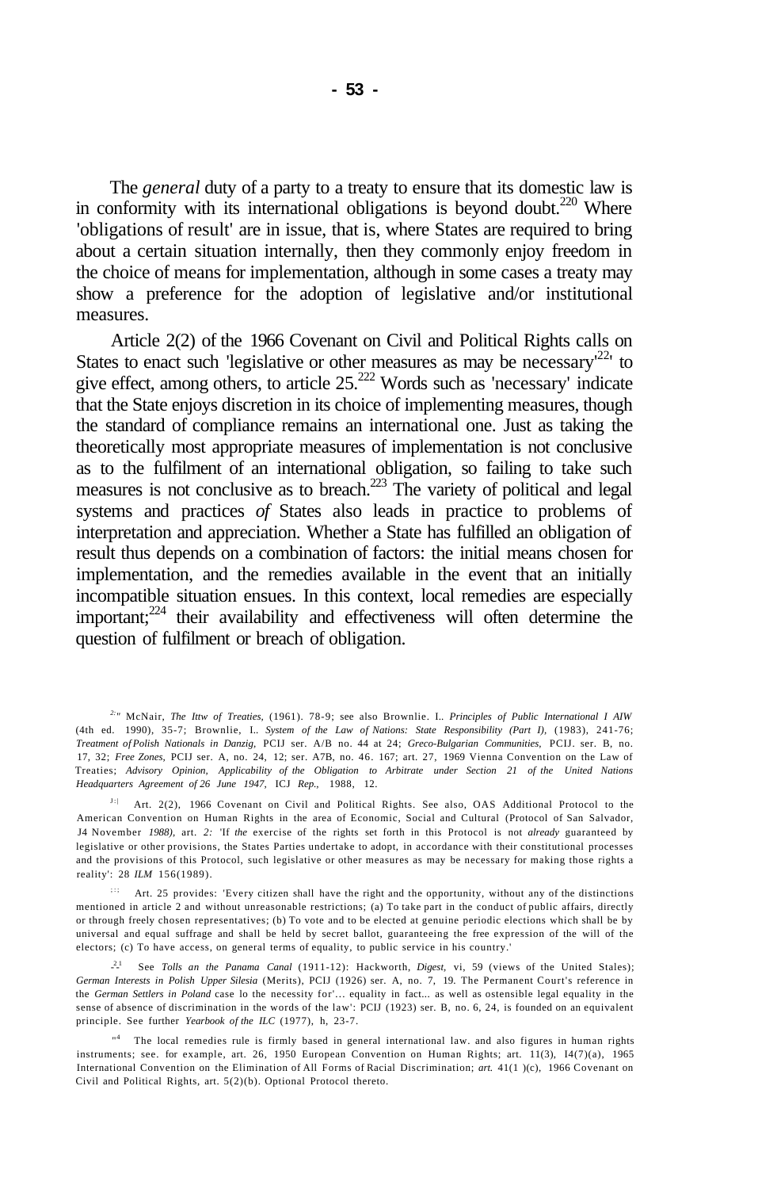The *general* duty of a party to a treaty to ensure that its domestic law is in conformity with its international obligations is beyond doubt.[220] Where 'obligations of result' are in issue, that is, where States are required to bring about a certain situation internally, then they commonly enjoy freedom in the choice of means for implementation, although in some cases a treaty may show a preference for the adoption of legislative and/or institutional measures.

Article 2(2) of the 1966 Covenant on Civil and Political Rights calls on States to enact such 'legislative or other measures as may be necessary'[221] to give effect, among others, to article 25.[222] Words such as 'necessary' indicate that the State enjoys discretion in its choice of implementing measures, though the standard of compliance remains an international one. Just as taking the theoretically most appropriate measures of implementation is not conclusive as to the fulfilment of an international obligation, so failing to take such measures is not conclusive as to breach.[223] The variety of political and legal systems and practices *of* States also leads in practice to problems of interpretation and appreciation. Whether a State has fulfilled an obligation of result thus depends on a combination of factors: the initial means chosen for implementation, and the remedies available in the event that an initially incompatible situation ensues. In this context, local remedies are especially important;[224] their availability and effectiveness will often determine the question of fulfilment or breach of obligation.

---

[220] McNair, *The Law of Treaties,* (1961). 78-9; see also Brownlie. I.. *Principles of Public International Law* (4th ed. 1990), 35-7; Brownlie, I.. *System of the Law of Nations: State Responsibility (Part I),* (1983), 241-76; *Treatment of Polish Nationals in Danzig,* PCIJ ser. A/B no. 44 at 24; *Greco-Bulgarian Communities,* PCIJ. ser. B, no. 17, 32; *Free Zones,* PCIJ ser. A, no. 24, 12; ser. A7B, no. 46. 167; art. 27, 1969 Vienna Convention on the Law of Treaties; *Advisory Opinion, Applicability of the Obligation to Arbitrate under Section 21 of the United Nations Headquarters Agreement of 26 June 1947,* ICJ *Rep.,* 1988, 12.

[221] Art. 2(2), 1966 Covenant on Civil and Political Rights. See also, OAS Additional Protocol to the American Convention on Human Rights in the area of Economic, Social and Cultural (Protocol of San Salvador, 14 November *1988),* art. *2:* 'If *the* exercise of the rights set forth in this Protocol is not *already* guaranteed by legislative or other provisions, the States Parties undertake to adopt, in accordance with their constitutional processes and the provisions of this Protocol, such legislative or other measures as may be necessary for making those rights a reality': 28 *ILM* 156(1989).

[222] Art. 25 provides: 'Every citizen shall have the right and the opportunity, without any of the distinctions mentioned in article 2 and without unreasonable restrictions; (a) To take part in the conduct of public affairs, directly or through freely chosen representatives; (b) To vote and to be elected at genuine periodic elections which shall be by universal and equal suffrage and shall be held by secret ballot, guaranteeing the free expression of the will of the electors; (c) To have access, on general terms of equality, to public service in his country.'

[223] See *Tolls an the Panama Canal* (1911-12): Hackworth, *Digest,* vi, 59 (views of the United States); *German Interests in Polish Upper Silesia* (Merits), PCIJ (1926) ser. A, no. 7, 19. The Permanent Court's reference in the *German Settlers in Poland* case lo the necessity for'... equality in fact... as well as ostensible legal equality in the sense of absence of discrimination in the words of the law': PCIJ (1923) ser. B, no. 6, 24, is founded on an equivalent principle. See further *Yearbook of the ILC* (1977), h, 23-7.

[224] The local remedies rule is firmly based in general international law. and also figures in human rights instruments; see. for example, art. 26, 1950 European Convention on Human Rights; art. 11(3), 14(7)(a), 1965 International Convention on the Elimination of All Forms of Racial Discrimination; *art.* 41(1 )(c), 1966 Covenant on Civil and Political Rights, art. 5(2)(b). Optional Protocol thereto.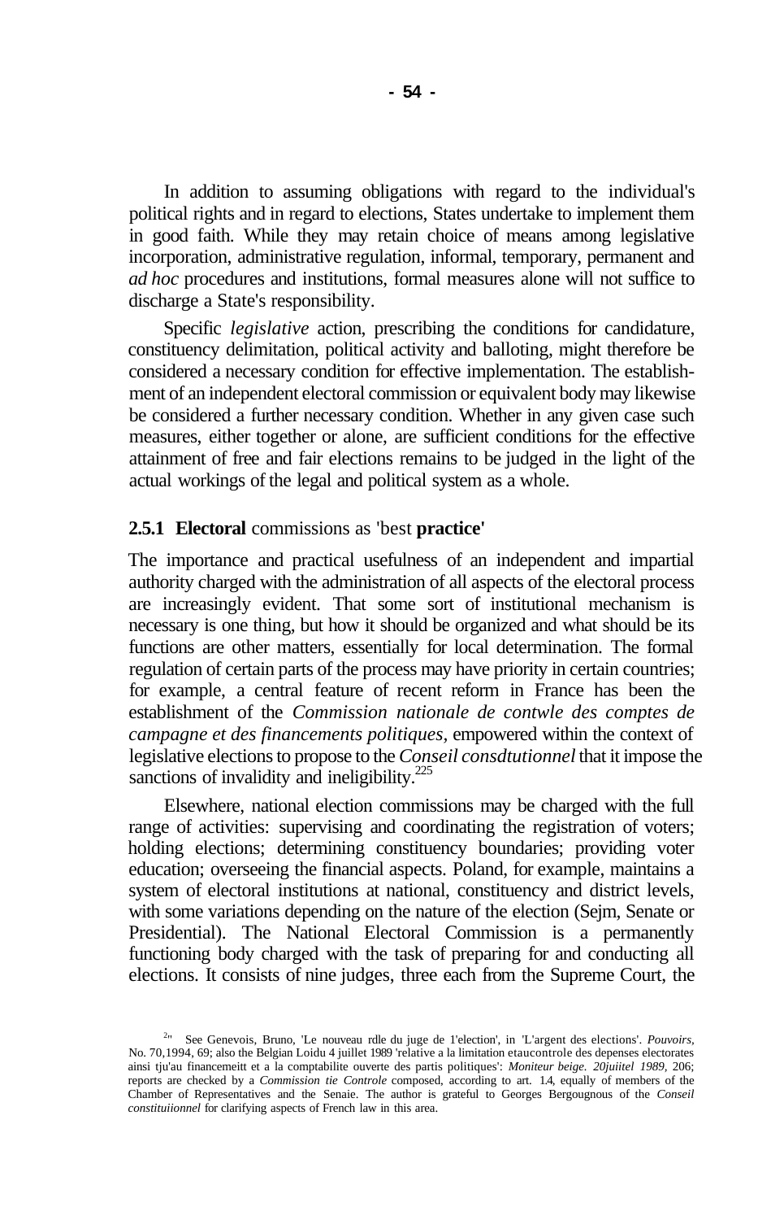In addition to assuming obligations with regard to the individual's political rights and in regard to elections, States undertake to implement them in good faith. While they may retain choice of means among legislative incorporation, administrative regulation, informal, temporary, permanent and *ad hoc* procedures and institutions, formal measures alone will not suffice to discharge a State's responsibility.

Specific *legislative* action, prescribing the conditions for candidature, constituency delimitation, political activity and balloting, might therefore be considered a necessary condition for effective implementation. The establishment of an independent electoral commission or equivalent body may likewise be considered a further necessary condition. Whether in any given case such measures, either together or alone, are sufficient conditions for the effective attainment of free and fair elections remains to be judged in the light of the actual workings of the legal and political system as a whole.

### 2.5.1 Electoral commissions as 'best practice'

The importance and practical usefulness of an independent and impartial authority charged with the administration of all aspects of the electoral process are increasingly evident. That some sort of institutional mechanism is necessary is one thing, but how it should be organized and what should be its functions are other matters, essentially for local determination. The formal regulation of certain parts of the process may have priority in certain countries; for example, a central feature of recent reform in France has been the establishment of the *Commission nationale de contwle des comptes de campagne et des financements politiques,* empowered within the context of legislative elections to propose to the *Conseil consdtutionnel* that it impose the sanctions of invalidity and ineligibility.[225]

Elsewhere, national election commissions may be charged with the full range of activities: supervising and coordinating the registration of voters; holding elections; determining constituency boundaries; providing voter education; overseeing the financial aspects. Poland, for example, maintains a system of electoral institutions at national, constituency and district levels, with some variations depending on the nature of the election (Sejm, Senate or Presidential). The National Electoral Commission is a permanently functioning body charged with the task of preparing for and conducting all elections. It consists of nine judges, three each from the Supreme Court, the

[225] See Genevois, Bruno, 'Le nouveau rdle du juge de 1'election', in 'L'argent des elections'. *Pouvoirs,* No. 70,1994, 69; also the Belgian Loidu 4 juillet 1989 'relative a la limitation etaucontrole des depenses electorates ainsi tju'au financemeitt et a la comptabilite ouverte des partis politiques': *Moniteur beige. 20juiitel 1989,* 206; reports are checked by a *Commission tie Controle* composed, according to art. 1.4, equally of members of the Chamber of Representatives and the Senaie. The author is grateful to Georges Bergougnous of the *Conseil constituiionnel* for clarifying aspects of French law in this area.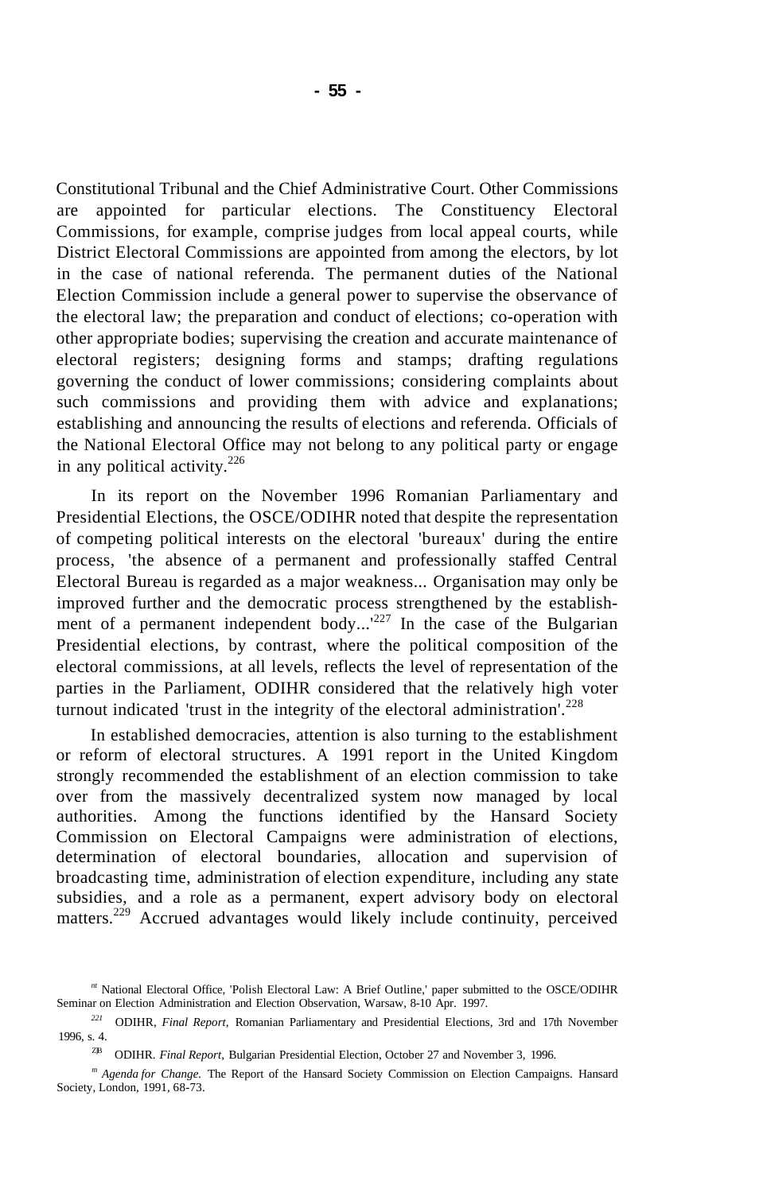Constitutional Tribunal and the Chief Administrative Court. Other Commissions are appointed for particular elections. The Constituency Electoral Commissions, for example, comprise judges from local appeal courts, while District Electoral Commissions are appointed from among the electors, by lot in the case of national referenda. The permanent duties of the National Election Commission include a general power to supervise the observance of the electoral law; the preparation and conduct of elections; co-operation with other appropriate bodies; supervising the creation and accurate maintenance of electoral registers; designing forms and stamps; drafting regulations governing the conduct of lower commissions; considering complaints about such commissions and providing them with advice and explanations; establishing and announcing the results of elections and referenda. Officials of the National Electoral Office may not belong to any political party or engage in any political activity.[226]

In its report on the November 1996 Romanian Parliamentary and Presidential Elections, the OSCE/ODIHR noted that despite the representation of competing political interests on the electoral 'bureaux' during the entire process, 'the absence of a permanent and professionally staffed Central Electoral Bureau is regarded as a major weakness... Organisation may only be improved further and the democratic process strengthened by the establishment of a permanent independent body...'[227] In the case of the Bulgarian Presidential elections, by contrast, where the political composition of the electoral commissions, at all levels, reflects the level of representation of the parties in the Parliament, ODIHR considered that the relatively high voter turnout indicated 'trust in the integrity of the electoral administration'.[228]

In established democracies, attention is also turning to the establishment or reform of electoral structures. A 1991 report in the United Kingdom strongly recommended the establishment of an election commission to take over from the massively decentralized system now managed by local authorities. Among the functions identified by the Hansard Society Commission on Electoral Campaigns were administration of elections, determination of electoral boundaries, allocation and supervision of broadcasting time, administration of election expenditure, including any state subsidies, and a role as a permanent, expert advisory body on electoral matters.[229] Accrued advantages would likely include continuity, perceived

[226] National Electoral Office, 'Polish Electoral Law: A Brief Outline,' paper submitted to the OSCE/ODIHR Seminar on Election Administration and Election Observation, Warsaw, 8-10 Apr. 1997.

[227] ODIHR, *Final Report,* Romanian Parliamentary and Presidential Elections, 3rd and 17th November 1996, s. 4.

[228] ODIHR. *Final Report,* Bulgarian Presidential Election, October 27 and November 3, 1996.

[229] *Agenda for Change.* The Report of the Hansard Society Commission on Election Campaigns. Hansard Society, London, 1991, 68-73.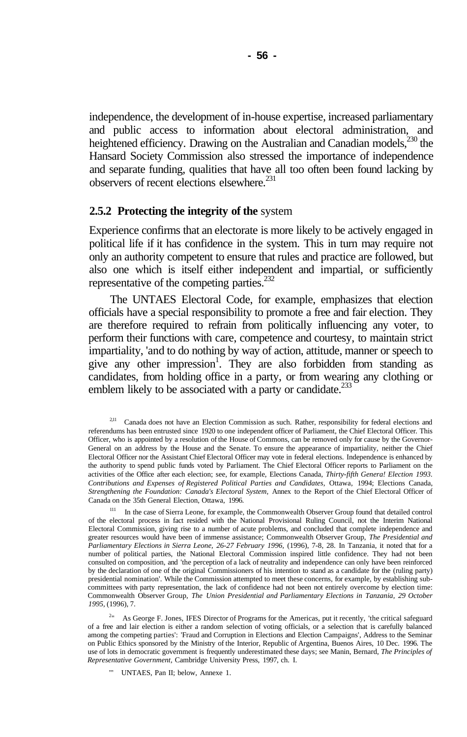independence, the development of in-house expertise, increased parliamentary and public access to information about electoral administration, and heightened efficiency. Drawing on the Australian and Canadian models,[230] the Hansard Society Commission also stressed the importance of independence and separate funding, qualities that have all too often been found lacking by observers of recent elections elsewhere.[231]

### 2.5.2 Protecting the integrity of the system

Experience confirms that an electorate is more likely to be actively engaged in political life if it has confidence in the system. This in turn may require not only an authority competent to ensure that rules and practice are followed, but also one which is itself either independent and impartial, or sufficiently representative of the competing parties.[232]

The UNTAES Electoral Code, for example, emphasizes that election officials have a special responsibility to promote a free and fair election. They are therefore required to refrain from politically influencing any voter, to perform their functions with care, competence and courtesy, to maintain strict impartiality, 'and to do nothing by way of action, attitude, manner or speech to give any other impression'. They are also forbidden from standing as candidates, from holding office in a party, or from wearing any clothing or emblem likely to be associated with a party or candidate.[233]

[230] Canada does not have an Election Commission as such. Rather, responsibility for federal elections and referendums has been entrusted since 1920 to one independent officer of Parliament, the Chief Electoral Officer. This Officer, who is appointed by a resolution of the House of Commons, can be removed only for cause by the Governor-General on an address by the House and the Senate. To ensure the appearance of impartiality, neither the Chief Electoral Officer nor the Assistant Chief Electoral Officer may vote in federal elections. Independence is enhanced by the authority to spend public funds voted by Parliament. The Chief Electoral Officer reports to Parliament on the activities of the Office after each election; see, for example, Elections Canada, *Thirty-fifth Genera! Election 1993. Contributions and Expenses of Registered Political Parties and Candidates,* Ottawa, 1994; Elections Canada, *Strengthening the Foundation: Canada's Electoral System,* Annex to the Report of the Chief Electoral Officer of Canada on the 35th General Election, Ottawa, 1996.

[231] In the case of Sierra Leone, for example, the Commonwealth Observer Group found that detailed control of the electoral process in fact resided with the National Provisional Ruling Council, not the Interim National Electoral Commission, giving rise to a number of acute problems, and concluded that complete independence and greater resources would have been of immense assistance; Commonwealth Observer Group, *The Presidential and Parliamentary Elections in Sierra Leone, 26-27 February 1996,* (1996), 7-8, 28. In Tanzania, it noted that for a number of political parties, the National Electoral Commission inspired little confidence. They had not been consulted on composition, and 'the perception of a lack of neutrality and independence can only have been reinforced by the declaration of one of the original Commissioners of his intention to stand as a candidate for the (ruling party) presidential nomination'. While the Commission attempted to meet these concerns, for example, by establishing sub-committees with party representation, the lack of confidence had not been entirely overcome by election time: Commonwealth Observer Group, *The Union Presidential and Parliamentary Elections in Tanzania, 29 October 1995,* (1996), 7.

[232] As George F. Jones, IFES Director of Programs for the Americas, put it recently, 'the critical safeguard of a free and lair election is either a random selection of voting officials, or a selection that is carefully balanced among the competing parties': 'Fraud and Corruption in Elections and Election Campaigns', Address to the Seminar on Public Ethics sponsored by the Ministry of the Interior, Republic of Argentina, Buenos Aires, 10 Dec. 1996. The use of lots in democratic government is frequently underestimated these days; see Manin, Bernard, *The Principles of Representative Government,* Cambridge University Press, 1997, ch. I.

[233] UNTAES, Pan II; below, Annexe 1.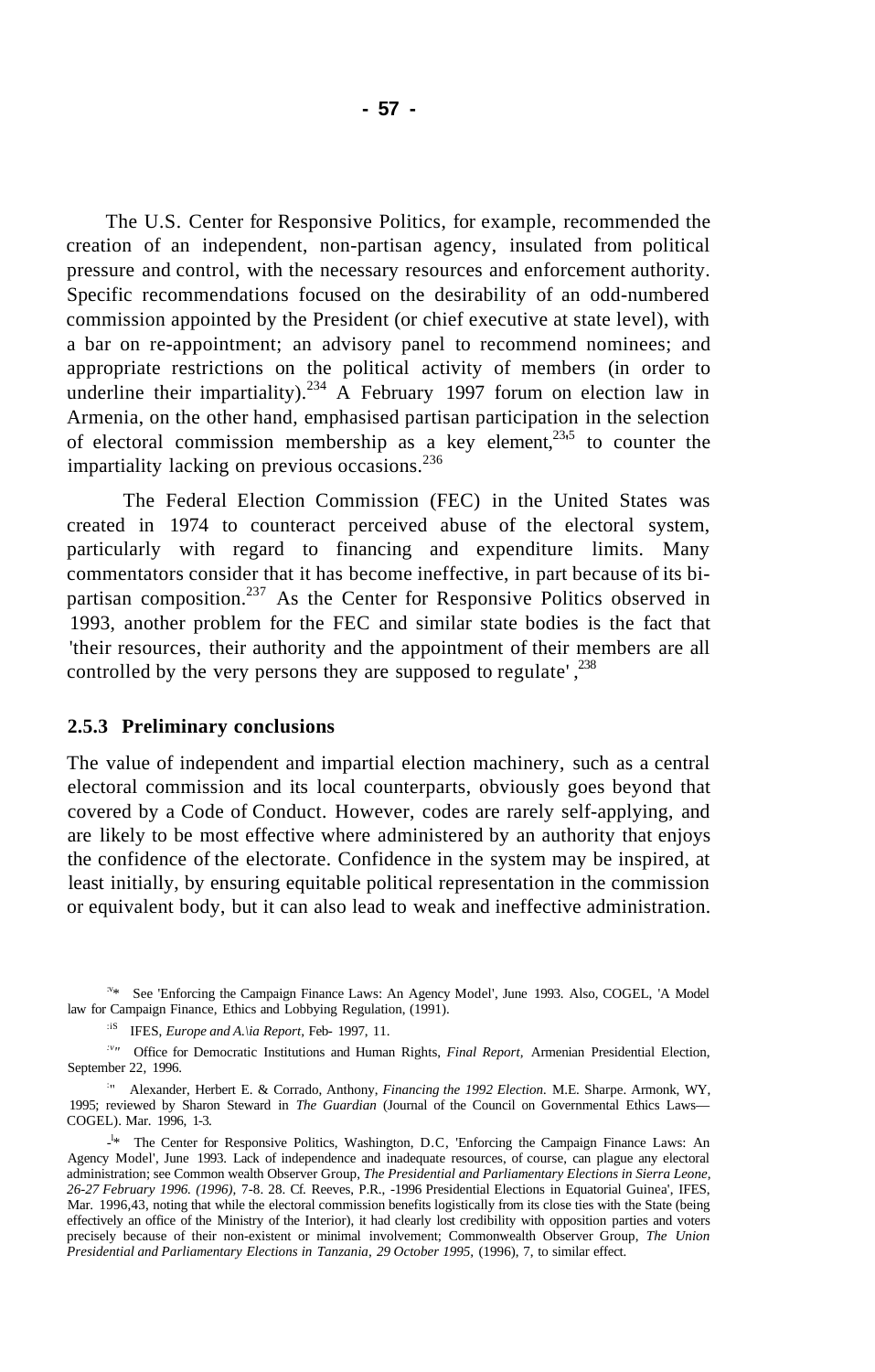The U.S. Center for Responsive Politics, for example, recommended the creation of an independent, non-partisan agency, insulated from political pressure and control, with the necessary resources and enforcement authority. Specific recommendations focused on the desirability of an odd-numbered commission appointed by the President (or chief executive at state level), with a bar on re-appointment; an advisory panel to recommend nominees; and appropriate restrictions on the political activity of members (in order to underline their impartiality).[234] A February 1997 forum on election law in Armenia, on the other hand, emphasised partisan participation in the selection of electoral commission membership as a key element,[235] to counter the impartiality lacking on previous occasions.[236]

The Federal Election Commission (FEC) in the United States was created in 1974 to counteract perceived abuse of the electoral system, particularly with regard to financing and expenditure limits. Many commentators consider that it has become ineffective, in part because of its bi-partisan composition.[237] As the Center for Responsive Politics observed in 1993, another problem for the FEC and similar state bodies is the fact that 'their resources, their authority and the appointment of their members are all controlled by the very persons they are supposed to regulate' ,[238]

### 2.5.3 Preliminary conclusions

The value of independent and impartial election machinery, such as a central electoral commission and its local counterparts, obviously goes beyond that covered by a Code of Conduct. However, codes are rarely self-applying, and are likely to be most effective where administered by an authority that enjoys the confidence of the electorate. Confidence in the system may be inspired, at least initially, by ensuring equitable political representation in the commission or equivalent body, but it can also lead to weak and ineffective administration.

---

[234] See 'Enforcing the Campaign Finance Laws: An Agency Model', June 1993. Also, COGEL, 'A Model law for Campaign Finance, Ethics and Lobbying Regulation, (1991).

[235] IFES, *Europe and A.\ia Report*, Feb- 1997, 11.

[236] Office for Democratic Institutions and Human Rights, *Final Report*, Armenian Presidential Election, September 22, 1996.

[237] Alexander, Herbert E. & Corrado, Anthony, *Financing the 1992 Election*. M.E. Sharpe. Armonk, WY, 1995; reviewed by Sharon Steward in *The Guardian* (Journal of the Council on Governmental Ethics Laws—COGEL). Mar. 1996, 1-3.

[238] The Center for Responsive Politics, Washington, D.C, 'Enforcing the Campaign Finance Laws: An Agency Model', June 1993. Lack of independence and inadequate resources, of course, can plague any electoral administration; see Common wealth Observer Group, *The Presidential and Parliamentary Elections in Sierra Leone, 26-27 February 1996. (1996),* 7-8. 28. Cf. Reeves, P.R., -1996 Presidential Elections in Equatorial Guinea', IFES, Mar. 1996,43, noting that while the electoral commission benefits logistically from its close ties with the State (being effectively an office of the Ministry of the Interior), it had clearly lost credibility with opposition parties and voters precisely because of their non-existent or minimal involvement; Commonwealth Observer Group, *The Union Presidential and Parliamentary Elections in Tanzania, 29 October 1995,* (1996), 7, to similar effect.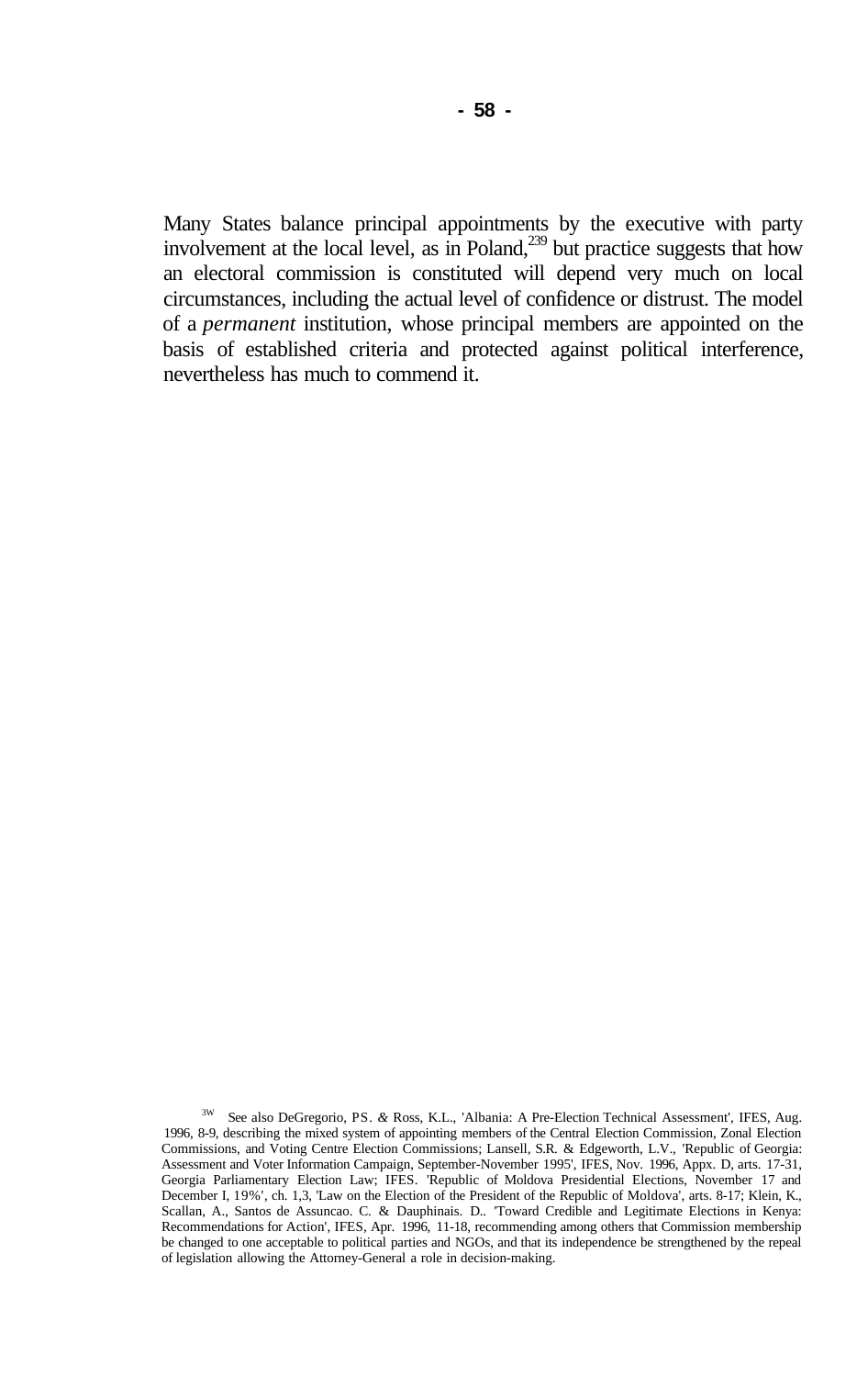Many States balance principal appointments by the executive with party involvement at the local level, as in Poland,[239] but practice suggests that how an electoral commission is constituted will depend very much on local circumstances, including the actual level of confidence or distrust. The model of a *permanent* institution, whose principal members are appointed on the basis of established criteria and protected against political interference, nevertheless has much to commend it.

[239] See also DeGregorio, PS. & Ross, K.L., 'Albania: A Pre-Election Technical Assessment', IFES, Aug. 1996, 8-9, describing the mixed system of appointing members of the Central Election Commission, Zonal Election Commissions, and Voting Centre Election Commissions; Lansell, S.R. & Edgeworth, L.V., 'Republic of Georgia: Assessment and Voter Information Campaign, September-November 1995', IFES, Nov. 1996, Appx. D, arts. 17-31, Georgia Parliamentary Election Law; IFES. 'Republic of Moldova Presidential Elections, November 17 and December I, 19%', ch. 1,3, 'Law on the Election of the President of the Republic of Moldova', arts. 8-17; Klein, K., Scallan, A., Santos de Assuncao. C. & Dauphinais. D.. 'Toward Credible and Legitimate Elections in Kenya: Recommendations for Action', IFES, Apr. 1996, 11-18, recommending among others that Commission membership be changed to one acceptable to political parties and NGOs, and that its independence be strengthened by the repeal of legislation allowing the Attorney-General a role in decision-making.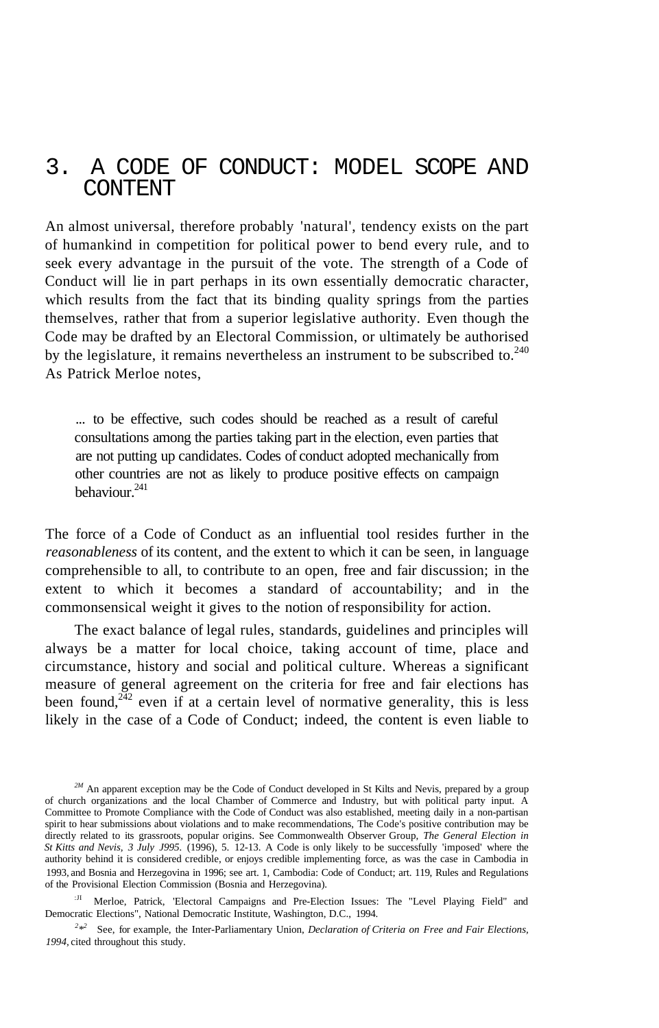# 3. A CODE OF CONDUCT: MODEL SCOPE AND CONTENT

An almost universal, therefore probably 'natural', tendency exists on the part of humankind in competition for political power to bend every rule, and to seek every advantage in the pursuit of the vote. The strength of a Code of Conduct will lie in part perhaps in its own essentially democratic character, which results from the fact that its binding quality springs from the parties themselves, rather that from a superior legislative authority. Even though the Code may be drafted by an Electoral Commission, or ultimately be authorised by the legislature, it remains nevertheless an instrument to be subscribed to.[240] As Patrick Merloe notes,

> ... to be effective, such codes should be reached as a result of careful consultations among the parties taking part in the election, even parties that are not putting up candidates. Codes of conduct adopted mechanically from other countries are not as likely to produce positive effects on campaign behaviour.[241]

The force of a Code of Conduct as an influential tool resides further in the *reasonableness* of its content, and the extent to which it can be seen, in language comprehensible to all, to contribute to an open, free and fair discussion; in the extent to which it becomes a standard of accountability; and in the commonsensical weight it gives to the notion of responsibility for action.

The exact balance of legal rules, standards, guidelines and principles will always be a matter for local choice, taking account of time, place and circumstance, history and social and political culture. Whereas a significant measure of general agreement on the criteria for free and fair elections has been found,[242] even if at a certain level of normative generality, this is less likely in the case of a Code of Conduct; indeed, the content is even liable to

---

[240] An apparent exception may be the Code of Conduct developed in St Kilts and Nevis, prepared by a group of church organizations and the local Chamber of Commerce and Industry, but with political party input. A Committee to Promote Compliance with the Code of Conduct was also established, meeting daily in a non-partisan spirit to hear submissions about violations and to make recommendations, The Code's positive contribution may be directly related to its grassroots, popular origins. See Commonwealth Observer Group, *The General Election in St Kitts and Nevis, 3 July J995*. (1996), 5. 12-13. A Code is only likely to be successfully 'imposed' where the authority behind it is considered credible, or enjoys credible implementing force, as was the case in Cambodia in 1993, and Bosnia and Herzegovina in 1996; see art. 1, Cambodia: Code of Conduct; art. 119, Rules and Regulations of the Provisional Election Commission (Bosnia and Herzegovina).

[241] Merloe, Patrick, 'Electoral Campaigns and Pre-Election Issues: The "Level Playing Field" and Democratic Elections", National Democratic Institute, Washington, D.C., 1994.

[242] See, for example, the Inter-Parliamentary Union, *Declaration of Criteria on Free and Fair Elections, 1994,* cited throughout this study.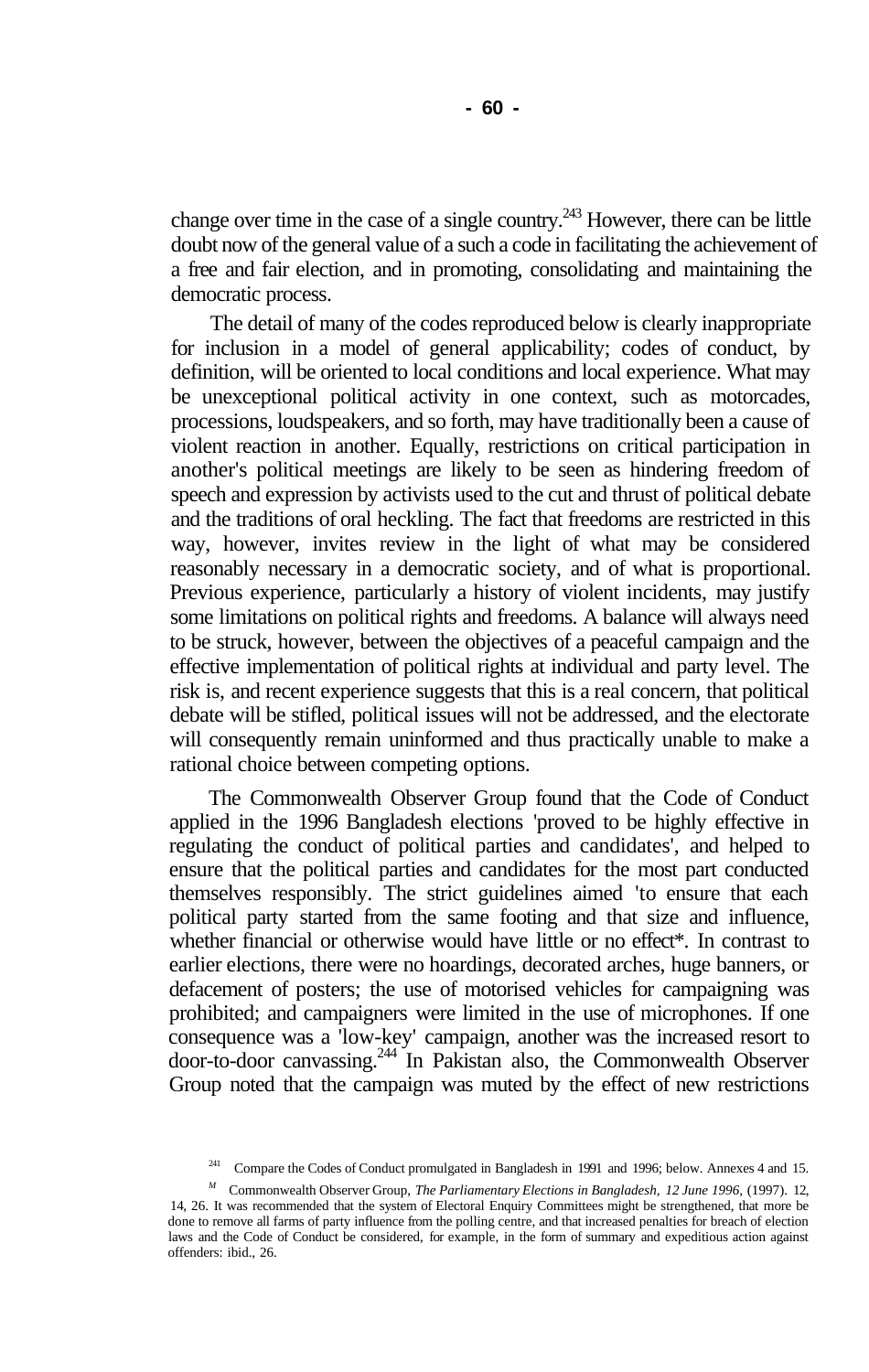change over time in the case of a single country.[243] However, there can be little doubt now of the general value of a such a code in facilitating the achievement of a free and fair election, and in promoting, consolidating and maintaining the democratic process.

The detail of many of the codes reproduced below is clearly inappropriate for inclusion in a model of general applicability; codes of conduct, by definition, will be oriented to local conditions and local experience. What may be unexceptional political activity in one context, such as motorcades, processions, loudspeakers, and so forth, may have traditionally been a cause of violent reaction in another. Equally, restrictions on critical participation in another's political meetings are likely to be seen as hindering freedom of speech and expression by activists used to the cut and thrust of political debate and the traditions of oral heckling. The fact that freedoms are restricted in this way, however, invites review in the light of what may be considered reasonably necessary in a democratic society, and of what is proportional. Previous experience, particularly a history of violent incidents, may justify some limitations on political rights and freedoms. A balance will always need to be struck, however, between the objectives of a peaceful campaign and the effective implementation of political rights at individual and party level. The risk is, and recent experience suggests that this is a real concern, that political debate will be stifled, political issues will not be addressed, and the electorate will consequently remain uninformed and thus practically unable to make a rational choice between competing options.

The Commonwealth Observer Group found that the Code of Conduct applied in the 1996 Bangladesh elections 'proved to be highly effective in regulating the conduct of political parties and candidates', and helped to ensure that the political parties and candidates for the most part conducted themselves responsibly. The strict guidelines aimed 'to ensure that each political party started from the same footing and that size and influence, whether financial or otherwise would have little or no effect*. In contrast to earlier elections, there were no hoardings, decorated arches, huge banners, or defacement of posters; the use of motorised vehicles for campaigning was prohibited; and campaigners were limited in the use of microphones. If one consequence was a 'low-key' campaign, another was the increased resort to door-to-door canvassing.[244] In Pakistan also, the Commonwealth Observer Group noted that the campaign was muted by the effect of new restrictions

---

[241] Compare the Codes of Conduct promulgated in Bangladesh in 1991 and 1996; below. Annexes 4 and 15.

[M] Commonwealth Observer Group, *The Parliamentary Elections in Bangladesh, 12 June 1996*, (1997). 12, 14, 26. It was recommended that the system of Electoral Enquiry Committees might be strengthened, that more be done to remove all farms of party influence from the polling centre, and that increased penalties for breach of election laws and the Code of Conduct be considered, for example, in the form of summary and expeditious action against offenders: ibid., 26.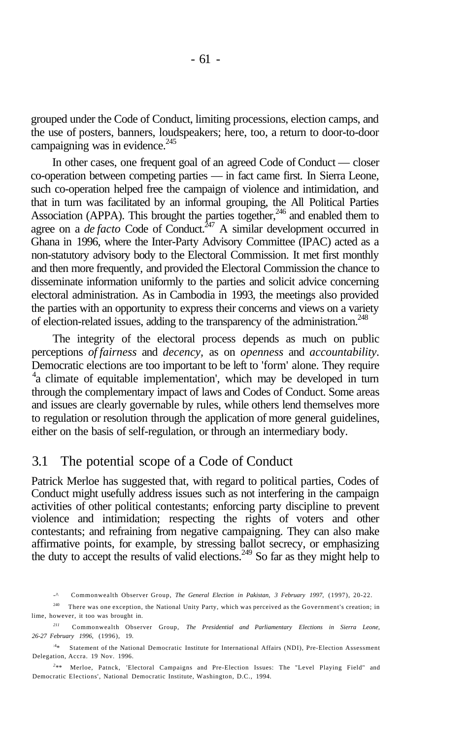grouped under the Code of Conduct, limiting processions, election camps, and the use of posters, banners, loudspeakers; here, too, a return to door-to-door campaigning was in evidence.[245]

In other cases, one frequent goal of an agreed Code of Conduct — closer co-operation between competing parties — in fact came first. In Sierra Leone, such co-operation helped free the campaign of violence and intimidation, and that in turn was facilitated by an informal grouping, the All Political Parties Association (APPA). This brought the parties together,[246] and enabled them to agree on a *de facto* Code of Conduct.[247] A similar development occurred in Ghana in 1996, where the Inter-Party Advisory Committee (IPAC) acted as a non-statutory advisory body to the Electoral Commission. It met first monthly and then more frequently, and provided the Electoral Commission the chance to disseminate information uniformly to the parties and solicit advice concerning electoral administration. As in Cambodia in 1993, the meetings also provided the parties with an opportunity to express their concerns and views on a variety of election-related issues, adding to the transparency of the administration.[248]

The integrity of the electoral process depends as much on public perceptions *of fairness* and *decency,* as on *openness* and *accountability.* Democratic elections are too important to be left to 'form' alone. They require 'a climate of equitable implementation', which may be developed in turn through the complementary impact of laws and Codes of Conduct. Some areas and issues are clearly governable by rules, while others lend themselves more to regulation or resolution through the application of more general guidelines, either on the basis of self-regulation, or through an intermediary body.

## 3.1 The potential scope of a Code of Conduct

Patrick Merloe has suggested that, with regard to political parties, Codes of Conduct might usefully address issues such as not interfering in the campaign activities of other political contestants; enforcing party discipline to prevent violence and intimidation; respecting the rights of voters and other contestants; and refraining from negative campaigning. They can also make affirmative points, for example, by stressing ballot secrecy, or emphasizing the duty to accept the results of valid elections.[249] So far as they might help to

---

[245] Commonwealth Observer Group, *The General Election in Pakistan, 3 February 1997,* (1997), 20-22.

[246] There was one exception, the National Unity Party, which was perceived as the Government's creation; in lime, however, it too was brought in.

[247] Commonwealth Observer Group, *The Presidential and Parliamentary Elections in Sierra Leone, 26-27 February 1996,* (1996), 19.

[248] Statement of the National Democratic Institute for International Affairs (NDI), Pre-Election Assessment Delegation, Accra. 19 Nov. 1996.

[249] Merloe, Patnck, 'Electoral Campaigns and Pre-Election Issues: The "Level Playing Field" and Democratic Elections', National Democratic Institute, Washington, D.C., 1994.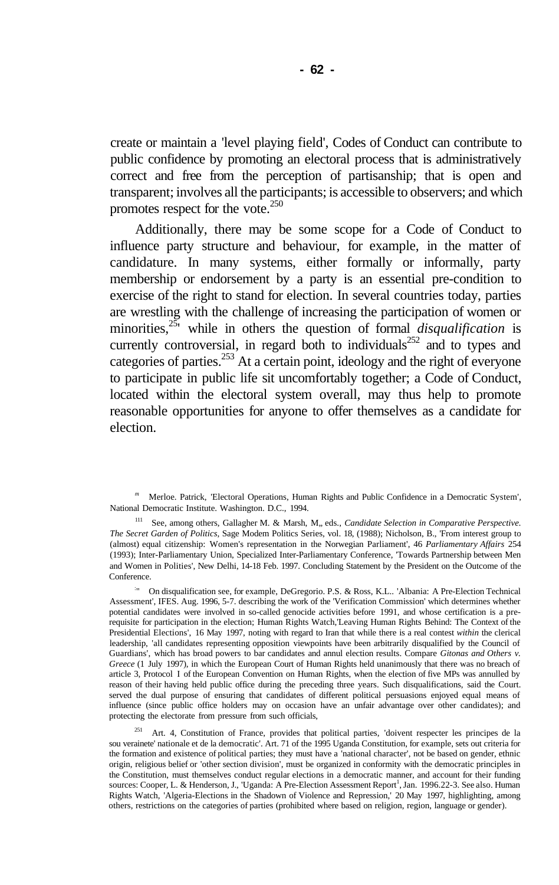create or maintain a 'level playing field', Codes of Conduct can contribute to public confidence by promoting an electoral process that is administratively correct and free from the perception of partisanship; that is open and transparent; involves all the participants; is accessible to observers; and which promotes respect for the vote.[250]

Additionally, there may be some scope for a Code of Conduct to influence party structure and behaviour, for example, in the matter of candidature. In many systems, either formally or informally, party membership or endorsement by a party is an essential pre-condition to exercise of the right to stand for election. In several countries today, parties are wrestling with the challenge of increasing the participation of women or minorities,[251] while in others the question of formal *disqualification* is currently controversial, in regard both to individuals[252] and to types and categories of parties.[253] At a certain point, ideology and the right of everyone to participate in public life sit uncomfortably together; a Code of Conduct, located within the electoral system overall, may thus help to promote reasonable opportunities for anyone to offer themselves as a candidate for election.

---

[m] Merloe. Patrick, 'Electoral Operations, Human Rights and Public Confidence in a Democratic System', National Democratic Institute. Washington. D.C., 1994.

[111] See, among others, Gallagher M. & Marsh, M,, eds., *Candidate Selection in Comparative Perspective. The Secret Garden of Politics,* Sage Modem Politics Series, vol. 18, (1988); Nicholson, B., 'From interest group to (almost) equal citizenship: Women's representation in the Norwegian Parliament', 46 *Parliamentary Affairs* 254 (1993); Inter-Parliamentary Union, Specialized Inter-Parliamentary Conference, 'Towards Partnership between Men and Women in Polities', New Delhi, 14-18 Feb. 1997. Concluding Statement by the President on the Outcome of the Conference.

[:"] On disqualification see, for example, DeGregorio. P.S. & Ross, K.L.. 'Albania: A Pre-Election Technical Assessment', IFES. Aug. 1996, 5-7. describing the work of the 'Verification Commission' which determines whether potential candidates were involved in so-called genocide activities before 1991, and whose certification is a pre-requisite for participation in the election; Human Rights Watch,'Leaving Human Rights Behind: The Context of the Presidential Elections', 16 May 1997, noting with regard to Iran that while there is a real contest *within* the clerical leadership, 'all candidates representing opposition viewpoints have been arbitrarily disqualified by the Council of Guardians', which has broad powers to bar candidates and annul election results. Compare *Gitonas and Others v. Greece* (1 July 1997), in which the European Court of Human Rights held unanimously that there was no breach of article 3, Protocol I of the European Convention on Human Rights, when the election of five MPs was annulled by reason of their having held public office during the preceding three years. Such disqualifications, said the Court. served the dual purpose of ensuring that candidates of different political persuasions enjoyed equal means of influence (since public office holders may on occasion have an unfair advantage over other candidates); and protecting the electorate from pressure from such officials,

[251] Art. 4, Constitution of France, provides that political parties, 'doivent respecter les principes de la sou veraínete' nationale et de la democratic'. Art. 71 of the 1995 Uganda Constitution, for example, sets out criteria for the formation and existence of political parties; they must have a 'national character', not be based on gender, ethnic origin, religious belief or 'other section division', must be organized in conformity with the democratic principles in the Constitution, must themselves conduct regular elections in a democratic manner, and account for their funding sources: Cooper, L. & Henderson, J., 'Uganda: A Pre-Election Assessment Report[1], Jan. 1996.22-3. See also. Human Rights Watch, 'Algeria-Elections in the Shadow of Violence and Repression,' 20 May 1997, highlighting, among others, restrictions on the categories of parties (prohibited where based on religion, region, language or gender).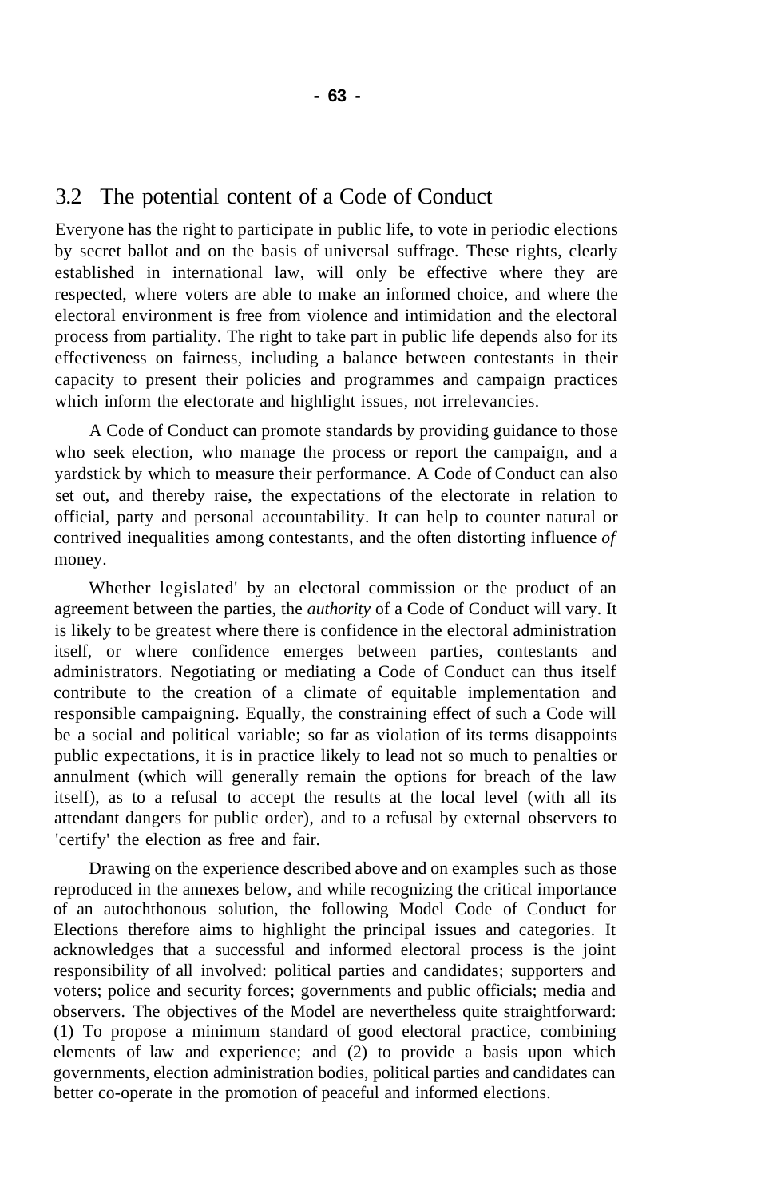## 3.2 The potential content of a Code of Conduct

Everyone has the right to participate in public life, to vote in periodic elections by secret ballot and on the basis of universal suffrage. These rights, clearly established in international law, will only be effective where they are respected, where voters are able to make an informed choice, and where the electoral environment is free from violence and intimidation and the electoral process from partiality. The right to take part in public life depends also for its effectiveness on fairness, including a balance between contestants in their capacity to present their policies and programmes and campaign practices which inform the electorate and highlight issues, not irrelevancies.

A Code of Conduct can promote standards by providing guidance to those who seek election, who manage the process or report the campaign, and a yardstick by which to measure their performance. A Code of Conduct can also set out, and thereby raise, the expectations of the electorate in relation to official, party and personal accountability. It can help to counter natural or contrived inequalities among contestants, and the often distorting influence *of* money.

Whether legislated' by an electoral commission or the product of an agreement between the parties, the *authority* of a Code of Conduct will vary. It is likely to be greatest where there is confidence in the electoral administration itself, or where confidence emerges between parties, contestants and administrators. Negotiating or mediating a Code of Conduct can thus itself contribute to the creation of a climate of equitable implementation and responsible campaigning. Equally, the constraining effect of such a Code will be a social and political variable; so far as violation of its terms disappoints public expectations, it is in practice likely to lead not so much to penalties or annulment (which will generally remain the options for breach of the law itself), as to a refusal to accept the results at the local level (with all its attendant dangers for public order), and to a refusal by external observers to 'certify' the election as free and fair.

Drawing on the experience described above and on examples such as those reproduced in the annexes below, and while recognizing the critical importance of an autochthonous solution, the following Model Code of Conduct for Elections therefore aims to highlight the principal issues and categories. It acknowledges that a successful and informed electoral process is the joint responsibility of all involved: political parties and candidates; supporters and voters; police and security forces; governments and public officials; media and observers. The objectives of the Model are nevertheless quite straightforward: (1) To propose a minimum standard of good electoral practice, combining elements of law and experience; and (2) to provide a basis upon which governments, election administration bodies, political parties and candidates can better co-operate in the promotion of peaceful and informed elections.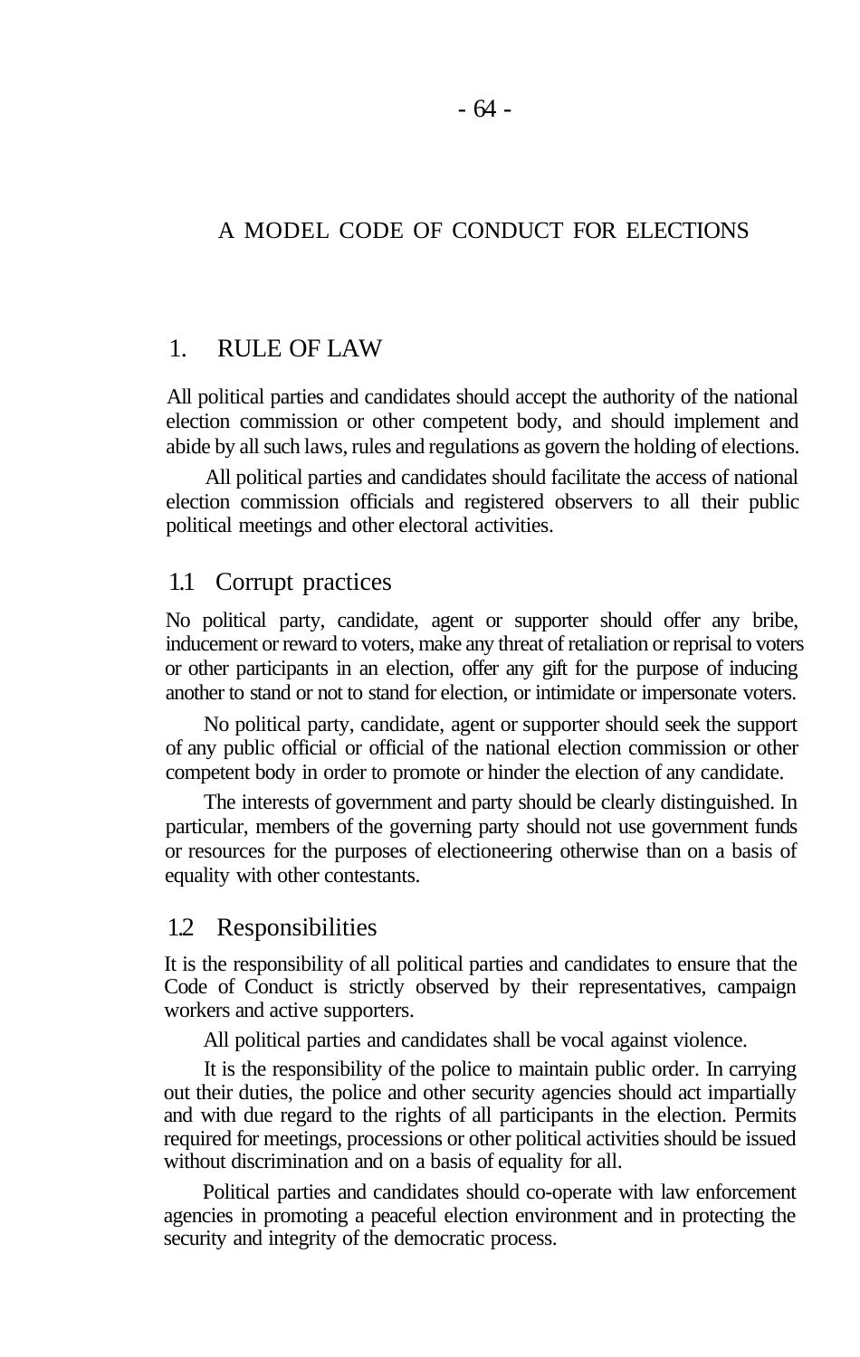# A MODEL CODE OF CONDUCT FOR ELECTIONS

## 1. RULE OF LAW

All political parties and candidates should accept the authority of the national election commission or other competent body, and should implement and abide by all such laws, rules and regulations as govern the holding of elections.

All political parties and candidates should facilitate the access of national election commission officials and registered observers to all their public political meetings and other electoral activities.

### 1.1 Corrupt practices

No political party, candidate, agent or supporter should offer any bribe, inducement or reward to voters, make any threat of retaliation or reprisal to voters or other participants in an election, offer any gift for the purpose of inducing another to stand or not to stand for election, or intimidate or impersonate voters.

No political party, candidate, agent or supporter should seek the support of any public official or official of the national election commission or other competent body in order to promote or hinder the election of any candidate.

The interests of government and party should be clearly distinguished. In particular, members of the governing party should not use government funds or resources for the purposes of electioneering otherwise than on a basis of equality with other contestants.

### 1.2 Responsibilities

It is the responsibility of all political parties and candidates to ensure that the Code of Conduct is strictly observed by their representatives, campaign workers and active supporters.

All political parties and candidates shall be vocal against violence.

It is the responsibility of the police to maintain public order. In carrying out their duties, the police and other security agencies should act impartially and with due regard to the rights of all participants in the election. Permits required for meetings, processions or other political activities should be issued without discrimination and on a basis of equality for all.

Political parties and candidates should co-operate with law enforcement agencies in promoting a peaceful election environment and in protecting the security and integrity of the democratic process.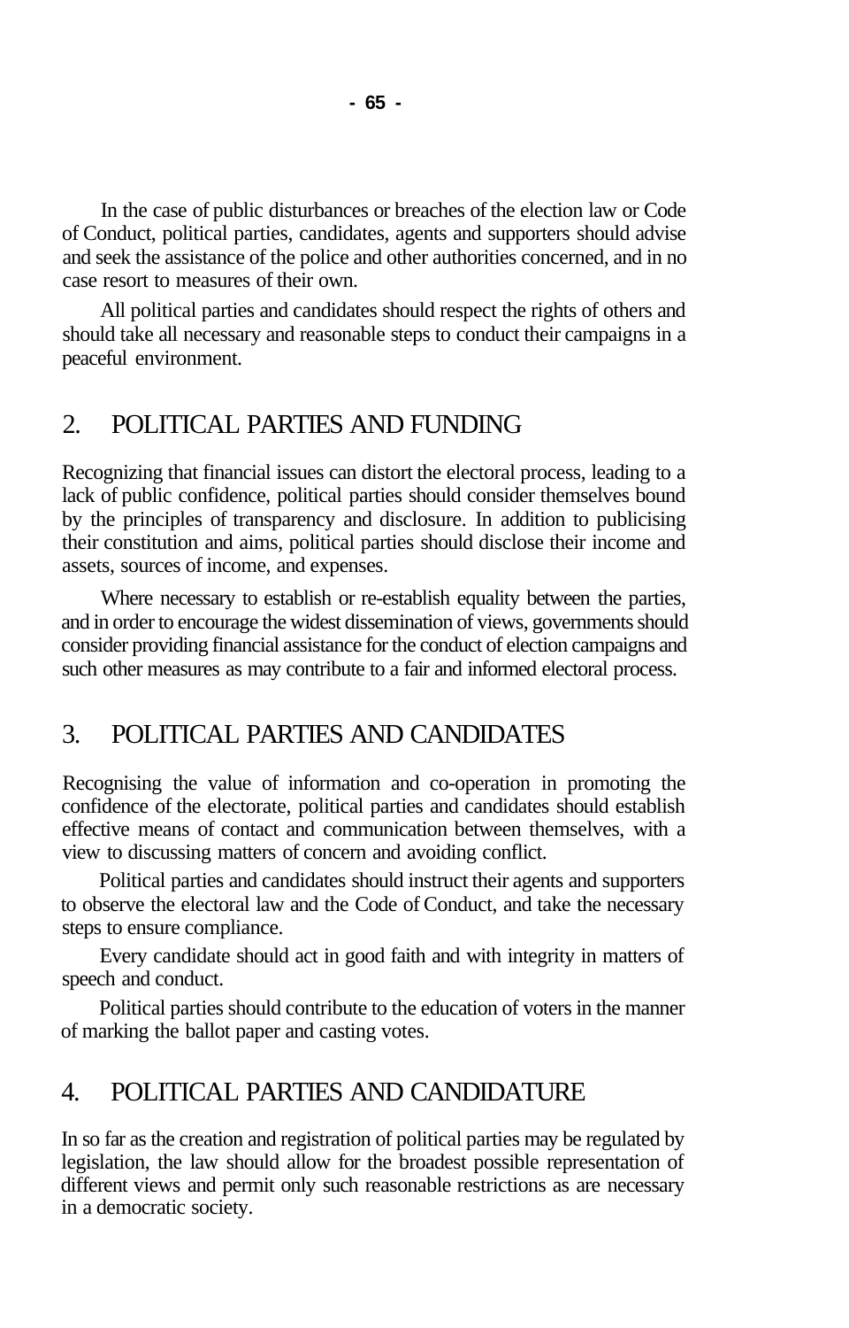In the case of public disturbances or breaches of the election law or Code of Conduct, political parties, candidates, agents and supporters should advise and seek the assistance of the police and other authorities concerned, and in no case resort to measures of their own.

All political parties and candidates should respect the rights of others and should take all necessary and reasonable steps to conduct their campaigns in a peaceful environment.

## 2. POLITICAL PARTIES AND FUNDING

Recognizing that financial issues can distort the electoral process, leading to a lack of public confidence, political parties should consider themselves bound by the principles of transparency and disclosure. In addition to publicising their constitution and aims, political parties should disclose their income and assets, sources of income, and expenses.

Where necessary to establish or re-establish equality between the parties, and in order to encourage the widest dissemination of views, governments should consider providing financial assistance for the conduct of election campaigns and such other measures as may contribute to a fair and informed electoral process.

## 3. POLITICAL PARTIES AND CANDIDATES

Recognising the value of information and co-operation in promoting the confidence of the electorate, political parties and candidates should establish effective means of contact and communication between themselves, with a view to discussing matters of concern and avoiding conflict.

Political parties and candidates should instruct their agents and supporters to observe the electoral law and the Code of Conduct, and take the necessary steps to ensure compliance.

Every candidate should act in good faith and with integrity in matters of speech and conduct.

Political parties should contribute to the education of voters in the manner of marking the ballot paper and casting votes.

## 4. POLITICAL PARTIES AND CANDIDATURE

In so far as the creation and registration of political parties may be regulated by legislation, the law should allow for the broadest possible representation of different views and permit only such reasonable restrictions as are necessary in a democratic society.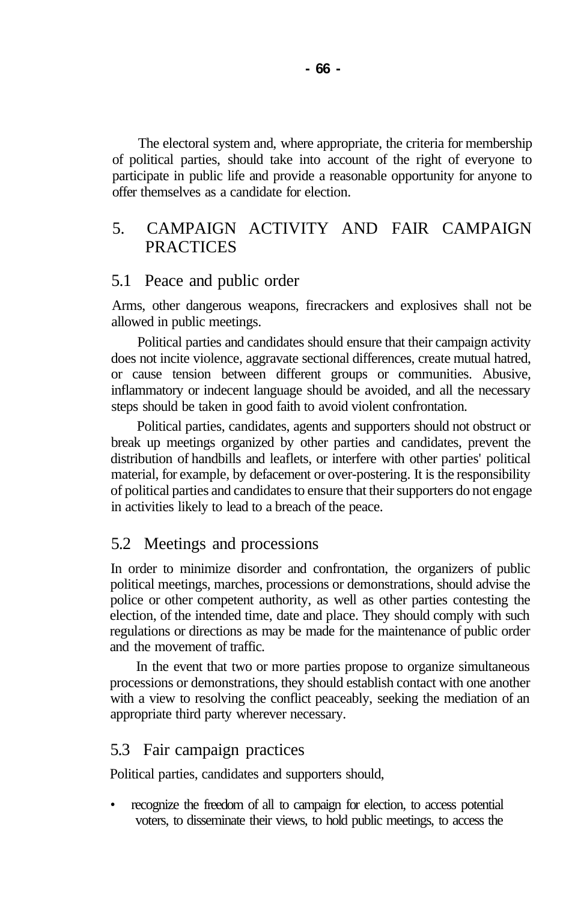The electoral system and, where appropriate, the criteria for membership of political parties, should take into account of the right of everyone to participate in public life and provide a reasonable opportunity for anyone to offer themselves as a candidate for election.

## 5. CAMPAIGN ACTIVITY AND FAIR CAMPAIGN PRACTICES

### 5.1 Peace and public order

Arms, other dangerous weapons, firecrackers and explosives shall not be allowed in public meetings.

Political parties and candidates should ensure that their campaign activity does not incite violence, aggravate sectional differences, create mutual hatred, or cause tension between different groups or communities. Abusive, inflammatory or indecent language should be avoided, and all the necessary steps should be taken in good faith to avoid violent confrontation.

Political parties, candidates, agents and supporters should not obstruct or break up meetings organized by other parties and candidates, prevent the distribution of handbills and leaflets, or interfere with other parties' political material, for example, by defacement or over-postering. It is the responsibility of political parties and candidates to ensure that their supporters do not engage in activities likely to lead to a breach of the peace.

### 5.2 Meetings and processions

In order to minimize disorder and confrontation, the organizers of public political meetings, marches, processions or demonstrations, should advise the police or other competent authority, as well as other parties contesting the election, of the intended time, date and place. They should comply with such regulations or directions as may be made for the maintenance of public order and the movement of traffic.

In the event that two or more parties propose to organize simultaneous processions or demonstrations, they should establish contact with one another with a view to resolving the conflict peaceably, seeking the mediation of an appropriate third party wherever necessary.

### 5.3 Fair campaign practices

Political parties, candidates and supporters should,

- recognize the freedom of all to campaign for election, to access potential voters, to disseminate their views, to hold public meetings, to access the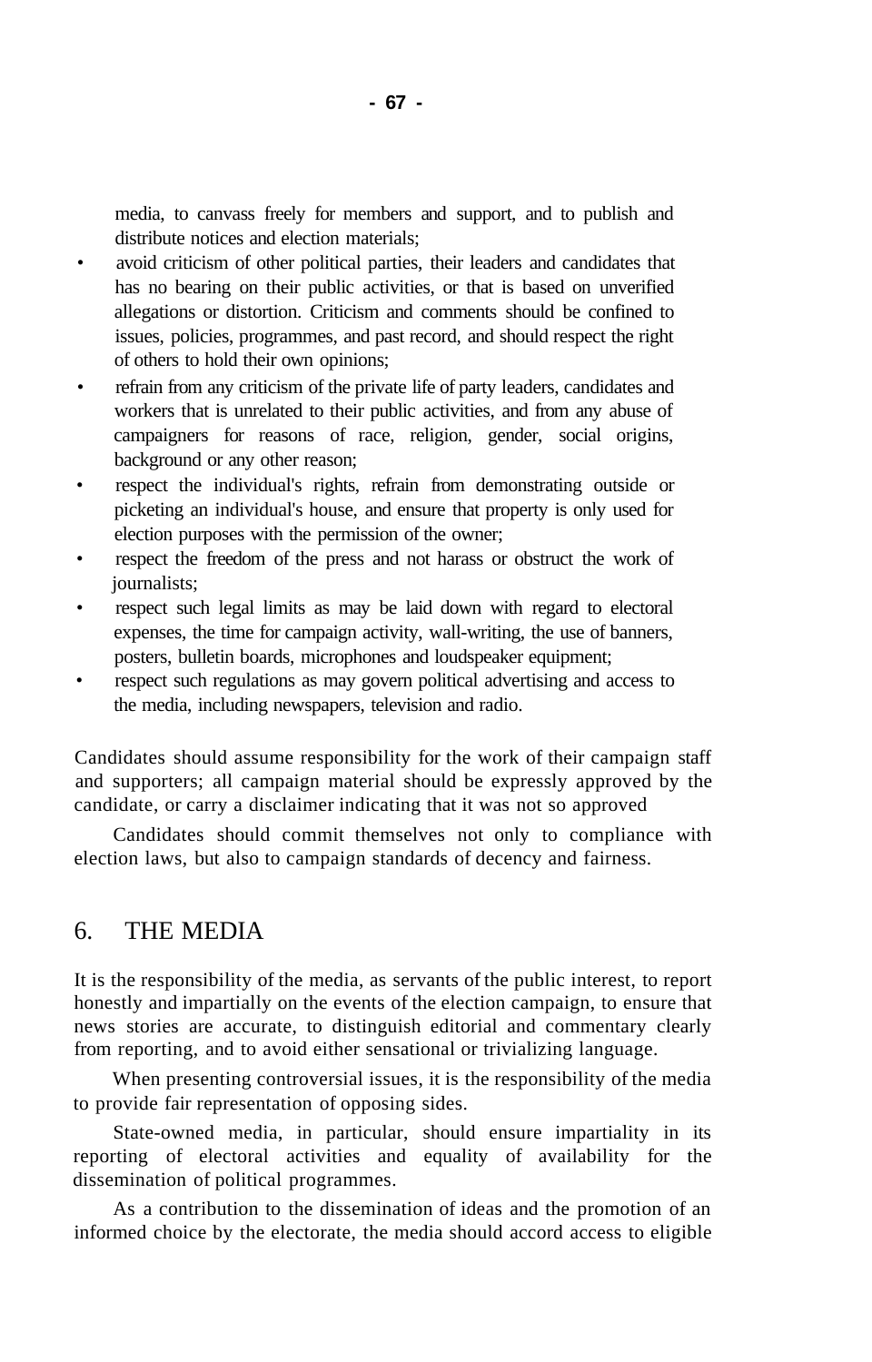media, to canvass freely for members and support, and to publish and distribute notices and election materials;

- avoid criticism of other political parties, their leaders and candidates that has no bearing on their public activities, or that is based on unverified allegations or distortion. Criticism and comments should be confined to issues, policies, programmes, and past record, and should respect the right of others to hold their own opinions;
- refrain from any criticism of the private life of party leaders, candidates and workers that is unrelated to their public activities, and from any abuse of campaigners for reasons of race, religion, gender, social origins, background or any other reason;
- respect the individual's rights, refrain from demonstrating outside or picketing an individual's house, and ensure that property is only used for election purposes with the permission of the owner;
- respect the freedom of the press and not harass or obstruct the work of journalists;
- respect such legal limits as may be laid down with regard to electoral expenses, the time for campaign activity, wall-writing, the use of banners, posters, bulletin boards, microphones and loudspeaker equipment;
- respect such regulations as may govern political advertising and access to the media, including newspapers, television and radio.

Candidates should assume responsibility for the work of their campaign staff and supporters; all campaign material should be expressly approved by the candidate, or carry a disclaimer indicating that it was not so approved

Candidates should commit themselves not only to compliance with election laws, but also to campaign standards of decency and fairness.

## 6. THE MEDIA

It is the responsibility of the media, as servants of the public interest, to report honestly and impartially on the events of the election campaign, to ensure that news stories are accurate, to distinguish editorial and commentary clearly from reporting, and to avoid either sensational or trivializing language.

When presenting controversial issues, it is the responsibility of the media to provide fair representation of opposing sides.

State-owned media, in particular, should ensure impartiality in its reporting of electoral activities and equality of availability for the dissemination of political programmes.

As a contribution to the dissemination of ideas and the promotion of an informed choice by the electorate, the media should accord access to eligible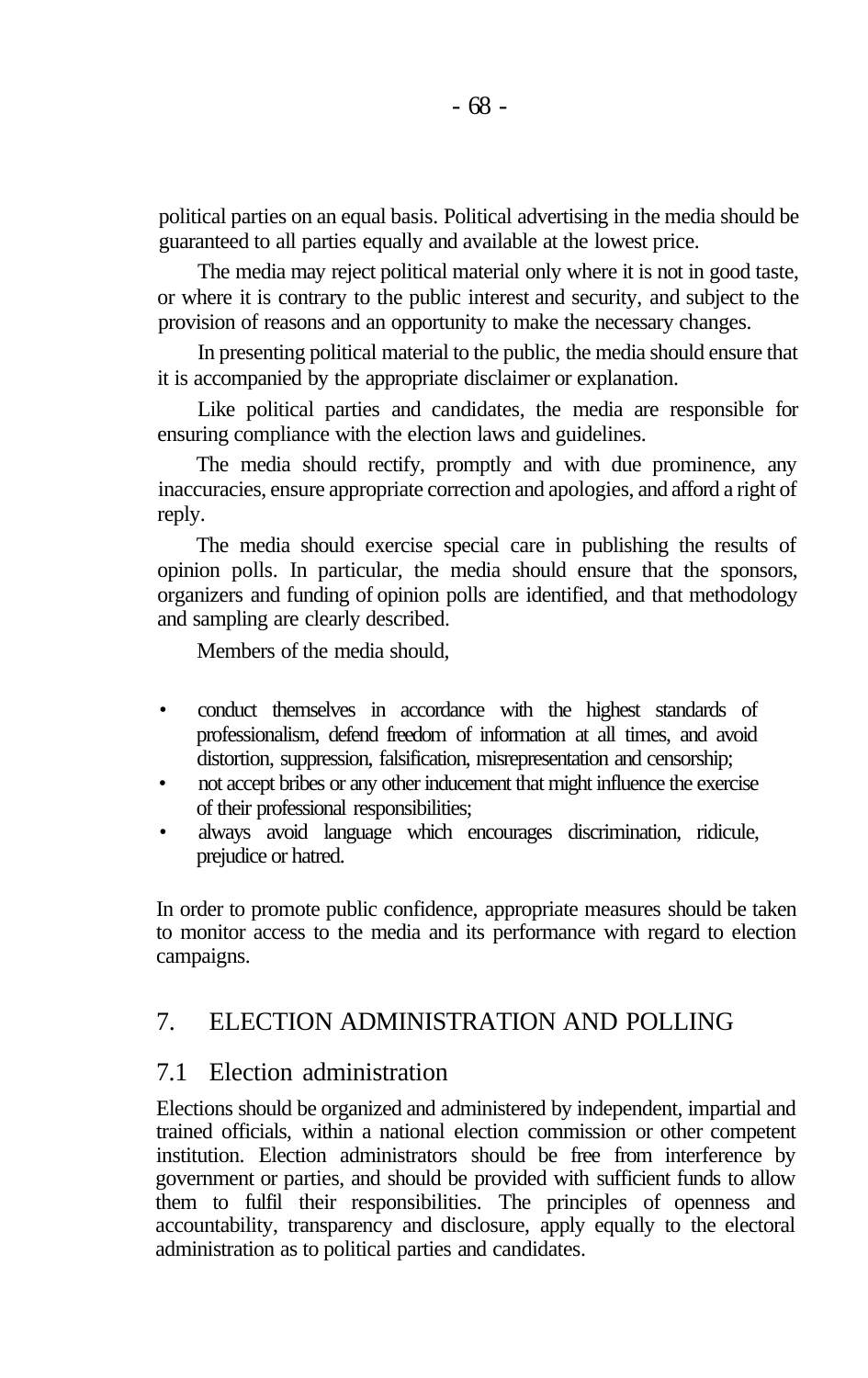political parties on an equal basis. Political advertising in the media should be guaranteed to all parties equally and available at the lowest price.

The media may reject political material only where it is not in good taste, or where it is contrary to the public interest and security, and subject to the provision of reasons and an opportunity to make the necessary changes.

In presenting political material to the public, the media should ensure that it is accompanied by the appropriate disclaimer or explanation.

Like political parties and candidates, the media are responsible for ensuring compliance with the election laws and guidelines.

The media should rectify, promptly and with due prominence, any inaccuracies, ensure appropriate correction and apologies, and afford a right of reply.

The media should exercise special care in publishing the results of opinion polls. In particular, the media should ensure that the sponsors, organizers and funding of opinion polls are identified, and that methodology and sampling are clearly described.

Members of the media should,

- conduct themselves in accordance with the highest standards of professionalism, defend freedom of information at all times, and avoid distortion, suppression, falsification, misrepresentation and censorship;
- not accept bribes or any other inducement that might influence the exercise of their professional responsibilities;
- always avoid language which encourages discrimination, ridicule, prejudice or hatred.

In order to promote public confidence, appropriate measures should be taken to monitor access to the media and its performance with regard to election campaigns.

## 7. ELECTION ADMINISTRATION AND POLLING

### 7.1 Election administration

Elections should be organized and administered by independent, impartial and trained officials, within a national election commission or other competent institution. Election administrators should be free from interference by government or parties, and should be provided with sufficient funds to allow them to fulfil their responsibilities. The principles of openness and accountability, transparency and disclosure, apply equally to the electoral administration as to political parties and candidates.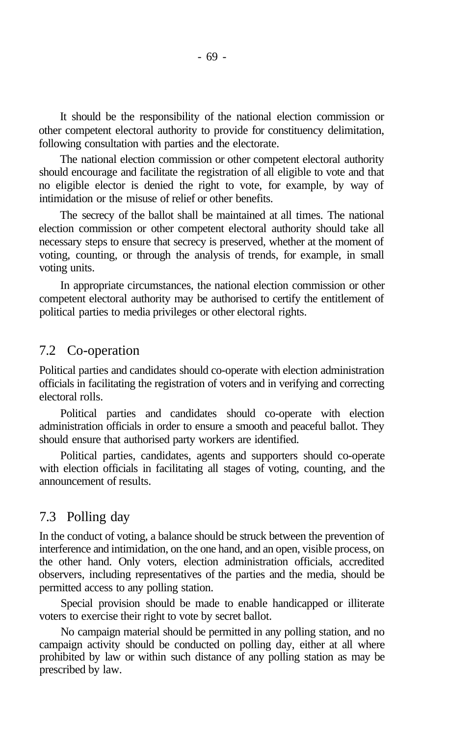It should be the responsibility of the national election commission or other competent electoral authority to provide for constituency delimitation, following consultation with parties and the electorate.

The national election commission or other competent electoral authority should encourage and facilitate the registration of all eligible to vote and that no eligible elector is denied the right to vote, for example, by way of intimidation or the misuse of relief or other benefits.

The secrecy of the ballot shall be maintained at all times. The national election commission or other competent electoral authority should take all necessary steps to ensure that secrecy is preserved, whether at the moment of voting, counting, or through the analysis of trends, for example, in small voting units.

In appropriate circumstances, the national election commission or other competent electoral authority may be authorised to certify the entitlement of political parties to media privileges or other electoral rights.

## 7.2 Co-operation

Political parties and candidates should co-operate with election administration officials in facilitating the registration of voters and in verifying and correcting electoral rolls.

Political parties and candidates should co-operate with election administration officials in order to ensure a smooth and peaceful ballot. They should ensure that authorised party workers are identified.

Political parties, candidates, agents and supporters should co-operate with election officials in facilitating all stages of voting, counting, and the announcement of results.

## 7.3 Polling day

In the conduct of voting, a balance should be struck between the prevention of interference and intimidation, on the one hand, and an open, visible process, on the other hand. Only voters, election administration officials, accredited observers, including representatives of the parties and the media, should be permitted access to any polling station.

Special provision should be made to enable handicapped or illiterate voters to exercise their right to vote by secret ballot.

No campaign material should be permitted in any polling station, and no campaign activity should be conducted on polling day, either at all where prohibited by law or within such distance of any polling station as may be prescribed by law.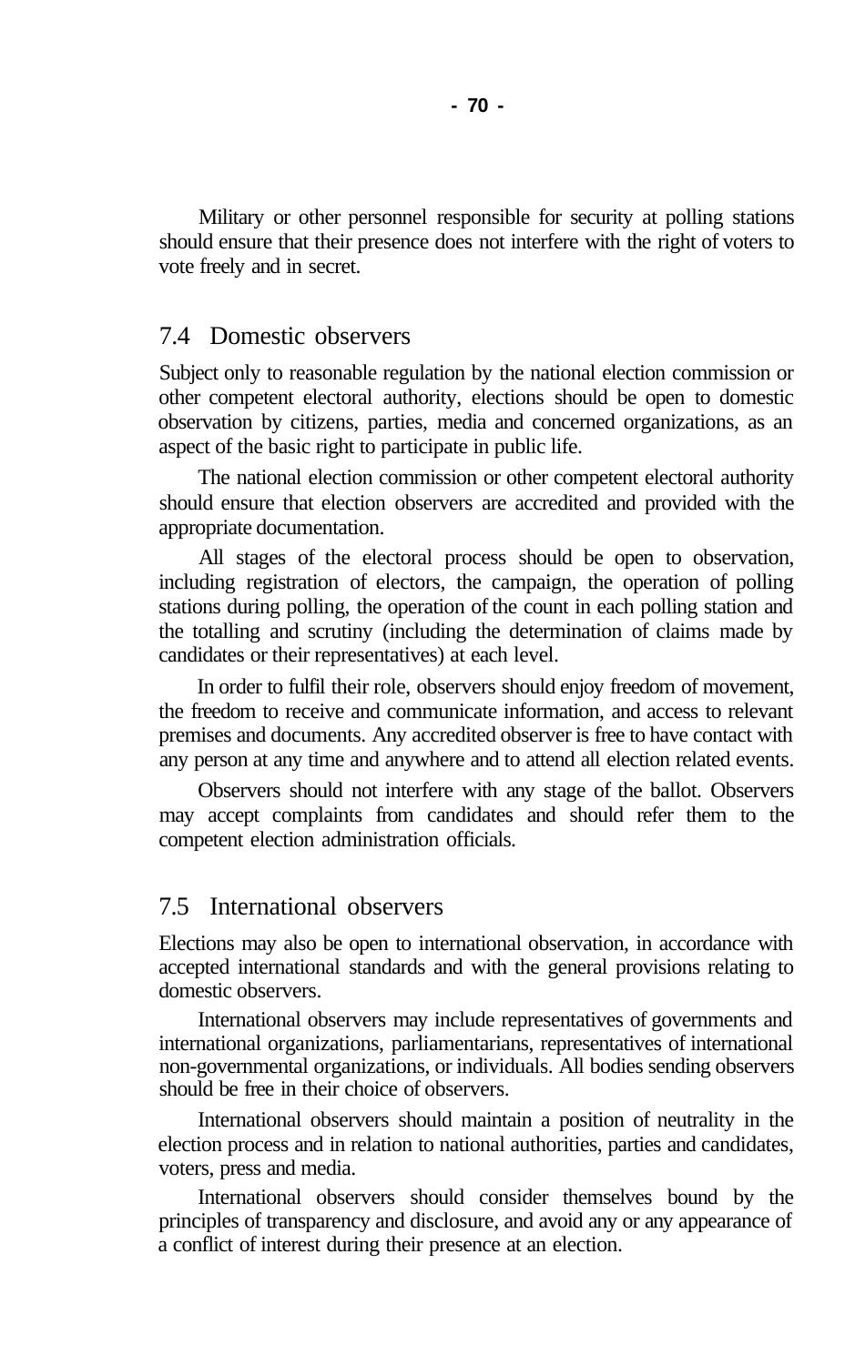Military or other personnel responsible for security at polling stations should ensure that their presence does not interfere with the right of voters to vote freely and in secret.

## 7.4 Domestic observers

Subject only to reasonable regulation by the national election commission or other competent electoral authority, elections should be open to domestic observation by citizens, parties, media and concerned organizations, as an aspect of the basic right to participate in public life.

The national election commission or other competent electoral authority should ensure that election observers are accredited and provided with the appropriate documentation.

All stages of the electoral process should be open to observation, including registration of electors, the campaign, the operation of polling stations during polling, the operation of the count in each polling station and the totalling and scrutiny (including the determination of claims made by candidates or their representatives) at each level.

In order to fulfil their role, observers should enjoy freedom of movement, the freedom to receive and communicate information, and access to relevant premises and documents. Any accredited observer is free to have contact with any person at any time and anywhere and to attend all election related events.

Observers should not interfere with any stage of the ballot. Observers may accept complaints from candidates and should refer them to the competent election administration officials.

## 7.5 International observers

Elections may also be open to international observation, in accordance with accepted international standards and with the general provisions relating to domestic observers.

International observers may include representatives of governments and international organizations, parliamentarians, representatives of international non-governmental organizations, or individuals. All bodies sending observers should be free in their choice of observers.

International observers should maintain a position of neutrality in the election process and in relation to national authorities, parties and candidates, voters, press and media.

International observers should consider themselves bound by the principles of transparency and disclosure, and avoid any or any appearance of a conflict of interest during their presence at an election.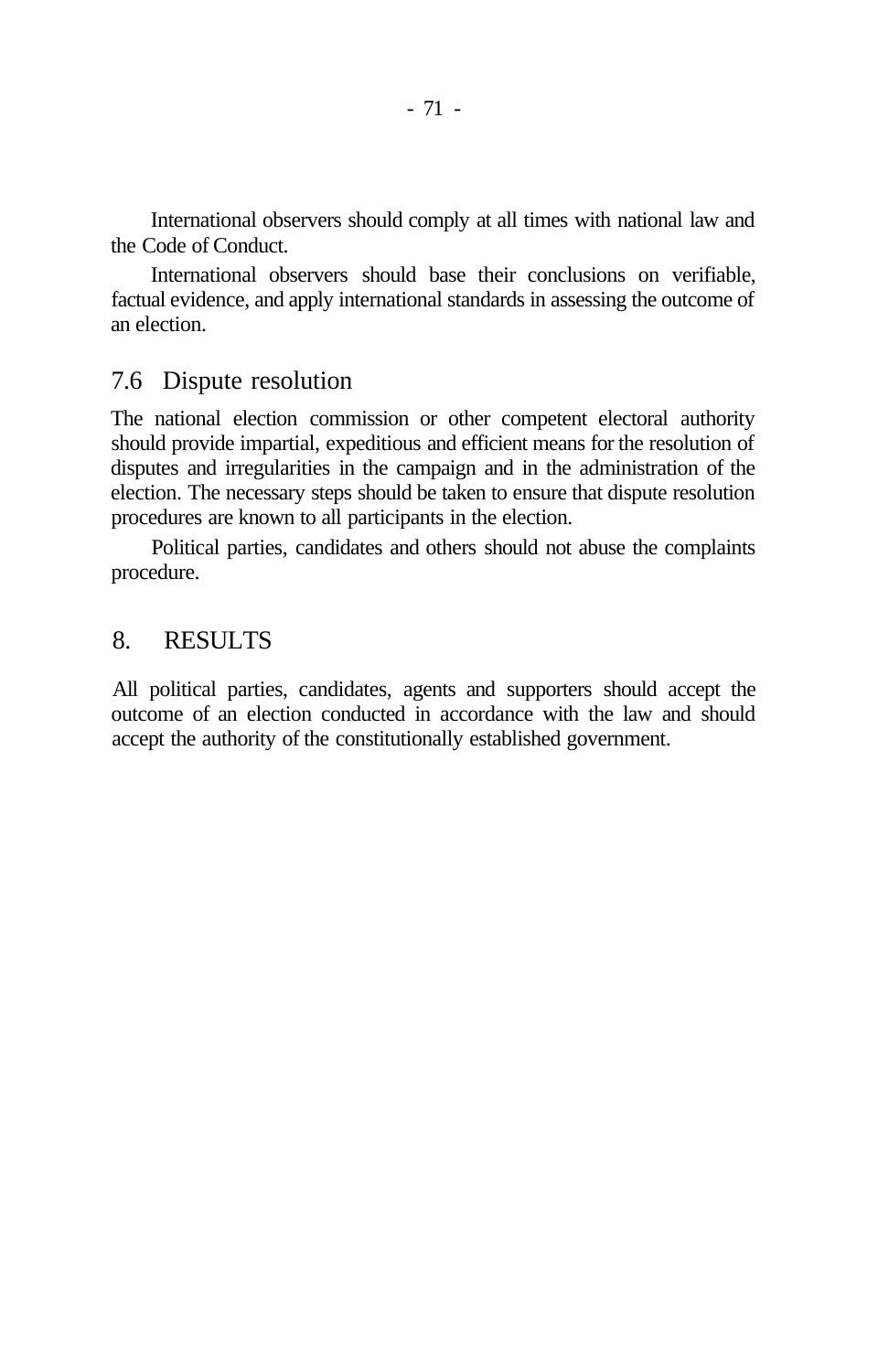International observers should comply at all times with national law and the Code of Conduct.

International observers should base their conclusions on verifiable, factual evidence, and apply international standards in assessing the outcome of an election.

### 7.6 Dispute resolution

The national election commission or other competent electoral authority should provide impartial, expeditious and efficient means for the resolution of disputes and irregularities in the campaign and in the administration of the election. The necessary steps should be taken to ensure that dispute resolution procedures are known to all participants in the election.

Political parties, candidates and others should not abuse the complaints procedure.

## 8. RESULTS

All political parties, candidates, agents and supporters should accept the outcome of an election conducted in accordance with the law and should accept the authority of the constitutionally established government.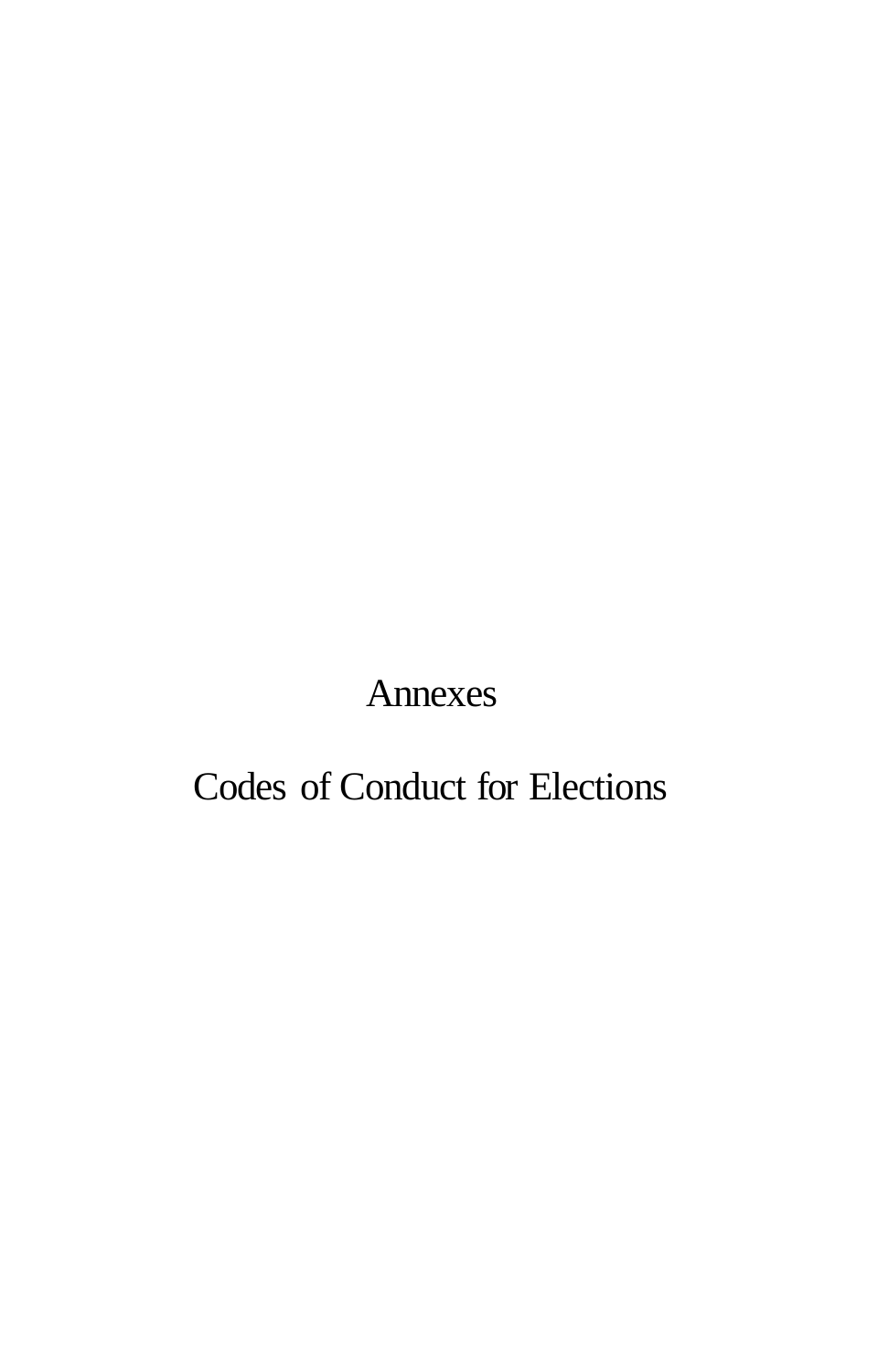# Annexes

# Codes of Conduct for Elections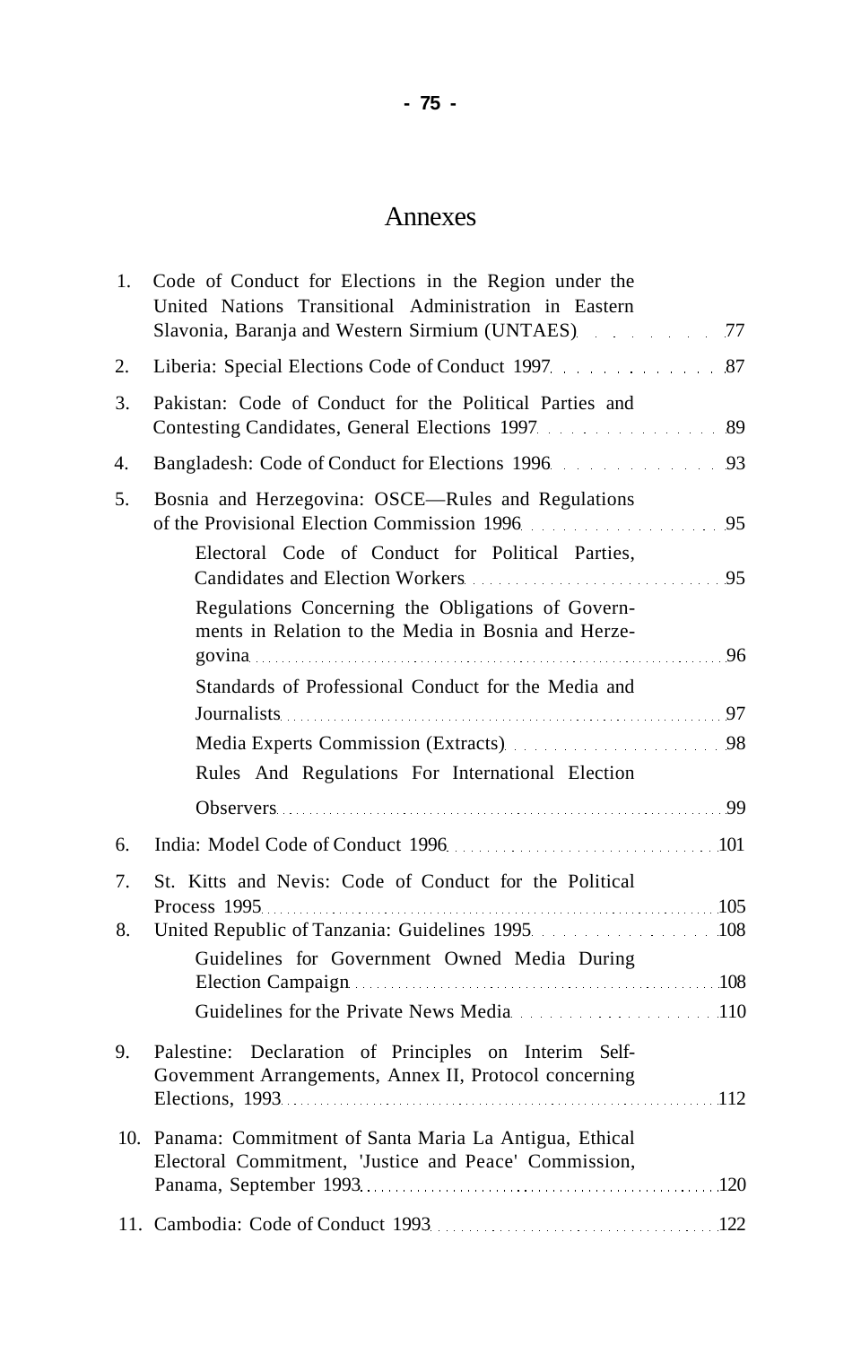# Annexes

1. Code of Conduct for Elections in the Region under the United Nations Transitional Administration in Eastern Slavonia, Baranja and Western Sirmium (UNTAES) . . . . . . . . . 77
2. Liberia: Special Elections Code of Conduct 1997 . . . . . . . . . . . . . 87
3. Pakistan: Code of Conduct for the Political Parties and Contesting Candidates, General Elections 1997 . . . . . . . . . . . . . . . 89
4. Bangladesh: Code of Conduct for Elections 1996 . . . . . . . . . . . . . 93
5. Bosnia and Herzegovina: OSCE—Rules and Regulations of the Provisional Election Commission 1996 . . . . . . . . . . . . . . . . . . 95
   - Electoral Code of Conduct for Political Parties, Candidates and Election Workers . . . . . . . . . . . . . . . . . . . . . . . . . . . . . 95
   - Regulations Concerning the Obligations of Governments in Relation to the Media in Bosnia and Herzegovina . . . . . . . . . . . . . . . . . . . . . . . . . . . . . . . . . . . . . . . . . . . . . . . . . . . 96
   - Standards of Professional Conduct for the Media and Journalists . . . . . . . . . . . . . . . . . . . . . . . . . . . . . . . . . . . . . . . . . . . . . . . . . 97
   - Media Experts Commission (Extracts) . . . . . . . . . . . . . . . . . . . . . . 98
   - Rules And Regulations For International Election Observers . . . . . . . . . . . . . . . . . . . . . . . . . . . . . . . . . . . . . . . . . . . . . . . . . . . 99
6. India: Model Code of Conduct 1996 . . . . . . . . . . . . . . . . . . . . . . . . . . . . . . 101
7. St. Kitts and Nevis: Code of Conduct for the Political Process 1995 . . . . . . . . . . . . . . . . . . . . . . . . . . . . . . . . . . . . . . . . . . . . . . . . . . . . 105
8. United Republic of Tanzania: Guidelines 1995 . . . . . . . . . . . . . . . . 108
   - Guidelines for Government Owned Media During Election Campaign . . . . . . . . . . . . . . . . . . . . . . . . . . . . . . . . . . . . . . . . . . . . . 108
   - Guidelines for the Private News Media . . . . . . . . . . . . . . . . . . . . . 110
9. Palestine: Declaration of Principles on Interim Self-Govemment Arrangements, Annex II, Protocol concerning Elections, 1993 . . . . . . . . . . . . . . . . . . . . . . . . . . . . . . . . . . . . . . . . . . . . . . . . . . . . 112
10. Panama: Commitment of Santa Maria La Antigua, Ethical Electoral Commitment, 'Justice and Peace' Commission, Panama, September 1993 . . . . . . . . . . . . . . . . . . . . . . . . . . . . . . . . . . . . . . . . 120
11. Cambodia: Code of Conduct 1993 . . . . . . . . . . . . . . . . . . . . . . . . . . . . . . . . . 122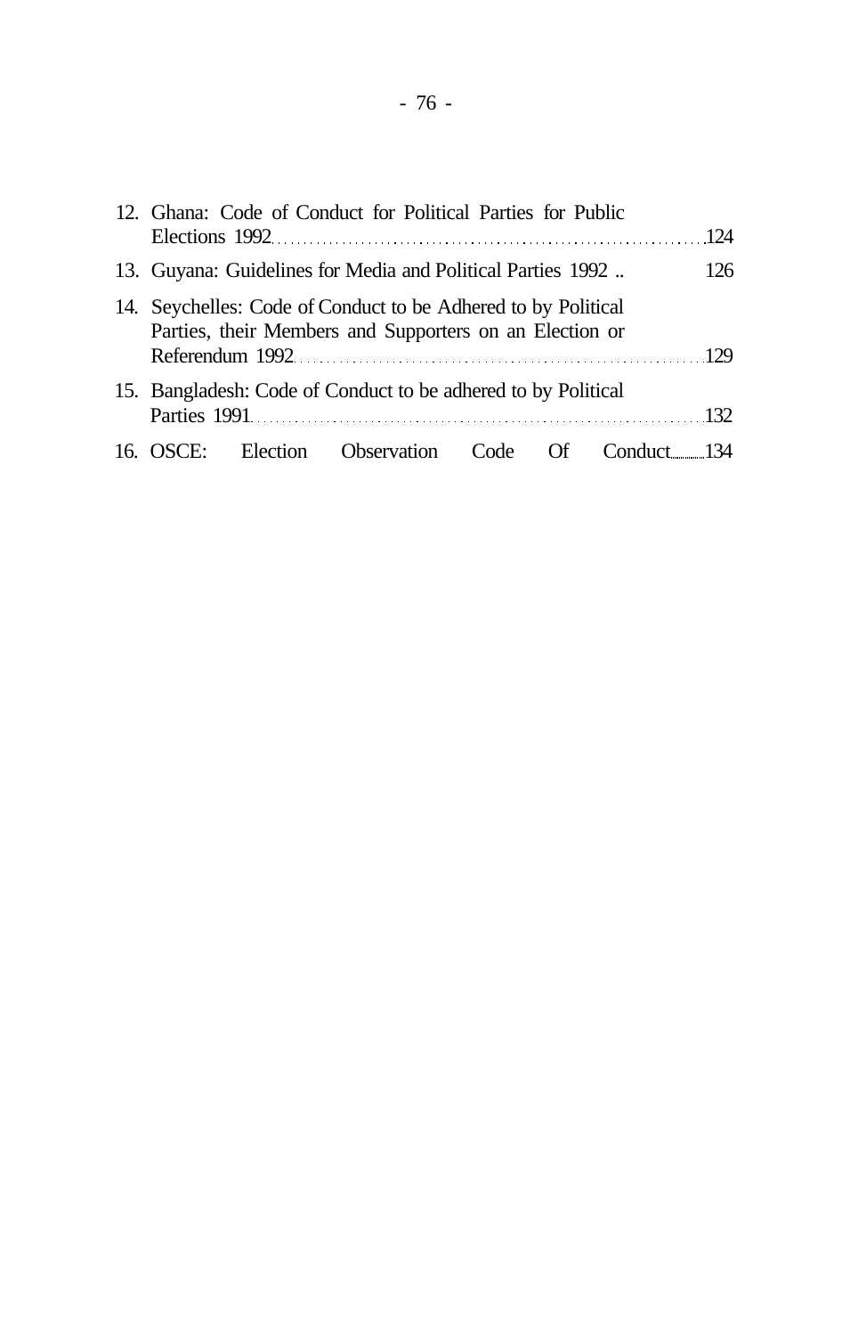12. Ghana: Code of Conduct for Political Parties for Public Elections 1992 ........ 124
13. Guyana: Guidelines for Media and Political Parties 1992 .. 126
14. Seychelles: Code of Conduct to be Adhered to by Political Parties, their Members and Supporters on an Election or Referendum 1992 ........ 129
15. Bangladesh: Code of Conduct to be adhered to by Political Parties 1991 ........ 132
16. OSCE: Election Observation Code Of Conduct ........ 134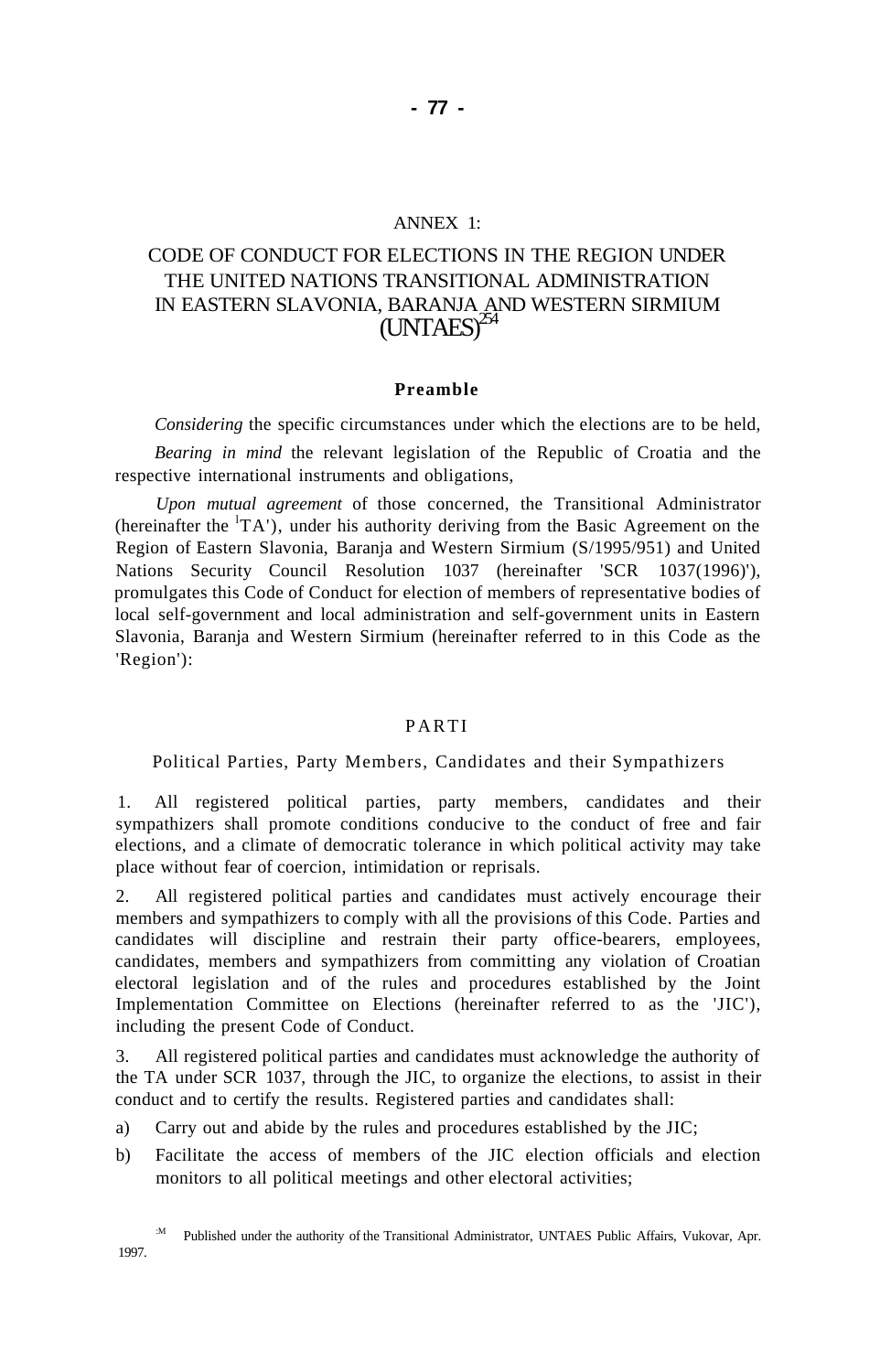ANNEX 1:

# CODE OF CONDUCT FOR ELECTIONS IN THE REGION UNDER THE UNITED NATIONS TRANSITIONAL ADMINISTRATION IN EASTERN SLAVONIA, BARANJA AND WESTERN SIRMIUM (UNTAES)[254]

## Preamble

*Considering* the specific circumstances under which the elections are to be held,

*Bearing in mind* the relevant legislation of the Republic of Croatia and the respective international instruments and obligations,

*Upon mutual agreement* of those concerned, the Transitional Administrator (hereinafter the 'TA'), under his authority deriving from the Basic Agreement on the Region of Eastern Slavonia, Baranja and Western Sirmium (S/1995/951) and United Nations Security Council Resolution 1037 (hereinafter 'SCR 1037(1996)'), promulgates this Code of Conduct for election of members of representative bodies of local self-government and local administration and self-government units in Eastern Slavonia, Baranja and Western Sirmium (hereinafter referred to in this Code as the 'Region'):

## PART I

### Political Parties, Party Members, Candidates and their Sympathizers

1. All registered political parties, party members, candidates and their sympathizers shall promote conditions conducive to the conduct of free and fair elections, and a climate of democratic tolerance in which political activity may take place without fear of coercion, intimidation or reprisals.

2. All registered political parties and candidates must actively encourage their members and sympathizers to comply with all the provisions of this Code. Parties and candidates will discipline and restrain their party office-bearers, employees, candidates, members and sympathizers from committing any violation of Croatian electoral legislation and of the rules and procedures established by the Joint Implementation Committee on Elections (hereinafter referred to as the 'JIC'), including the present Code of Conduct.

3. All registered political parties and candidates must acknowledge the authority of the TA under SCR 1037, through the JIC, to organize the elections, to assist in their conduct and to certify the results. Registered parties and candidates shall:

a) Carry out and abide by the rules and procedures established by the JIC;

b) Facilitate the access of members of the JIC election officials and election monitors to all political meetings and other electoral activities;

---

[254] Published under the authority of the Transitional Administrator, UNTAES Public Affairs, Vukovar, Apr. 1997.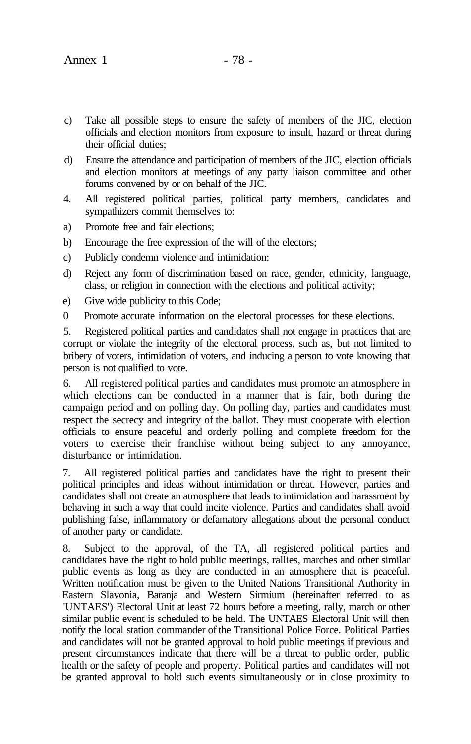c) Take all possible steps to ensure the safety of members of the JIC, election officials and election monitors from exposure to insult, hazard or threat during their official duties;

d) Ensure the attendance and participation of members of the JIC, election officials and election monitors at meetings of any party liaison committee and other forums convened by or on behalf of the JIC.

4. All registered political parties, political party members, candidates and sympathizers commit themselves to:

a) Promote free and fair elections;

b) Encourage the free expression of the will of the electors;

c) Publicly condemn violence and intimidation:

d) Reject any form of discrimination based on race, gender, ethnicity, language, class, or religion in connection with the elections and political activity;

e) Give wide publicity to this Code;

0 Promote accurate information on the electoral processes for these elections.

5. Registered political parties and candidates shall not engage in practices that are corrupt or violate the integrity of the electoral process, such as, but not limited to bribery of voters, intimidation of voters, and inducing a person to vote knowing that person is not qualified to vote.

6. All registered political parties and candidates must promote an atmosphere in which elections can be conducted in a manner that is fair, both during the campaign period and on polling day. On polling day, parties and candidates must respect the secrecy and integrity of the ballot. They must cooperate with election officials to ensure peaceful and orderly polling and complete freedom for the voters to exercise their franchise without being subject to any annoyance, disturbance or intimidation.

7. All registered political parties and candidates have the right to present their political principles and ideas without intimidation or threat. However, parties and candidates shall not create an atmosphere that leads to intimidation and harassment by behaving in such a way that could incite violence. Parties and candidates shall avoid publishing false, inflammatory or defamatory allegations about the personal conduct of another party or candidate.

8. Subject to the approval, of the TA, all registered political parties and candidates have the right to hold public meetings, rallies, marches and other similar public events as long as they are conducted in an atmosphere that is peaceful. Written notification must be given to the United Nations Transitional Authority in Eastern Slavonia, Baranja and Western Sirmium (hereinafter referred to as 'UNTAES') Electoral Unit at least 72 hours before a meeting, rally, march or other similar public event is scheduled to be held. The UNTAES Electoral Unit will then notify the local station commander of the Transitional Police Force. Political Parties and candidates will not be granted approval to hold public meetings if previous and present circumstances indicate that there will be a threat to public order, public health or the safety of people and property. Political parties and candidates will not be granted approval to hold such events simultaneously or in close proximity to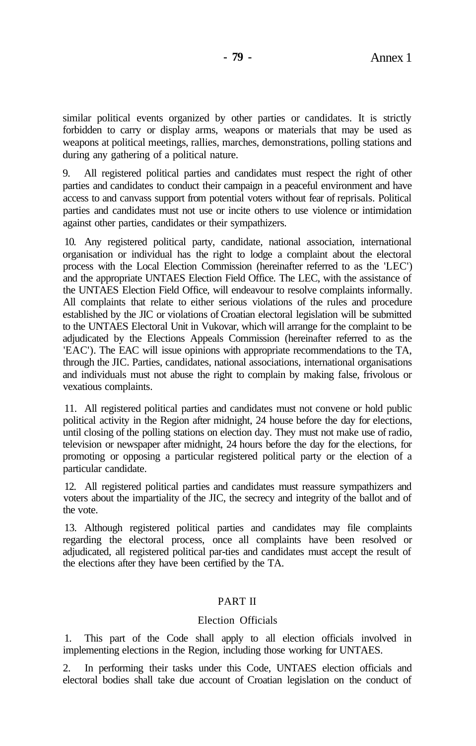similar political events organized by other parties or candidates. It is strictly forbidden to carry or display arms, weapons or materials that may be used as weapons at political meetings, rallies, marches, demonstrations, polling stations and during any gathering of a political nature.

9. All registered political parties and candidates must respect the right of other parties and candidates to conduct their campaign in a peaceful environment and have access to and canvass support from potential voters without fear of reprisals. Political parties and candidates must not use or incite others to use violence or intimidation against other parties, candidates or their sympathizers.

10. Any registered political party, candidate, national association, international organisation or individual has the right to lodge a complaint about the electoral process with the Local Election Commission (hereinafter referred to as the 'LEC') and the appropriate UNTAES Election Field Office. The LEC, with the assistance of the UNTAES Election Field Office, will endeavour to resolve complaints informally. All complaints that relate to either serious violations of the rules and procedure established by the JIC or violations of Croatian electoral legislation will be submitted to the UNTAES Electoral Unit in Vukovar, which will arrange for the complaint to be adjudicated by the Elections Appeals Commission (hereinafter referred to as the 'EAC'). The EAC will issue opinions with appropriate recommendations to the TA, through the JIC. Parties, candidates, national associations, international organisations and individuals must not abuse the right to complain by making false, frivolous or vexatious complaints.

11. All registered political parties and candidates must not convene or hold public political activity in the Region after midnight, 24 house before the day for elections, until closing of the polling stations on election day. They must not make use of radio, television or newspaper after midnight, 24 hours before the day for the elections, for promoting or opposing a particular registered political party or the election of a particular candidate.

12. All registered political parties and candidates must reassure sympathizers and voters about the impartiality of the JIC, the secrecy and integrity of the ballot and of the vote.

13. Although registered political parties and candidates may file complaints regarding the electoral process, once all complaints have been resolved or adjudicated, all registered political par-ties and candidates must accept the result of the elections after they have been certified by the TA.

## PART II

### Election Officials

1. This part of the Code shall apply to all election officials involved in implementing elections in the Region, including those working for UNTAES.

2. In performing their tasks under this Code, UNTAES election officials and electoral bodies shall take due account of Croatian legislation on the conduct of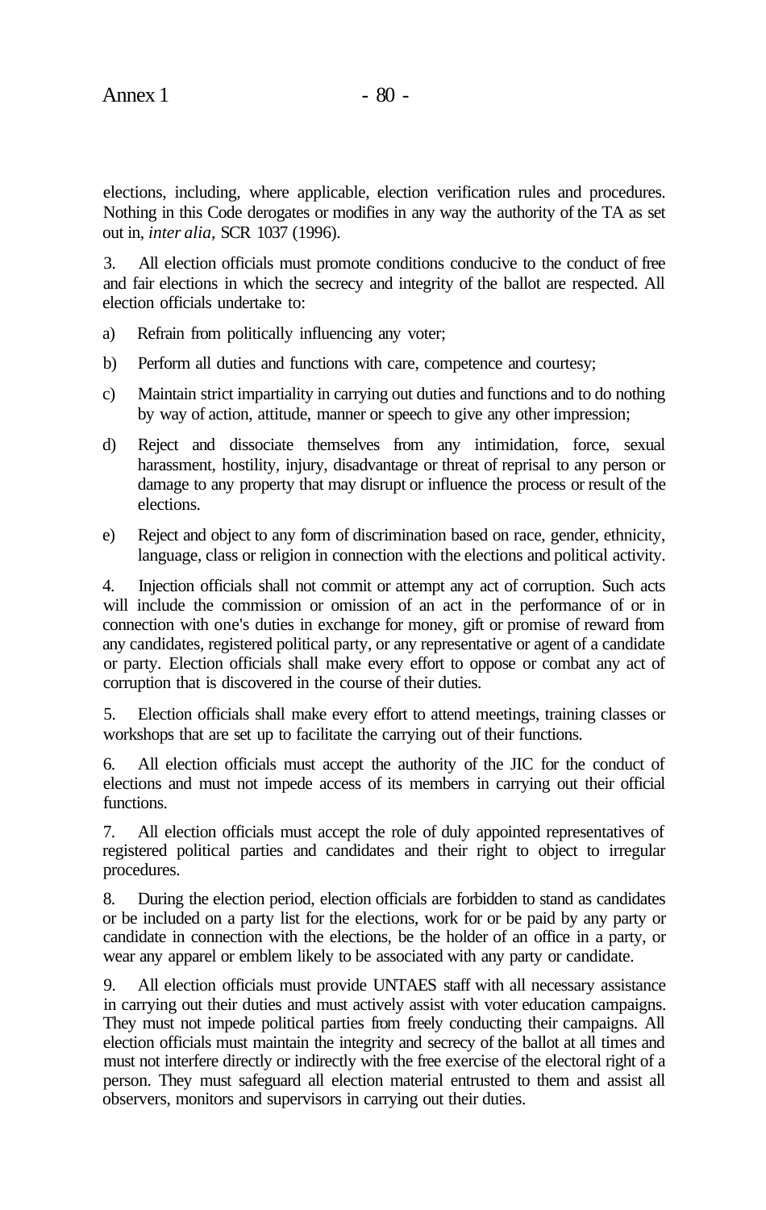elections, including, where applicable, election verification rules and procedures. Nothing in this Code derogates or modifies in any way the authority of the TA as set out in, *inter alia*, SCR 1037 (1996).

3. All election officials must promote conditions conducive to the conduct of free and fair elections in which the secrecy and integrity of the ballot are respected. All election officials undertake to:

a) Refrain from politically influencing any voter;

b) Perform all duties and functions with care, competence and courtesy;

c) Maintain strict impartiality in carrying out duties and functions and to do nothing by way of action, attitude, manner or speech to give any other impression;

d) Reject and dissociate themselves from any intimidation, force, sexual harassment, hostility, injury, disadvantage or threat of reprisal to any person or damage to any property that may disrupt or influence the process or result of the elections.

e) Reject and object to any form of discrimination based on race, gender, ethnicity, language, class or religion in connection with the elections and political activity.

4. Injection officials shall not commit or attempt any act of corruption. Such acts will include the commission or omission of an act in the performance of or in connection with one's duties in exchange for money, gift or promise of reward from any candidates, registered political party, or any representative or agent of a candidate or party. Election officials shall make every effort to oppose or combat any act of corruption that is discovered in the course of their duties.

5. Election officials shall make every effort to attend meetings, training classes or workshops that are set up to facilitate the carrying out of their functions.

6. All election officials must accept the authority of the JIC for the conduct of elections and must not impede access of its members in carrying out their official functions.

7. All election officials must accept the role of duly appointed representatives of registered political parties and candidates and their right to object to irregular procedures.

8. During the election period, election officials are forbidden to stand as candidates or be included on a party list for the elections, work for or be paid by any party or candidate in connection with the elections, be the holder of an office in a party, or wear any apparel or emblem likely to be associated with any party or candidate.

9. All election officials must provide UNTAES staff with all necessary assistance in carrying out their duties and must actively assist with voter education campaigns. They must not impede political parties from freely conducting their campaigns. All election officials must maintain the integrity and secrecy of the ballot at all times and must not interfere directly or indirectly with the free exercise of the electoral right of a person. They must safeguard all election material entrusted to them and assist all observers, monitors and supervisors in carrying out their duties.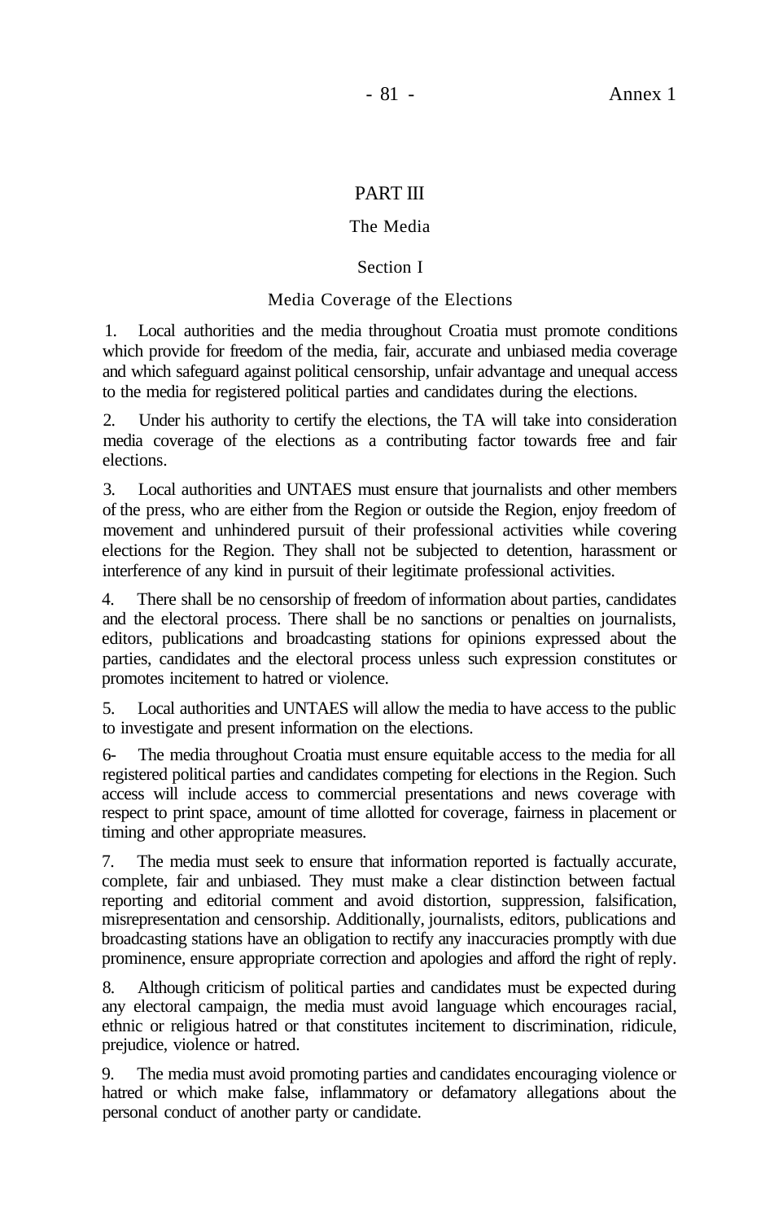## PART III

### The Media

#### Section I

#### Media Coverage of the Elections

1. Local authorities and the media throughout Croatia must promote conditions which provide for freedom of the media, fair, accurate and unbiased media coverage and which safeguard against political censorship, unfair advantage and unequal access to the media for registered political parties and candidates during the elections.

2. Under his authority to certify the elections, the TA will take into consideration media coverage of the elections as a contributing factor towards free and fair elections.

3. Local authorities and UNTAES must ensure that journalists and other members of the press, who are either from the Region or outside the Region, enjoy freedom of movement and unhindered pursuit of their professional activities while covering elections for the Region. They shall not be subjected to detention, harassment or interference of any kind in pursuit of their legitimate professional activities.

4. There shall be no censorship of freedom of information about parties, candidates and the electoral process. There shall be no sanctions or penalties on journalists, editors, publications and broadcasting stations for opinions expressed about the parties, candidates and the electoral process unless such expression constitutes or promotes incitement to hatred or violence.

5. Local authorities and UNTAES will allow the media to have access to the public to investigate and present information on the elections.

6- The media throughout Croatia must ensure equitable access to the media for all registered political parties and candidates competing for elections in the Region. Such access will include access to commercial presentations and news coverage with respect to print space, amount of time allotted for coverage, fairness in placement or timing and other appropriate measures.

7. The media must seek to ensure that information reported is factually accurate, complete, fair and unbiased. They must make a clear distinction between factual reporting and editorial comment and avoid distortion, suppression, falsification, misrepresentation and censorship. Additionally, journalists, editors, publications and broadcasting stations have an obligation to rectify any inaccuracies promptly with due prominence, ensure appropriate correction and apologies and afford the right of reply.

8. Although criticism of political parties and candidates must be expected during any electoral campaign, the media must avoid language which encourages racial, ethnic or religious hatred or that constitutes incitement to discrimination, ridicule, prejudice, violence or hatred.

9. The media must avoid promoting parties and candidates encouraging violence or hatred or which make false, inflammatory or defamatory allegations about the personal conduct of another party or candidate.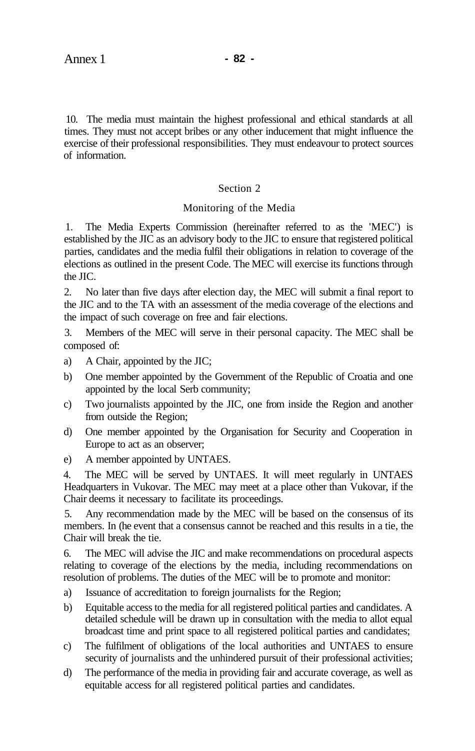10. The media must maintain the highest professional and ethical standards at all times. They must not accept bribes or any other inducement that might influence the exercise of their professional responsibilities. They must endeavour to protect sources of information.

## Section 2

## Monitoring of the Media

1. The Media Experts Commission (hereinafter referred to as the 'MEC') is established by the JIC as an advisory body to the JIC to ensure that registered political parties, candidates and the media fulfil their obligations in relation to coverage of the elections as outlined in the present Code. The MEC will exercise its functions through the JIC.

2. No later than five days after election day, the MEC will submit a final report to the JIC and to the TA with an assessment of the media coverage of the elections and the impact of such coverage on free and fair elections.

3. Members of the MEC will serve in their personal capacity. The MEC shall be composed of:

a) A Chair, appointed by the JIC;

b) One member appointed by the Government of the Republic of Croatia and one appointed by the local Serb community;

c) Two journalists appointed by the JIC, one from inside the Region and another from outside the Region;

d) One member appointed by the Organisation for Security and Cooperation in Europe to act as an observer;

e) A member appointed by UNTAES.

4. The MEC will be served by UNTAES. It will meet regularly in UNTAES Headquarters in Vukovar. The MEC may meet at a place other than Vukovar, if the Chair deems it necessary to facilitate its proceedings.

5. Any recommendation made by the MEC will be based on the consensus of its members. In (he event that a consensus cannot be reached and this results in a tie, the Chair will break the tie.

6. The MEC will advise the JIC and make recommendations on procedural aspects relating to coverage of the elections by the media, including recommendations on resolution of problems. The duties of the MEC will be to promote and monitor:

a) Issuance of accreditation to foreign journalists for the Region;

b) Equitable access to the media for all registered political parties and candidates. A detailed schedule will be drawn up in consultation with the media to allot equal broadcast time and print space to all registered political parties and candidates;

c) The fulfilment of obligations of the local authorities and UNTAES to ensure security of journalists and the unhindered pursuit of their professional activities;

d) The performance of the media in providing fair and accurate coverage, as well as equitable access for all registered political parties and candidates.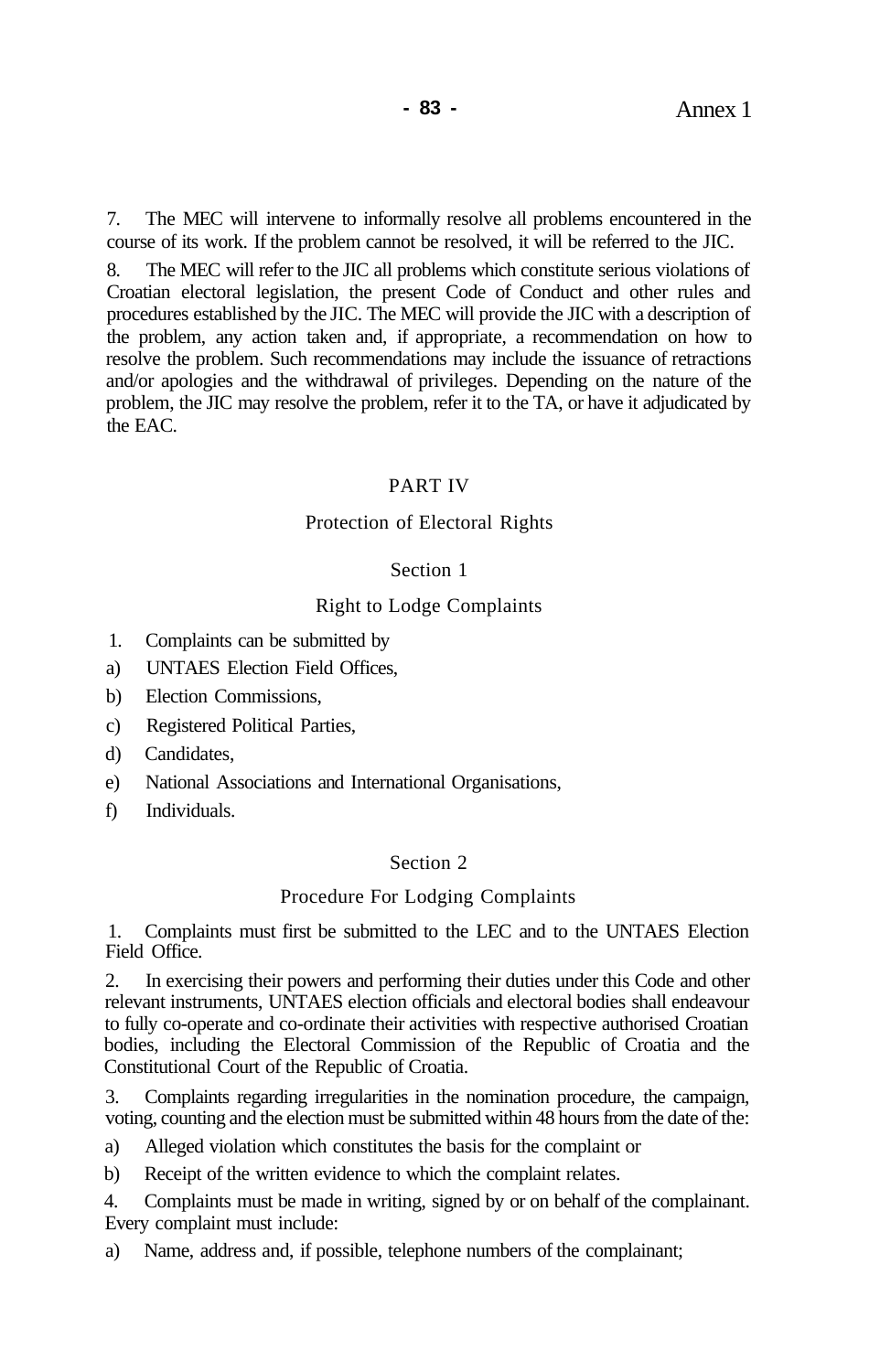7. The MEC will intervene to informally resolve all problems encountered in the course of its work. If the problem cannot be resolved, it will be referred to the JIC.

8. The MEC will refer to the JIC all problems which constitute serious violations of Croatian electoral legislation, the present Code of Conduct and other rules and procedures established by the JIC. The MEC will provide the JIC with a description of the problem, any action taken and, if appropriate, a recommendation on how to resolve the problem. Such recommendations may include the issuance of retractions and/or apologies and the withdrawal of privileges. Depending on the nature of the problem, the JIC may resolve the problem, refer it to the TA, or have it adjudicated by the EAC.

## PART IV

## Protection of Electoral Rights

### Section 1

### Right to Lodge Complaints

1. Complaints can be submitted by

a) UNTAES Election Field Offices,

b) Election Commissions,

c) Registered Political Parties,

d) Candidates,

e) National Associations and International Organisations,

f) Individuals.

### Section 2

### Procedure For Lodging Complaints

1. Complaints must first be submitted to the LEC and to the UNTAES Election Field Office.

2. In exercising their powers and performing their duties under this Code and other relevant instruments, UNTAES election officials and electoral bodies shall endeavour to fully co-operate and co-ordinate their activities with respective authorised Croatian bodies, including the Electoral Commission of the Republic of Croatia and the Constitutional Court of the Republic of Croatia.

3. Complaints regarding irregularities in the nomination procedure, the campaign, voting, counting and the election must be submitted within 48 hours from the date of the:

a) Alleged violation which constitutes the basis for the complaint or

b) Receipt of the written evidence to which the complaint relates.

4. Complaints must be made in writing, signed by or on behalf of the complainant. Every complaint must include:

a) Name, address and, if possible, telephone numbers of the complainant;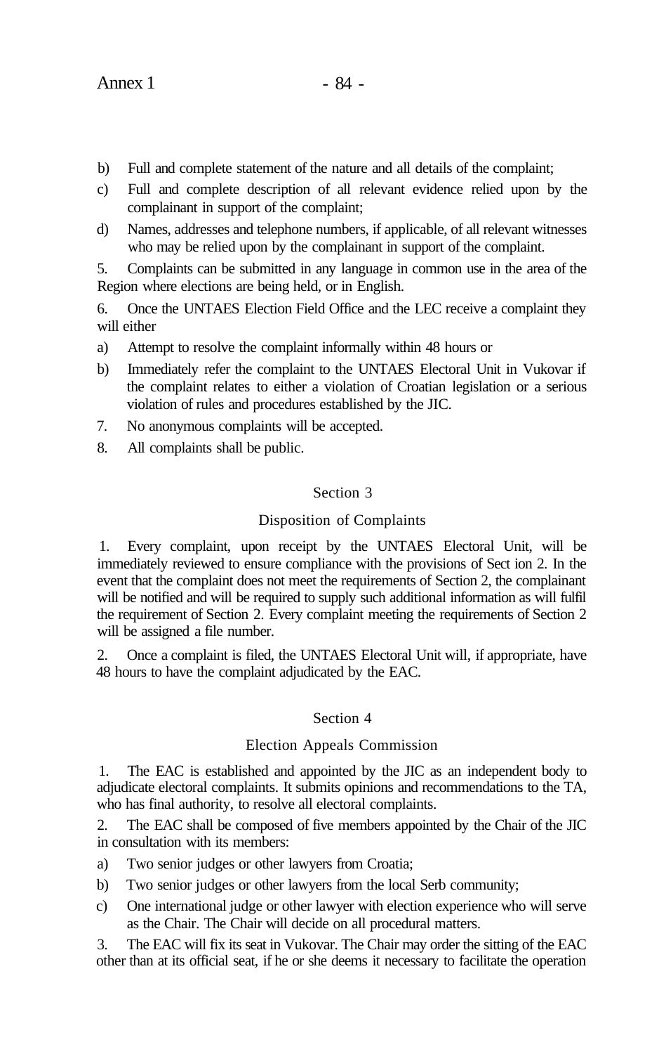b) Full and complete statement of the nature and all details of the complaint;

c) Full and complete description of all relevant evidence relied upon by the complainant in support of the complaint;

d) Names, addresses and telephone numbers, if applicable, of all relevant witnesses who may be relied upon by the complainant in support of the complaint.

5. Complaints can be submitted in any language in common use in the area of the Region where elections are being held, or in English.

6. Once the UNTAES Election Field Office and the LEC receive a complaint they will either

a) Attempt to resolve the complaint informally within 48 hours or

b) Immediately refer the complaint to the UNTAES Electoral Unit in Vukovar if the complaint relates to either a violation of Croatian legislation or a serious violation of rules and procedures established by the JIC.

7. No anonymous complaints will be accepted.

8. All complaints shall be public.

## Section 3

### Disposition of Complaints

1. Every complaint, upon receipt by the UNTAES Electoral Unit, will be immediately reviewed to ensure compliance with the provisions of Sect ion 2. In the event that the complaint does not meet the requirements of Section 2, the complainant will be notified and will be required to supply such additional information as will fulfil the requirement of Section 2. Every complaint meeting the requirements of Section 2 will be assigned a file number.

2. Once a complaint is filed, the UNTAES Electoral Unit will, if appropriate, have 48 hours to have the complaint adjudicated by the EAC.

## Section 4

### Election Appeals Commission

1. The EAC is established and appointed by the JIC as an independent body to adjudicate electoral complaints. It submits opinions and recommendations to the TA, who has final authority, to resolve all electoral complaints.

2. The EAC shall be composed of five members appointed by the Chair of the JIC in consultation with its members:

a) Two senior judges or other lawyers from Croatia;

b) Two senior judges or other lawyers from the local Serb community;

c) One international judge or other lawyer with election experience who will serve as the Chair. The Chair will decide on all procedural matters.

3. The EAC will fix its seat in Vukovar. The Chair may order the sitting of the EAC other than at its official seat, if he or she deems it necessary to facilitate the operation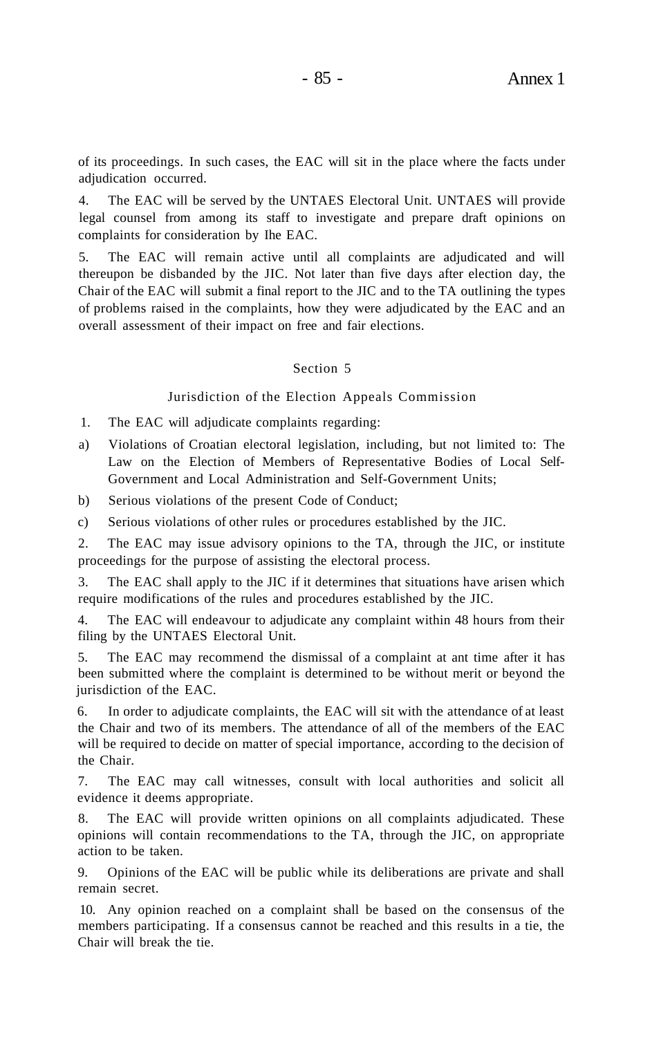of its proceedings. In such cases, the EAC will sit in the place where the facts under adjudication occurred.

4. The EAC will be served by the UNTAES Electoral Unit. UNTAES will provide legal counsel from among its staff to investigate and prepare draft opinions on complaints for consideration by Ihe EAC.

5. The EAC will remain active until all complaints are adjudicated and will thereupon be disbanded by the JIC. Not later than five days after election day, the Chair of the EAC will submit a final report to the JIC and to the TA outlining the types of problems raised in the complaints, how they were adjudicated by the EAC and an overall assessment of their impact on free and fair elections.

## Section 5

### Jurisdiction of the Election Appeals Commission

1. The EAC will adjudicate complaints regarding:

a) Violations of Croatian electoral legislation, including, but not limited to: The Law on the Election of Members of Representative Bodies of Local Self-Government and Local Administration and Self-Government Units;

b) Serious violations of the present Code of Conduct;

c) Serious violations of other rules or procedures established by the JIC.

2. The EAC may issue advisory opinions to the TA, through the JIC, or institute proceedings for the purpose of assisting the electoral process.

3. The EAC shall apply to the JIC if it determines that situations have arisen which require modifications of the rules and procedures established by the JIC.

4. The EAC will endeavour to adjudicate any complaint within 48 hours from their filing by the UNTAES Electoral Unit.

5. The EAC may recommend the dismissal of a complaint at ant time after it has been submitted where the complaint is determined to be without merit or beyond the jurisdiction of the EAC.

6. In order to adjudicate complaints, the EAC will sit with the attendance of at least the Chair and two of its members. The attendance of all of the members of the EAC will be required to decide on matter of special importance, according to the decision of the Chair.

7. The EAC may call witnesses, consult with local authorities and solicit all evidence it deems appropriate.

8. The EAC will provide written opinions on all complaints adjudicated. These opinions will contain recommendations to the TA, through the JIC, on appropriate action to be taken.

9. Opinions of the EAC will be public while its deliberations are private and shall remain secret.

10. Any opinion reached on a complaint shall be based on the consensus of the members participating. If a consensus cannot be reached and this results in a tie, the Chair will break the tie.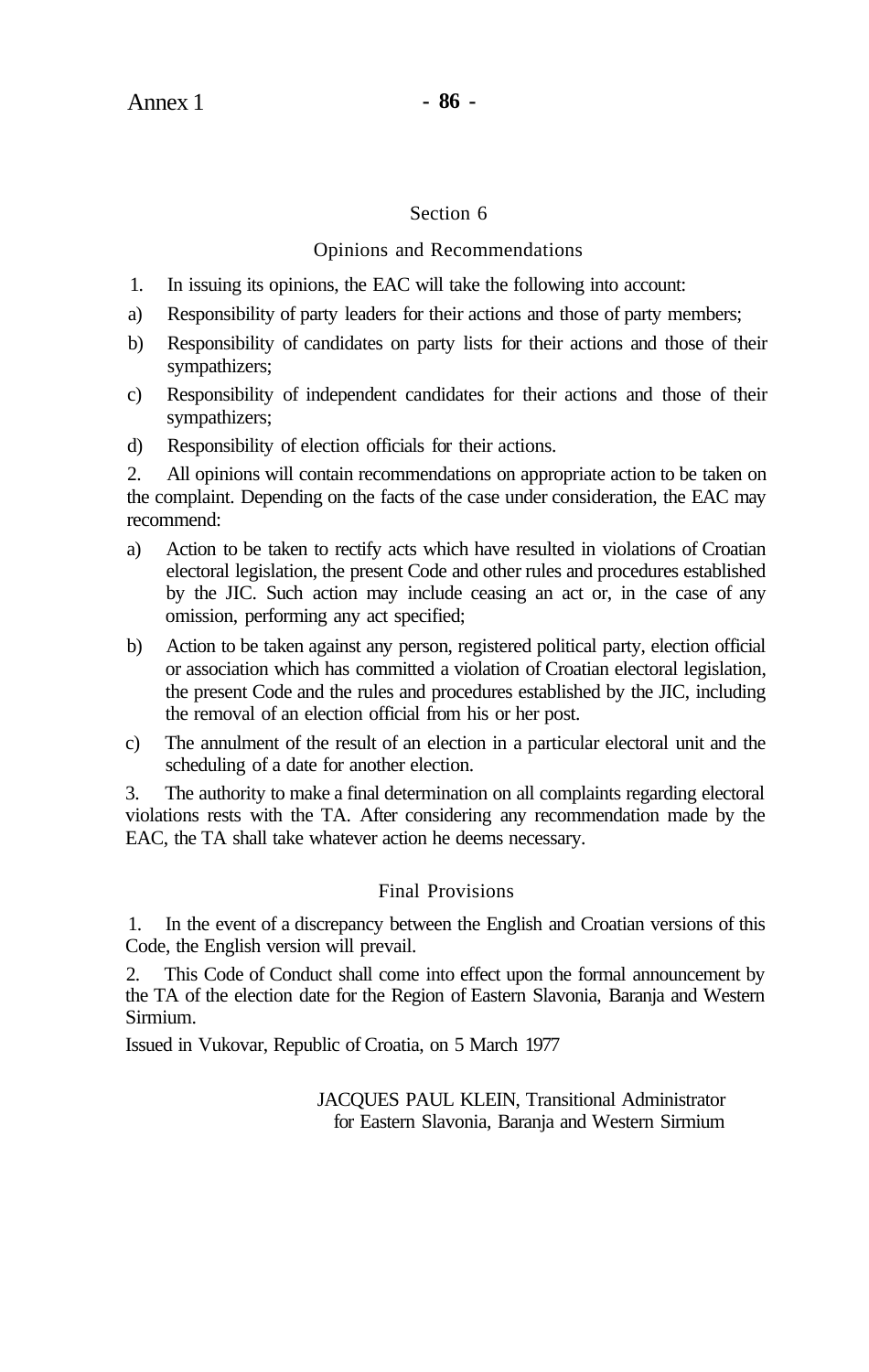## Section 6

### Opinions and Recommendations

1. In issuing its opinions, the EAC will take the following into account:

a) Responsibility of party leaders for their actions and those of party members;

b) Responsibility of candidates on party lists for their actions and those of their sympathizers;

c) Responsibility of independent candidates for their actions and those of their sympathizers;

d) Responsibility of election officials for their actions.

2. All opinions will contain recommendations on appropriate action to be taken on the complaint. Depending on the facts of the case under consideration, the EAC may recommend:

a) Action to be taken to rectify acts which have resulted in violations of Croatian electoral legislation, the present Code and other rules and procedures established by the JIC. Such action may include ceasing an act or, in the case of any omission, performing any act specified;

b) Action to be taken against any person, registered political party, election official or association which has committed a violation of Croatian electoral legislation, the present Code and the rules and procedures established by the JIC, including the removal of an election official from his or her post.

c) The annulment of the result of an election in a particular electoral unit and the scheduling of a date for another election.

3. The authority to make a final determination on all complaints regarding electoral violations rests with the TA. After considering any recommendation made by the EAC, the TA shall take whatever action he deems necessary.

### Final Provisions

1. In the event of a discrepancy between the English and Croatian versions of this Code, the English version will prevail.

2. This Code of Conduct shall come into effect upon the formal announcement by the TA of the election date for the Region of Eastern Slavonia, Baranja and Western Sirmium.

Issued in Vukovar, Republic of Croatia, on 5 March 1977

JACQUES PAUL KLEIN, Transitional Administrator
for Eastern Slavonia, Baranja and Western Sirmium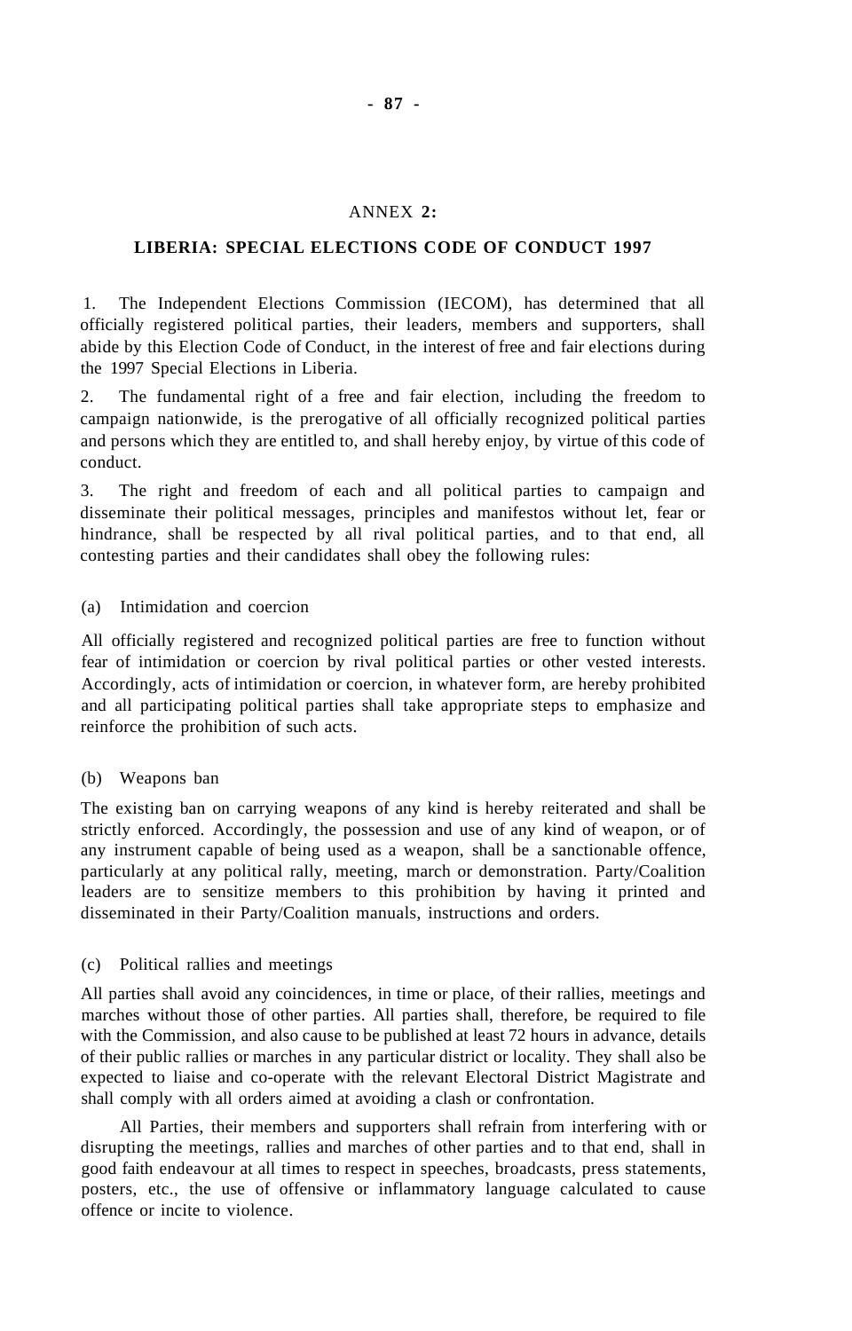ANNEX **2:**

**LIBERIA: SPECIAL ELECTIONS CODE OF CONDUCT 1997**

1. The Independent Elections Commission (IECOM), has determined that all officially registered political parties, their leaders, members and supporters, shall abide by this Election Code of Conduct, in the interest of free and fair elections during the 1997 Special Elections in Liberia.

2. The fundamental right of a free and fair election, including the freedom to campaign nationwide, is the prerogative of all officially recognized political parties and persons which they are entitled to, and shall hereby enjoy, by virtue of this code of conduct.

3. The right and freedom of each and all political parties to campaign and disseminate their political messages, principles and manifestos without let, fear or hindrance, shall be respected by all rival political parties, and to that end, all contesting parties and their candidates shall obey the following rules:

(a) Intimidation and coercion

All officially registered and recognized political parties are free to function without fear of intimidation or coercion by rival political parties or other vested interests. Accordingly, acts of intimidation or coercion, in whatever form, are hereby prohibited and all participating political parties shall take appropriate steps to emphasize and reinforce the prohibition of such acts.

(b) Weapons ban

The existing ban on carrying weapons of any kind is hereby reiterated and shall be strictly enforced. Accordingly, the possession and use of any kind of weapon, or of any instrument capable of being used as a weapon, shall be a sanctionable offence, particularly at any political rally, meeting, march or demonstration. Party/Coalition leaders are to sensitize members to this prohibition by having it printed and disseminated in their Party/Coalition manuals, instructions and orders.

(c) Political rallies and meetings

All parties shall avoid any coincidences, in time or place, of their rallies, meetings and marches without those of other parties. All parties shall, therefore, be required to file with the Commission, and also cause to be published at least 72 hours in advance, details of their public rallies or marches in any particular district or locality. They shall also be expected to liaise and co-operate with the relevant Electoral District Magistrate and shall comply with all orders aimed at avoiding a clash or confrontation.

All Parties, their members and supporters shall refrain from interfering with or disrupting the meetings, rallies and marches of other parties and to that end, shall in good faith endeavour at all times to respect in speeches, broadcasts, press statements, posters, etc., the use of offensive or inflammatory language calculated to cause offence or incite to violence.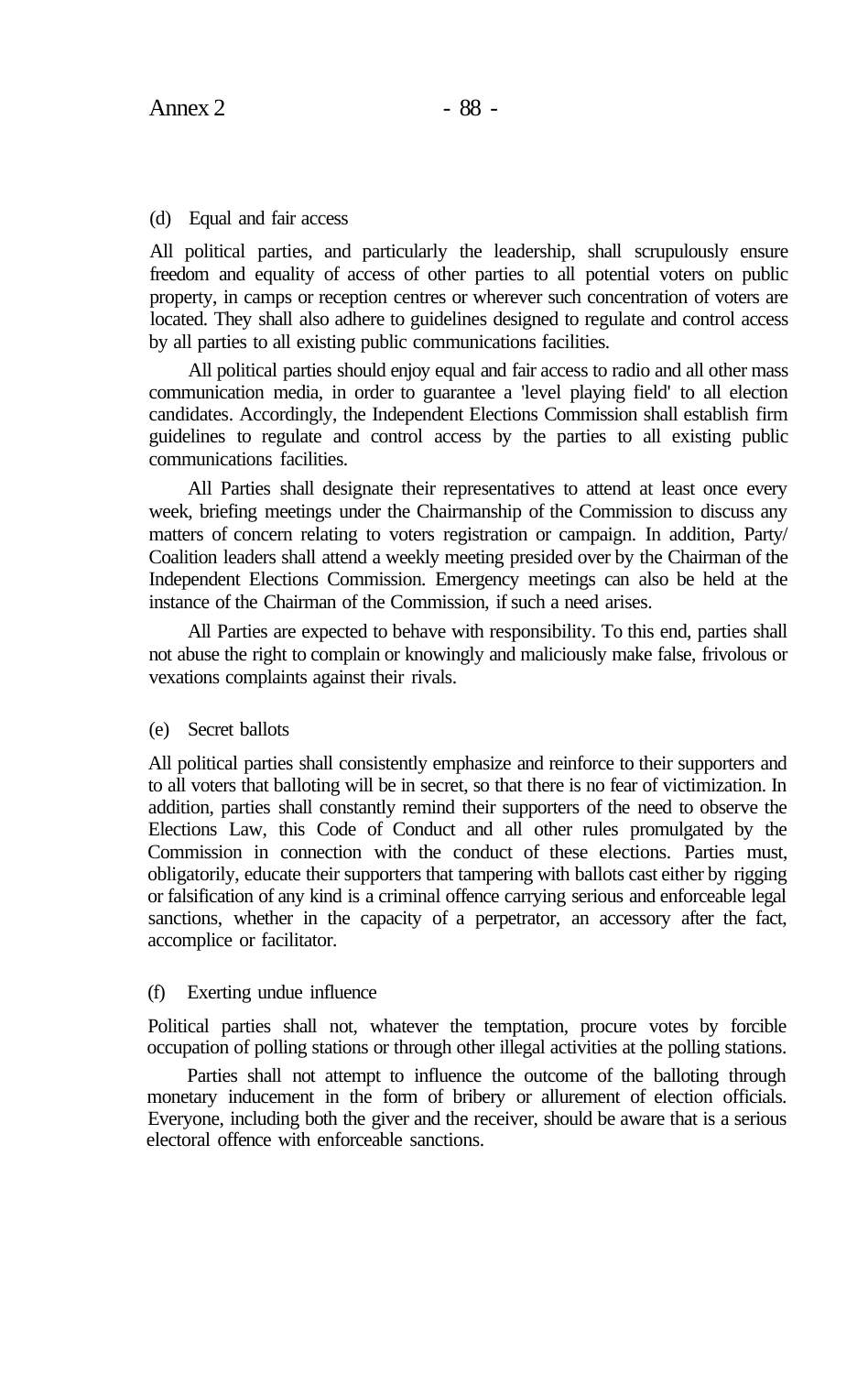(d) Equal and fair access

All political parties, and particularly the leadership, shall scrupulously ensure freedom and equality of access of other parties to all potential voters on public property, in camps or reception centres or wherever such concentration of voters are located. They shall also adhere to guidelines designed to regulate and control access by all parties to all existing public communications facilities.

All political parties should enjoy equal and fair access to radio and all other mass communication media, in order to guarantee a 'level playing field' to all election candidates. Accordingly, the Independent Elections Commission shall establish firm guidelines to regulate and control access by the parties to all existing public communications facilities.

All Parties shall designate their representatives to attend at least once every week, briefing meetings under the Chairmanship of the Commission to discuss any matters of concern relating to voters registration or campaign. In addition, Party/ Coalition leaders shall attend a weekly meeting presided over by the Chairman of the Independent Elections Commission. Emergency meetings can also be held at the instance of the Chairman of the Commission, if such a need arises.

All Parties are expected to behave with responsibility. To this end, parties shall not abuse the right to complain or knowingly and maliciously make false, frivolous or vexations complaints against their rivals.

(e) Secret ballots

All political parties shall consistently emphasize and reinforce to their supporters and to all voters that balloting will be in secret, so that there is no fear of victimization. In addition, parties shall constantly remind their supporters of the need to observe the Elections Law, this Code of Conduct and all other rules promulgated by the Commission in connection with the conduct of these elections. Parties must, obligatorily, educate their supporters that tampering with ballots cast either by rigging or falsification of any kind is a criminal offence carrying serious and enforceable legal sanctions, whether in the capacity of a perpetrator, an accessory after the fact, accomplice or facilitator.

(f) Exerting undue influence

Political parties shall not, whatever the temptation, procure votes by forcible occupation of polling stations or through other illegal activities at the polling stations.

Parties shall not attempt to influence the outcome of the balloting through monetary inducement in the form of bribery or allurement of election officials. Everyone, including both the giver and the receiver, should be aware that is a serious electoral offence with enforceable sanctions.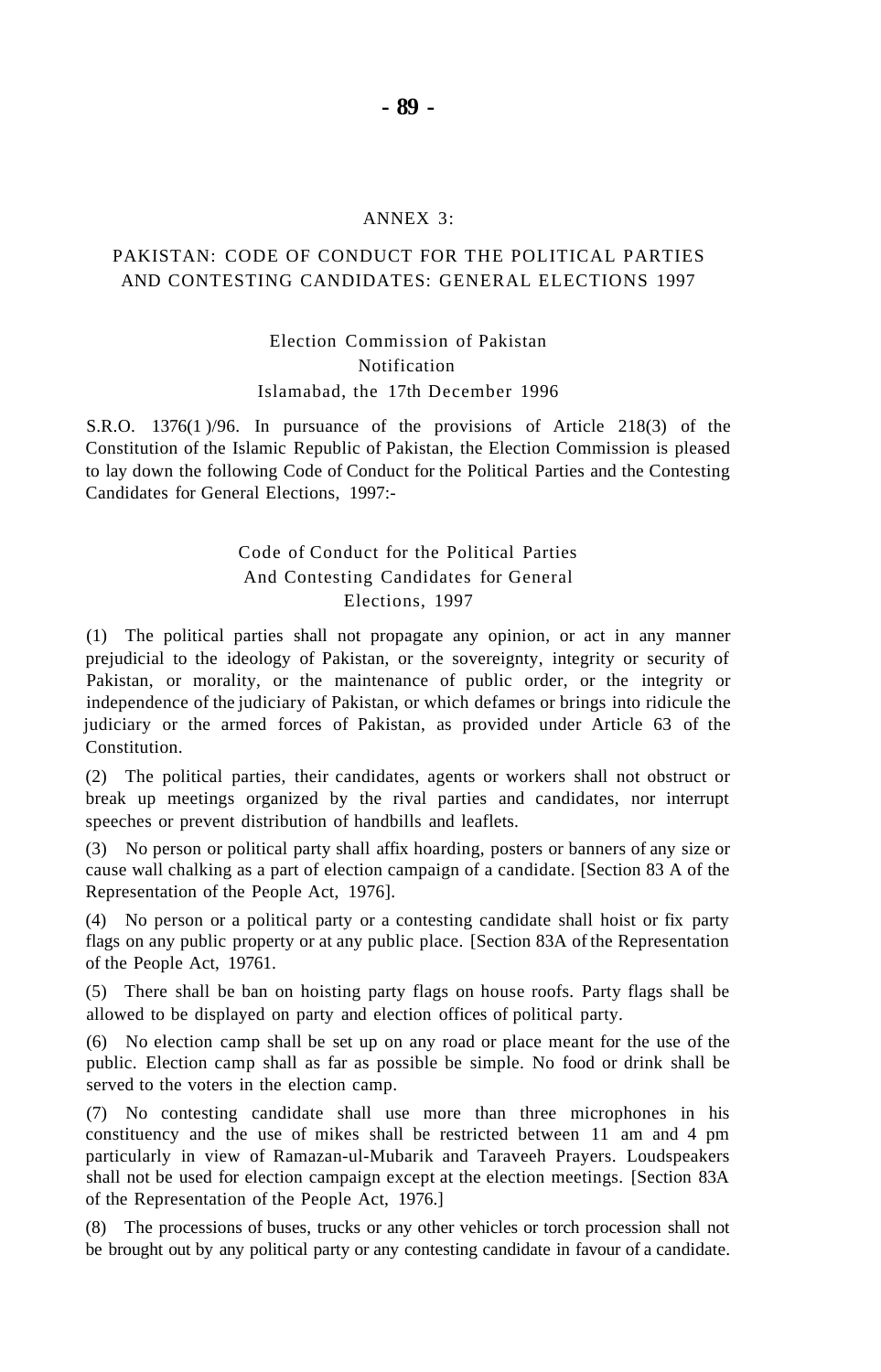# ANNEX 3:

## PAKISTAN: CODE OF CONDUCT FOR THE POLITICAL PARTIES AND CONTESTING CANDIDATES: GENERAL ELECTIONS 1997

Election Commission of Pakistan
Notification
Islamabad, the 17th December 1996

S.R.O. 1376(1 )/96. In pursuance of the provisions of Article 218(3) of the Constitution of the Islamic Republic of Pakistan, the Election Commission is pleased to lay down the following Code of Conduct for the Political Parties and the Contesting Candidates for General Elections, 1997:-

### Code of Conduct for the Political Parties And Contesting Candidates for General Elections, 1997

(1) The political parties shall not propagate any opinion, or act in any manner prejudicial to the ideology of Pakistan, or the sovereignty, integrity or security of Pakistan, or morality, or the maintenance of public order, or the integrity or independence of the judiciary of Pakistan, or which defames or brings into ridicule the judiciary or the armed forces of Pakistan, as provided under Article 63 of the Constitution.

(2) The political parties, their candidates, agents or workers shall not obstruct or break up meetings organized by the rival parties and candidates, nor interrupt speeches or prevent distribution of handbills and leaflets.

(3) No person or political party shall affix hoarding, posters or banners of any size or cause wall chalking as a part of election campaign of a candidate. [Section 83 A of the Representation of the People Act, 1976].

(4) No person or a political party or a contesting candidate shall hoist or fix party flags on any public property or at any public place. [Section 83A of the Representation of the People Act, 19761.

(5) There shall be ban on hoisting party flags on house roofs. Party flags shall be allowed to be displayed on party and election offices of political party.

(6) No election camp shall be set up on any road or place meant for the use of the public. Election camp shall as far as possible be simple. No food or drink shall be served to the voters in the election camp.

(7) No contesting candidate shall use more than three microphones in his constituency and the use of mikes shall be restricted between 11 am and 4 pm particularly in view of Ramazan-ul-Mubarik and Taraveeh Prayers. Loudspeakers shall not be used for election campaign except at the election meetings. [Section 83A of the Representation of the People Act, 1976.]

(8) The processions of buses, trucks or any other vehicles or torch procession shall not be brought out by any political party or any contesting candidate in favour of a candidate.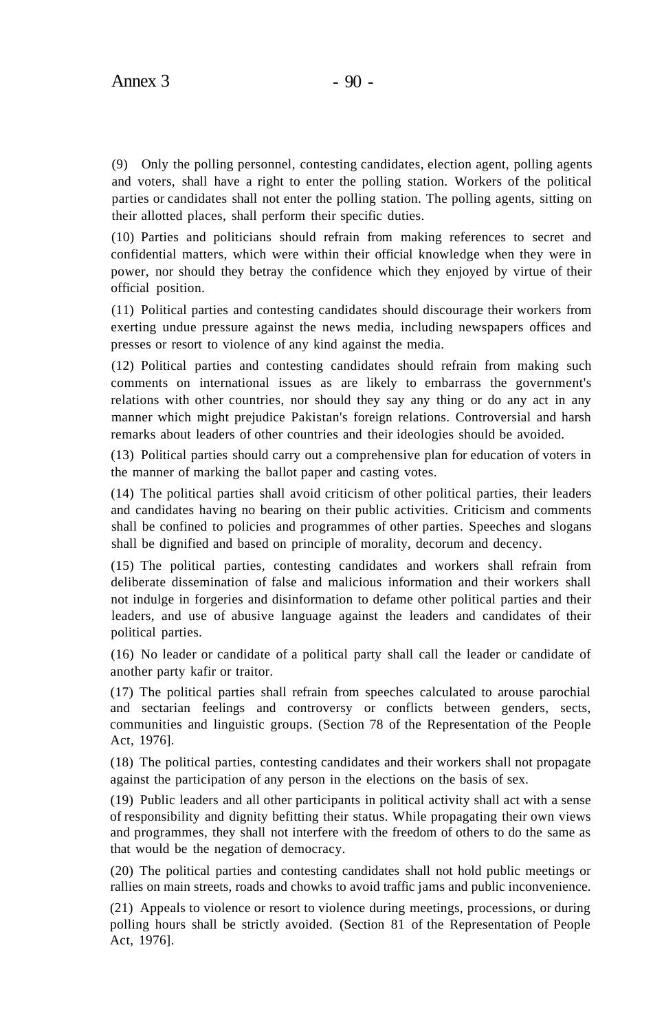(9) Only the polling personnel, contesting candidates, election agent, polling agents and voters, shall have a right to enter the polling station. Workers of the political parties or candidates shall not enter the polling station. The polling agents, sitting on their allotted places, shall perform their specific duties.

(10) Parties and politicians should refrain from making references to secret and confidential matters, which were within their official knowledge when they were in power, nor should they betray the confidence which they enjoyed by virtue of their official position.

(11) Political parties and contesting candidates should discourage their workers from exerting undue pressure against the news media, including newspapers offices and presses or resort to violence of any kind against the media.

(12) Political parties and contesting candidates should refrain from making such comments on international issues as are likely to embarrass the government's relations with other countries, nor should they say any thing or do any act in any manner which might prejudice Pakistan's foreign relations. Controversial and harsh remarks about leaders of other countries and their ideologies should be avoided.

(13) Political parties should carry out a comprehensive plan for education of voters in the manner of marking the ballot paper and casting votes.

(14) The political parties shall avoid criticism of other political parties, their leaders and candidates having no bearing on their public activities. Criticism and comments shall be confined to policies and programmes of other parties. Speeches and slogans shall be dignified and based on principle of morality, decorum and decency.

(15) The political parties, contesting candidates and workers shall refrain from deliberate dissemination of false and malicious information and their workers shall not indulge in forgeries and disinformation to defame other political parties and their leaders, and use of abusive language against the leaders and candidates of their political parties.

(16) No leader or candidate of a political party shall call the leader or candidate of another party kafir or traitor.

(17) The political parties shall refrain from speeches calculated to arouse parochial and sectarian feelings and controversy or conflicts between genders, sects, communities and linguistic groups. (Section 78 of the Representation of the People Act, 1976].

(18) The political parties, contesting candidates and their workers shall not propagate against the participation of any person in the elections on the basis of sex.

(19) Public leaders and all other participants in political activity shall act with a sense of responsibility and dignity befitting their status. While propagating their own views and programmes, they shall not interfere with the freedom of others to do the same as that would be the negation of democracy.

(20) The political parties and contesting candidates shall not hold public meetings or rallies on main streets, roads and chowks to avoid traffic jams and public inconvenience.

(21) Appeals to violence or resort to violence during meetings, processions, or during polling hours shall be strictly avoided. (Section 81 of the Representation of People Act, 1976].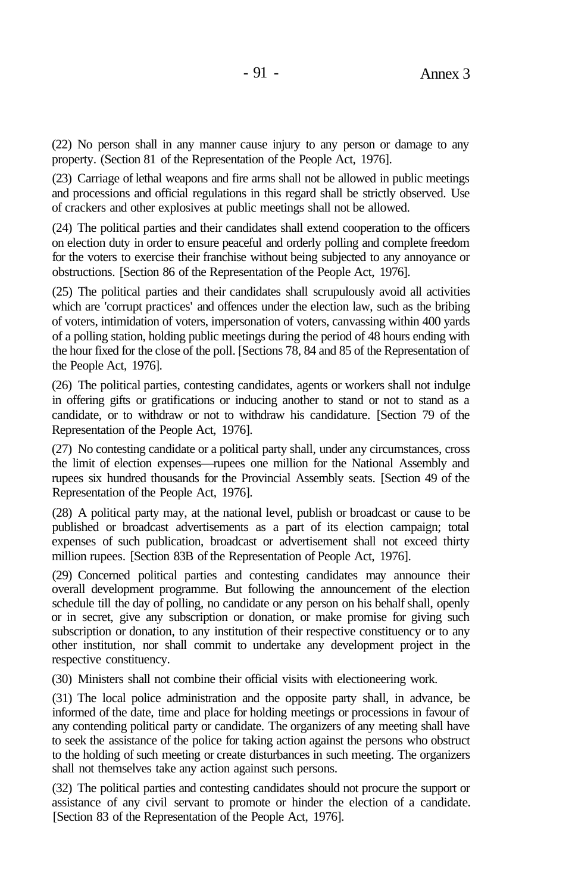(22) No person shall in any manner cause injury to any person or damage to any property. (Section 81 of the Representation of the People Act, 1976].

(23) Carriage of lethal weapons and fire arms shall not be allowed in public meetings and processions and official regulations in this regard shall be strictly observed. Use of crackers and other explosives at public meetings shall not be allowed.

(24) The political parties and their candidates shall extend cooperation to the officers on election duty in order to ensure peaceful and orderly polling and complete freedom for the voters to exercise their franchise without being subjected to any annoyance or obstructions. [Section 86 of the Representation of the People Act, 1976].

(25) The political parties and their candidates shall scrupulously avoid all activities which are 'corrupt practices' and offences under the election law, such as the bribing of voters, intimidation of voters, impersonation of voters, canvassing within 400 yards of a polling station, holding public meetings during the period of 48 hours ending with the hour fixed for the close of the poll. [Sections 78, 84 and 85 of the Representation of the People Act, 1976].

(26) The political parties, contesting candidates, agents or workers shall not indulge in offering gifts or gratifications or inducing another to stand or not to stand as a candidate, or to withdraw or not to withdraw his candidature. [Section 79 of the Representation of the People Act, 1976].

(27) No contesting candidate or a political party shall, under any circumstances, cross the limit of election expenses—rupees one million for the National Assembly and rupees six hundred thousands for the Provincial Assembly seats. [Section 49 of the Representation of the People Act, 1976].

(28) A political party may, at the national level, publish or broadcast or cause to be published or broadcast advertisements as a part of its election campaign; total expenses of such publication, broadcast or advertisement shall not exceed thirty million rupees. [Section 83B of the Representation of People Act, 1976].

(29) Concerned political parties and contesting candidates may announce their overall development programme. But following the announcement of the election schedule till the day of polling, no candidate or any person on his behalf shall, openly or in secret, give any subscription or donation, or make promise for giving such subscription or donation, to any institution of their respective constituency or to any other institution, nor shall commit to undertake any development project in the respective constituency.

(30) Ministers shall not combine their official visits with electioneering work.

(31) The local police administration and the opposite party shall, in advance, be informed of the date, time and place for holding meetings or processions in favour of any contending political party or candidate. The organizers of any meeting shall have to seek the assistance of the police for taking action against the persons who obstruct to the holding of such meeting or create disturbances in such meeting. The organizers shall not themselves take any action against such persons.

(32) The political parties and contesting candidates should not procure the support or assistance of any civil servant to promote or hinder the election of a candidate. [Section 83 of the Representation of the People Act, 1976].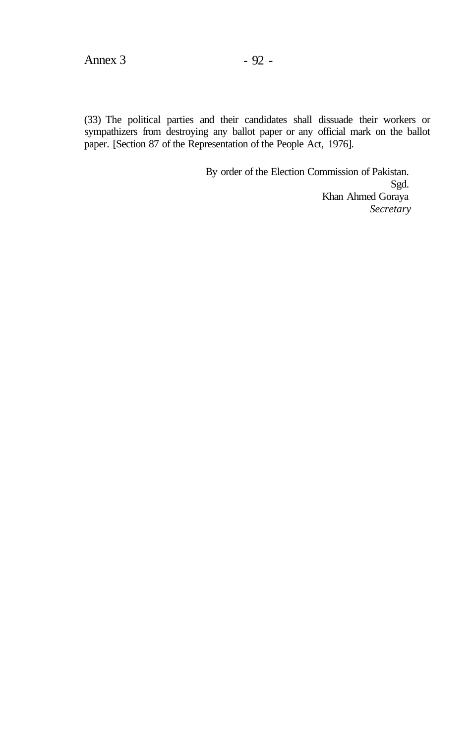(33) The political parties and their candidates shall dissuade their workers or sympathizers from destroying any ballot paper or any official mark on the ballot paper. [Section 87 of the Representation of the People Act, 1976].

By order of the Election Commission of Pakistan.
Sgd.
Khan Ahmed Goraya
*Secretary*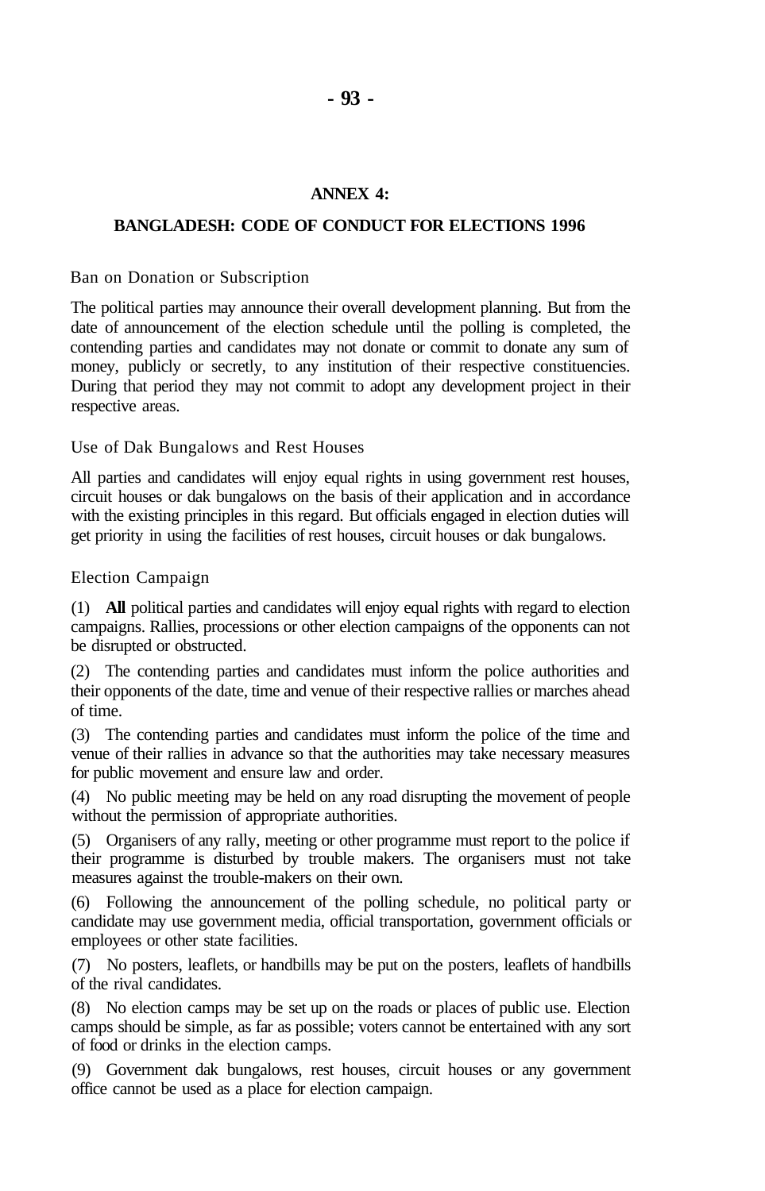## ANNEX 4:

## BANGLADESH: CODE OF CONDUCT FOR ELECTIONS 1996

### Ban on Donation or Subscription

The political parties may announce their overall development planning. But from the date of announcement of the election schedule until the polling is completed, the contending parties and candidates may not donate or commit to donate any sum of money, publicly or secretly, to any institution of their respective constituencies. During that period they may not commit to adopt any development project in their respective areas.

### Use of Dak Bungalows and Rest Houses

All parties and candidates will enjoy equal rights in using government rest houses, circuit houses or dak bungalows on the basis of their application and in accordance with the existing principles in this regard. But officials engaged in election duties will get priority in using the facilities of rest houses, circuit houses or dak bungalows.

### Election Campaign

(1) **All** political parties and candidates will enjoy equal rights with regard to election campaigns. Rallies, processions or other election campaigns of the opponents can not be disrupted or obstructed.

(2) The contending parties and candidates must inform the police authorities and their opponents of the date, time and venue of their respective rallies or marches ahead of time.

(3) The contending parties and candidates must inform the police of the time and venue of their rallies in advance so that the authorities may take necessary measures for public movement and ensure law and order.

(4) No public meeting may be held on any road disrupting the movement of people without the permission of appropriate authorities.

(5) Organisers of any rally, meeting or other programme must report to the police if their programme is disturbed by trouble makers. The organisers must not take measures against the trouble-makers on their own.

(6) Following the announcement of the polling schedule, no political party or candidate may use government media, official transportation, government officials or employees or other state facilities.

(7) No posters, leaflets, or handbills may be put on the posters, leaflets of handbills of the rival candidates.

(8) No election camps may be set up on the roads or places of public use. Election camps should be simple, as far as possible; voters cannot be entertained with any sort of food or drinks in the election camps.

(9) Government dak bungalows, rest houses, circuit houses or any government office cannot be used as a place for election campaign.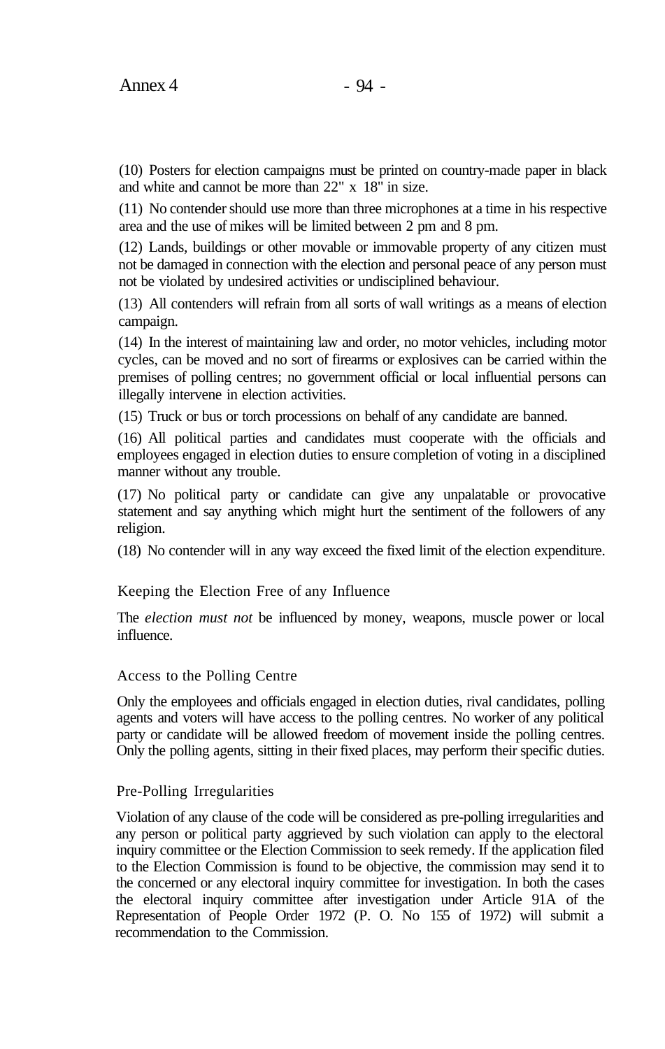(10) Posters for election campaigns must be printed on country-made paper in black and white and cannot be more than 22" x 18" in size.

(11) No contender should use more than three microphones at a time in his respective area and the use of mikes will be limited between 2 pm and 8 pm.

(12) Lands, buildings or other movable or immovable property of any citizen must not be damaged in connection with the election and personal peace of any person must not be violated by undesired activities or undisciplined behaviour.

(13) All contenders will refrain from all sorts of wall writings as a means of election campaign.

(14) In the interest of maintaining law and order, no motor vehicles, including motor cycles, can be moved and no sort of firearms or explosives can be carried within the premises of polling centres; no government official or local influential persons can illegally intervene in election activities.

(15) Truck or bus or torch processions on behalf of any candidate are banned.

(16) All political parties and candidates must cooperate with the officials and employees engaged in election duties to ensure completion of voting in a disciplined manner without any trouble.

(17) No political party or candidate can give any unpalatable or provocative statement and say anything which might hurt the sentiment of the followers of any religion.

(18) No contender will in any way exceed the fixed limit of the election expenditure.

### Keeping the Election Free of any Influence

The *election must not* be influenced by money, weapons, muscle power or local influence.

### Access to the Polling Centre

Only the employees and officials engaged in election duties, rival candidates, polling agents and voters will have access to the polling centres. No worker of any political party or candidate will be allowed freedom of movement inside the polling centres. Only the polling agents, sitting in their fixed places, may perform their specific duties.

### Pre-Polling Irregularities

Violation of any clause of the code will be considered as pre-polling irregularities and any person or political party aggrieved by such violation can apply to the electoral inquiry committee or the Election Commission to seek remedy. If the application filed to the Election Commission is found to be objective, the commission may send it to the concerned or any electoral inquiry committee for investigation. In both the cases the electoral inquiry committee after investigation under Article 91A of the Representation of People Order 1972 (P. O. No 155 of 1972) will submit a recommendation to the Commission.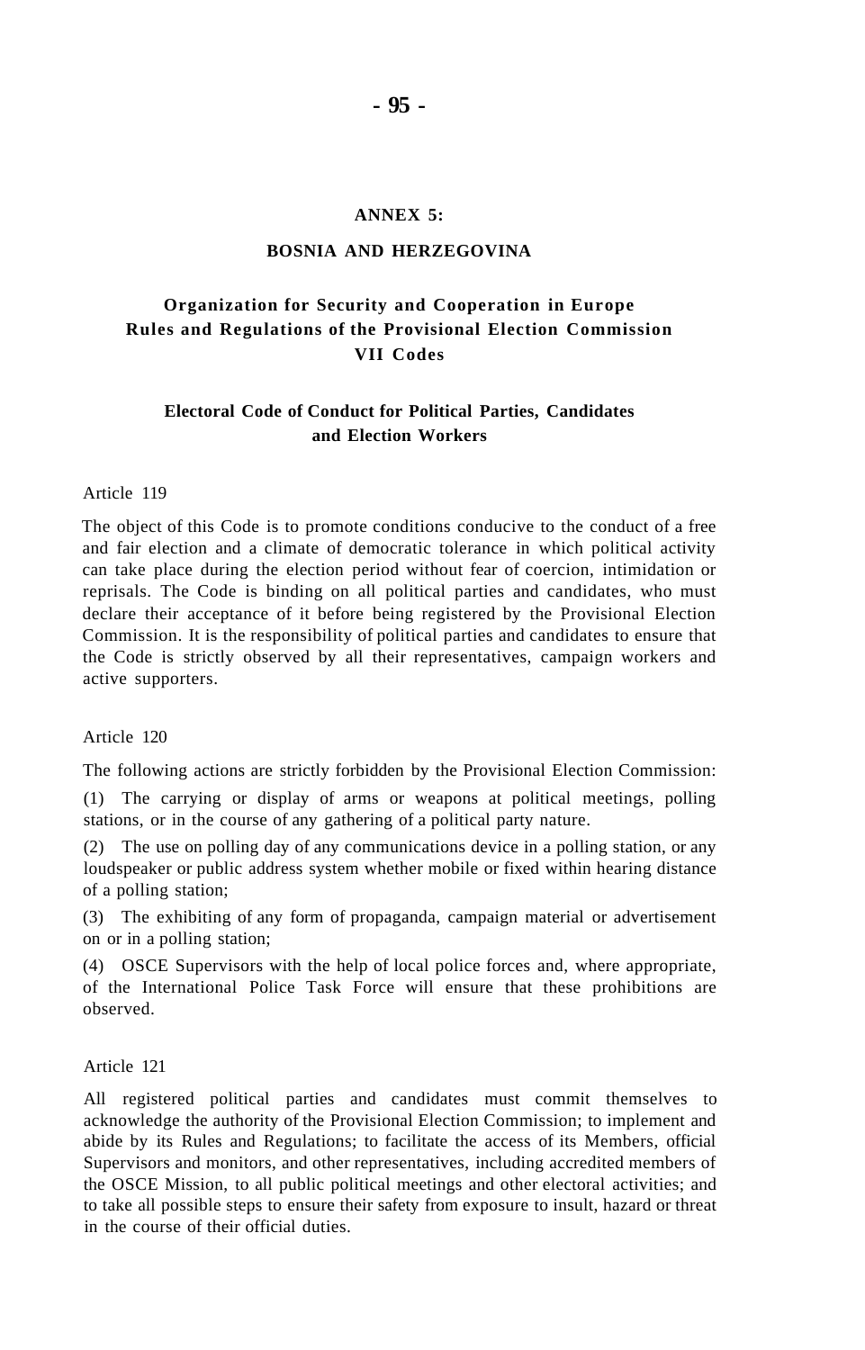## ANNEX 5:

## BOSNIA AND HERZEGOVINA

### Organization for Security and Cooperation in Europe Rules and Regulations of the Provisional Election Commission VII Codes

### Electoral Code of Conduct for Political Parties, Candidates and Election Workers

Article 119

The object of this Code is to promote conditions conducive to the conduct of a free and fair election and a climate of democratic tolerance in which political activity can take place during the election period without fear of coercion, intimidation or reprisals. The Code is binding on all political parties and candidates, who must declare their acceptance of it before being registered by the Provisional Election Commission. It is the responsibility of political parties and candidates to ensure that the Code is strictly observed by all their representatives, campaign workers and active supporters.

Article 120

The following actions are strictly forbidden by the Provisional Election Commission:

(1) The carrying or display of arms or weapons at political meetings, polling stations, or in the course of any gathering of a political party nature.

(2) The use on polling day of any communications device in a polling station, or any loudspeaker or public address system whether mobile or fixed within hearing distance of a polling station;

(3) The exhibiting of any form of propaganda, campaign material or advertisement on or in a polling station;

(4) OSCE Supervisors with the help of local police forces and, where appropriate, of the International Police Task Force will ensure that these prohibitions are observed.

Article 121

All registered political parties and candidates must commit themselves to acknowledge the authority of the Provisional Election Commission; to implement and abide by its Rules and Regulations; to facilitate the access of its Members, official Supervisors and monitors, and other representatives, including accredited members of the OSCE Mission, to all public political meetings and other electoral activities; and to take all possible steps to ensure their safety from exposure to insult, hazard or threat in the course of their official duties.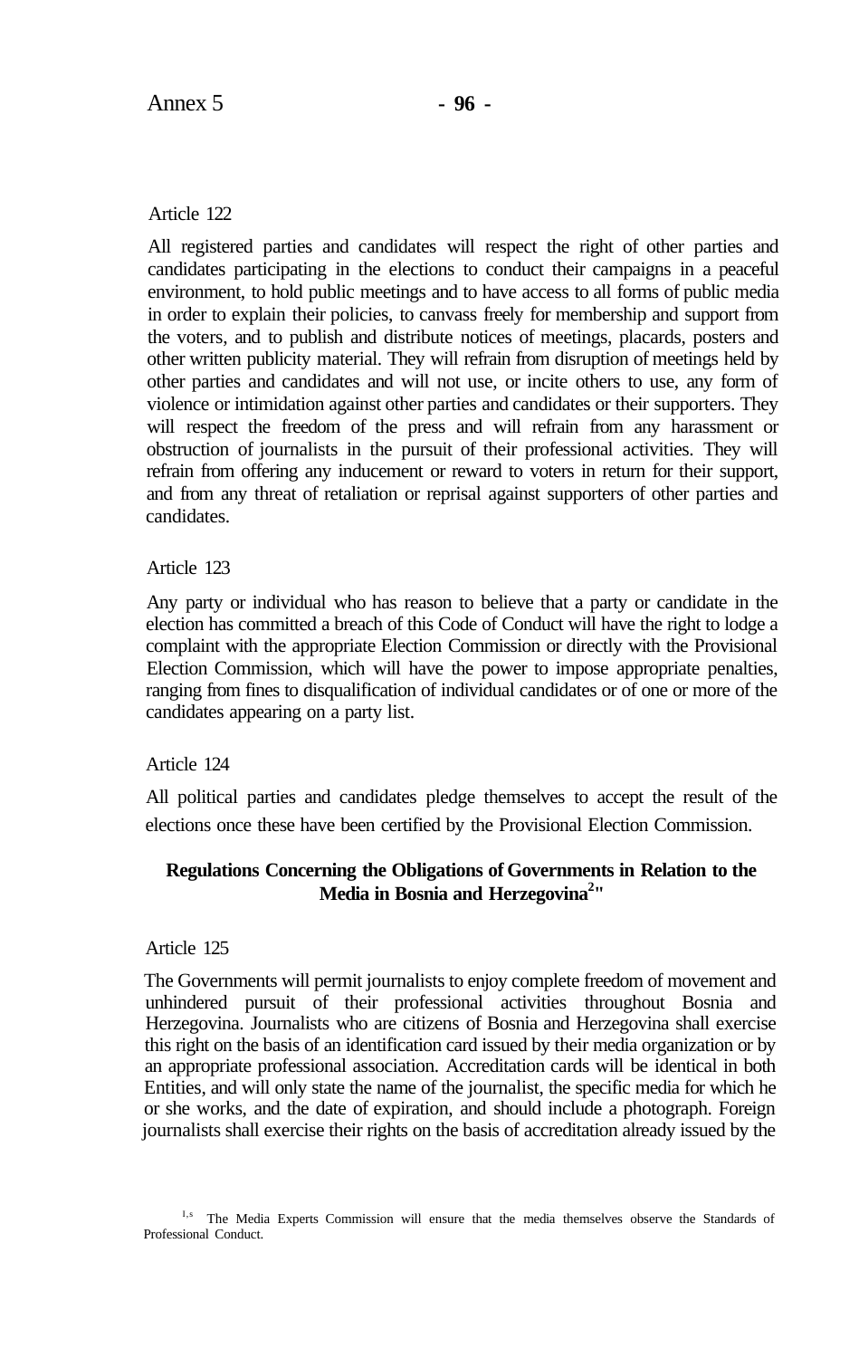Article 122

All registered parties and candidates will respect the right of other parties and candidates participating in the elections to conduct their campaigns in a peaceful environment, to hold public meetings and to have access to all forms of public media in order to explain their policies, to canvass freely for membership and support from the voters, and to publish and distribute notices of meetings, placards, posters and other written publicity material. They will refrain from disruption of meetings held by other parties and candidates and will not use, or incite others to use, any form of violence or intimidation against other parties and candidates or their supporters. They will respect the freedom of the press and will refrain from any harassment or obstruction of journalists in the pursuit of their professional activities. They will refrain from offering any inducement or reward to voters in return for their support, and from any threat of retaliation or reprisal against supporters of other parties and candidates.

Article 123

Any party or individual who has reason to believe that a party or candidate in the election has committed a breach of this Code of Conduct will have the right to lodge a complaint with the appropriate Election Commission or directly with the Provisional Election Commission, which will have the power to impose appropriate penalties, ranging from fines to disqualification of individual candidates or of one or more of the candidates appearing on a party list.

Article 124

All political parties and candidates pledge themselves to accept the result of the elections once these have been certified by the Provisional Election Commission.

**Regulations Concerning the Obligations of Governments in Relation to the Media in Bosnia and Herzegovina[2]"**

Article 125

The Governments will permit journalists to enjoy complete freedom of movement and unhindered pursuit of their professional activities throughout Bosnia and Herzegovina. Journalists who are citizens of Bosnia and Herzegovina shall exercise this right on the basis of an identification card issued by their media organization or by an appropriate professional association. Accreditation cards will be identical in both Entities, and will only state the name of the journalist, the specific media for which he or she works, and the date of expiration, and should include a photograph. Foreign journalists shall exercise their rights on the basis of accreditation already issued by the

[1,s] The Media Experts Commission will ensure that the media themselves observe the Standards of Professional Conduct.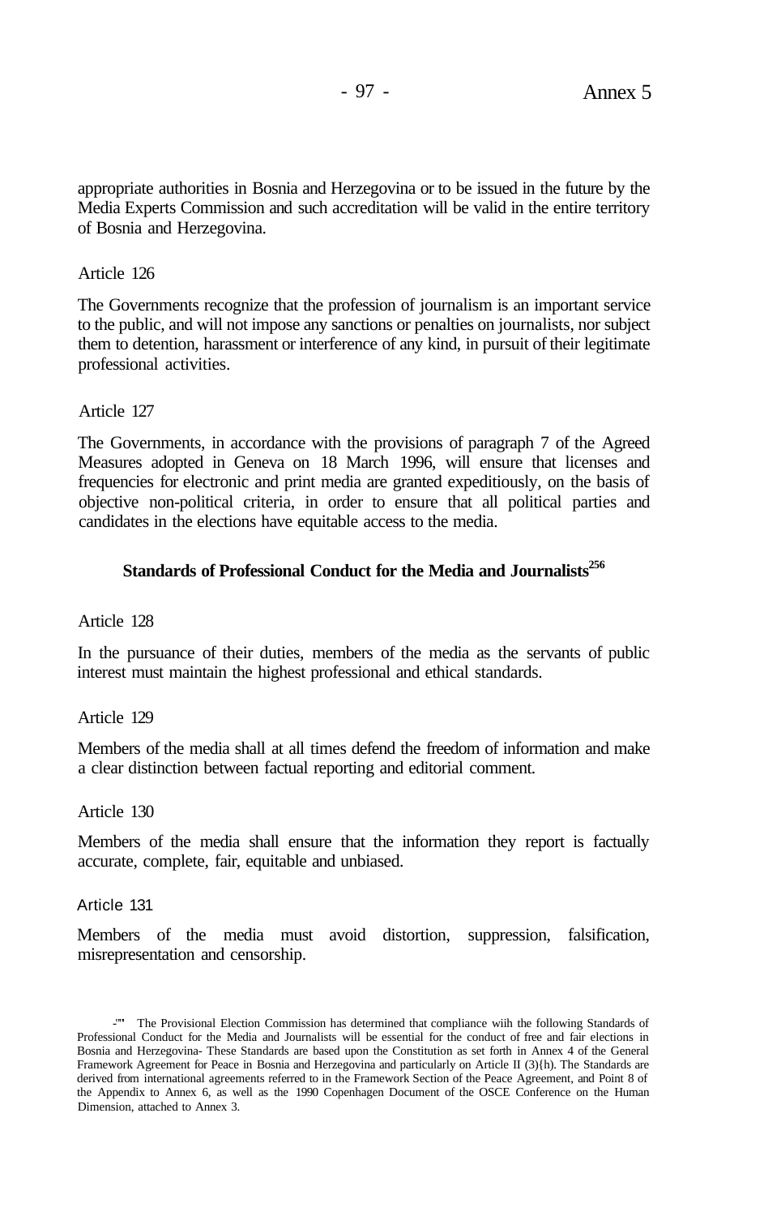appropriate authorities in Bosnia and Herzegovina or to be issued in the future by the Media Experts Commission and such accreditation will be valid in the entire territory of Bosnia and Herzegovina.

Article 126

The Governments recognize that the profession of journalism is an important service to the public, and will not impose any sanctions or penalties on journalists, nor subject them to detention, harassment or interference of any kind, in pursuit of their legitimate professional activities.

Article 127

The Governments, in accordance with the provisions of paragraph 7 of the Agreed Measures adopted in Geneva on 18 March 1996, will ensure that licenses and frequencies for electronic and print media are granted expeditiously, on the basis of objective non-political criteria, in order to ensure that all political parties and candidates in the elections have equitable access to the media.

### Standards of Professional Conduct for the Media and Journalists[256]

Article 128

In the pursuance of their duties, members of the media as the servants of public interest must maintain the highest professional and ethical standards.

Article 129

Members of the media shall at all times defend the freedom of information and make a clear distinction between factual reporting and editorial comment.

Article 130

Members of the media shall ensure that the information they report is factually accurate, complete, fair, equitable and unbiased.

Article 131

Members of the media must avoid distortion, suppression, falsification, misrepresentation and censorship.

---

[256] The Provisional Election Commission has determined that compliance wiih the following Standards of Professional Conduct for the Media and Journalists will be essential for the conduct of free and fair elections in Bosnia and Herzegovina- These Standards are based upon the Constitution as set forth in Annex 4 of the General Framework Agreement for Peace in Bosnia and Herzegovina and particularly on Article II (3){h). The Standards are derived from international agreements referred to in the Framework Section of the Peace Agreement, and Point 8 of the Appendix to Annex 6, as well as the 1990 Copenhagen Document of the OSCE Conference on the Human Dimension, attached to Annex 3.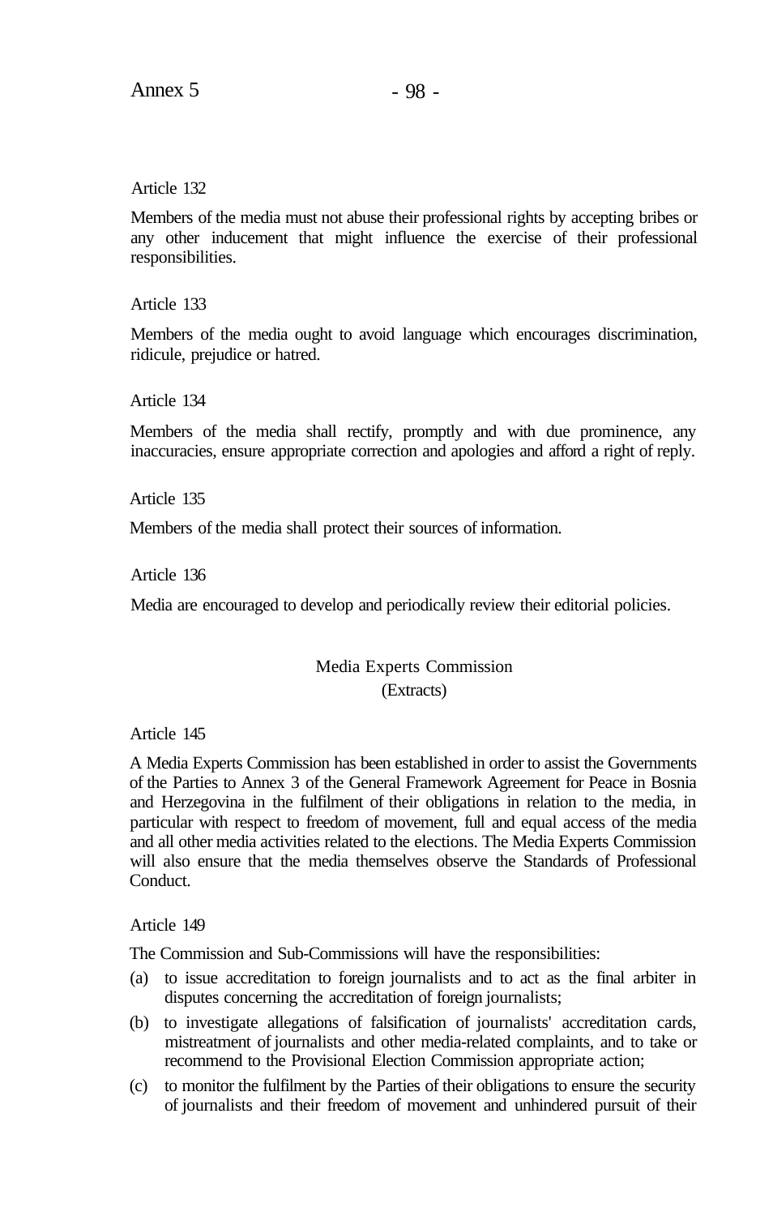Article 132

Members of the media must not abuse their professional rights by accepting bribes or any other inducement that might influence the exercise of their professional responsibilities.

Article 133

Members of the media ought to avoid language which encourages discrimination, ridicule, prejudice or hatred.

Article 134

Members of the media shall rectify, promptly and with due prominence, any inaccuracies, ensure appropriate correction and apologies and afford a right of reply.

Article 135

Members of the media shall protect their sources of information.

Article 136

Media are encouraged to develop and periodically review their editorial policies.

## Media Experts Commission
(Extracts)

Article 145

A Media Experts Commission has been established in order to assist the Governments of the Parties to Annex 3 of the General Framework Agreement for Peace in Bosnia and Herzegovina in the fulfilment of their obligations in relation to the media, in particular with respect to freedom of movement, full and equal access of the media and all other media activities related to the elections. The Media Experts Commission will also ensure that the media themselves observe the Standards of Professional Conduct.

Article 149

The Commission and Sub-Commissions will have the responsibilities:

(a) to issue accreditation to foreign journalists and to act as the final arbiter in disputes concerning the accreditation of foreign journalists;

(b) to investigate allegations of falsification of journalists' accreditation cards, mistreatment of journalists and other media-related complaints, and to take or recommend to the Provisional Election Commission appropriate action;

(c) to monitor the fulfilment by the Parties of their obligations to ensure the security of journalists and their freedom of movement and unhindered pursuit of their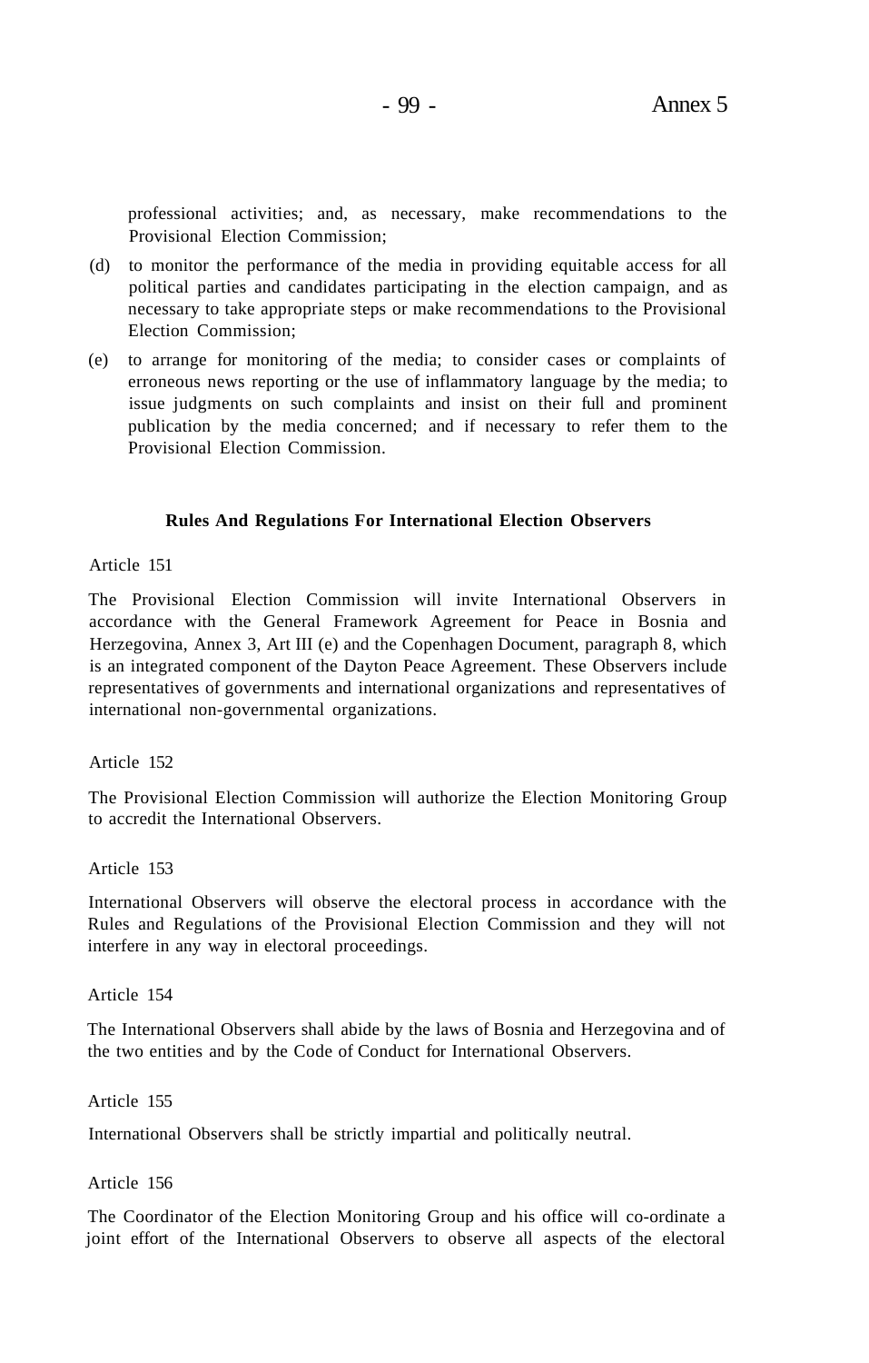professional activities; and, as necessary, make recommendations to the Provisional Election Commission;

(d) to monitor the performance of the media in providing equitable access for all political parties and candidates participating in the election campaign, and as necessary to take appropriate steps or make recommendations to the Provisional Election Commission;

(e) to arrange for monitoring of the media; to consider cases or complaints of erroneous news reporting or the use of inflammatory language by the media; to issue judgments on such complaints and insist on their full and prominent publication by the media concerned; and if necessary to refer them to the Provisional Election Commission.

**Rules And Regulations For International Election Observers**

Article 151

The Provisional Election Commission will invite International Observers in accordance with the General Framework Agreement for Peace in Bosnia and Herzegovina, Annex 3, Art III (e) and the Copenhagen Document, paragraph 8, which is an integrated component of the Dayton Peace Agreement. These Observers include representatives of governments and international organizations and representatives of international non-governmental organizations.

Article 152

The Provisional Election Commission will authorize the Election Monitoring Group to accredit the International Observers.

Article 153

International Observers will observe the electoral process in accordance with the Rules and Regulations of the Provisional Election Commission and they will not interfere in any way in electoral proceedings.

Article 154

The International Observers shall abide by the laws of Bosnia and Herzegovina and of the two entities and by the Code of Conduct for International Observers.

Article 155

International Observers shall be strictly impartial and politically neutral.

Article 156

The Coordinator of the Election Monitoring Group and his office will co-ordinate a joint effort of the International Observers to observe all aspects of the electoral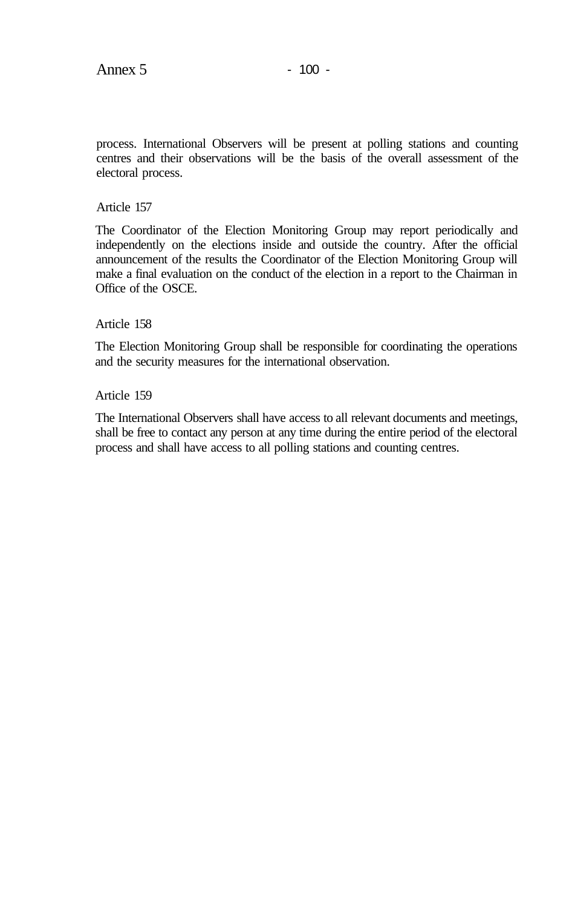process. International Observers will be present at polling stations and counting centres and their observations will be the basis of the overall assessment of the electoral process.

Article 157

The Coordinator of the Election Monitoring Group may report periodically and independently on the elections inside and outside the country. After the official announcement of the results the Coordinator of the Election Monitoring Group will make a final evaluation on the conduct of the election in a report to the Chairman in Office of the OSCE.

Article 158

The Election Monitoring Group shall be responsible for coordinating the operations and the security measures for the international observation.

Article 159

The International Observers shall have access to all relevant documents and meetings, shall be free to contact any person at any time during the entire period of the electoral process and shall have access to all polling stations and counting centres.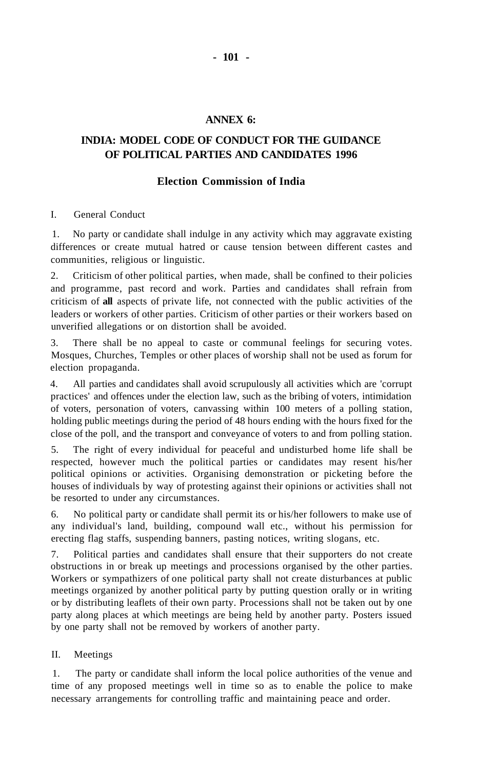## ANNEX 6:

## INDIA: MODEL CODE OF CONDUCT FOR THE GUIDANCE OF POLITICAL PARTIES AND CANDIDATES 1996

### Election Commission of India

I. General Conduct

1. No party or candidate shall indulge in any activity which may aggravate existing differences or create mutual hatred or cause tension between different castes and communities, religious or linguistic.

2. Criticism of other political parties, when made, shall be confined to their policies and programme, past record and work. Parties and candidates shall refrain from criticism of **all** aspects of private life, not connected with the public activities of the leaders or workers of other parties. Criticism of other parties or their workers based on unverified allegations or on distortion shall be avoided.

3. There shall be no appeal to caste or communal feelings for securing votes. Mosques, Churches, Temples or other places of worship shall not be used as forum for election propaganda.

4. All parties and candidates shall avoid scrupulously all activities which are 'corrupt practices' and offences under the election law, such as the bribing of voters, intimidation of voters, personation of voters, canvassing within 100 meters of a polling station, holding public meetings during the period of 48 hours ending with the hours fixed for the close of the poll, and the transport and conveyance of voters to and from polling station.

5. The right of every individual for peaceful and undisturbed home life shall be respected, however much the political parties or candidates may resent his/her political opinions or activities. Organising demonstration or picketing before the houses of individuals by way of protesting against their opinions or activities shall not be resorted to under any circumstances.

6. No political party or candidate shall permit its or his/her followers to make use of any individual's land, building, compound wall etc., without his permission for erecting flag staffs, suspending banners, pasting notices, writing slogans, etc.

7. Political parties and candidates shall ensure that their supporters do not create obstructions in or break up meetings and processions organised by the other parties. Workers or sympathizers of one political party shall not create disturbances at public meetings organized by another political party by putting question orally or in writing or by distributing leaflets of their own party. Processions shall not be taken out by one party along places at which meetings are being held by another party. Posters issued by one party shall not be removed by workers of another party.

II. Meetings

1. The party or candidate shall inform the local police authorities of the venue and time of any proposed meetings well in time so as to enable the police to make necessary arrangements for controlling traffic and maintaining peace and order.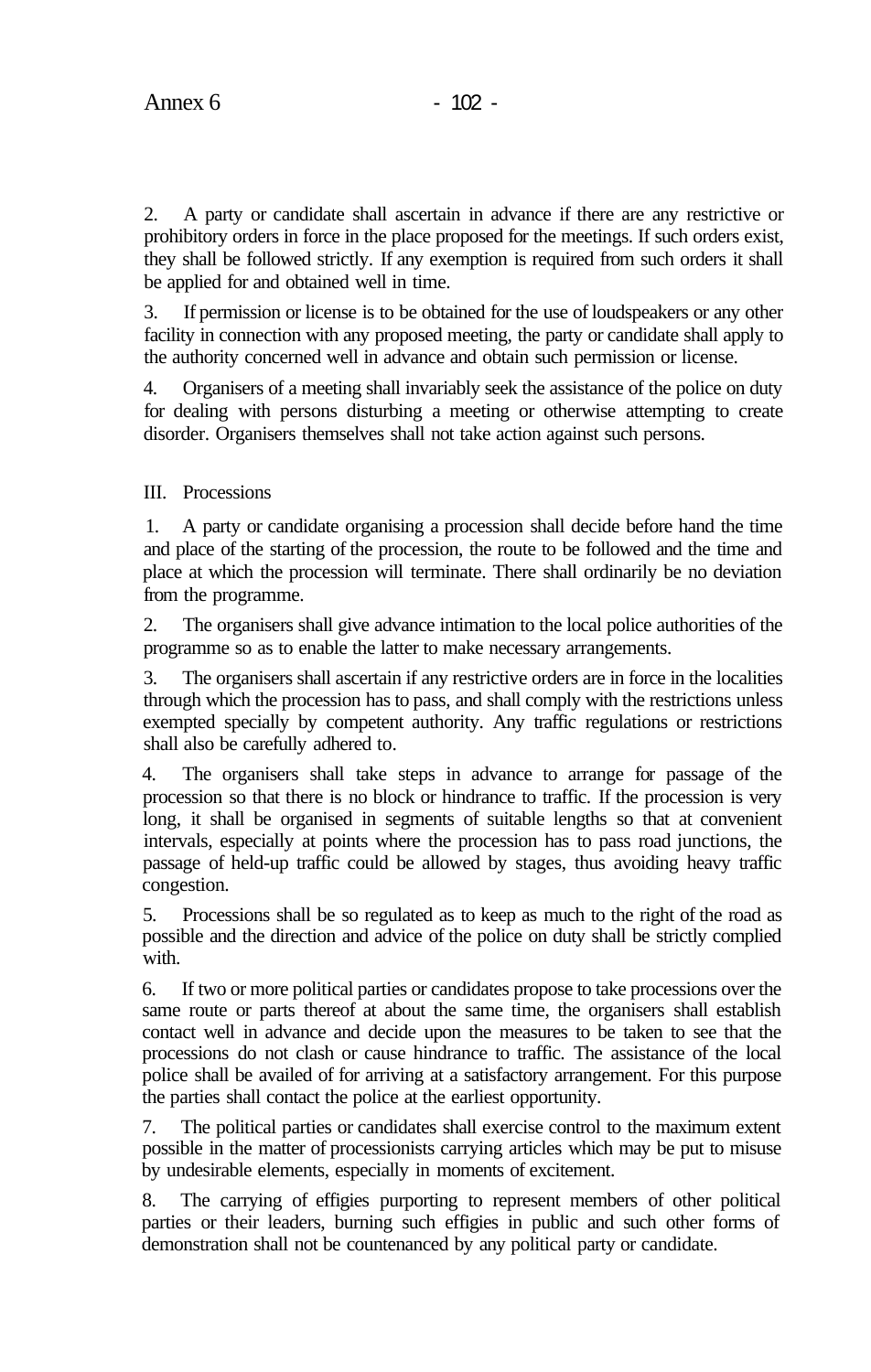2. A party or candidate shall ascertain in advance if there are any restrictive or prohibitory orders in force in the place proposed for the meetings. If such orders exist, they shall be followed strictly. If any exemption is required from such orders it shall be applied for and obtained well in time.

3. If permission or license is to be obtained for the use of loudspeakers or any other facility in connection with any proposed meeting, the party or candidate shall apply to the authority concerned well in advance and obtain such permission or license.

4. Organisers of a meeting shall invariably seek the assistance of the police on duty for dealing with persons disturbing a meeting or otherwise attempting to create disorder. Organisers themselves shall not take action against such persons.

## III. Processions

1. A party or candidate organising a procession shall decide before hand the time and place of the starting of the procession, the route to be followed and the time and place at which the procession will terminate. There shall ordinarily be no deviation from the programme.

2. The organisers shall give advance intimation to the local police authorities of the programme so as to enable the latter to make necessary arrangements.

3. The organisers shall ascertain if any restrictive orders are in force in the localities through which the procession has to pass, and shall comply with the restrictions unless exempted specially by competent authority. Any traffic regulations or restrictions shall also be carefully adhered to.

4. The organisers shall take steps in advance to arrange for passage of the procession so that there is no block or hindrance to traffic. If the procession is very long, it shall be organised in segments of suitable lengths so that at convenient intervals, especially at points where the procession has to pass road junctions, the passage of held-up traffic could be allowed by stages, thus avoiding heavy traffic congestion.

5. Processions shall be so regulated as to keep as much to the right of the road as possible and the direction and advice of the police on duty shall be strictly complied with.

6. If two or more political parties or candidates propose to take processions over the same route or parts thereof at about the same time, the organisers shall establish contact well in advance and decide upon the measures to be taken to see that the processions do not clash or cause hindrance to traffic. The assistance of the local police shall be availed of for arriving at a satisfactory arrangement. For this purpose the parties shall contact the police at the earliest opportunity.

7. The political parties or candidates shall exercise control to the maximum extent possible in the matter of processionists carrying articles which may be put to misuse by undesirable elements, especially in moments of excitement.

8. The carrying of effigies purporting to represent members of other political parties or their leaders, burning such effigies in public and such other forms of demonstration shall not be countenanced by any political party or candidate.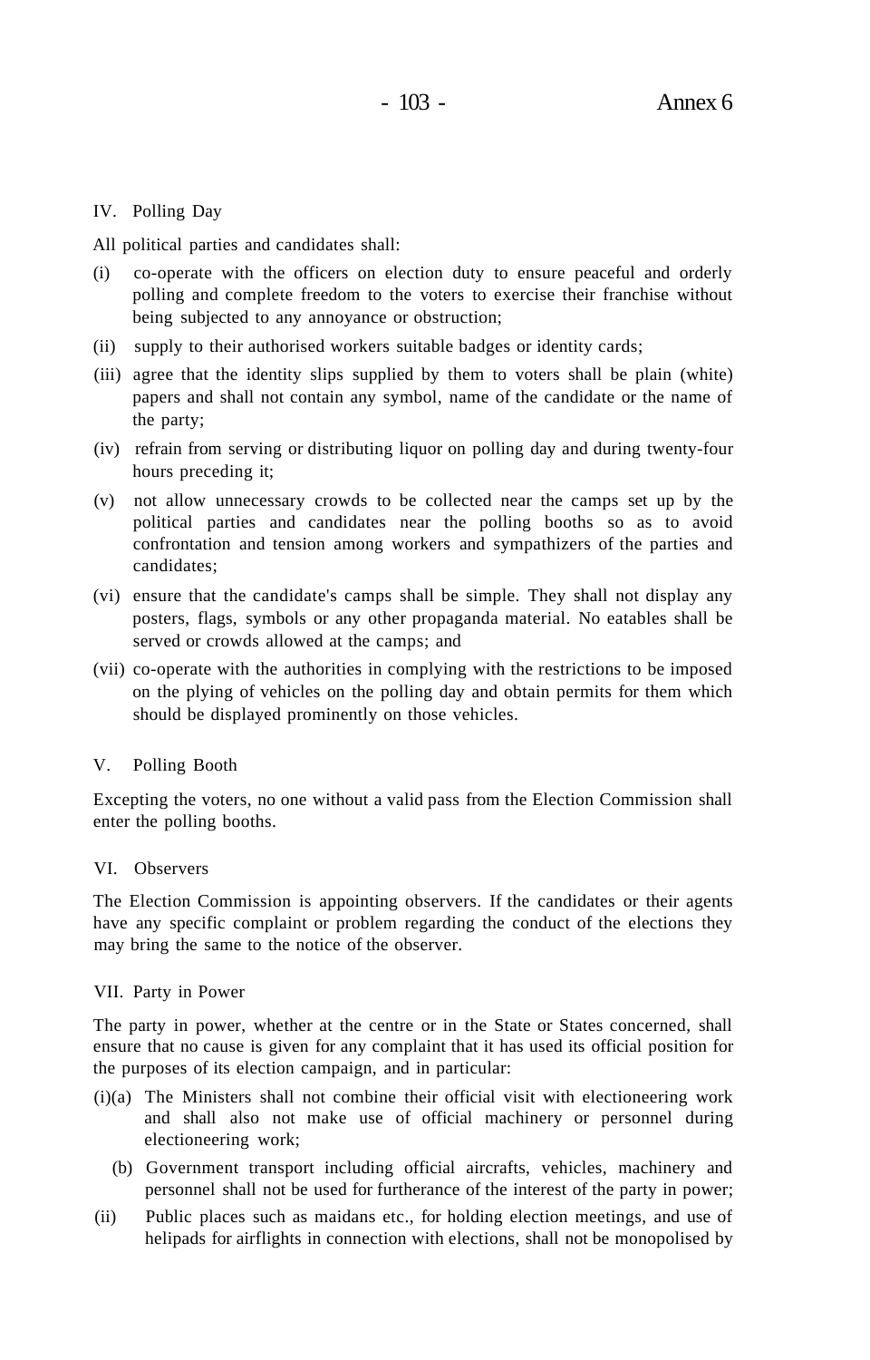## IV. Polling Day

All political parties and candidates shall:

(i) co-operate with the officers on election duty to ensure peaceful and orderly polling and complete freedom to the voters to exercise their franchise without being subjected to any annoyance or obstruction;

(ii) supply to their authorised workers suitable badges or identity cards;

(iii) agree that the identity slips supplied by them to voters shall be plain (white) papers and shall not contain any symbol, name of the candidate or the name of the party;

(iv) refrain from serving or distributing liquor on polling day and during twenty-four hours preceding it;

(v) not allow unnecessary crowds to be collected near the camps set up by the political parties and candidates near the polling booths so as to avoid confrontation and tension among workers and sympathizers of the parties and candidates;

(vi) ensure that the candidate's camps shall be simple. They shall not display any posters, flags, symbols or any other propaganda material. No eatables shall be served or crowds allowed at the camps; and

(vii) co-operate with the authorities in complying with the restrictions to be imposed on the plying of vehicles on the polling day and obtain permits for them which should be displayed prominently on those vehicles.

## V. Polling Booth

Excepting the voters, no one without a valid pass from the Election Commission shall enter the polling booths.

## VI. Observers

The Election Commission is appointing observers. If the candidates or their agents have any specific complaint or problem regarding the conduct of the elections they may bring the same to the notice of the observer.

## VII. Party in Power

The party in power, whether at the centre or in the State or States concerned, shall ensure that no cause is given for any complaint that it has used its official position for the purposes of its election campaign, and in particular:

(i)(a) The Ministers shall not combine their official visit with electioneering work and shall also not make use of official machinery or personnel during electioneering work;

(b) Government transport including official aircrafts, vehicles, machinery and personnel shall not be used for furtherance of the interest of the party in power;

(ii) Public places such as maidans etc., for holding election meetings, and use of helipads for airflights in connection with elections, shall not be monopolised by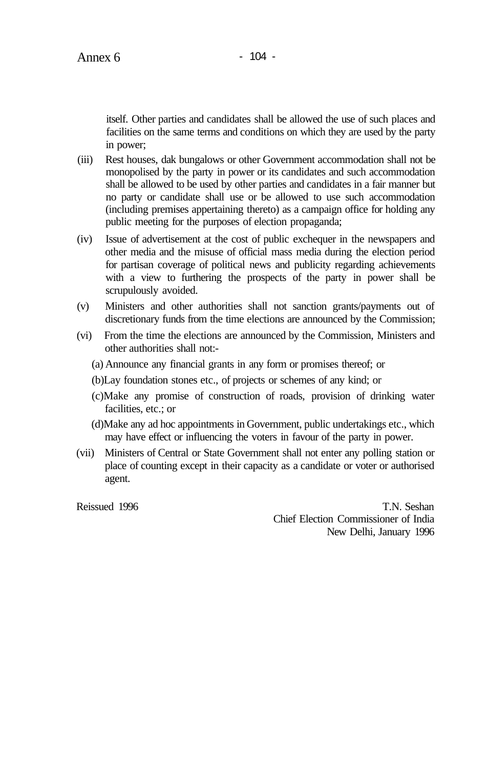itself. Other parties and candidates shall be allowed the use of such places and facilities on the same terms and conditions on which they are used by the party in power;

(iii) Rest houses, dak bungalows or other Government accommodation shall not be monopolised by the party in power or its candidates and such accommodation shall be allowed to be used by other parties and candidates in a fair manner but no party or candidate shall use or be allowed to use such accommodation (including premises appertaining thereto) as a campaign office for holding any public meeting for the purposes of election propaganda;

(iv) Issue of advertisement at the cost of public exchequer in the newspapers and other media and the misuse of official mass media during the election period for partisan coverage of political news and publicity regarding achievements with a view to furthering the prospects of the party in power shall be scrupulously avoided.

(v) Ministers and other authorities shall not sanction grants/payments out of discretionary funds from the time elections are announced by the Commission;

(vi) From the time the elections are announced by the Commission, Ministers and other authorities shall not:-

(a) Announce any financial grants in any form or promises thereof; or

(b) Lay foundation stones etc., of projects or schemes of any kind; or

(c) Make any promise of construction of roads, provision of drinking water facilities, etc.; or

(d) Make any ad hoc appointments in Government, public undertakings etc., which may have effect or influencing the voters in favour of the party in power.

(vii) Ministers of Central or State Government shall not enter any polling station or place of counting except in their capacity as a candidate or voter or authorised agent.

Reissued 1996

T.N. Seshan
Chief Election Commissioner of India
New Delhi, January 1996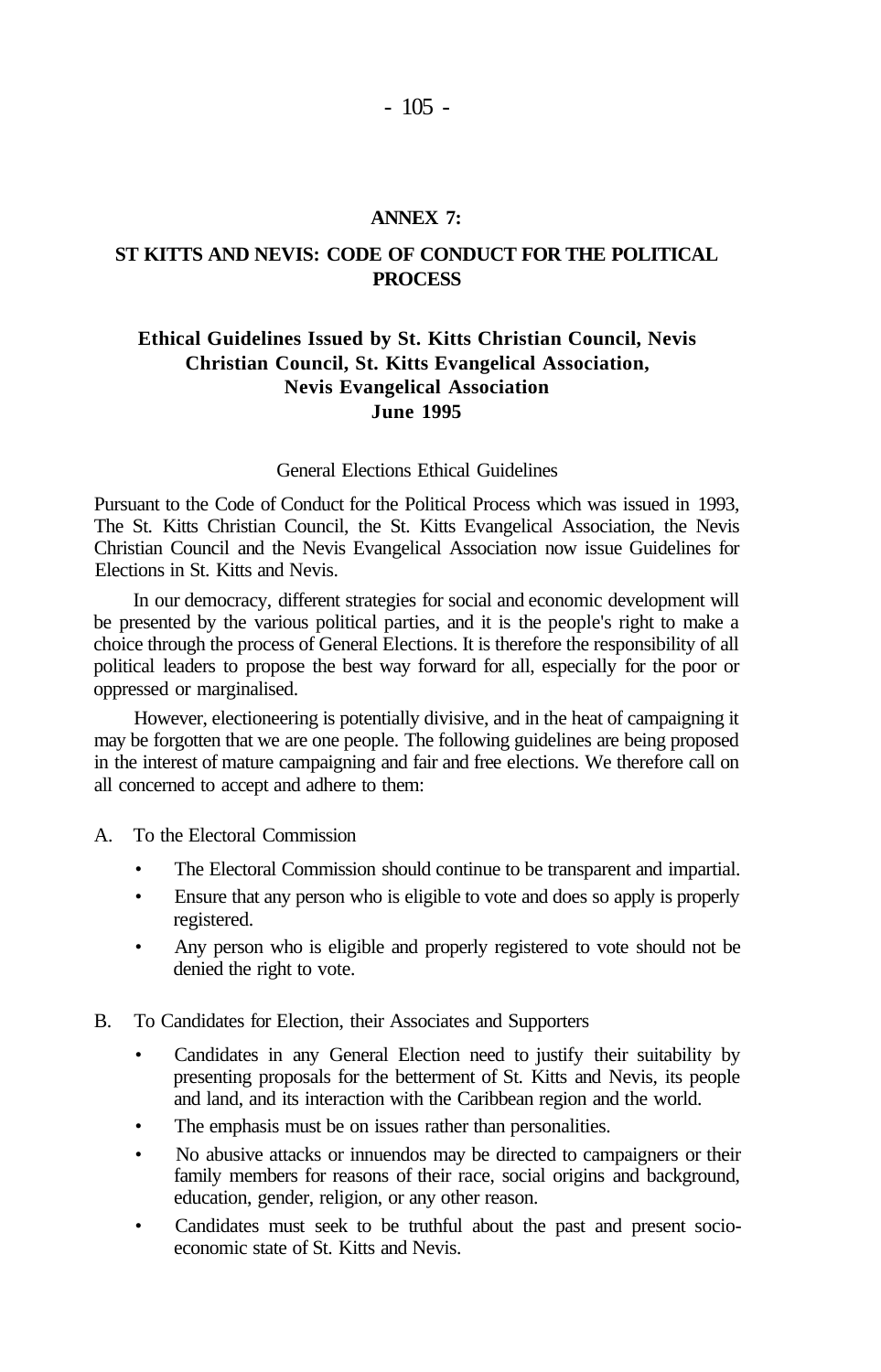## ANNEX 7:

## ST KITTS AND NEVIS: CODE OF CONDUCT FOR THE POLITICAL PROCESS

### Ethical Guidelines Issued by St. Kitts Christian Council, Nevis Christian Council, St. Kitts Evangelical Association, Nevis Evangelical Association June 1995

General Elections Ethical Guidelines

Pursuant to the Code of Conduct for the Political Process which was issued in 1993, The St. Kitts Christian Council, the St. Kitts Evangelical Association, the Nevis Christian Council and the Nevis Evangelical Association now issue Guidelines for Elections in St. Kitts and Nevis.

In our democracy, different strategies for social and economic development will be presented by the various political parties, and it is the people's right to make a choice through the process of General Elections. It is therefore the responsibility of all political leaders to propose the best way forward for all, especially for the poor or oppressed or marginalised.

However, electioneering is potentially divisive, and in the heat of campaigning it may be forgotten that we are one people. The following guidelines are being proposed in the interest of mature campaigning and fair and free elections. We therefore call on all concerned to accept and adhere to them:

A. To the Electoral Commission

- The Electoral Commission should continue to be transparent and impartial.
- Ensure that any person who is eligible to vote and does so apply is properly registered.
- Any person who is eligible and properly registered to vote should not be denied the right to vote.

B. To Candidates for Election, their Associates and Supporters

- Candidates in any General Election need to justify their suitability by presenting proposals for the betterment of St. Kitts and Nevis, its people and land, and its interaction with the Caribbean region and the world.
- The emphasis must be on issues rather than personalities.
- No abusive attacks or innuendos may be directed to campaigners or their family members for reasons of their race, social origins and background, education, gender, religion, or any other reason.
- Candidates must seek to be truthful about the past and present socio-economic state of St. Kitts and Nevis.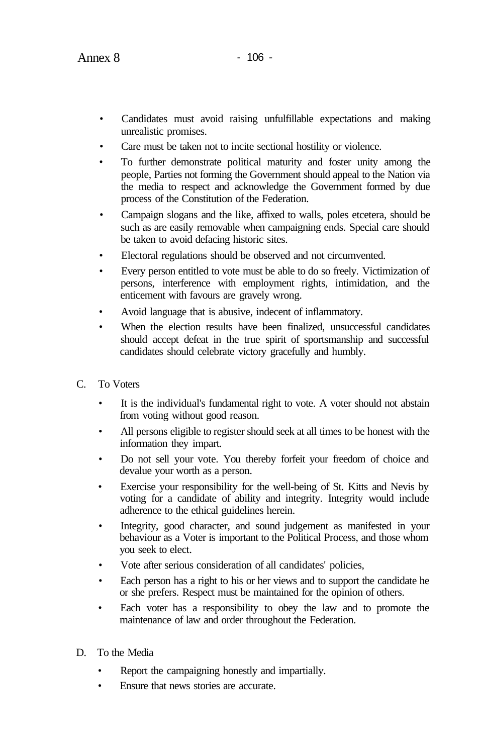- Candidates must avoid raising unfulfillable expectations and making unrealistic promises.
- Care must be taken not to incite sectional hostility or violence.
- To further demonstrate political maturity and foster unity among the people, Parties not forming the Government should appeal to the Nation via the media to respect and acknowledge the Government formed by due process of the Constitution of the Federation.
- Campaign slogans and the like, affixed to walls, poles etcetera, should be such as are easily removable when campaigning ends. Special care should be taken to avoid defacing historic sites.
- Electoral regulations should be observed and not circumvented.
- Every person entitled to vote must be able to do so freely. Victimization of persons, interference with employment rights, intimidation, and the enticement with favours are gravely wrong.
- Avoid language that is abusive, indecent of inflammatory.
- When the election results have been finalized, unsuccessful candidates should accept defeat in the true spirit of sportsmanship and successful candidates should celebrate victory gracefully and humbly.

C. To Voters

- It is the individual's fundamental right to vote. A voter should not abstain from voting without good reason.
- All persons eligible to register should seek at all times to be honest with the information they impart.
- Do not sell your vote. You thereby forfeit your freedom of choice and devalue your worth as a person.
- Exercise your responsibility for the well-being of St. Kitts and Nevis by voting for a candidate of ability and integrity. Integrity would include adherence to the ethical guidelines herein.
- Integrity, good character, and sound judgement as manifested in your behaviour as a Voter is important to the Political Process, and those whom you seek to elect.
- Vote after serious consideration of all candidates' policies,
- Each person has a right to his or her views and to support the candidate he or she prefers. Respect must be maintained for the opinion of others.
- Each voter has a responsibility to obey the law and to promote the maintenance of law and order throughout the Federation.

D. To the Media

- Report the campaigning honestly and impartially.
- Ensure that news stories are accurate.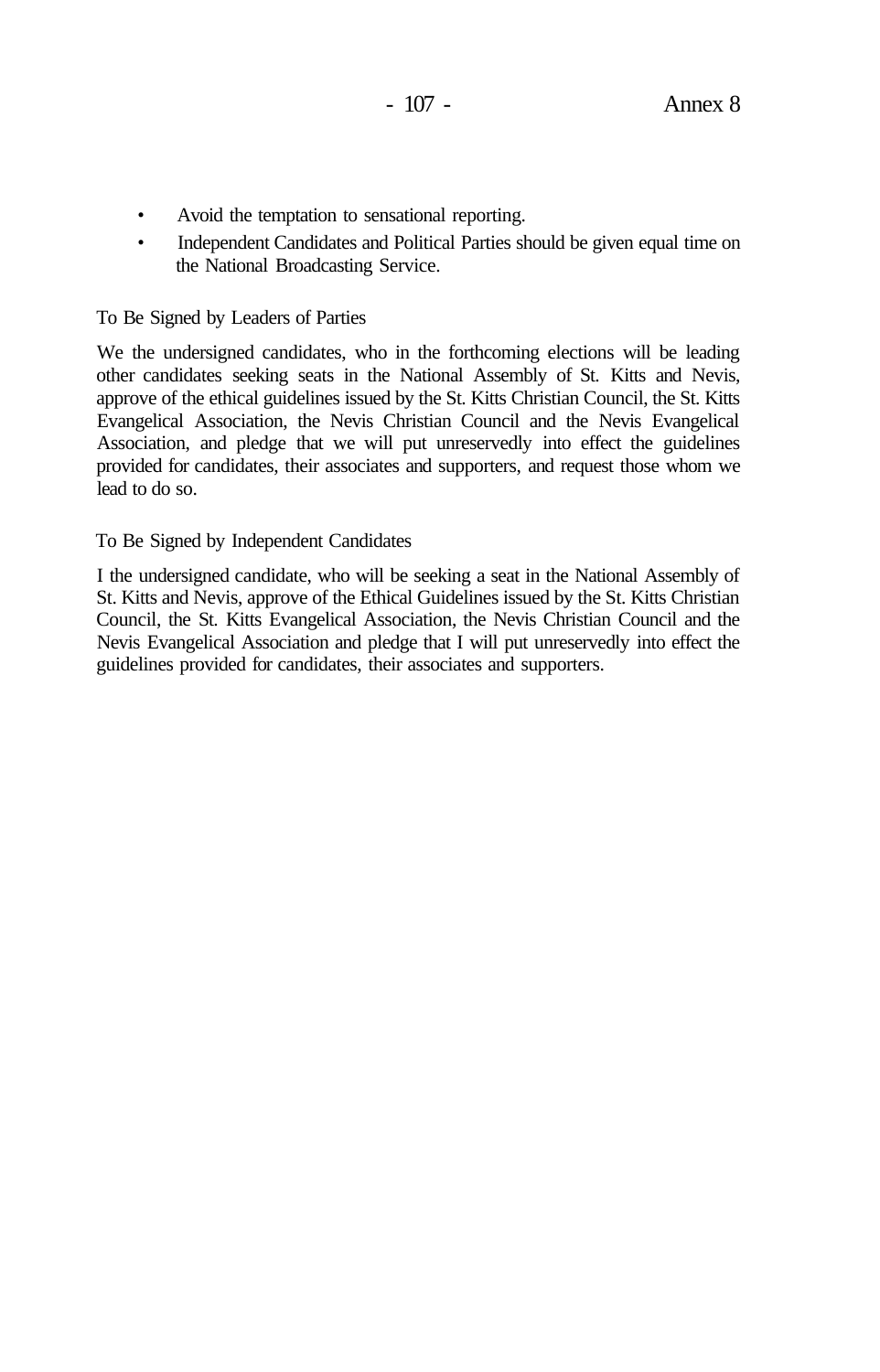- Avoid the temptation to sensational reporting.
- Independent Candidates and Political Parties should be given equal time on the National Broadcasting Service.

To Be Signed by Leaders of Parties

We the undersigned candidates, who in the forthcoming elections will be leading other candidates seeking seats in the National Assembly of St. Kitts and Nevis, approve of the ethical guidelines issued by the St. Kitts Christian Council, the St. Kitts Evangelical Association, the Nevis Christian Council and the Nevis Evangelical Association, and pledge that we will put unreservedly into effect the guidelines provided for candidates, their associates and supporters, and request those whom we lead to do so.

To Be Signed by Independent Candidates

I the undersigned candidate, who will be seeking a seat in the National Assembly of St. Kitts and Nevis, approve of the Ethical Guidelines issued by the St. Kitts Christian Council, the St. Kitts Evangelical Association, the Nevis Christian Council and the Nevis Evangelical Association and pledge that I will put unreservedly into effect the guidelines provided for candidates, their associates and supporters.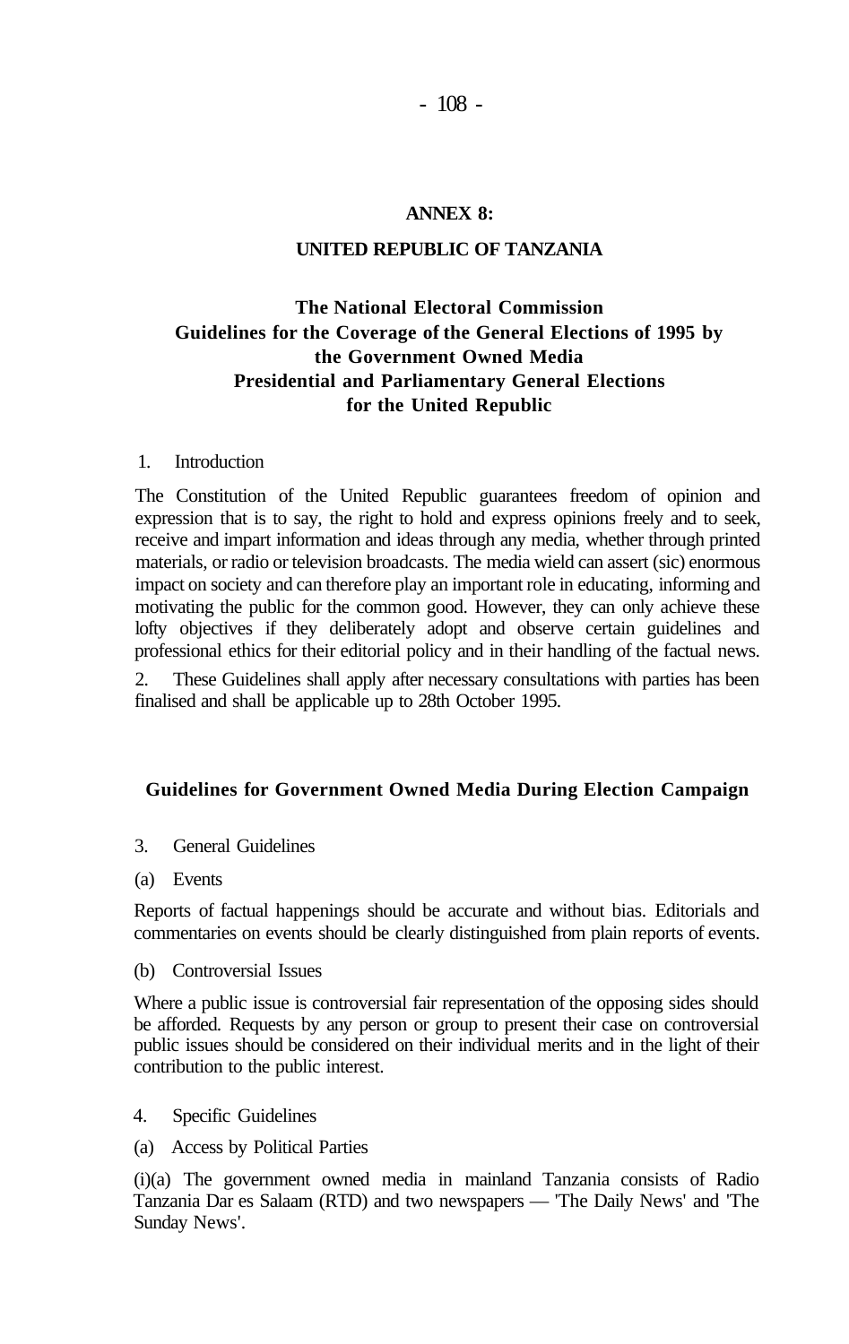## ANNEX 8:

## UNITED REPUBLIC OF TANZANIA

### The National Electoral Commission Guidelines for the Coverage of the General Elections of 1995 by the Government Owned Media Presidential and Parliamentary General Elections for the United Republic

1. Introduction

The Constitution of the United Republic guarantees freedom of opinion and expression that is to say, the right to hold and express opinions freely and to seek, receive and impart information and ideas through any media, whether through printed materials, or radio or television broadcasts. The media wield can assert (sic) enormous impact on society and can therefore play an important role in educating, informing and motivating the public for the common good. However, they can only achieve these lofty objectives if they deliberately adopt and observe certain guidelines and professional ethics for their editorial policy and in their handling of the factual news.

2. These Guidelines shall apply after necessary consultations with parties has been finalised and shall be applicable up to 28th October 1995.

### Guidelines for Government Owned Media During Election Campaign

3. General Guidelines

(a) Events

Reports of factual happenings should be accurate and without bias. Editorials and commentaries on events should be clearly distinguished from plain reports of events.

(b) Controversial Issues

Where a public issue is controversial fair representation of the opposing sides should be afforded. Requests by any person or group to present their case on controversial public issues should be considered on their individual merits and in the light of their contribution to the public interest.

4. Specific Guidelines

(a) Access by Political Parties

(i)(a) The government owned media in mainland Tanzania consists of Radio Tanzania Dar es Salaam (RTD) and two newspapers — 'The Daily News' and 'The Sunday News'.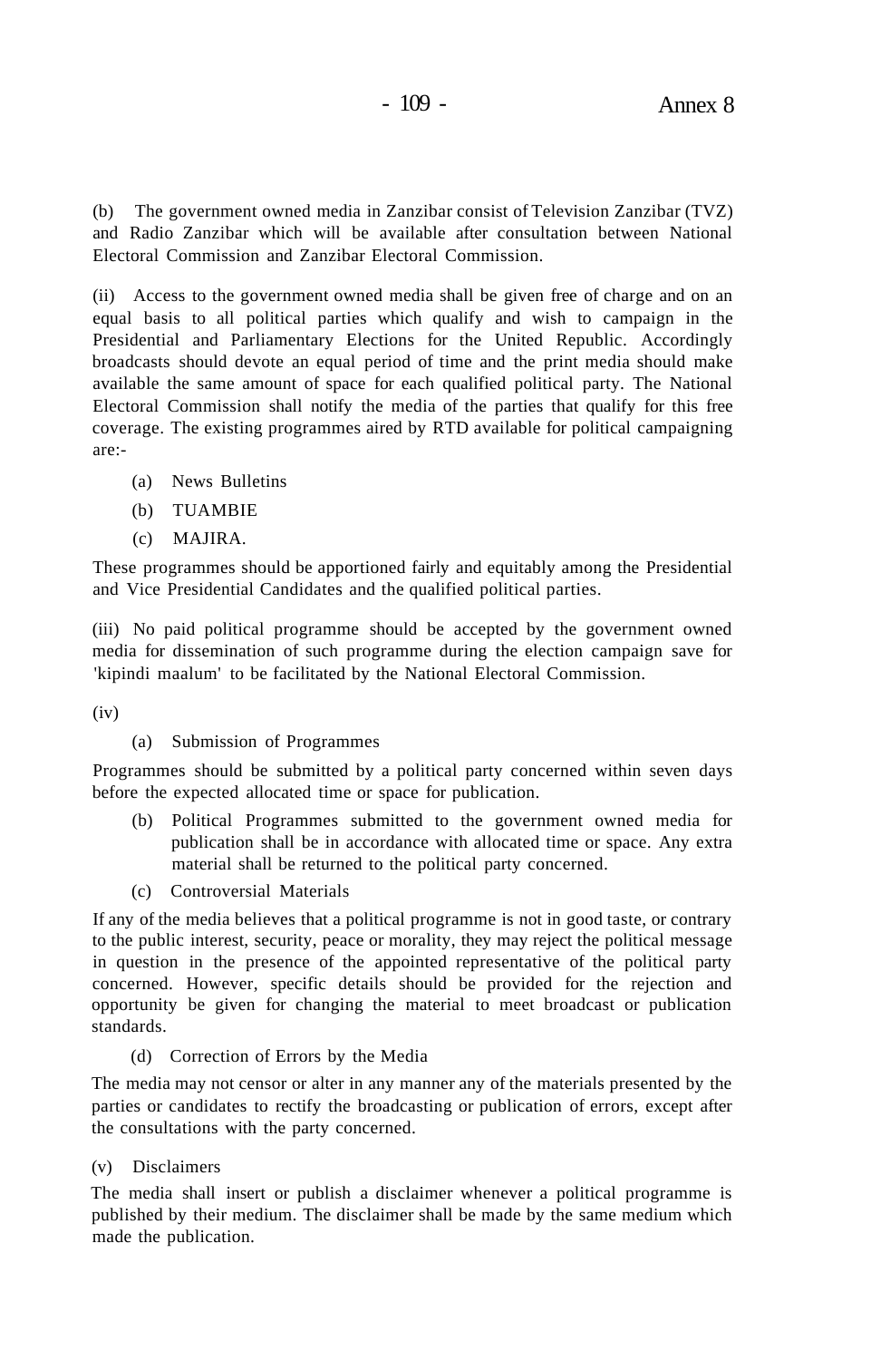(b) The government owned media in Zanzibar consist of Television Zanzibar (TVZ) and Radio Zanzibar which will be available after consultation between National Electoral Commission and Zanzibar Electoral Commission.

(ii) Access to the government owned media shall be given free of charge and on an equal basis to all political parties which qualify and wish to campaign in the Presidential and Parliamentary Elections for the United Republic. Accordingly broadcasts should devote an equal period of time and the print media should make available the same amount of space for each qualified political party. The National Electoral Commission shall notify the media of the parties that qualify for this free coverage. The existing programmes aired by RTD available for political campaigning are:-

- (a) News Bulletins
- (b) TUAMBIE
- (c) MAJIRA.

These programmes should be apportioned fairly and equitably among the Presidential and Vice Presidential Candidates and the qualified political parties.

(iii) No paid political programme should be accepted by the government owned media for dissemination of such programme during the election campaign save for 'kipindi maalum' to be facilitated by the National Electoral Commission.

(iv)

(a) Submission of Programmes

Programmes should be submitted by a political party concerned within seven days before the expected allocated time or space for publication.

(b) Political Programmes submitted to the government owned media for publication shall be in accordance with allocated time or space. Any extra material shall be returned to the political party concerned.

(c) Controversial Materials

If any of the media believes that a political programme is not in good taste, or contrary to the public interest, security, peace or morality, they may reject the political message in question in the presence of the appointed representative of the political party concerned. However, specific details should be provided for the rejection and opportunity be given for changing the material to meet broadcast or publication standards.

(d) Correction of Errors by the Media

The media may not censor or alter in any manner any of the materials presented by the parties or candidates to rectify the broadcasting or publication of errors, except after the consultations with the party concerned.

(v) Disclaimers

The media shall insert or publish a disclaimer whenever a political programme is published by their medium. The disclaimer shall be made by the same medium which made the publication.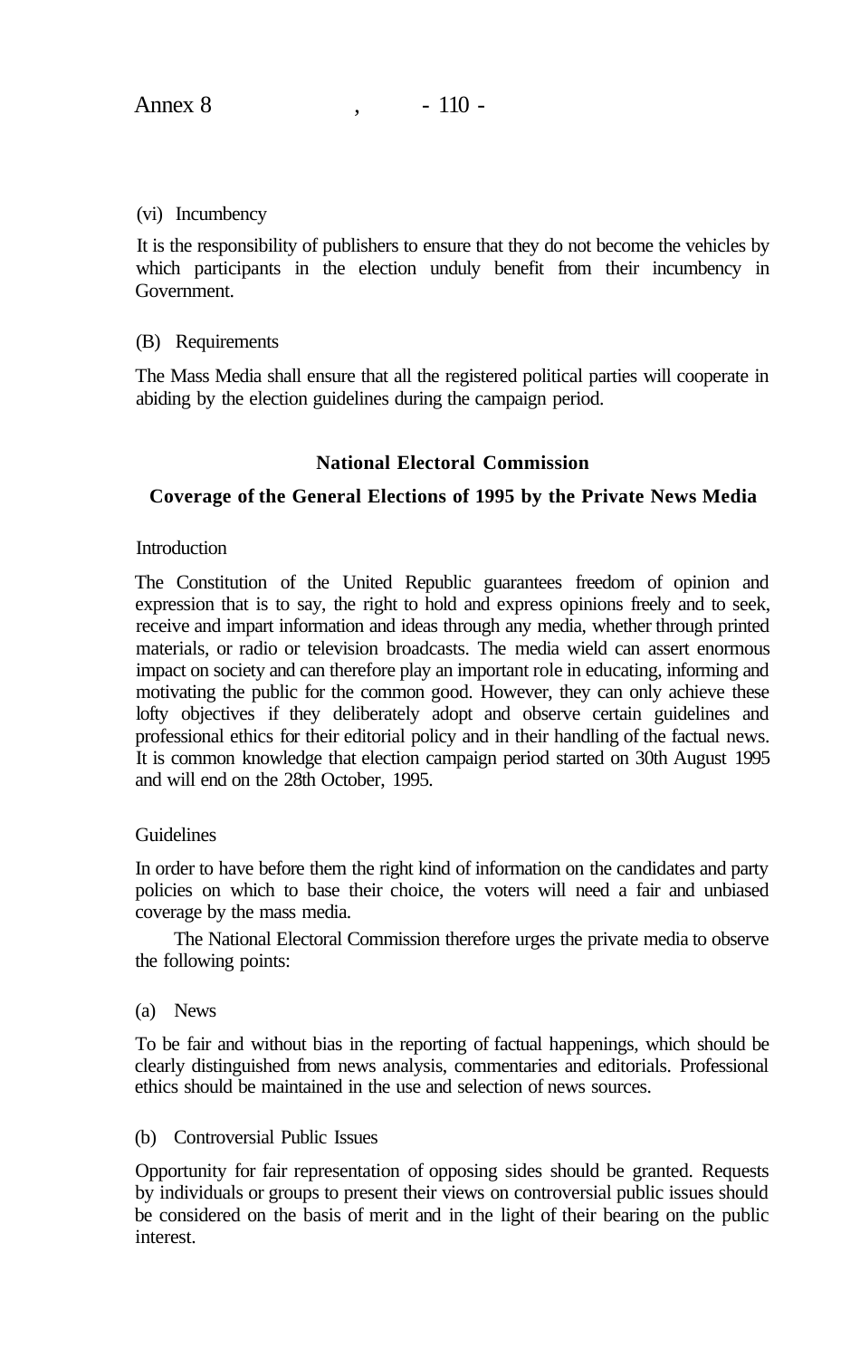(vi) Incumbency

It is the responsibility of publishers to ensure that they do not become the vehicles by which participants in the election unduly benefit from their incumbency in Government.

(B) Requirements

The Mass Media shall ensure that all the registered political parties will cooperate in abiding by the election guidelines during the campaign period.

**National Electoral Commission**

**Coverage of the General Elections of 1995 by the Private News Media**

Introduction

The Constitution of the United Republic guarantees freedom of opinion and expression that is to say, the right to hold and express opinions freely and to seek, receive and impart information and ideas through any media, whether through printed materials, or radio or television broadcasts. The media wield can assert enormous impact on society and can therefore play an important role in educating, informing and motivating the public for the common good. However, they can only achieve these lofty objectives if they deliberately adopt and observe certain guidelines and professional ethics for their editorial policy and in their handling of the factual news. It is common knowledge that election campaign period started on 30th August 1995 and will end on the 28th October, 1995.

Guidelines

In order to have before them the right kind of information on the candidates and party policies on which to base their choice, the voters will need a fair and unbiased coverage by the mass media.

The National Electoral Commission therefore urges the private media to observe the following points:

(a) News

To be fair and without bias in the reporting of factual happenings, which should be clearly distinguished from news analysis, commentaries and editorials. Professional ethics should be maintained in the use and selection of news sources.

(b) Controversial Public Issues

Opportunity for fair representation of opposing sides should be granted. Requests by individuals or groups to present their views on controversial public issues should be considered on the basis of merit and in the light of their bearing on the public interest.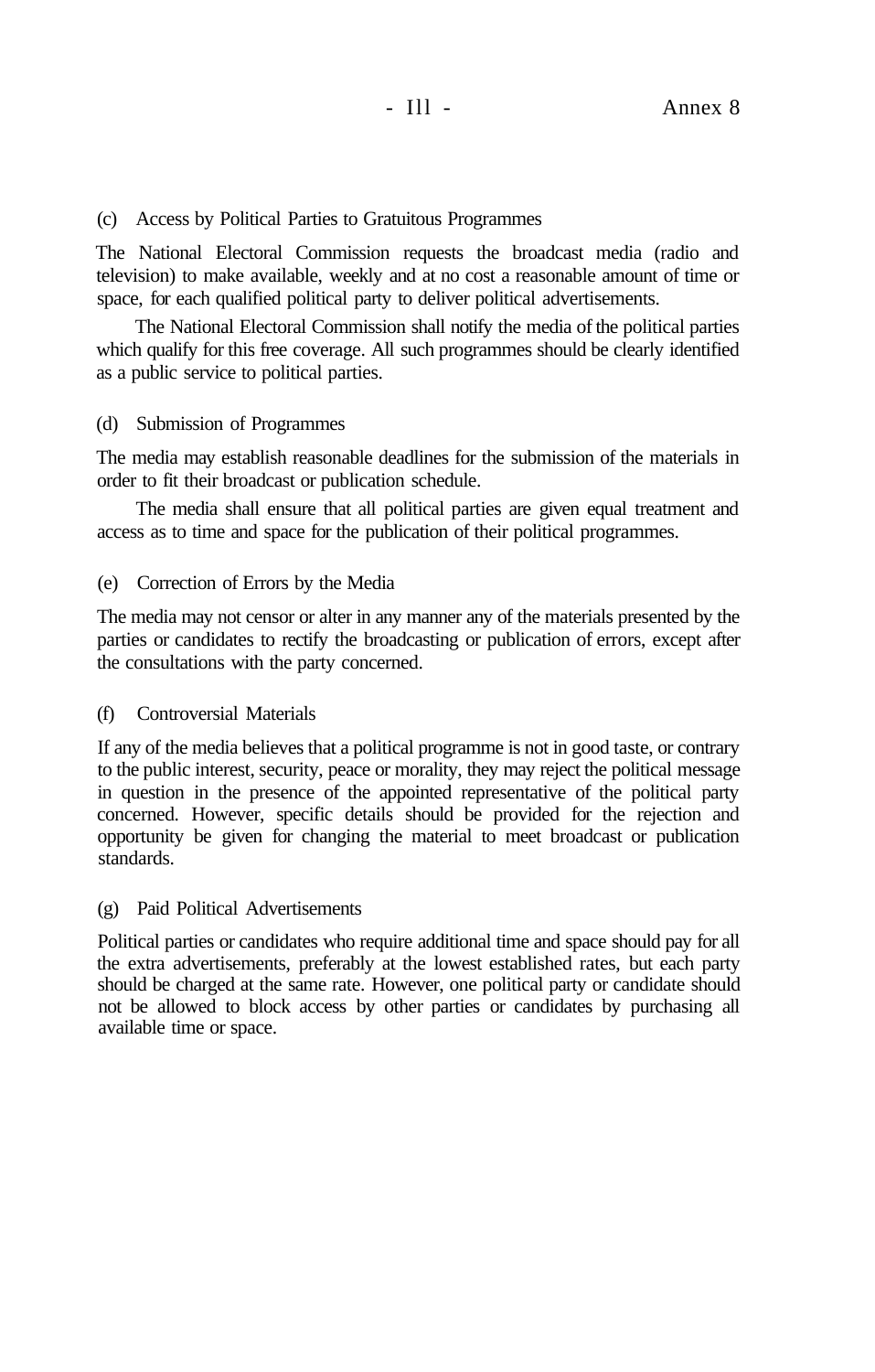(c) Access by Political Parties to Gratuitous Programmes

The National Electoral Commission requests the broadcast media (radio and television) to make available, weekly and at no cost a reasonable amount of time or space, for each qualified political party to deliver political advertisements.

The National Electoral Commission shall notify the media of the political parties which qualify for this free coverage. All such programmes should be clearly identified as a public service to political parties.

(d) Submission of Programmes

The media may establish reasonable deadlines for the submission of the materials in order to fit their broadcast or publication schedule.

The media shall ensure that all political parties are given equal treatment and access as to time and space for the publication of their political programmes.

(e) Correction of Errors by the Media

The media may not censor or alter in any manner any of the materials presented by the parties or candidates to rectify the broadcasting or publication of errors, except after the consultations with the party concerned.

(f) Controversial Materials

If any of the media believes that a political programme is not in good taste, or contrary to the public interest, security, peace or morality, they may reject the political message in question in the presence of the appointed representative of the political party concerned. However, specific details should be provided for the rejection and opportunity be given for changing the material to meet broadcast or publication standards.

(g) Paid Political Advertisements

Political parties or candidates who require additional time and space should pay for all the extra advertisements, preferably at the lowest established rates, but each party should be charged at the same rate. However, one political party or candidate should not be allowed to block access by other parties or candidates by purchasing all available time or space.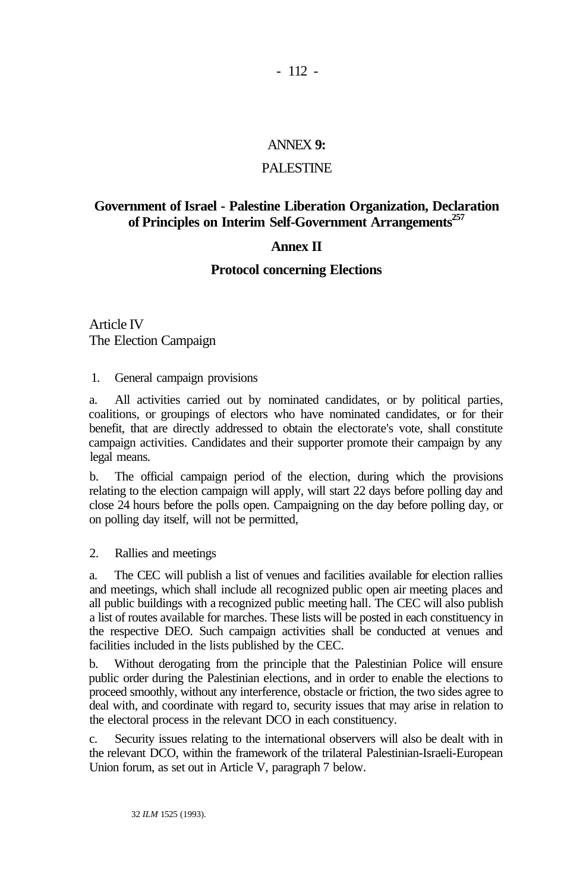## ANNEX 9:

## PALESTINE

### Government of Israel - Palestine Liberation Organization, Declaration of Principles on Interim Self-Government Arrangements[257]

### Annex II

### Protocol concerning Elections

Article IV
The Election Campaign

1. General campaign provisions

a. All activities carried out by nominated candidates, or by political parties, coalitions, or groupings of electors who have nominated candidates, or for their benefit, that are directly addressed to obtain the electorate's vote, shall constitute campaign activities. Candidates and their supporter promote their campaign by any legal means.

b. The official campaign period of the election, during which the provisions relating to the election campaign will apply, will start 22 days before polling day and close 24 hours before the polls open. Campaigning on the day before polling day, or on polling day itself, will not be permitted,

2. Rallies and meetings

a. The CEC will publish a list of venues and facilities available for election rallies and meetings, which shall include all recognized public open air meeting places and all public buildings with a recognized public meeting hall. The CEC will also publish a list of routes available for marches. These lists will be posted in each constituency in the respective DEO. Such campaign activities shall be conducted at venues and facilities included in the lists published by the CEC.

b. Without derogating from the principle that the Palestinian Police will ensure public order during the Palestinian elections, and in order to enable the elections to proceed smoothly, without any interference, obstacle or friction, the two sides agree to deal with, and coordinate with regard to, security issues that may arise in relation to the electoral process in the relevant DCO in each constituency.

c. Security issues relating to the international observers will also be dealt with in the relevant DCO, within the framework of the trilateral Palestinian-Israeli-European Union forum, as set out in Article V, paragraph 7 below.

[257] 32 *ILM* 1525 (1993).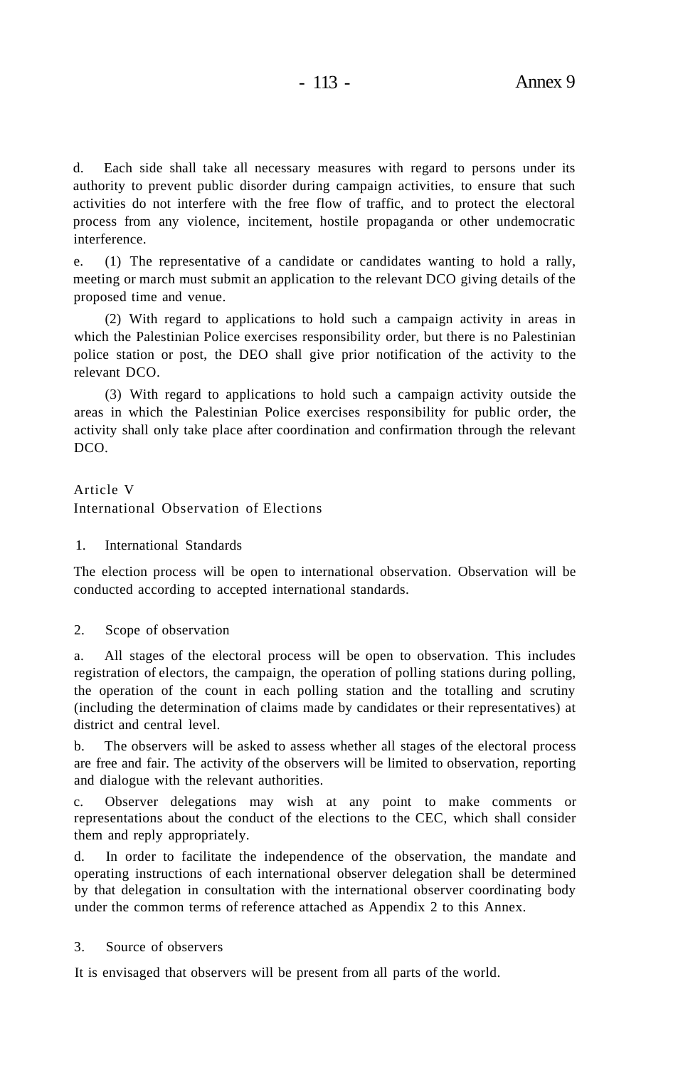d. Each side shall take all necessary measures with regard to persons under its authority to prevent public disorder during campaign activities, to ensure that such activities do not interfere with the free flow of traffic, and to protect the electoral process from any violence, incitement, hostile propaganda or other undemocratic interference.

e. (1) The representative of a candidate or candidates wanting to hold a rally, meeting or march must submit an application to the relevant DCO giving details of the proposed time and venue.

(2) With regard to applications to hold such a campaign activity in areas in which the Palestinian Police exercises responsibility order, but there is no Palestinian police station or post, the DEO shall give prior notification of the activity to the relevant DCO.

(3) With regard to applications to hold such a campaign activity outside the areas in which the Palestinian Police exercises responsibility for public order, the activity shall only take place after coordination and confirmation through the relevant DCO.

## Article V
## International Observation of Elections

### 1. International Standards

The election process will be open to international observation. Observation will be conducted according to accepted international standards.

### 2. Scope of observation

a. All stages of the electoral process will be open to observation. This includes registration of electors, the campaign, the operation of polling stations during polling, the operation of the count in each polling station and the totalling and scrutiny (including the determination of claims made by candidates or their representatives) at district and central level.

b. The observers will be asked to assess whether all stages of the electoral process are free and fair. The activity of the observers will be limited to observation, reporting and dialogue with the relevant authorities.

c. Observer delegations may wish at any point to make comments or representations about the conduct of the elections to the CEC, which shall consider them and reply appropriately.

d. In order to facilitate the independence of the observation, the mandate and operating instructions of each international observer delegation shall be determined by that delegation in consultation with the international observer coordinating body under the common terms of reference attached as Appendix 2 to this Annex.

### 3. Source of observers

It is envisaged that observers will be present from all parts of the world.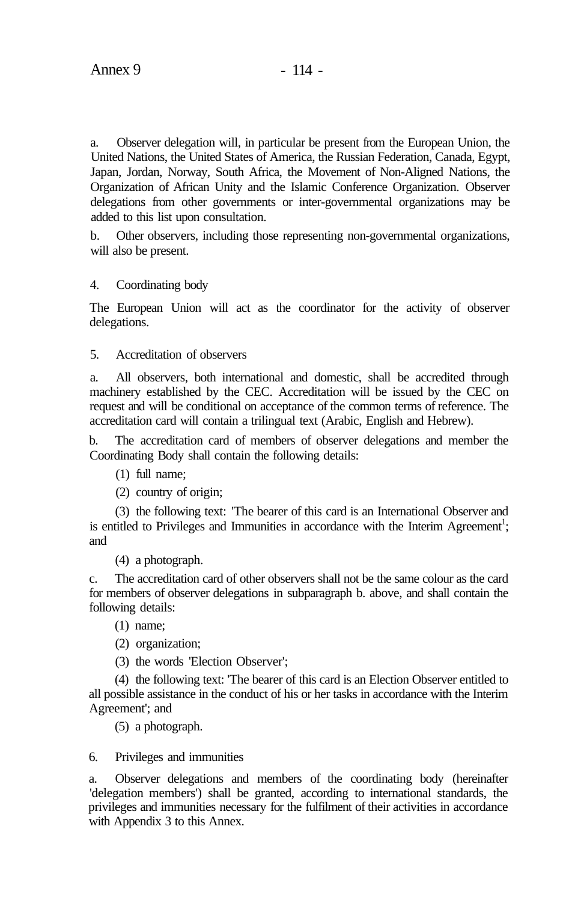a. Observer delegation will, in particular be present from the European Union, the United Nations, the United States of America, the Russian Federation, Canada, Egypt, Japan, Jordan, Norway, South Africa, the Movement of Non-Aligned Nations, the Organization of African Unity and the Islamic Conference Organization. Observer delegations from other governments or inter-governmental organizations may be added to this list upon consultation.

b. Other observers, including those representing non-governmental organizations, will also be present.

4. Coordinating body

The European Union will act as the coordinator for the activity of observer delegations.

5. Accreditation of observers

a. All observers, both international and domestic, shall be accredited through machinery established by the CEC. Accreditation will be issued by the CEC on request and will be conditional on acceptance of the common terms of reference. The accreditation card will contain a trilingual text (Arabic, English and Hebrew).

b. The accreditation card of members of observer delegations and member the Coordinating Body shall contain the following details:

(1) full name;

(2) country of origin;

(3) the following text: 'The bearer of this card is an International Observer and is entitled to Privileges and Immunities in accordance with the Interim Agreement[1]; and

(4) a photograph.

c. The accreditation card of other observers shall not be the same colour as the card for members of observer delegations in subparagraph b. above, and shall contain the following details:

(1) name;

(2) organization;

(3) the words 'Election Observer';

(4) the following text: 'The bearer of this card is an Election Observer entitled to all possible assistance in the conduct of his or her tasks in accordance with the Interim Agreement'; and

(5) a photograph.

6. Privileges and immunities

a. Observer delegations and members of the coordinating body (hereinafter 'delegation members') shall be granted, according to international standards, the privileges and immunities necessary for the fulfilment of their activities in accordance with Appendix 3 to this Annex.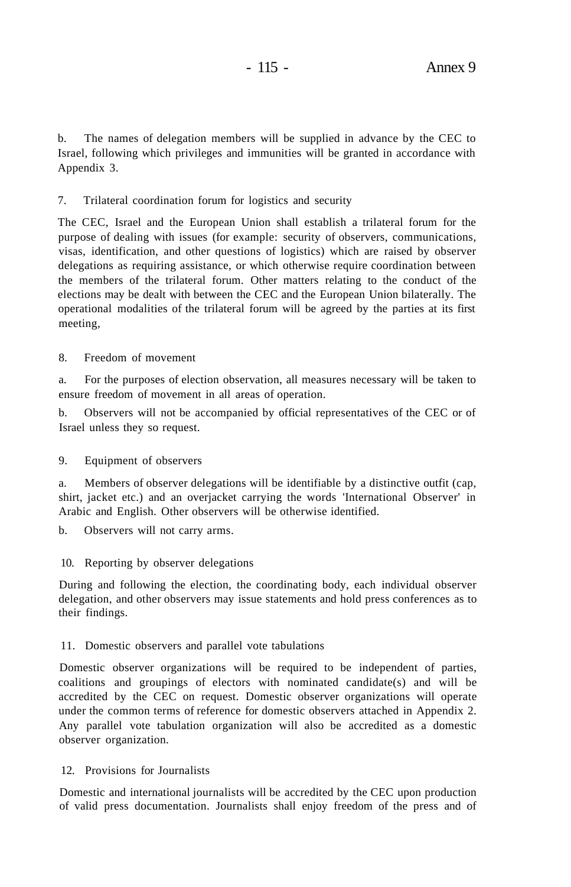b. The names of delegation members will be supplied in advance by the CEC to Israel, following which privileges and immunities will be granted in accordance with Appendix 3.

7. Trilateral coordination forum for logistics and security

The CEC, Israel and the European Union shall establish a trilateral forum for the purpose of dealing with issues (for example: security of observers, communications, visas, identification, and other questions of logistics) which are raised by observer delegations as requiring assistance, or which otherwise require coordination between the members of the trilateral forum. Other matters relating to the conduct of the elections may be dealt with between the CEC and the European Union bilaterally. The operational modalities of the trilateral forum will be agreed by the parties at its first meeting,

8. Freedom of movement

a. For the purposes of election observation, all measures necessary will be taken to ensure freedom of movement in all areas of operation.

b. Observers will not be accompanied by official representatives of the CEC or of Israel unless they so request.

9. Equipment of observers

a. Members of observer delegations will be identifiable by a distinctive outfit (cap, shirt, jacket etc.) and an overjacket carrying the words 'International Observer' in Arabic and English. Other observers will be otherwise identified.

b. Observers will not carry arms.

10. Reporting by observer delegations

During and following the election, the coordinating body, each individual observer delegation, and other observers may issue statements and hold press conferences as to their findings.

11. Domestic observers and parallel vote tabulations

Domestic observer organizations will be required to be independent of parties, coalitions and groupings of electors with nominated candidate(s) and will be accredited by the CEC on request. Domestic observer organizations will operate under the common terms of reference for domestic observers attached in Appendix 2. Any parallel vote tabulation organization will also be accredited as a domestic observer organization.

12. Provisions for Journalists

Domestic and international journalists will be accredited by the CEC upon production of valid press documentation. Journalists shall enjoy freedom of the press and of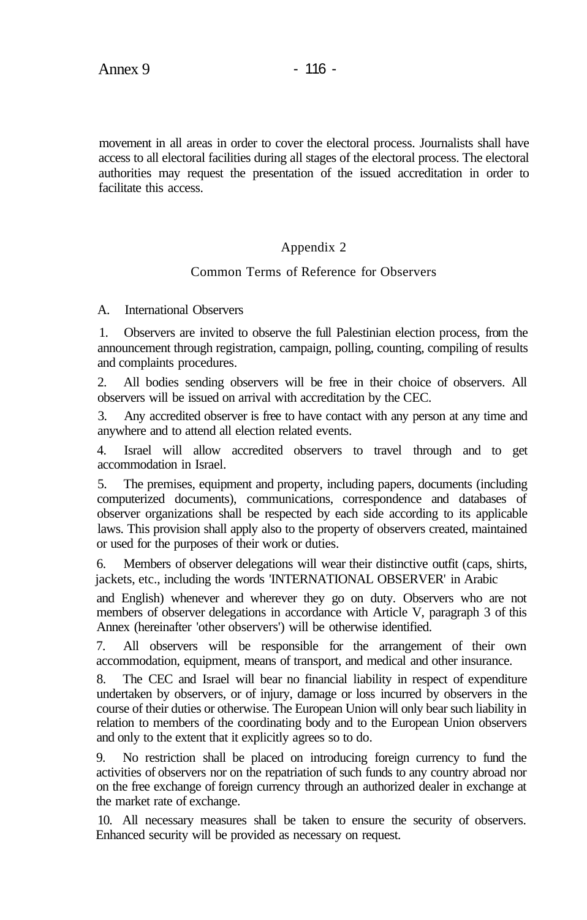movement in all areas in order to cover the electoral process. Journalists shall have access to all electoral facilities during all stages of the electoral process. The electoral authorities may request the presentation of the issued accreditation in order to facilitate this access.

## Appendix 2

### Common Terms of Reference for Observers

A. International Observers

1. Observers are invited to observe the full Palestinian election process, from the announcement through registration, campaign, polling, counting, compiling of results and complaints procedures.

2. All bodies sending observers will be free in their choice of observers. All observers will be issued on arrival with accreditation by the CEC.

3. Any accredited observer is free to have contact with any person at any time and anywhere and to attend all election related events.

4. Israel will allow accredited observers to travel through and to get accommodation in Israel.

5. The premises, equipment and property, including papers, documents (including computerized documents), communications, correspondence and databases of observer organizations shall be respected by each side according to its applicable laws. This provision shall apply also to the property of observers created, maintained or used for the purposes of their work or duties.

6. Members of observer delegations will wear their distinctive outfit (caps, shirts, jackets, etc., including the words 'INTERNATIONAL OBSERVER' in Arabic and English) whenever and wherever they go on duty. Observers who are not members of observer delegations in accordance with Article V, paragraph 3 of this Annex (hereinafter 'other observers') will be otherwise identified.

7. All observers will be responsible for the arrangement of their own accommodation, equipment, means of transport, and medical and other insurance.

8. The CEC and Israel will bear no financial liability in respect of expenditure undertaken by observers, or of injury, damage or loss incurred by observers in the course of their duties or otherwise. The European Union will only bear such liability in relation to members of the coordinating body and to the European Union observers and only to the extent that it explicitly agrees so to do.

9. No restriction shall be placed on introducing foreign currency to fund the activities of observers nor on the repatriation of such funds to any country abroad nor on the free exchange of foreign currency through an authorized dealer in exchange at the market rate of exchange.

10. All necessary measures shall be taken to ensure the security of observers. Enhanced security will be provided as necessary on request.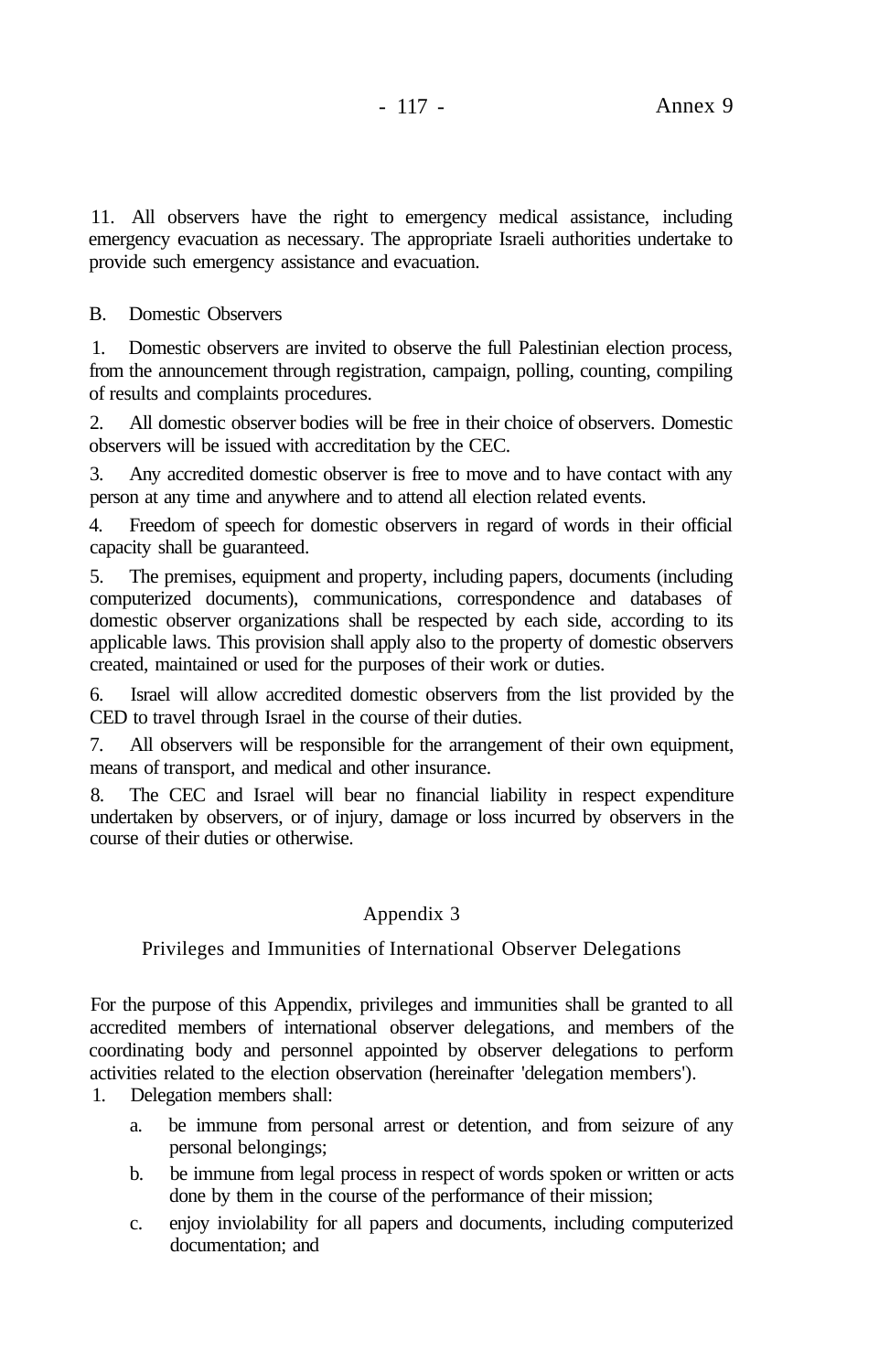11. All observers have the right to emergency medical assistance, including emergency evacuation as necessary. The appropriate Israeli authorities undertake to provide such emergency assistance and evacuation.

B. Domestic Observers

1. Domestic observers are invited to observe the full Palestinian election process, from the announcement through registration, campaign, polling, counting, compiling of results and complaints procedures.

2. All domestic observer bodies will be free in their choice of observers. Domestic observers will be issued with accreditation by the CEC.

3. Any accredited domestic observer is free to move and to have contact with any person at any time and anywhere and to attend all election related events.

4. Freedom of speech for domestic observers in regard of words in their official capacity shall be guaranteed.

5. The premises, equipment and property, including papers, documents (including computerized documents), communications, correspondence and databases of domestic observer organizations shall be respected by each side, according to its applicable laws. This provision shall apply also to the property of domestic observers created, maintained or used for the purposes of their work or duties.

6. Israel will allow accredited domestic observers from the list provided by the CED to travel through Israel in the course of their duties.

7. All observers will be responsible for the arrangement of their own equipment, means of transport, and medical and other insurance.

8. The CEC and Israel will bear no financial liability in respect expenditure undertaken by observers, or of injury, damage or loss incurred by observers in the course of their duties or otherwise.

## Appendix 3

### Privileges and Immunities of International Observer Delegations

For the purpose of this Appendix, privileges and immunities shall be granted to all accredited members of international observer delegations, and members of the coordinating body and personnel appointed by observer delegations to perform activities related to the election observation (hereinafter 'delegation members').

1. Delegation members shall:

   a. be immune from personal arrest or detention, and from seizure of any personal belongings;

   b. be immune from legal process in respect of words spoken or written or acts done by them in the course of the performance of their mission;

   c. enjoy inviolability for all papers and documents, including computerized documentation; and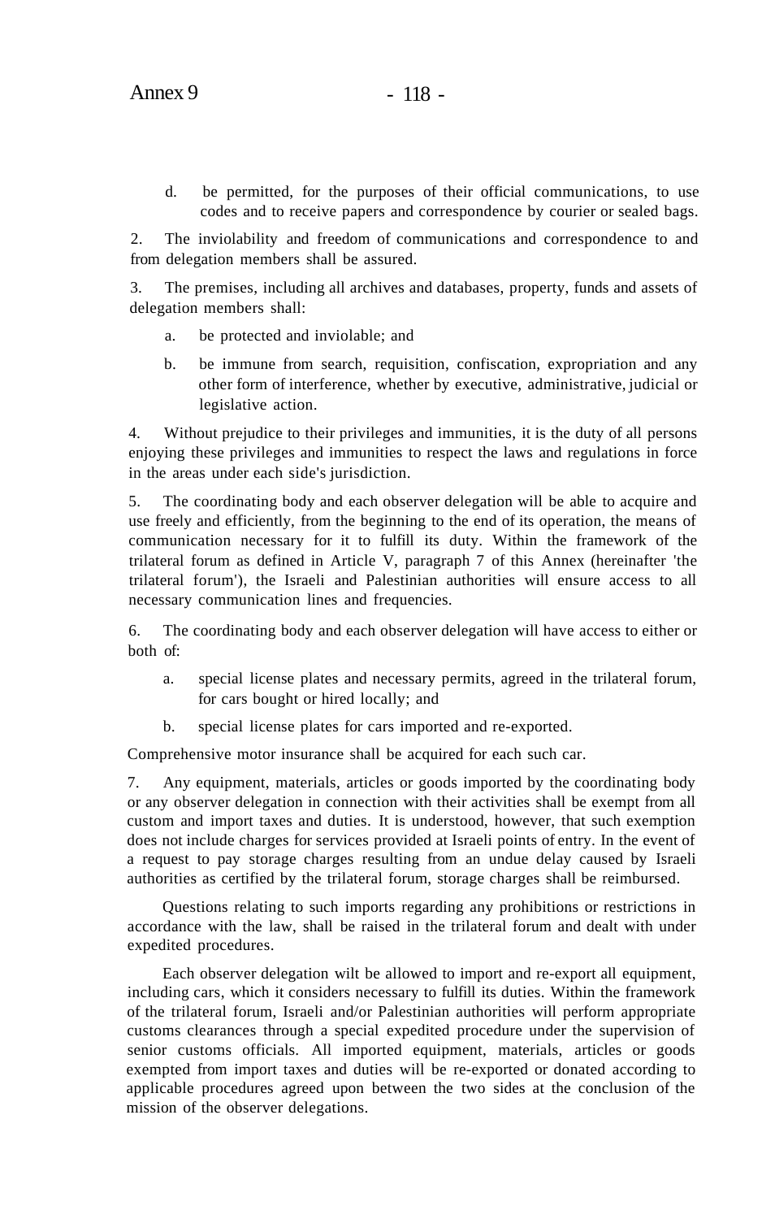d. be permitted, for the purposes of their official communications, to use codes and to receive papers and correspondence by courier or sealed bags.

2. The inviolability and freedom of communications and correspondence to and from delegation members shall be assured.

3. The premises, including all archives and databases, property, funds and assets of delegation members shall:

a. be protected and inviolable; and

b. be immune from search, requisition, confiscation, expropriation and any other form of interference, whether by executive, administrative, judicial or legislative action.

4. Without prejudice to their privileges and immunities, it is the duty of all persons enjoying these privileges and immunities to respect the laws and regulations in force in the areas under each side's jurisdiction.

5. The coordinating body and each observer delegation will be able to acquire and use freely and efficiently, from the beginning to the end of its operation, the means of communication necessary for it to fulfill its duty. Within the framework of the trilateral forum as defined in Article V, paragraph 7 of this Annex (hereinafter 'the trilateral forum'), the Israeli and Palestinian authorities will ensure access to all necessary communication lines and frequencies.

6. The coordinating body and each observer delegation will have access to either or both of:

a. special license plates and necessary permits, agreed in the trilateral forum, for cars bought or hired locally; and

b. special license plates for cars imported and re-exported.

Comprehensive motor insurance shall be acquired for each such car.

7. Any equipment, materials, articles or goods imported by the coordinating body or any observer delegation in connection with their activities shall be exempt from all custom and import taxes and duties. It is understood, however, that such exemption does not include charges for services provided at Israeli points of entry. In the event of a request to pay storage charges resulting from an undue delay caused by Israeli authorities as certified by the trilateral forum, storage charges shall be reimbursed.

Questions relating to such imports regarding any prohibitions or restrictions in accordance with the law, shall be raised in the trilateral forum and dealt with under expedited procedures.

Each observer delegation wilt be allowed to import and re-export all equipment, including cars, which it considers necessary to fulfill its duties. Within the framework of the trilateral forum, Israeli and/or Palestinian authorities will perform appropriate customs clearances through a special expedited procedure under the supervision of senior customs officials. All imported equipment, materials, articles or goods exempted from import taxes and duties will be re-exported or donated according to applicable procedures agreed upon between the two sides at the conclusion of the mission of the observer delegations.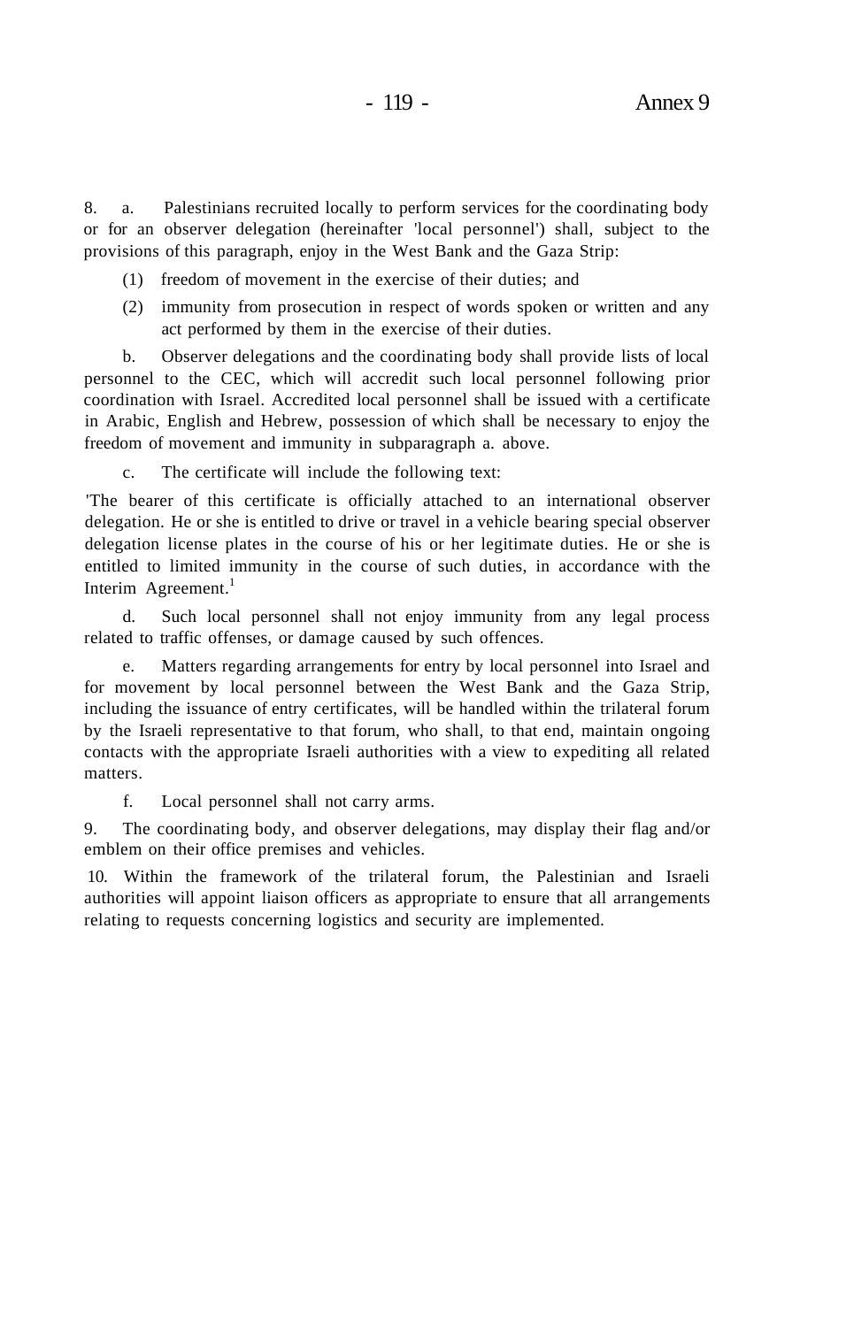8. a. Palestinians recruited locally to perform services for the coordinating body or for an observer delegation (hereinafter 'local personnel') shall, subject to the provisions of this paragraph, enjoy in the West Bank and the Gaza Strip:

(1) freedom of movement in the exercise of their duties; and

(2) immunity from prosecution in respect of words spoken or written and any act performed by them in the exercise of their duties.

b. Observer delegations and the coordinating body shall provide lists of local personnel to the CEC, which will accredit such local personnel following prior coordination with Israel. Accredited local personnel shall be issued with a certificate in Arabic, English and Hebrew, possession of which shall be necessary to enjoy the freedom of movement and immunity in subparagraph a. above.

c. The certificate will include the following text:

'The bearer of this certificate is officially attached to an international observer delegation. He or she is entitled to drive or travel in a vehicle bearing special observer delegation license plates in the course of his or her legitimate duties. He or she is entitled to limited immunity in the course of such duties, in accordance with the Interim Agreement.[1]

d. Such local personnel shall not enjoy immunity from any legal process related to traffic offenses, or damage caused by such offences.

e. Matters regarding arrangements for entry by local personnel into Israel and for movement by local personnel between the West Bank and the Gaza Strip, including the issuance of entry certificates, will be handled within the trilateral forum by the Israeli representative to that forum, who shall, to that end, maintain ongoing contacts with the appropriate Israeli authorities with a view to expediting all related matters.

f. Local personnel shall not carry arms.

9. The coordinating body, and observer delegations, may display their flag and/or emblem on their office premises and vehicles.

10. Within the framework of the trilateral forum, the Palestinian and Israeli authorities will appoint liaison officers as appropriate to ensure that all arrangements relating to requests concerning logistics and security are implemented.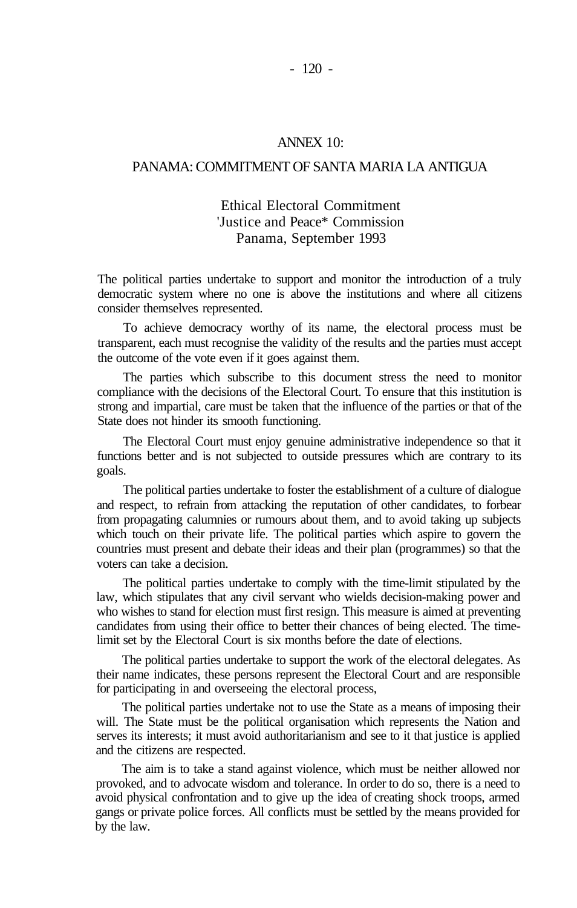## ANNEX 10:

## PANAMA: COMMITMENT OF SANTA MARIA LA ANTIGUA

### Ethical Electoral Commitment
### 'Justice and Peace* Commission
### Panama, September 1993

The political parties undertake to support and monitor the introduction of a truly democratic system where no one is above the institutions and where all citizens consider themselves represented.

To achieve democracy worthy of its name, the electoral process must be transparent, each must recognise the validity of the results and the parties must accept the outcome of the vote even if it goes against them.

The parties which subscribe to this document stress the need to monitor compliance with the decisions of the Electoral Court. To ensure that this institution is strong and impartial, care must be taken that the influence of the parties or that of the State does not hinder its smooth functioning.

The Electoral Court must enjoy genuine administrative independence so that it functions better and is not subjected to outside pressures which are contrary to its goals.

The political parties undertake to foster the establishment of a culture of dialogue and respect, to refrain from attacking the reputation of other candidates, to forbear from propagating calumnies or rumours about them, and to avoid taking up subjects which touch on their private life. The political parties which aspire to govern the countries must present and debate their ideas and their plan (programmes) so that the voters can take a decision.

The political parties undertake to comply with the time-limit stipulated by the law, which stipulates that any civil servant who wields decision-making power and who wishes to stand for election must first resign. This measure is aimed at preventing candidates from using their office to better their chances of being elected. The time-limit set by the Electoral Court is six months before the date of elections.

The political parties undertake to support the work of the electoral delegates. As their name indicates, these persons represent the Electoral Court and are responsible for participating in and overseeing the electoral process,

The political parties undertake not to use the State as a means of imposing their will. The State must be the political organisation which represents the Nation and serves its interests; it must avoid authoritarianism and see to it that justice is applied and the citizens are respected.

The aim is to take a stand against violence, which must be neither allowed nor provoked, and to advocate wisdom and tolerance. In order to do so, there is a need to avoid physical confrontation and to give up the idea of creating shock troops, armed gangs or private police forces. All conflicts must be settled by the means provided for by the law.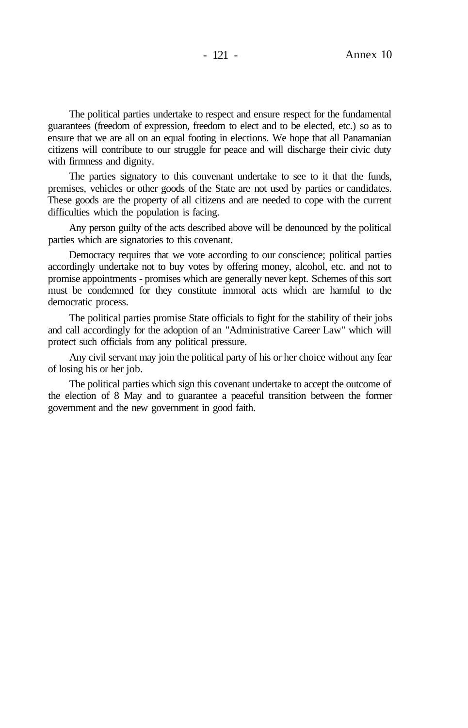The political parties undertake to respect and ensure respect for the fundamental guarantees (freedom of expression, freedom to elect and to be elected, etc.) so as to ensure that we are all on an equal footing in elections. We hope that all Panamanian citizens will contribute to our struggle for peace and will discharge their civic duty with firmness and dignity.

The parties signatory to this convenant undertake to see to it that the funds, premises, vehicles or other goods of the State are not used by parties or candidates. These goods are the property of all citizens and are needed to cope with the current difficulties which the population is facing.

Any person guilty of the acts described above will be denounced by the political parties which are signatories to this covenant.

Democracy requires that we vote according to our conscience; political parties accordingly undertake not to buy votes by offering money, alcohol, etc. and not to promise appointments - promises which are generally never kept. Schemes of this sort must be condemned for they constitute immoral acts which are harmful to the democratic process.

The political parties promise State officials to fight for the stability of their jobs and call accordingly for the adoption of an "Administrative Career Law" which will protect such officials from any political pressure.

Any civil servant may join the political party of his or her choice without any fear of losing his or her job.

The political parties which sign this covenant undertake to accept the outcome of the election of 8 May and to guarantee a peaceful transition between the former government and the new government in good faith.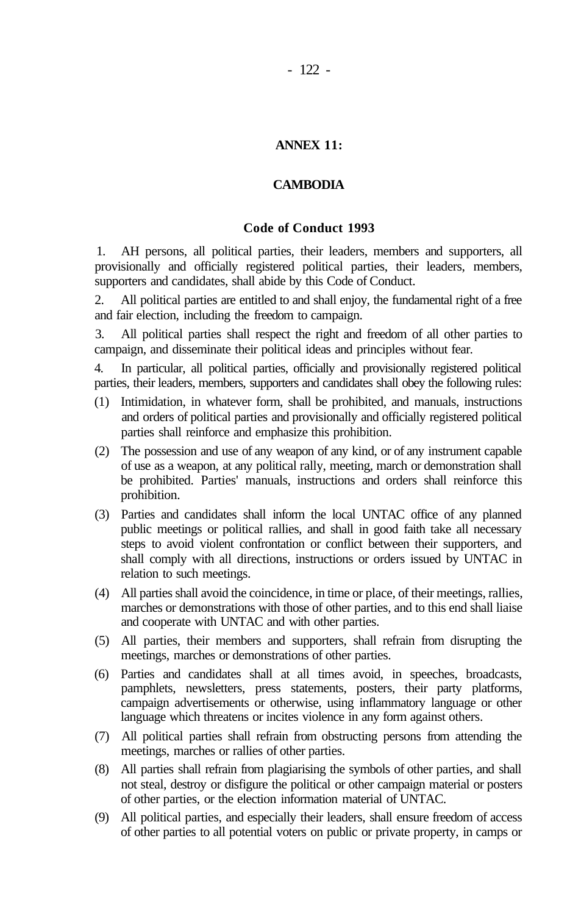# ANNEX 11:

## CAMBODIA

### Code of Conduct 1993

1. AH persons, all political parties, their leaders, members and supporters, all provisionally and officially registered political parties, their leaders, members, supporters and candidates, shall abide by this Code of Conduct.

2. All political parties are entitled to and shall enjoy, the fundamental right of a free and fair election, including the freedom to campaign.

3. All political parties shall respect the right and freedom of all other parties to campaign, and disseminate their political ideas and principles without fear.

4. In particular, all political parties, officially and provisionally registered political parties, their leaders, members, supporters and candidates shall obey the following rules:

(1) Intimidation, in whatever form, shall be prohibited, and manuals, instructions and orders of political parties and provisionally and officially registered political parties shall reinforce and emphasize this prohibition.

(2) The possession and use of any weapon of any kind, or of any instrument capable of use as a weapon, at any political rally, meeting, march or demonstration shall be prohibited. Parties' manuals, instructions and orders shall reinforce this prohibition.

(3) Parties and candidates shall inform the local UNTAC office of any planned public meetings or political rallies, and shall in good faith take all necessary steps to avoid violent confrontation or conflict between their supporters, and shall comply with all directions, instructions or orders issued by UNTAC in relation to such meetings.

(4) All parties shall avoid the coincidence, in time or place, of their meetings, rallies, marches or demonstrations with those of other parties, and to this end shall liaise and cooperate with UNTAC and with other parties.

(5) All parties, their members and supporters, shall refrain from disrupting the meetings, marches or demonstrations of other parties.

(6) Parties and candidates shall at all times avoid, in speeches, broadcasts, pamphlets, newsletters, press statements, posters, their party platforms, campaign advertisements or otherwise, using inflammatory language or other language which threatens or incites violence in any form against others.

(7) All political parties shall refrain from obstructing persons from attending the meetings, marches or rallies of other parties.

(8) All parties shall refrain from plagiarising the symbols of other parties, and shall not steal, destroy or disfigure the political or other campaign material or posters of other parties, or the election information material of UNTAC.

(9) All political parties, and especially their leaders, shall ensure freedom of access of other parties to all potential voters on public or private property, in camps or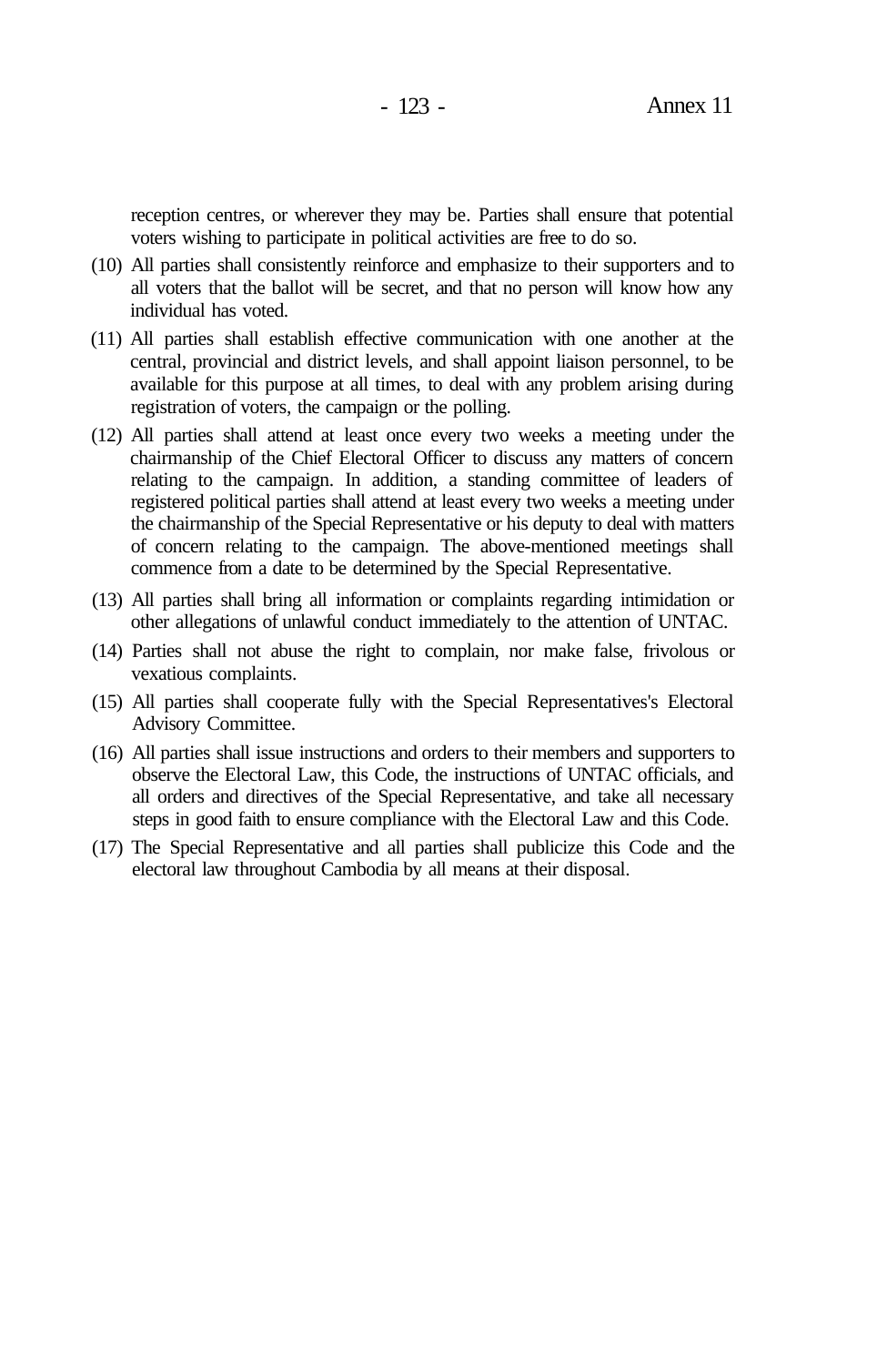reception centres, or wherever they may be. Parties shall ensure that potential voters wishing to participate in political activities are free to do so.

(10) All parties shall consistently reinforce and emphasize to their supporters and to all voters that the ballot will be secret, and that no person will know how any individual has voted.

(11) All parties shall establish effective communication with one another at the central, provincial and district levels, and shall appoint liaison personnel, to be available for this purpose at all times, to deal with any problem arising during registration of voters, the campaign or the polling.

(12) All parties shall attend at least once every two weeks a meeting under the chairmanship of the Chief Electoral Officer to discuss any matters of concern relating to the campaign. In addition, a standing committee of leaders of registered political parties shall attend at least every two weeks a meeting under the chairmanship of the Special Representative or his deputy to deal with matters of concern relating to the campaign. The above-mentioned meetings shall commence from a date to be determined by the Special Representative.

(13) All parties shall bring all information or complaints regarding intimidation or other allegations of unlawful conduct immediately to the attention of UNTAC.

(14) Parties shall not abuse the right to complain, nor make false, frivolous or vexatious complaints.

(15) All parties shall cooperate fully with the Special Representatives's Electoral Advisory Committee.

(16) All parties shall issue instructions and orders to their members and supporters to observe the Electoral Law, this Code, the instructions of UNTAC officials, and all orders and directives of the Special Representative, and take all necessary steps in good faith to ensure compliance with the Electoral Law and this Code.

(17) The Special Representative and all parties shall publicize this Code and the electoral law throughout Cambodia by all means at their disposal.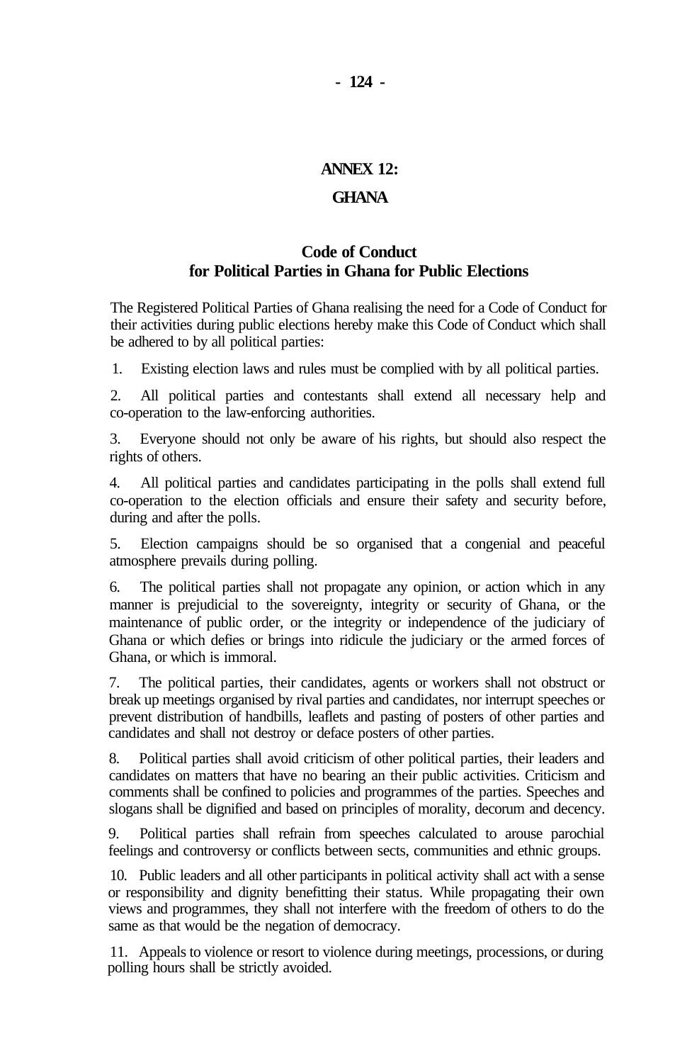## ANNEX 12:

## GHANA

### Code of Conduct for Political Parties in Ghana for Public Elections

The Registered Political Parties of Ghana realising the need for a Code of Conduct for their activities during public elections hereby make this Code of Conduct which shall be adhered to by all political parties:

1. Existing election laws and rules must be complied with by all political parties.

2. All political parties and contestants shall extend all necessary help and co-operation to the law-enforcing authorities.

3. Everyone should not only be aware of his rights, but should also respect the rights of others.

4. All political parties and candidates participating in the polls shall extend full co-operation to the election officials and ensure their safety and security before, during and after the polls.

5. Election campaigns should be so organised that a congenial and peaceful atmosphere prevails during polling.

6. The political parties shall not propagate any opinion, or action which in any manner is prejudicial to the sovereignty, integrity or security of Ghana, or the maintenance of public order, or the integrity or independence of the judiciary of Ghana or which defies or brings into ridicule the judiciary or the armed forces of Ghana, or which is immoral.

7. The political parties, their candidates, agents or workers shall not obstruct or break up meetings organised by rival parties and candidates, nor interrupt speeches or prevent distribution of handbills, leaflets and pasting of posters of other parties and candidates and shall not destroy or deface posters of other parties.

8. Political parties shall avoid criticism of other political parties, their leaders and candidates on matters that have no bearing an their public activities. Criticism and comments shall be confined to policies and programmes of the parties. Speeches and slogans shall be dignified and based on principles of morality, decorum and decency.

9. Political parties shall refrain from speeches calculated to arouse parochial feelings and controversy or conflicts between sects, communities and ethnic groups.

10. Public leaders and all other participants in political activity shall act with a sense or responsibility and dignity benefitting their status. While propagating their own views and programmes, they shall not interfere with the freedom of others to do the same as that would be the negation of democracy.

11. Appeals to violence or resort to violence during meetings, processions, or during polling hours shall be strictly avoided.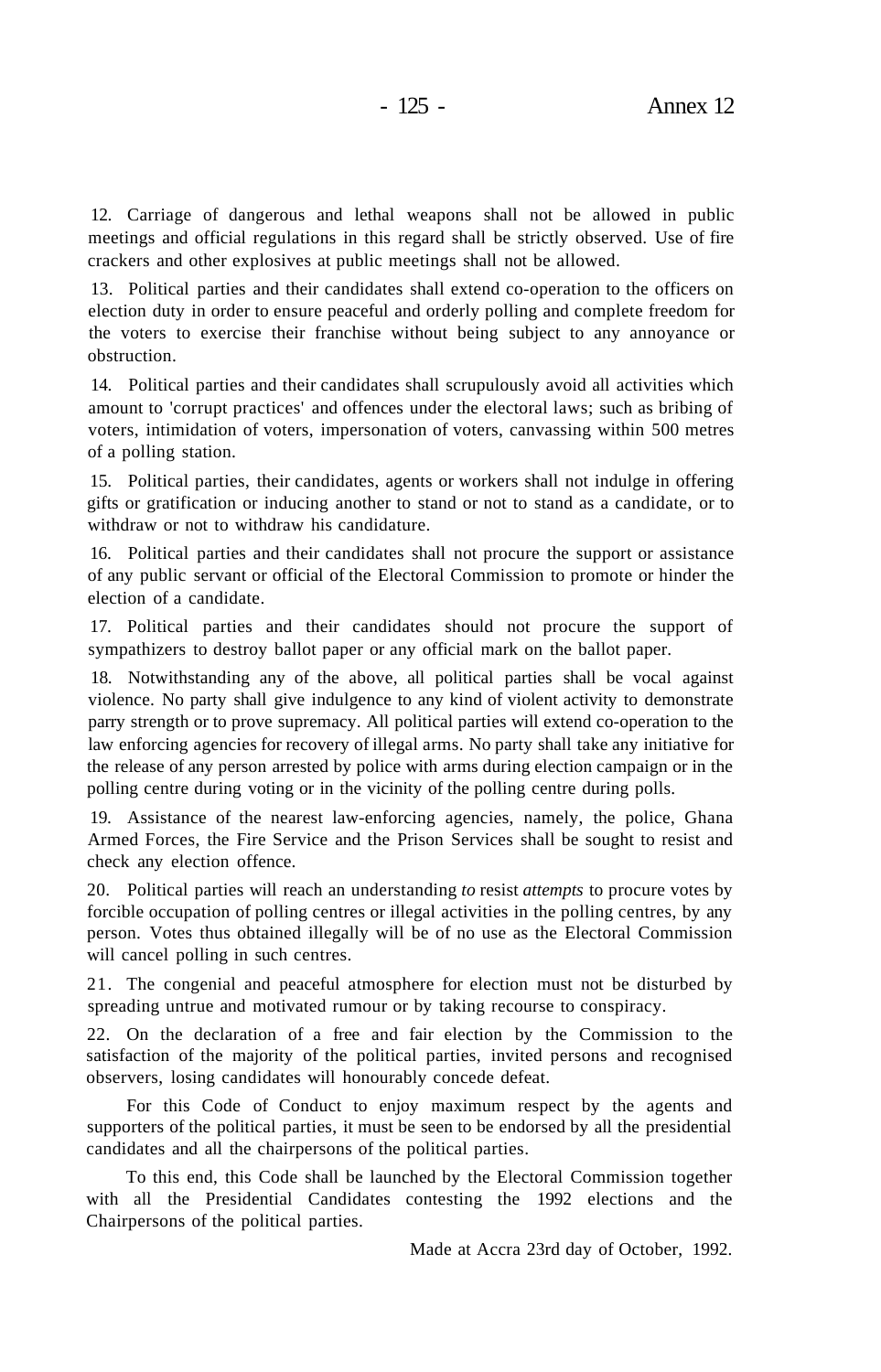12. Carriage of dangerous and lethal weapons shall not be allowed in public meetings and official regulations in this regard shall be strictly observed. Use of fire crackers and other explosives at public meetings shall not be allowed.

13. Political parties and their candidates shall extend co-operation to the officers on election duty in order to ensure peaceful and orderly polling and complete freedom for the voters to exercise their franchise without being subject to any annoyance or obstruction.

14. Political parties and their candidates shall scrupulously avoid all activities which amount to 'corrupt practices' and offences under the electoral laws; such as bribing of voters, intimidation of voters, impersonation of voters, canvassing within 500 metres of a polling station.

15. Political parties, their candidates, agents or workers shall not indulge in offering gifts or gratification or inducing another to stand or not to stand as a candidate, or to withdraw or not to withdraw his candidature.

16. Political parties and their candidates shall not procure the support or assistance of any public servant or official of the Electoral Commission to promote or hinder the election of a candidate.

17. Political parties and their candidates should not procure the support of sympathizers to destroy ballot paper or any official mark on the ballot paper.

18. Notwithstanding any of the above, all political parties shall be vocal against violence. No party shall give indulgence to any kind of violent activity to demonstrate parry strength or to prove supremacy. All political parties will extend co-operation to the law enforcing agencies for recovery of illegal arms. No party shall take any initiative for the release of any person arrested by police with arms during election campaign or in the polling centre during voting or in the vicinity of the polling centre during polls.

19. Assistance of the nearest law-enforcing agencies, namely, the police, Ghana Armed Forces, the Fire Service and the Prison Services shall be sought to resist and check any election offence.

20. Political parties will reach an understanding *to* resist *attempts* to procure votes by forcible occupation of polling centres or illegal activities in the polling centres, by any person. Votes thus obtained illegally will be of no use as the Electoral Commission will cancel polling in such centres.

21. The congenial and peaceful atmosphere for election must not be disturbed by spreading untrue and motivated rumour or by taking recourse to conspiracy.

22. On the declaration of a free and fair election by the Commission to the satisfaction of the majority of the political parties, invited persons and recognised observers, losing candidates will honourably concede defeat.

For this Code of Conduct to enjoy maximum respect by the agents and supporters of the political parties, it must be seen to be endorsed by all the presidential candidates and all the chairpersons of the political parties.

To this end, this Code shall be launched by the Electoral Commission together with all the Presidential Candidates contesting the 1992 elections and the Chairpersons of the political parties.

Made at Accra 23rd day of October, 1992.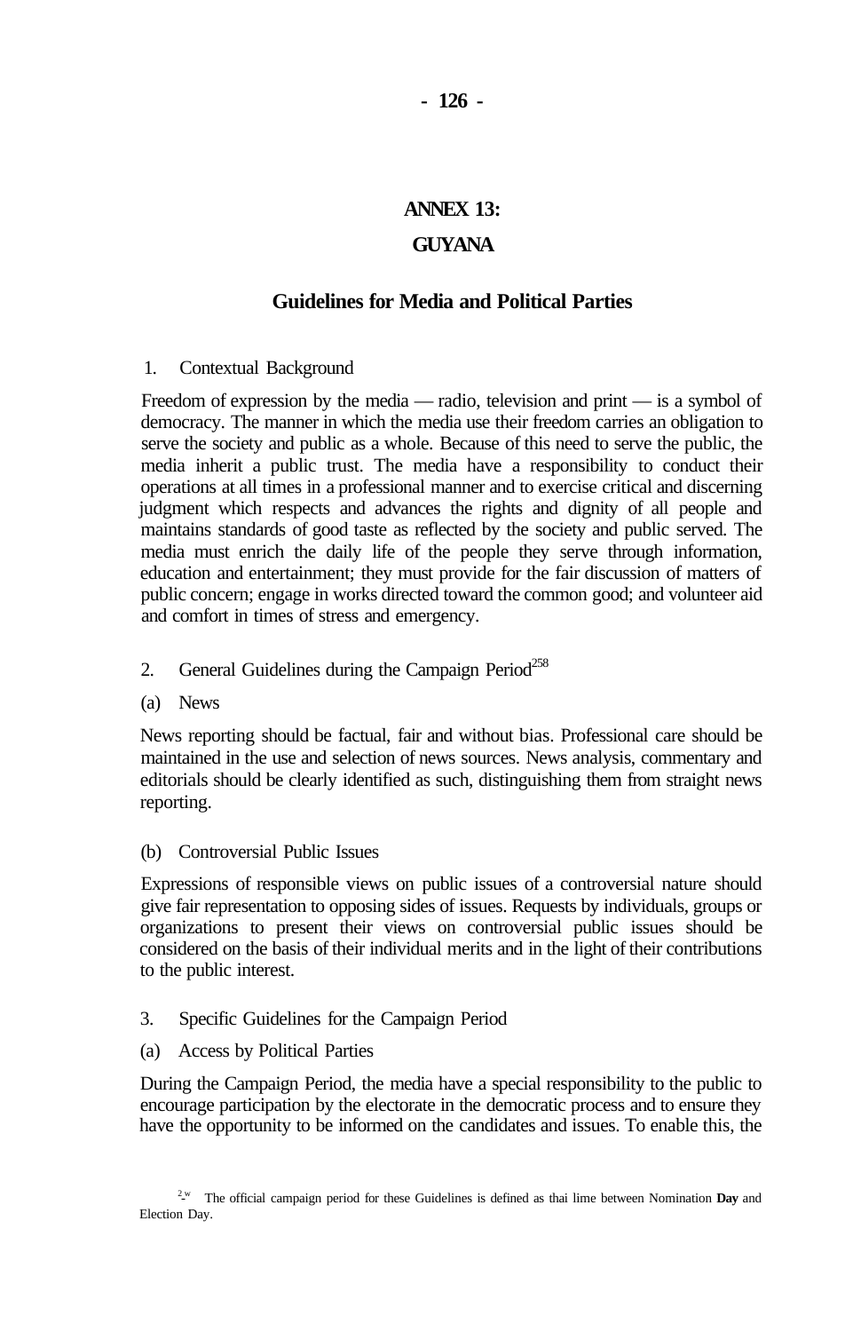# ANNEX 13:

# GUYANA

## Guidelines for Media and Political Parties

1. Contextual Background

Freedom of expression by the media — radio, television and print — is a symbol of democracy. The manner in which the media use their freedom carries an obligation to serve the society and public as a whole. Because of this need to serve the public, the media inherit a public trust. The media have a responsibility to conduct their operations at all times in a professional manner and to exercise critical and discerning judgment which respects and advances the rights and dignity of all people and maintains standards of good taste as reflected by the society and public served. The media must enrich the daily life of the people they serve through information, education and entertainment; they must provide for the fair discussion of matters of public concern; engage in works directed toward the common good; and volunteer aid and comfort in times of stress and emergency.

2. General Guidelines during the Campaign Period[258]

(a) News

News reporting should be factual, fair and without bias. Professional care should be maintained in the use and selection of news sources. News analysis, commentary and editorials should be clearly identified as such, distinguishing them from straight news reporting.

(b) Controversial Public Issues

Expressions of responsible views on public issues of a controversial nature should give fair representation to opposing sides of issues. Requests by individuals, groups or organizations to present their views on controversial public issues should be considered on the basis of their individual merits and in the light of their contributions to the public interest.

3. Specific Guidelines for the Campaign Period

(a) Access by Political Parties

During the Campaign Period, the media have a special responsibility to the public to encourage participation by the electorate in the democratic process and to ensure they have the opportunity to be informed on the candidates and issues. To enable this, the

[258] The official campaign period for these Guidelines is defined as thai lime between Nomination **Day** and Election Day.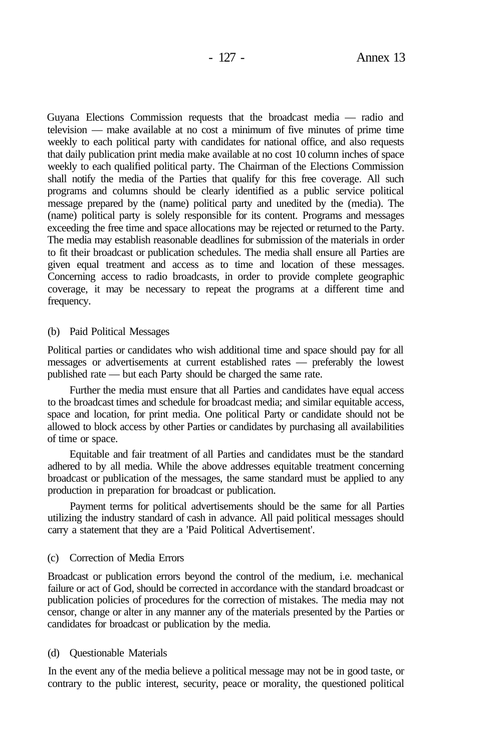Guyana Elections Commission requests that the broadcast media — radio and television — make available at no cost a minimum of five minutes of prime time weekly to each political party with candidates for national office, and also requests that daily publication print media make available at no cost 10 column inches of space weekly to each qualified political party. The Chairman of the Elections Commission shall notify the media of the Parties that qualify for this free coverage. All such programs and columns should be clearly identified as a public service political message prepared by the (name) political party and unedited by the (media). The (name) political party is solely responsible for its content. Programs and messages exceeding the free time and space allocations may be rejected or returned to the Party. The media may establish reasonable deadlines for submission of the materials in order to fit their broadcast or publication schedules. The media shall ensure all Parties are given equal treatment and access as to time and location of these messages. Concerning access to radio broadcasts, in order to provide complete geographic coverage, it may be necessary to repeat the programs at a different time and frequency.

(b) Paid Political Messages

Political parties or candidates who wish additional time and space should pay for all messages or advertisements at current established rates — preferably the lowest published rate — but each Party should be charged the same rate.

Further the media must ensure that all Parties and candidates have equal access to the broadcast times and schedule for broadcast media; and similar equitable access, space and location, for print media. One political Party or candidate should not be allowed to block access by other Parties or candidates by purchasing all availabilities of time or space.

Equitable and fair treatment of all Parties and candidates must be the standard adhered to by all media. While the above addresses equitable treatment concerning broadcast or publication of the messages, the same standard must be applied to any production in preparation for broadcast or publication.

Payment terms for political advertisements should be the same for all Parties utilizing the industry standard of cash in advance. All paid political messages should carry a statement that they are a 'Paid Political Advertisement'.

(c) Correction of Media Errors

Broadcast or publication errors beyond the control of the medium, i.e. mechanical failure or act of God, should be corrected in accordance with the standard broadcast or publication policies of procedures for the correction of mistakes. The media may not censor, change or alter in any manner any of the materials presented by the Parties or candidates for broadcast or publication by the media.

(d) Questionable Materials

In the event any of the media believe a political message may not be in good taste, or contrary to the public interest, security, peace or morality, the questioned political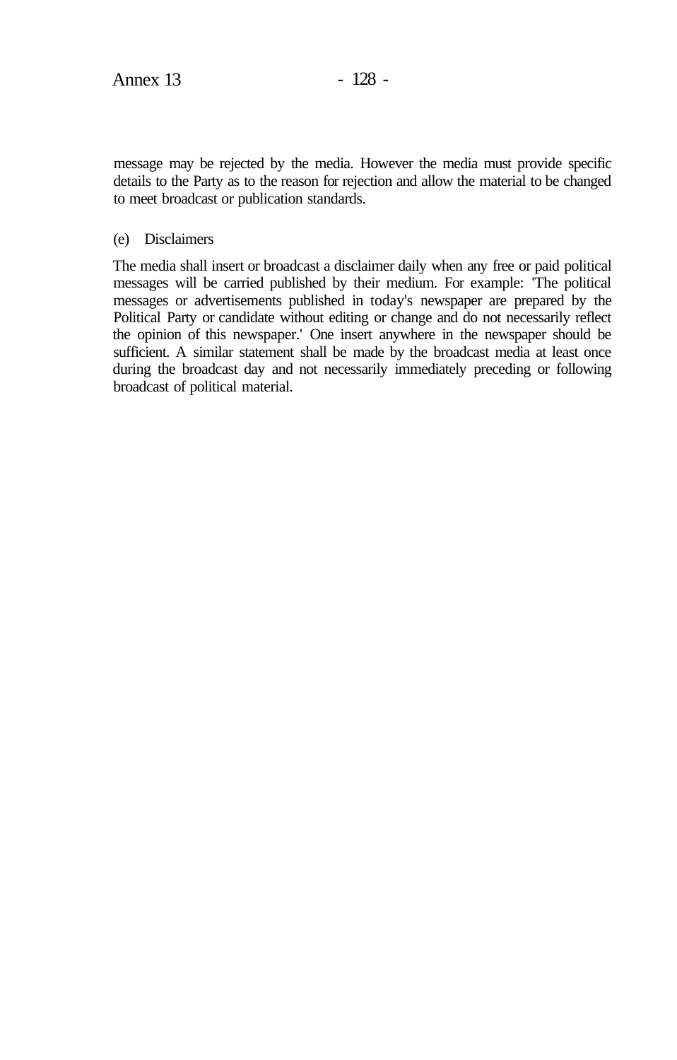message may be rejected by the media. However the media must provide specific details to the Party as to the reason for rejection and allow the material to be changed to meet broadcast or publication standards.

(e) Disclaimers

The media shall insert or broadcast a disclaimer daily when any free or paid political messages will be carried published by their medium. For example: 'The political messages or advertisements published in today's newspaper are prepared by the Political Party or candidate without editing or change and do not necessarily reflect the opinion of this newspaper.' One insert anywhere in the newspaper should be sufficient. A similar statement shall be made by the broadcast media at least once during the broadcast day and not necessarily immediately preceding or following broadcast of political material.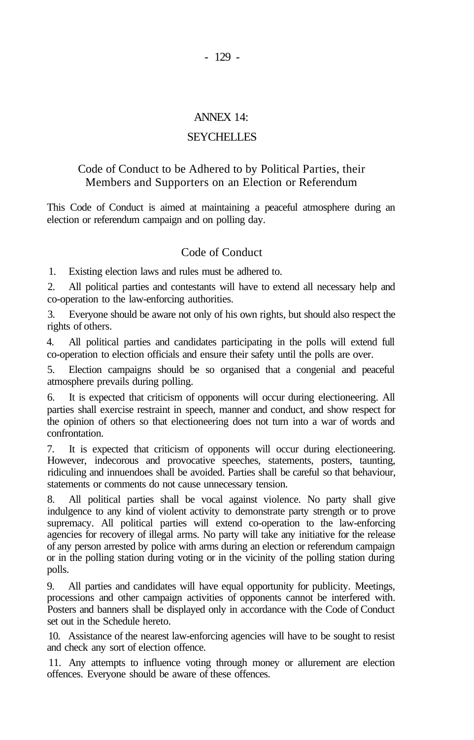## ANNEX 14:

## SEYCHELLES

### Code of Conduct to be Adhered to by Political Parties, their Members and Supporters on an Election or Referendum

This Code of Conduct is aimed at maintaining a peaceful atmosphere during an election or referendum campaign and on polling day.

### Code of Conduct

1. Existing election laws and rules must be adhered to.

2. All political parties and contestants will have to extend all necessary help and co-operation to the law-enforcing authorities.

3. Everyone should be aware not only of his own rights, but should also respect the rights of others.

4. All political parties and candidates participating in the polls will extend full co-operation to election officials and ensure their safety until the polls are over.

5. Election campaigns should be so organised that a congenial and peaceful atmosphere prevails during polling.

6. It is expected that criticism of opponents will occur during electioneering. All parties shall exercise restraint in speech, manner and conduct, and show respect for the opinion of others so that electioneering does not turn into a war of words and confrontation.

7. It is expected that criticism of opponents will occur during electioneering. However, indecorous and provocative speeches, statements, posters, taunting, ridiculing and innuendoes shall be avoided. Parties shall be careful so that behaviour, statements or comments do not cause unnecessary tension.

8. All political parties shall be vocal against violence. No party shall give indulgence to any kind of violent activity to demonstrate party strength or to prove supremacy. All political parties will extend co-operation to the law-enforcing agencies for recovery of illegal arms. No party will take any initiative for the release of any person arrested by police with arms during an election or referendum campaign or in the polling station during voting or in the vicinity of the polling station during polls.

9. All parties and candidates will have equal opportunity for publicity. Meetings, processions and other campaign activities of opponents cannot be interfered with. Posters and banners shall be displayed only in accordance with the Code of Conduct set out in the Schedule hereto.

10. Assistance of the nearest law-enforcing agencies will have to be sought to resist and check any sort of election offence.

11. Any attempts to influence voting through money or allurement are election offences. Everyone should be aware of these offences.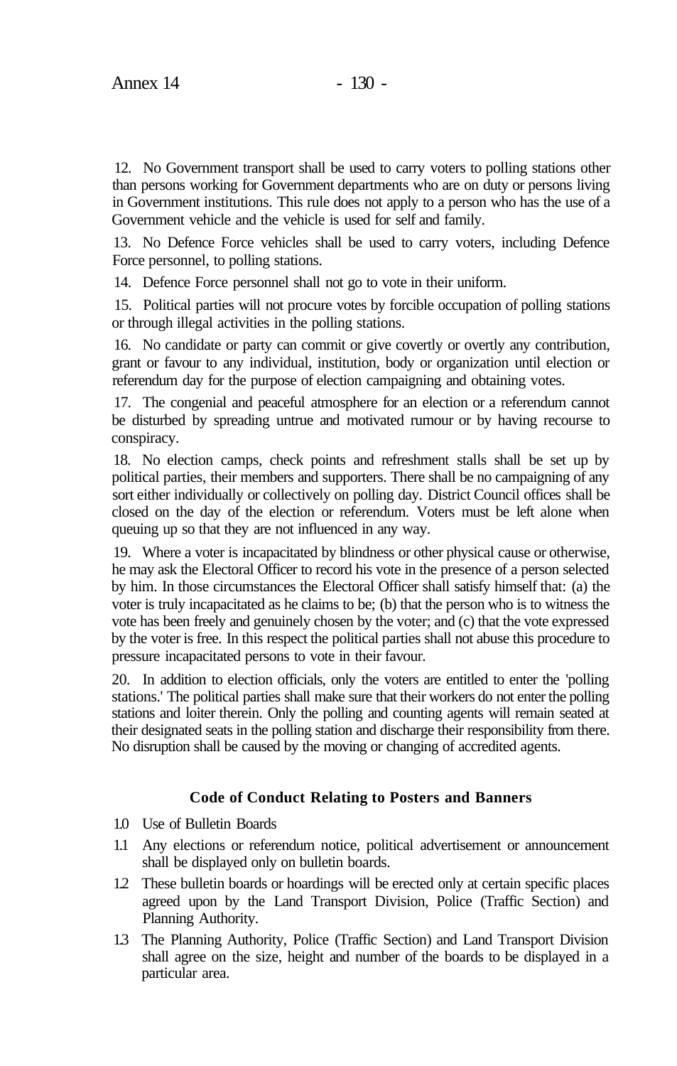12. No Government transport shall be used to carry voters to polling stations other than persons working for Government departments who are on duty or persons living in Government institutions. This rule does not apply to a person who has the use of a Government vehicle and the vehicle is used for self and family.

13. No Defence Force vehicles shall be used to carry voters, including Defence Force personnel, to polling stations.

14. Defence Force personnel shall not go to vote in their uniform.

15. Political parties will not procure votes by forcible occupation of polling stations or through illegal activities in the polling stations.

16. No candidate or party can commit or give covertly or overtly any contribution, grant or favour to any individual, institution, body or organization until election or referendum day for the purpose of election campaigning and obtaining votes.

17. The congenial and peaceful atmosphere for an election or a referendum cannot be disturbed by spreading untrue and motivated rumour or by having recourse to conspiracy.

18. No election camps, check points and refreshment stalls shall be set up by political parties, their members and supporters. There shall be no campaigning of any sort either individually or collectively on polling day. District Council offices shall be closed on the day of the election or referendum. Voters must be left alone when queuing up so that they are not influenced in any way.

19. Where a voter is incapacitated by blindness or other physical cause or otherwise, he may ask the Electoral Officer to record his vote in the presence of a person selected by him. In those circumstances the Electoral Officer shall satisfy himself that: (a) the voter is truly incapacitated as he claims to be; (b) that the person who is to witness the vote has been freely and genuinely chosen by the voter; and (c) that the vote expressed by the voter is free. In this respect the political parties shall not abuse this procedure to pressure incapacitated persons to vote in their favour.

20. In addition to election officials, only the voters are entitled to enter the 'polling stations.' The political parties shall make sure that their workers do not enter the polling stations and loiter therein. Only the polling and counting agents will remain seated at their designated seats in the polling station and discharge their responsibility from there. No disruption shall be caused by the moving or changing of accredited agents.

**Code of Conduct Relating to Posters and Banners**

1.0 Use of Bulletin Boards

1.1 Any elections or referendum notice, political advertisement or announcement shall be displayed only on bulletin boards.

1.2 These bulletin boards or hoardings will be erected only at certain specific places agreed upon by the Land Transport Division, Police (Traffic Section) and Planning Authority.

1.3 The Planning Authority, Police (Traffic Section) and Land Transport Division shall agree on the size, height and number of the boards to be displayed in a particular area.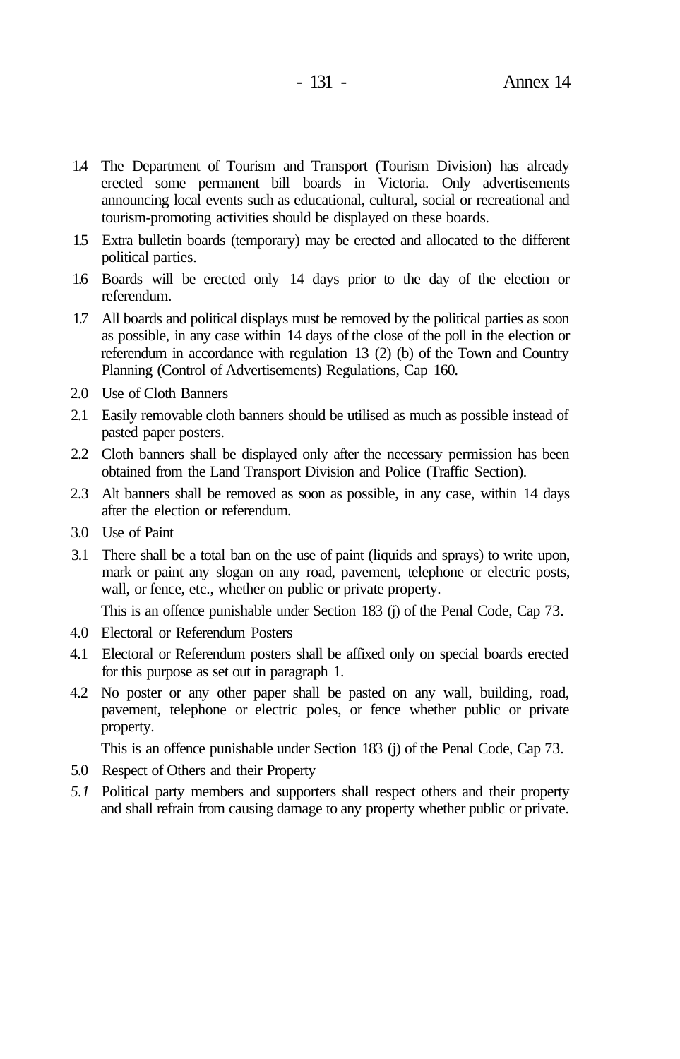1.4 The Department of Tourism and Transport (Tourism Division) has already erected some permanent bill boards in Victoria. Only advertisements announcing local events such as educational, cultural, social or recreational and tourism-promoting activities should be displayed on these boards.

1.5 Extra bulletin boards (temporary) may be erected and allocated to the different political parties.

1.6 Boards will be erected only 14 days prior to the day of the election or referendum.

1.7 All boards and political displays must be removed by the political parties as soon as possible, in any case within 14 days of the close of the poll in the election or referendum in accordance with regulation 13 (2) (b) of the Town and Country Planning (Control of Advertisements) Regulations, Cap 160.

2.0 Use of Cloth Banners

2.1 Easily removable cloth banners should be utilised as much as possible instead of pasted paper posters.

2.2 Cloth banners shall be displayed only after the necessary permission has been obtained from the Land Transport Division and Police (Traffic Section).

2.3 Alt banners shall be removed as soon as possible, in any case, within 14 days after the election or referendum.

3.0 Use of Paint

3.1 There shall be a total ban on the use of paint (liquids and sprays) to write upon, mark or paint any slogan on any road, pavement, telephone or electric posts, wall, or fence, etc., whether on public or private property.

This is an offence punishable under Section 183 (j) of the Penal Code, Cap 73.

4.0 Electoral or Referendum Posters

4.1 Electoral or Referendum posters shall be affixed only on special boards erected for this purpose as set out in paragraph 1.

4.2 No poster or any other paper shall be pasted on any wall, building, road, pavement, telephone or electric poles, or fence whether public or private property.

This is an offence punishable under Section 183 (j) of the Penal Code, Cap 73.

5.0 Respect of Others and their Property

*5.1* Political party members and supporters shall respect others and their property and shall refrain from causing damage to any property whether public or private.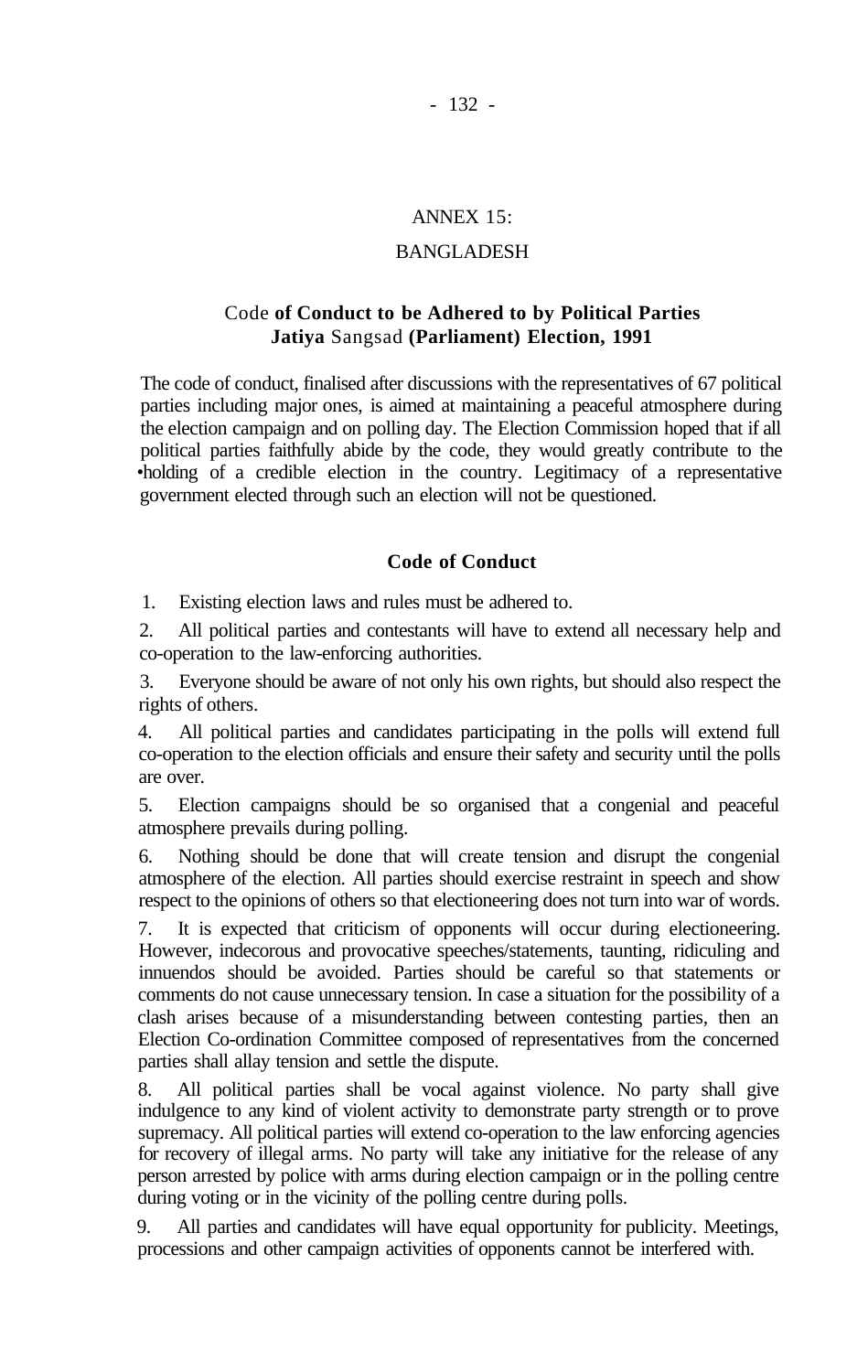## ANNEX 15:

## BANGLADESH

### Code of Conduct to be Adhered to by Political Parties Jatiya Sangsad (Parliament) Election, 1991

The code of conduct, finalised after discussions with the representatives of 67 political parties including major ones, is aimed at maintaining a peaceful atmosphere during the election campaign and on polling day. The Election Commission hoped that if all political parties faithfully abide by the code, they would greatly contribute to the holding of a credible election in the country. Legitimacy of a representative government elected through such an election will not be questioned.

### Code of Conduct

1. Existing election laws and rules must be adhered to.

2. All political parties and contestants will have to extend all necessary help and co-operation to the law-enforcing authorities.

3. Everyone should be aware of not only his own rights, but should also respect the rights of others.

4. All political parties and candidates participating in the polls will extend full co-operation to the election officials and ensure their safety and security until the polls are over.

5. Election campaigns should be so organised that a congenial and peaceful atmosphere prevails during polling.

6. Nothing should be done that will create tension and disrupt the congenial atmosphere of the election. All parties should exercise restraint in speech and show respect to the opinions of others so that electioneering does not turn into war of words.

7. It is expected that criticism of opponents will occur during electioneering. However, indecorous and provocative speeches/statements, taunting, ridiculing and innuendos should be avoided. Parties should be careful so that statements or comments do not cause unnecessary tension. In case a situation for the possibility of a clash arises because of a misunderstanding between contesting parties, then an Election Co-ordination Committee composed of representatives from the concerned parties shall allay tension and settle the dispute.

8. All political parties shall be vocal against violence. No party shall give indulgence to any kind of violent activity to demonstrate party strength or to prove supremacy. All political parties will extend co-operation to the law enforcing agencies for recovery of illegal arms. No party will take any initiative for the release of any person arrested by police with arms during election campaign or in the polling centre during voting or in the vicinity of the polling centre during polls.

9. All parties and candidates will have equal opportunity for publicity. Meetings, processions and other campaign activities of opponents cannot be interfered with.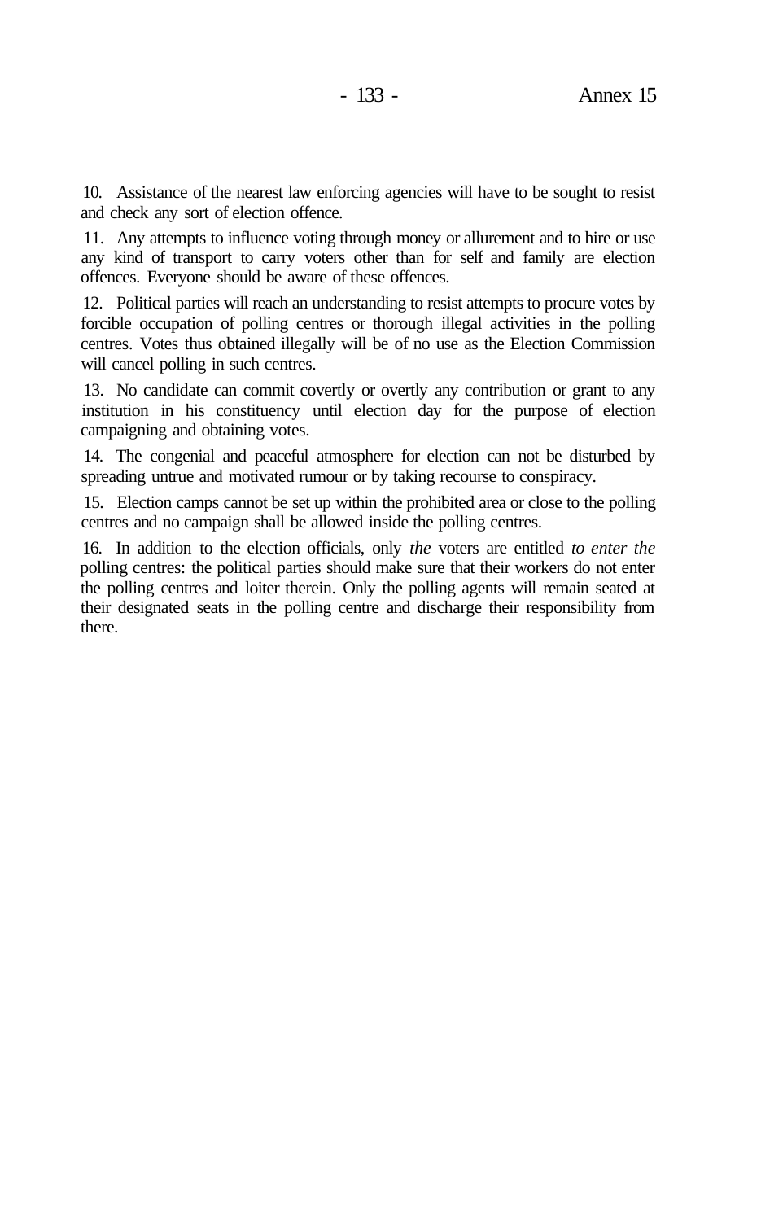10. Assistance of the nearest law enforcing agencies will have to be sought to resist and check any sort of election offence.

11. Any attempts to influence voting through money or allurement and to hire or use any kind of transport to carry voters other than for self and family are election offences. Everyone should be aware of these offences.

12. Political parties will reach an understanding to resist attempts to procure votes by forcible occupation of polling centres or thorough illegal activities in the polling centres. Votes thus obtained illegally will be of no use as the Election Commission will cancel polling in such centres.

13. No candidate can commit covertly or overtly any contribution or grant to any institution in his constituency until election day for the purpose of election campaigning and obtaining votes.

14. The congenial and peaceful atmosphere for election can not be disturbed by spreading untrue and motivated rumour or by taking recourse to conspiracy.

15. Election camps cannot be set up within the prohibited area or close to the polling centres and no campaign shall be allowed inside the polling centres.

16. In addition to the election officials, only *the* voters are entitled *to enter the* polling centres: the political parties should make sure that their workers do not enter the polling centres and loiter therein. Only the polling agents will remain seated at their designated seats in the polling centre and discharge their responsibility from there.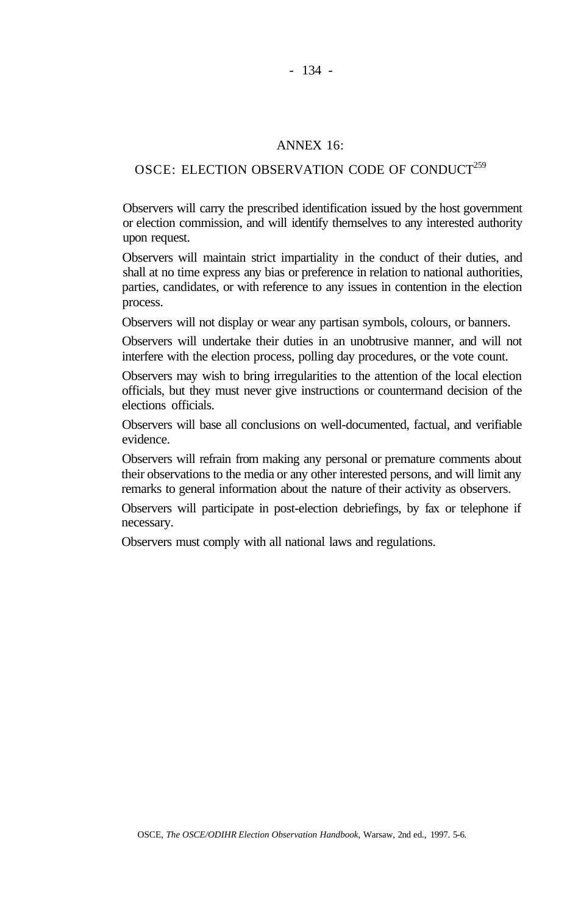# ANNEX 16:

## OSCE: ELECTION OBSERVATION CODE OF CONDUCT[259]

Observers will carry the prescribed identification issued by the host government or election commission, and will identify themselves to any interested authority upon request.

Observers will maintain strict impartiality in the conduct of their duties, and shall at no time express any bias or preference in relation to national authorities, parties, candidates, or with reference to any issues in contention in the election process.

Observers will not display or wear any partisan symbols, colours, or banners.

Observers will undertake their duties in an unobtrusive manner, and will not interfere with the election process, polling day procedures, or the vote count.

Observers may wish to bring irregularities to the attention of the local election officials, but they must never give instructions or countermand decision of the elections officials.

Observers will base all conclusions on well-documented, factual, and verifiable evidence.

Observers will refrain from making any personal or premature comments about their observations to the media or any other interested persons, and will limit any remarks to general information about the nature of their activity as observers.

Observers will participate in post-election debriefings, by fax or telephone if necessary.

Observers must comply with all national laws and regulations.

OSCE, *The OSCE/ODIHR Election Observation Handbook,* Warsaw, 2nd ed., 1997. 5-6.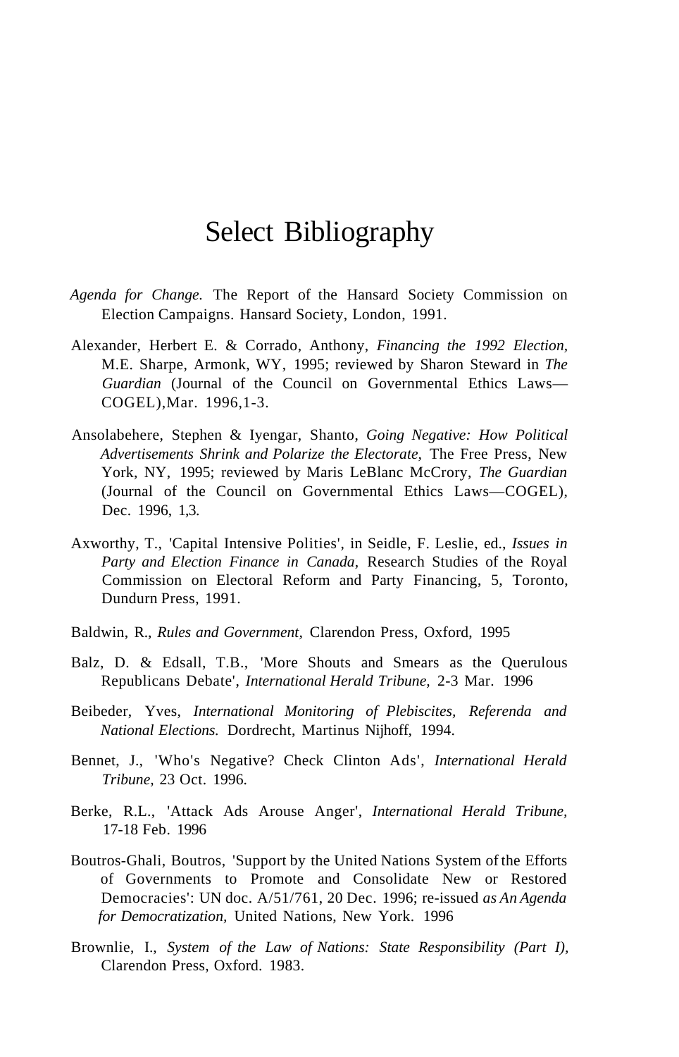# Select Bibliography

*Agenda for Change.* The Report of the Hansard Society Commission on Election Campaigns. Hansard Society, London, 1991.

Alexander, Herbert E. & Corrado, Anthony, *Financing the 1992 Election,* M.E. Sharpe, Armonk, WY, 1995; reviewed by Sharon Steward in *The Guardian* (Journal of the Council on Governmental Ethics Laws—COGEL),Mar. 1996,1-3.

Ansolabehere, Stephen & Iyengar, Shanto, *Going Negative: How Political Advertisements Shrink and Polarize the Electorate,* The Free Press, New York, NY, 1995; reviewed by Maris LeBlanc McCrory, *The Guardian* (Journal of the Council on Governmental Ethics Laws—COGEL), Dec. 1996, 1,3.

Axworthy, T., 'Capital Intensive Polities', in Seidle, F. Leslie, ed., *Issues in Party and Election Finance in Canada,* Research Studies of the Royal Commission on Electoral Reform and Party Financing, 5, Toronto, Dundurn Press, 1991.

Baldwin, R., *Rules and Government,* Clarendon Press, Oxford, 1995

Balz, D. & Edsall, T.B., 'More Shouts and Smears as the Querulous Republicans Debate', *International Herald Tribune,* 2-3 Mar. 1996

Beibeder, Yves, *International Monitoring of Plebiscites, Referenda and National Elections.* Dordrecht, Martinus Nijhoff, 1994.

Bennet, J., 'Who's Negative? Check Clinton Ads', *International Herald Tribune,* 23 Oct. 1996.

Berke, R.L., 'Attack Ads Arouse Anger', *International Herald Tribune,* 17-18 Feb. 1996

Boutros-Ghali, Boutros, 'Support by the United Nations System of the Efforts of Governments to Promote and Consolidate New or Restored Democracies': UN doc. A/51/761, 20 Dec. 1996; re-issued *as An Agenda for Democratization,* United Nations, New York. 1996

Brownlie, I., *System of the Law of Nations: State Responsibility (Part I),* Clarendon Press, Oxford. 1983.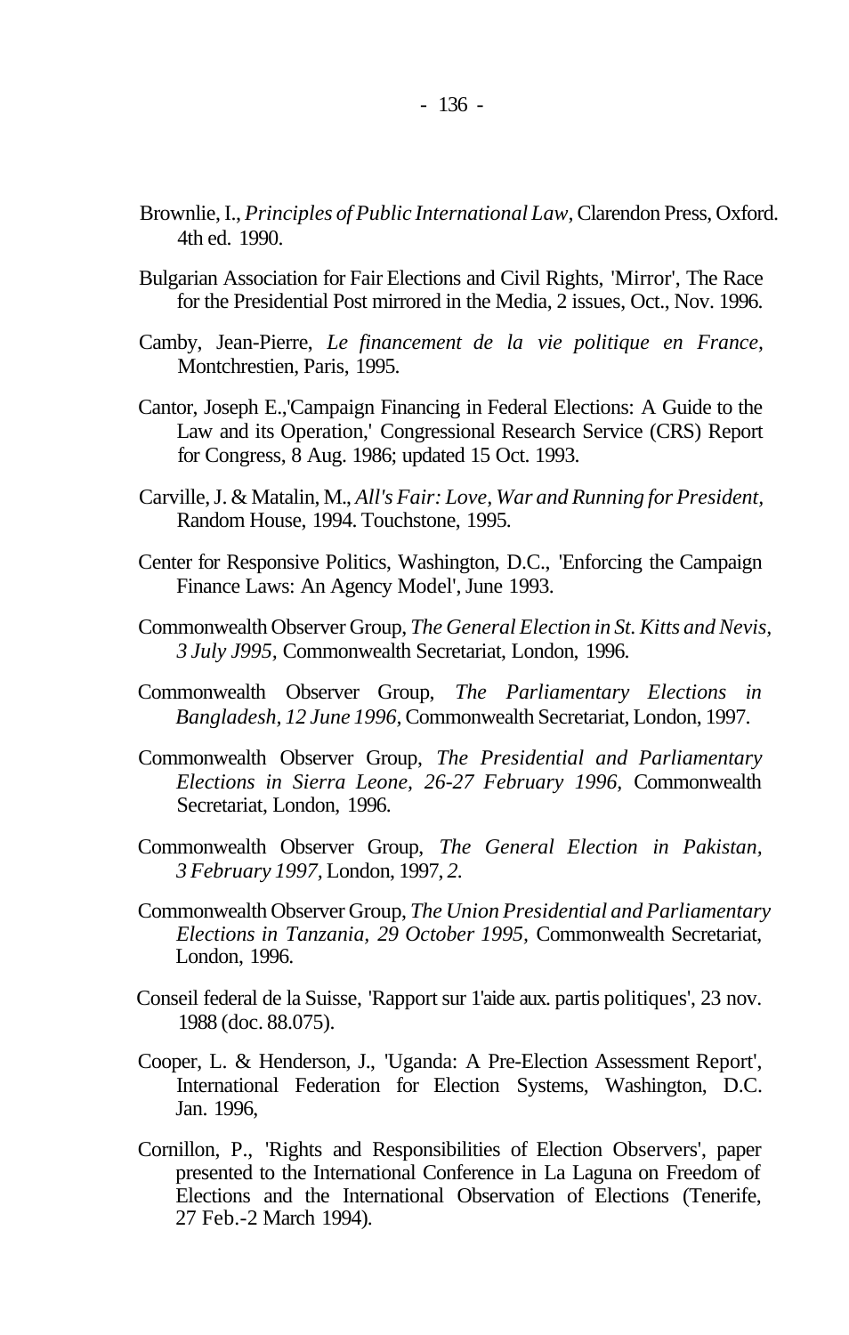Brownlie, I., *Principles of Public International Law*, Clarendon Press, Oxford. 4th ed. 1990.

Bulgarian Association for Fair Elections and Civil Rights, 'Mirror', The Race for the Presidential Post mirrored in the Media, 2 issues, Oct., Nov. 1996.

Camby, Jean-Pierre, *Le financement de la vie politique en France*, Montchrestien, Paris, 1995.

Cantor, Joseph E.,'Campaign Financing in Federal Elections: A Guide to the Law and its Operation,' Congressional Research Service (CRS) Report for Congress, 8 Aug. 1986; updated 15 Oct. 1993.

Carville, J. & Matalin, M., *All's Fair: Love, War and Running for President*, Random House, 1994. Touchstone, 1995.

Center for Responsive Politics, Washington, D.C., 'Enforcing the Campaign Finance Laws: An Agency Model', June 1993.

Commonwealth Observer Group, *The General Election in St. Kitts and Nevis, 3 July J995,* Commonwealth Secretariat, London, 1996.

Commonwealth Observer Group, *The Parliamentary Elections in Bangladesh, 12 June 1996,* Commonwealth Secretariat, London, 1997.

Commonwealth Observer Group, *The Presidential and Parliamentary Elections in Sierra Leone, 26-27 February 1996,* Commonwealth Secretariat, London, 1996.

Commonwealth Observer Group, *The General Election in Pakistan, 3 February 1997,* London, 1997, *2.*

Commonwealth Observer Group, *The Union Presidential and Parliamentary Elections in Tanzania, 29 October 1995,* Commonwealth Secretariat, London, 1996.

Conseil federal de la Suisse, 'Rapport sur 1'aide aux. partis politiques', 23 nov. 1988 (doc. 88.075).

Cooper, L. & Henderson, J., 'Uganda: A Pre-Election Assessment Report', International Federation for Election Systems, Washington, D.C. Jan. 1996,

Cornillon, P., 'Rights and Responsibilities of Election Observers', paper presented to the International Conference in La Laguna on Freedom of Elections and the International Observation of Elections (Tenerife, 27 Feb.-2 March 1994).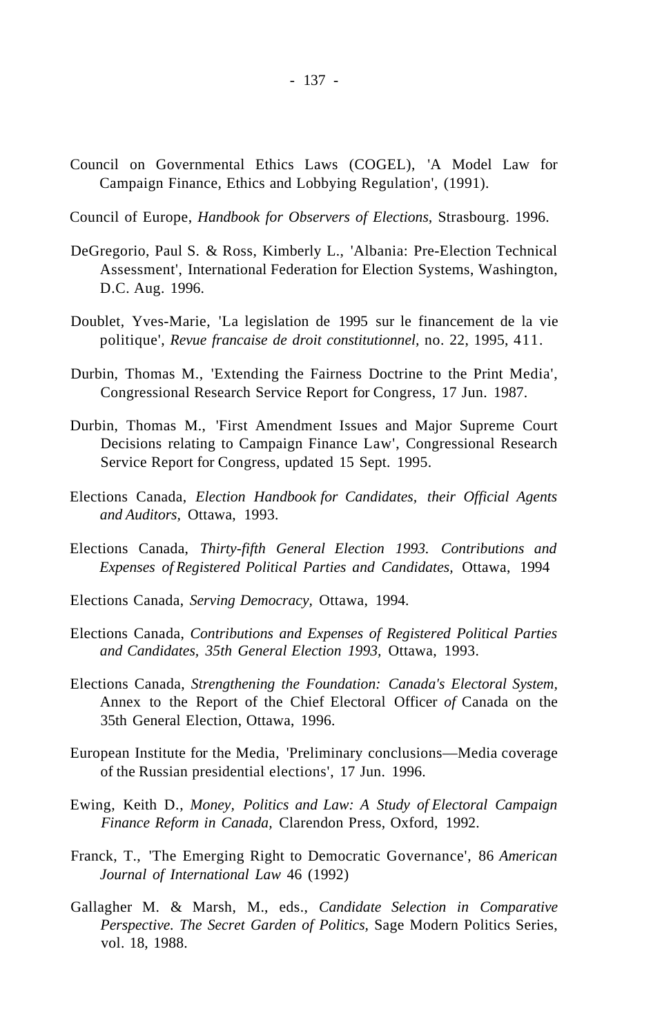Council on Governmental Ethics Laws (COGEL), 'A Model Law for Campaign Finance, Ethics and Lobbying Regulation', (1991).

Council of Europe, *Handbook for Observers of Elections,* Strasbourg. 1996.

DeGregorio, Paul S. & Ross, Kimberly L., 'Albania: Pre-Election Technical Assessment', International Federation for Election Systems, Washington, D.C. Aug. 1996.

Doublet, Yves-Marie, 'La legislation de 1995 sur le financement de la vie politique', *Revue francaise de droit constitutionnel,* no. 22, 1995, 411.

Durbin, Thomas M., 'Extending the Fairness Doctrine to the Print Media', Congressional Research Service Report for Congress, 17 Jun. 1987.

Durbin, Thomas M., 'First Amendment Issues and Major Supreme Court Decisions relating to Campaign Finance Law', Congressional Research Service Report for Congress, updated 15 Sept. 1995.

Elections Canada, *Election Handbook for Candidates, their Official Agents and Auditors,* Ottawa, 1993.

Elections Canada, *Thirty-fifth General Election 1993. Contributions and Expenses of Registered Political Parties and Candidates,* Ottawa, 1994

Elections Canada, *Serving Democracy,* Ottawa, 1994.

Elections Canada, *Contributions and Expenses of Registered Political Parties and Candidates, 35th General Election 1993,* Ottawa, 1993.

Elections Canada, *Strengthening the Foundation: Canada's Electoral System,* Annex to the Report of the Chief Electoral Officer *of* Canada on the 35th General Election, Ottawa, 1996.

European Institute for the Media, 'Preliminary conclusions—Media coverage of the Russian presidential elections', 17 Jun. 1996.

Ewing, Keith D., *Money, Politics and Law: A Study of Electoral Campaign Finance Reform in Canada,* Clarendon Press, Oxford, 1992.

Franck, T., 'The Emerging Right to Democratic Governance', 86 *American Journal of International Law* 46 (1992)

Gallagher M. & Marsh, M., eds., *Candidate Selection in Comparative Perspective. The Secret Garden of Politics,* Sage Modern Politics Series, vol. 18, 1988.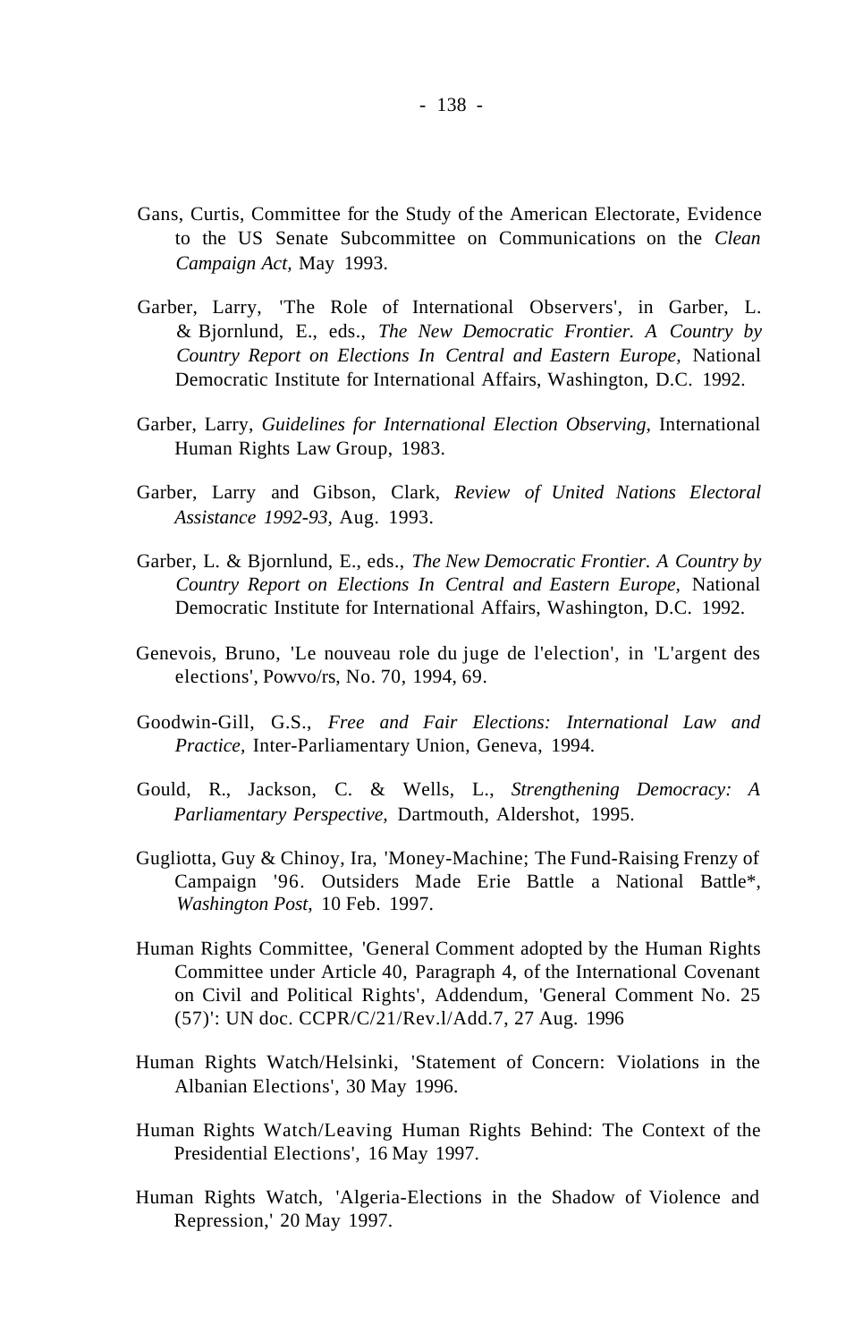Gans, Curtis, Committee for the Study of the American Electorate, Evidence to the US Senate Subcommittee on Communications on the *Clean Campaign Act*, May 1993.

Garber, Larry, 'The Role of International Observers', in Garber, L. & Bjornlund, E., eds., *The New Democratic Frontier. A Country by Country Report on Elections In Central and Eastern Europe*, National Democratic Institute for International Affairs, Washington, D.C. 1992.

Garber, Larry, *Guidelines for International Election Observing,* International Human Rights Law Group, 1983.

Garber, Larry and Gibson, Clark, *Review of United Nations Electoral Assistance 1992-93*, Aug. 1993.

Garber, L. & Bjornlund, E., eds., *The New Democratic Frontier. A Country by Country Report on Elections In Central and Eastern Europe,* National Democratic Institute for International Affairs, Washington, D.C. 1992.

Genevois, Bruno, 'Le nouveau role du juge de l'election', in 'L'argent des elections', Powvo/rs, No. 70, 1994, 69.

Goodwin-Gill, G.S., *Free and Fair Elections: International Law and Practice,* Inter-Parliamentary Union, Geneva, 1994.

Gould, R., Jackson, C. & Wells, L., *Strengthening Democracy: A Parliamentary Perspective,* Dartmouth, Aldershot, 1995.

Gugliotta, Guy & Chinoy, Ira, 'Money-Machine; The Fund-Raising Frenzy of Campaign '96. Outsiders Made Erie Battle a National Battle*, *Washington Post*, 10 Feb. 1997.

Human Rights Committee, 'General Comment adopted by the Human Rights Committee under Article 40, Paragraph 4, of the International Covenant on Civil and Political Rights', Addendum, 'General Comment No. 25 (57)': UN doc. CCPR/C/21/Rev.l/Add.7, 27 Aug. 1996

Human Rights Watch/Helsinki, 'Statement of Concern: Violations in the Albanian Elections', 30 May 1996.

Human Rights Watch/Leaving Human Rights Behind: The Context of the Presidential Elections', 16 May 1997.

Human Rights Watch, 'Algeria-Elections in the Shadow of Violence and Repression,' 20 May 1997.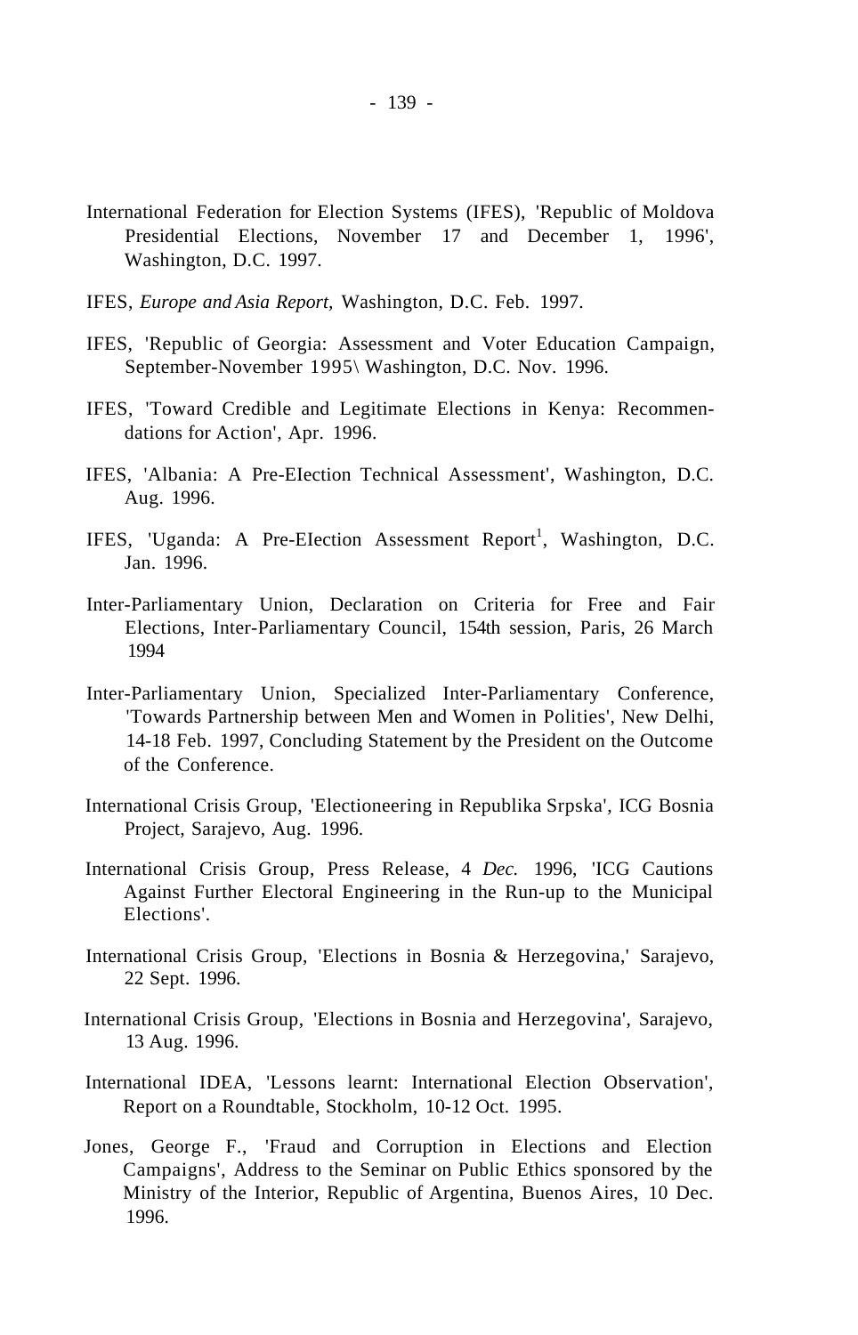International Federation for Election Systems (IFES), 'Republic of Moldova Presidential Elections, November 17 and December 1, 1996', Washington, D.C. 1997.

IFES, *Europe and Asia Report,* Washington, D.C. Feb. 1997.

IFES, 'Republic of Georgia: Assessment and Voter Education Campaign, September-November 1995\ Washington, D.C. Nov. 1996.

IFES, 'Toward Credible and Legitimate Elections in Kenya: Recommendations for Action', Apr. 1996.

IFES, 'Albania: A Pre-EIection Technical Assessment', Washington, D.C. Aug. 1996.

IFES, 'Uganda: A Pre-EIection Assessment Report[1], Washington, D.C. Jan. 1996.

Inter-Parliamentary Union, Declaration on Criteria for Free and Fair Elections, Inter-Parliamentary Council, 154th session, Paris, 26 March 1994

Inter-Parliamentary Union, Specialized Inter-Parliamentary Conference, 'Towards Partnership between Men and Women in Polities', New Delhi, 14-18 Feb. 1997, Concluding Statement by the President on the Outcome of the Conference.

International Crisis Group, 'Electioneering in Republika Srpska', ICG Bosnia Project, Sarajevo, Aug. 1996.

International Crisis Group, Press Release, 4 *Dec.* 1996, 'ICG Cautions Against Further Electoral Engineering in the Run-up to the Municipal Elections'.

International Crisis Group, 'Elections in Bosnia & Herzegovina,' Sarajevo, 22 Sept. 1996.

International Crisis Group, 'Elections in Bosnia and Herzegovina', Sarajevo, 13 Aug. 1996.

International IDEA, 'Lessons learnt: International Election Observation', Report on a Roundtable, Stockholm, 10-12 Oct. 1995.

Jones, George F., 'Fraud and Corruption in Elections and Election Campaigns', Address to the Seminar on Public Ethics sponsored by the Ministry of the Interior, Republic of Argentina, Buenos Aires, 10 Dec. 1996.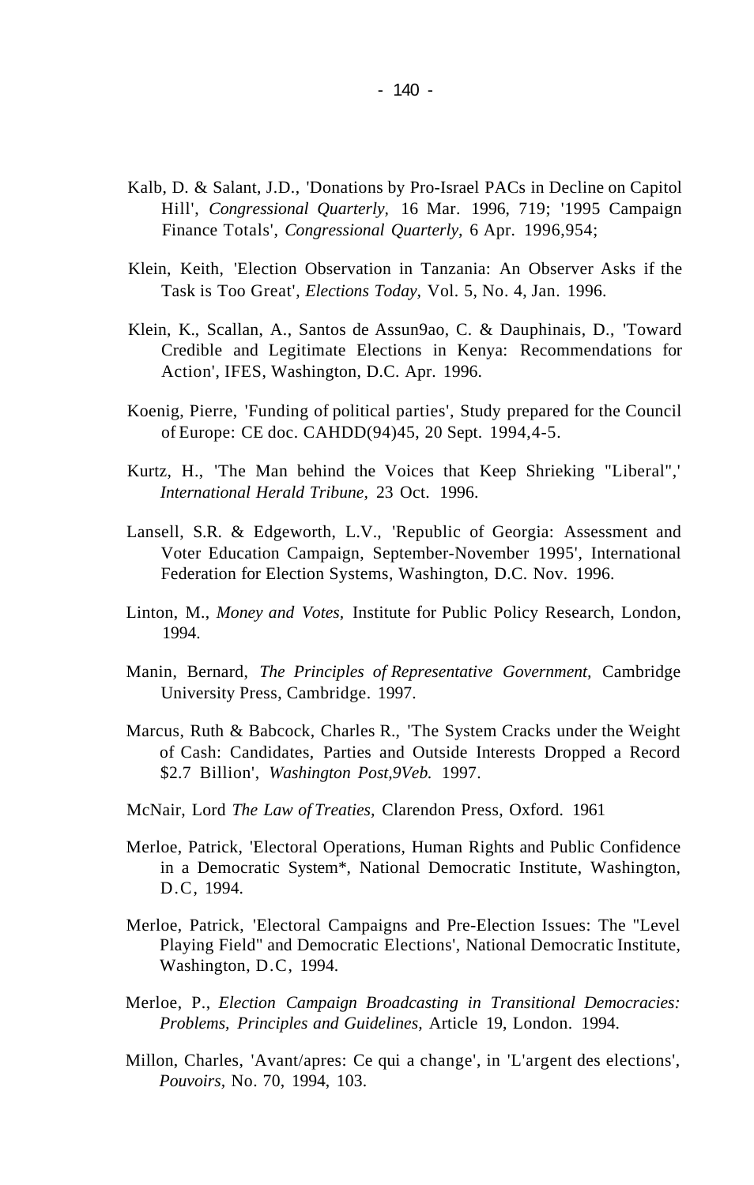Kalb, D. & Salant, J.D., 'Donations by Pro-Israel PACs in Decline on Capitol Hill', *Congressional Quarterly,* 16 Mar. 1996, 719; '1995 Campaign Finance Totals', *Congressional Quarterly,* 6 Apr. 1996,954;

Klein, Keith, 'Election Observation in Tanzania: An Observer Asks if the Task is Too Great', *Elections Today,* Vol. 5, No. 4, Jan. 1996.

Klein, K., Scallan, A., Santos de Assun9ao, C. & Dauphinais, D., 'Toward Credible and Legitimate Elections in Kenya: Recommendations for Action', IFES, Washington, D.C. Apr. 1996.

Koenig, Pierre, 'Funding of political parties', Study prepared for the Council of Europe: CE doc. CAHDD(94)45, 20 Sept. 1994,4-5.

Kurtz, H., 'The Man behind the Voices that Keep Shrieking "Liberal",' *International Herald Tribune,* 23 Oct. 1996.

Lansell, S.R. & Edgeworth, L.V., 'Republic of Georgia: Assessment and Voter Education Campaign, September-November 1995', International Federation for Election Systems, Washington, D.C. Nov. 1996.

Linton, M., *Money and Votes,* Institute for Public Policy Research, London, 1994.

Manin, Bernard, *The Principles of Representative Government,* Cambridge University Press, Cambridge. 1997.

Marcus, Ruth & Babcock, Charles R., 'The System Cracks under the Weight of Cash: Candidates, Parties and Outside Interests Dropped a Record $2.7 Billion', *Washington Post,9Veb.* 1997.

McNair, Lord *The Law of Treaties,* Clarendon Press, Oxford. 1961

Merloe, Patrick, 'Electoral Operations, Human Rights and Public Confidence in a Democratic System*, National Democratic Institute, Washington, D.C, 1994.

Merloe, Patrick, 'Electoral Campaigns and Pre-Election Issues: The "Level Playing Field" and Democratic Elections', National Democratic Institute, Washington, D.C, 1994.

Merloe, P., *Election Campaign Broadcasting in Transitional Democracies: Problems, Principles and Guidelines,* Article 19, London. 1994.

Millon, Charles, 'Avant/apres: Ce qui a change', in 'L'argent des elections', *Pouvoirs,* No. 70, 1994, 103.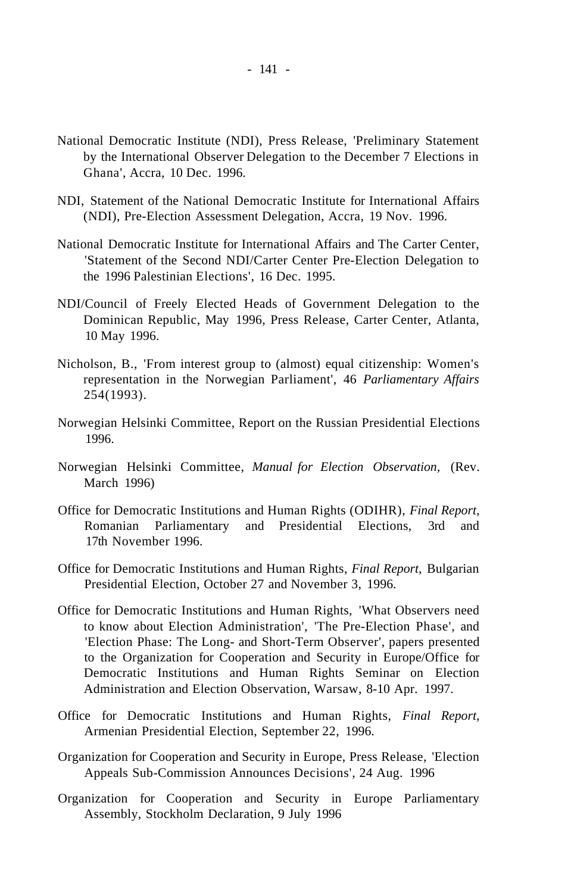National Democratic Institute (NDI), Press Release, 'Preliminary Statement by the International Observer Delegation to the December 7 Elections in Ghana', Accra, 10 Dec. 1996.

NDI, Statement of the National Democratic Institute for International Affairs (NDI), Pre-Election Assessment Delegation, Accra, 19 Nov. 1996.

National Democratic Institute for International Affairs and The Carter Center, 'Statement of the Second NDI/Carter Center Pre-Election Delegation to the 1996 Palestinian Elections', 16 Dec. 1995.

NDI/Council of Freely Elected Heads of Government Delegation to the Dominican Republic, May 1996, Press Release, Carter Center, Atlanta, 10 May 1996.

Nicholson, B., 'From interest group to (almost) equal citizenship: Women's representation in the Norwegian Parliament', 46 *Parliamentary Affairs* 254(1993).

Norwegian Helsinki Committee, Report on the Russian Presidential Elections 1996.

Norwegian Helsinki Committee, *Manual for Election Observation,* (Rev. March 1996)

Office for Democratic Institutions and Human Rights (ODIHR), *Final Report*, Romanian Parliamentary and Presidential Elections, 3rd and 17th November 1996.

Office for Democratic Institutions and Human Rights, *Final Report,* Bulgarian Presidential Election, October 27 and November 3, 1996.

Office for Democratic Institutions and Human Rights, 'What Observers need to know about Election Administration', 'The Pre-Election Phase', and 'Election Phase: The Long- and Short-Term Observer', papers presented to the Organization for Cooperation and Security in Europe/Office for Democratic Institutions and Human Rights Seminar on Election Administration and Election Observation, Warsaw, 8-10 Apr. 1997.

Office for Democratic Institutions and Human Rights, *Final Report,* Armenian Presidential Election, September 22, 1996.

Organization for Cooperation and Security in Europe, Press Release, 'Election Appeals Sub-Commission Announces Decisions', 24 Aug. 1996

Organization for Cooperation and Security in Europe Parliamentary Assembly, Stockholm Declaration, 9 July 1996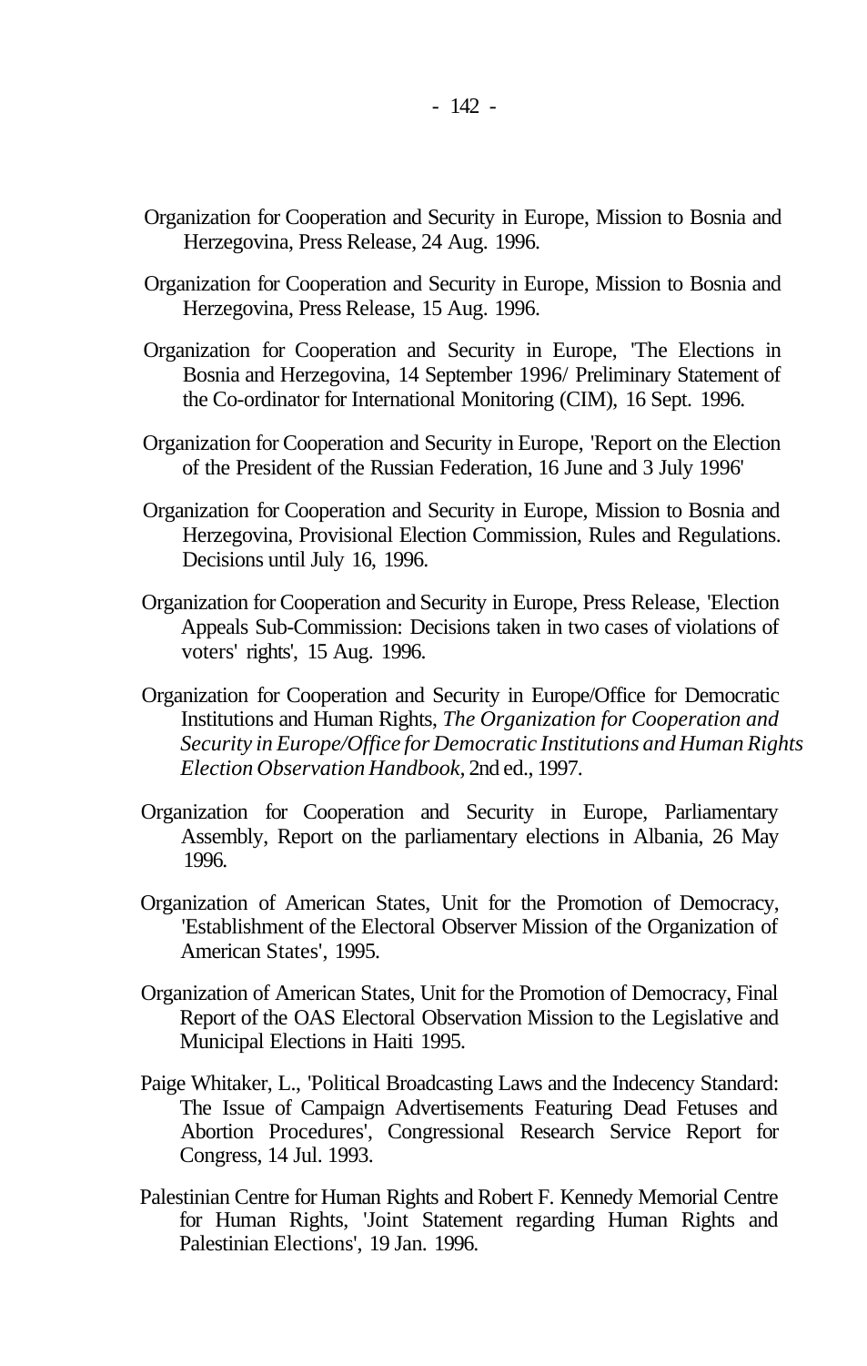Organization for Cooperation and Security in Europe, Mission to Bosnia and Herzegovina, Press Release, 24 Aug. 1996.

Organization for Cooperation and Security in Europe, Mission to Bosnia and Herzegovina, Press Release, 15 Aug. 1996.

Organization for Cooperation and Security in Europe, 'The Elections in Bosnia and Herzegovina, 14 September 1996/ Preliminary Statement of the Co-ordinator for International Monitoring (CIM), 16 Sept. 1996.

Organization for Cooperation and Security in Europe, 'Report on the Election of the President of the Russian Federation, 16 June and 3 July 1996'

Organization for Cooperation and Security in Europe, Mission to Bosnia and Herzegovina, Provisional Election Commission, Rules and Regulations. Decisions until July 16, 1996.

Organization for Cooperation and Security in Europe, Press Release, 'Election Appeals Sub-Commission: Decisions taken in two cases of violations of voters' rights', 15 Aug. 1996.

Organization for Cooperation and Security in Europe/Office for Democratic Institutions and Human Rights, *The Organization for Cooperation and Security in Europe/Office for Democratic Institutions and Human Rights Election Observation Handbook*, 2nd ed., 1997.

Organization for Cooperation and Security in Europe, Parliamentary Assembly, Report on the parliamentary elections in Albania, 26 May 1996.

Organization of American States, Unit for the Promotion of Democracy, 'Establishment of the Electoral Observer Mission of the Organization of American States', 1995.

Organization of American States, Unit for the Promotion of Democracy, Final Report of the OAS Electoral Observation Mission to the Legislative and Municipal Elections in Haiti 1995.

Paige Whitaker, L., 'Political Broadcasting Laws and the Indecency Standard: The Issue of Campaign Advertisements Featuring Dead Fetuses and Abortion Procedures', Congressional Research Service Report for Congress, 14 Jul. 1993.

Palestinian Centre for Human Rights and Robert F. Kennedy Memorial Centre for Human Rights, 'Joint Statement regarding Human Rights and Palestinian Elections', 19 Jan. 1996.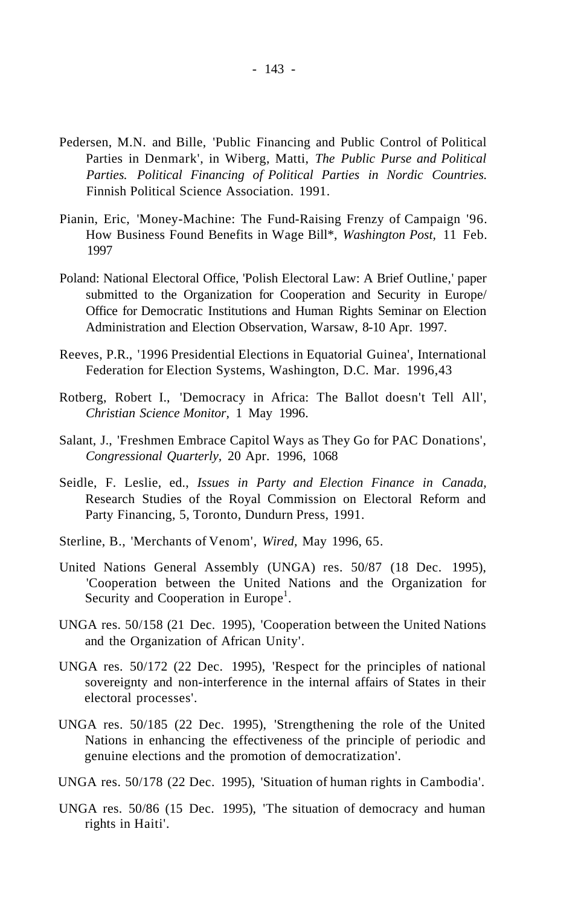Pedersen, M.N. and Bille, 'Public Financing and Public Control of Political Parties in Denmark', in Wiberg, Matti, *The Public Purse and Political Parties. Political Financing of Political Parties in Nordic Countries.* Finnish Political Science Association. 1991.

Pianin, Eric, 'Money-Machine: The Fund-Raising Frenzy of Campaign '96. How Business Found Benefits in Wage Bill*, *Washington Post,* 11 Feb. 1997

Poland: National Electoral Office, 'Polish Electoral Law: A Brief Outline,' paper submitted to the Organization for Cooperation and Security in Europe/ Office for Democratic Institutions and Human Rights Seminar on Election Administration and Election Observation, Warsaw, 8-10 Apr. 1997.

Reeves, P.R., '1996 Presidential Elections in Equatorial Guinea', International Federation for Election Systems, Washington, D.C. Mar. 1996,43

Rotberg, Robert I., 'Democracy in Africa: The Ballot doesn't Tell All', *Christian Science Monitor,* 1 May 1996.

Salant, J., 'Freshmen Embrace Capitol Ways as They Go for PAC Donations', *Congressional Quarterly,* 20 Apr. 1996, 1068

Seidle, F. Leslie, ed., *Issues in Party and Election Finance in Canada,* Research Studies of the Royal Commission on Electoral Reform and Party Financing, 5, Toronto, Dundurn Press, 1991.

Sterline, B., 'Merchants of Venom', *Wired,* May 1996, 65.

United Nations General Assembly (UNGA) res. 50/87 (18 Dec. 1995), 'Cooperation between the United Nations and the Organization for Security and Cooperation in Europe[1].

UNGA res. 50/158 (21 Dec. 1995), 'Cooperation between the United Nations and the Organization of African Unity'.

UNGA res. 50/172 (22 Dec. 1995), 'Respect for the principles of national sovereignty and non-interference in the internal affairs of States in their electoral processes'.

UNGA res. 50/185 (22 Dec. 1995), 'Strengthening the role of the United Nations in enhancing the effectiveness of the principle of periodic and genuine elections and the promotion of democratization'.

UNGA res. 50/178 (22 Dec. 1995), 'Situation of human rights in Cambodia'.

UNGA res. 50/86 (15 Dec. 1995), 'The situation of democracy and human rights in Haiti'.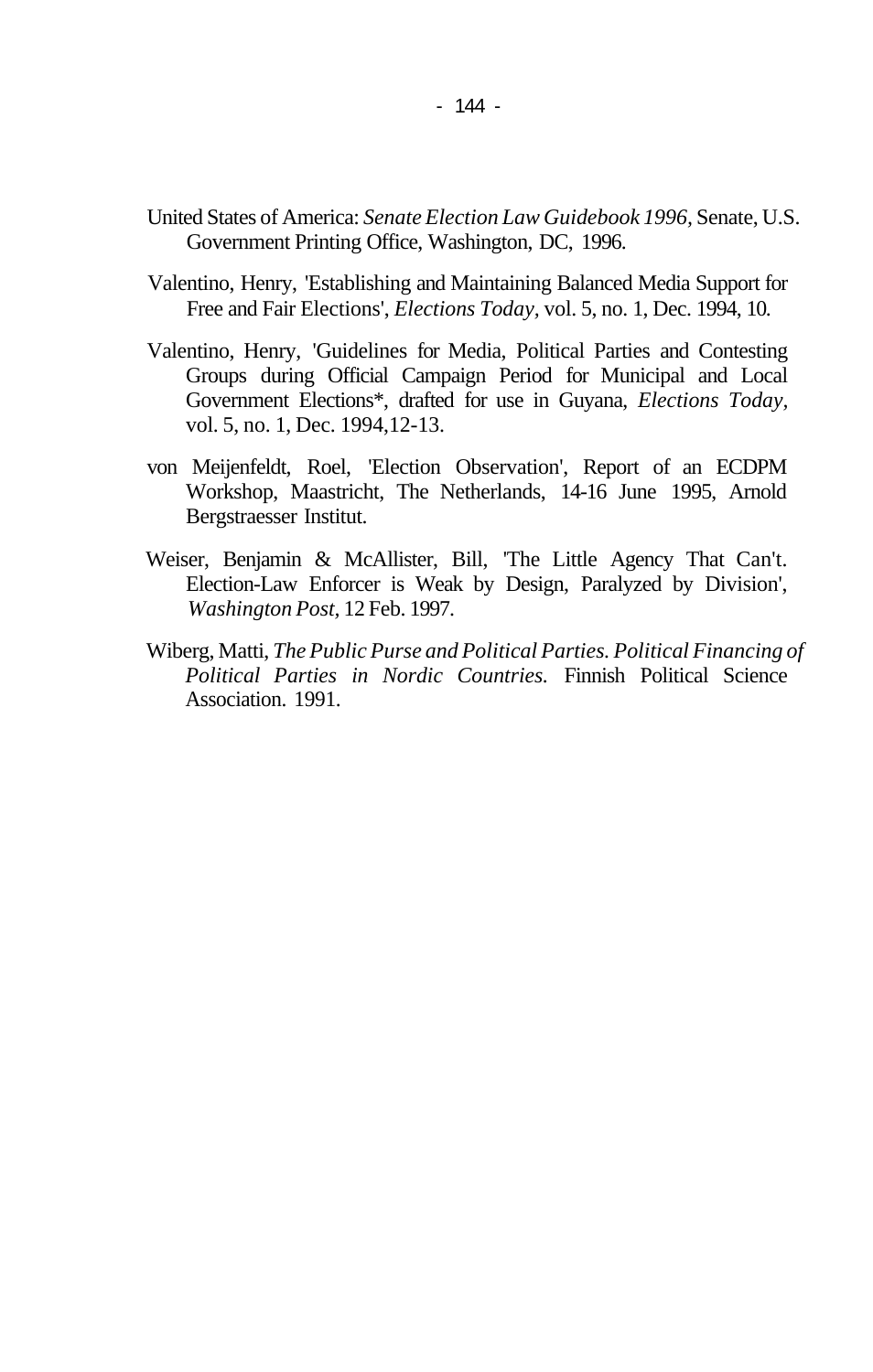United States of America: *Senate Election Law Guidebook 1996*, Senate, U.S. Government Printing Office, Washington, DC, 1996.

Valentino, Henry, 'Establishing and Maintaining Balanced Media Support for Free and Fair Elections', *Elections Today*, vol. 5, no. 1, Dec. 1994, 10.

Valentino, Henry, 'Guidelines for Media, Political Parties and Contesting Groups during Official Campaign Period for Municipal and Local Government Elections*, drafted for use in Guyana, *Elections Today*, vol. 5, no. 1, Dec. 1994,12-13.

von Meijenfeldt, Roel, 'Election Observation', Report of an ECDPM Workshop, Maastricht, The Netherlands, 14-16 June 1995, Arnold Bergstraesser Institut.

Weiser, Benjamin & McAllister, Bill, 'The Little Agency That Can't. Election-Law Enforcer is Weak by Design, Paralyzed by Division', *Washington Post*, 12 Feb. 1997.

Wiberg, Matti, *The Public Purse and Political Parties. Political Financing of Political Parties in Nordic Countries.* Finnish Political Science Association. 1991.